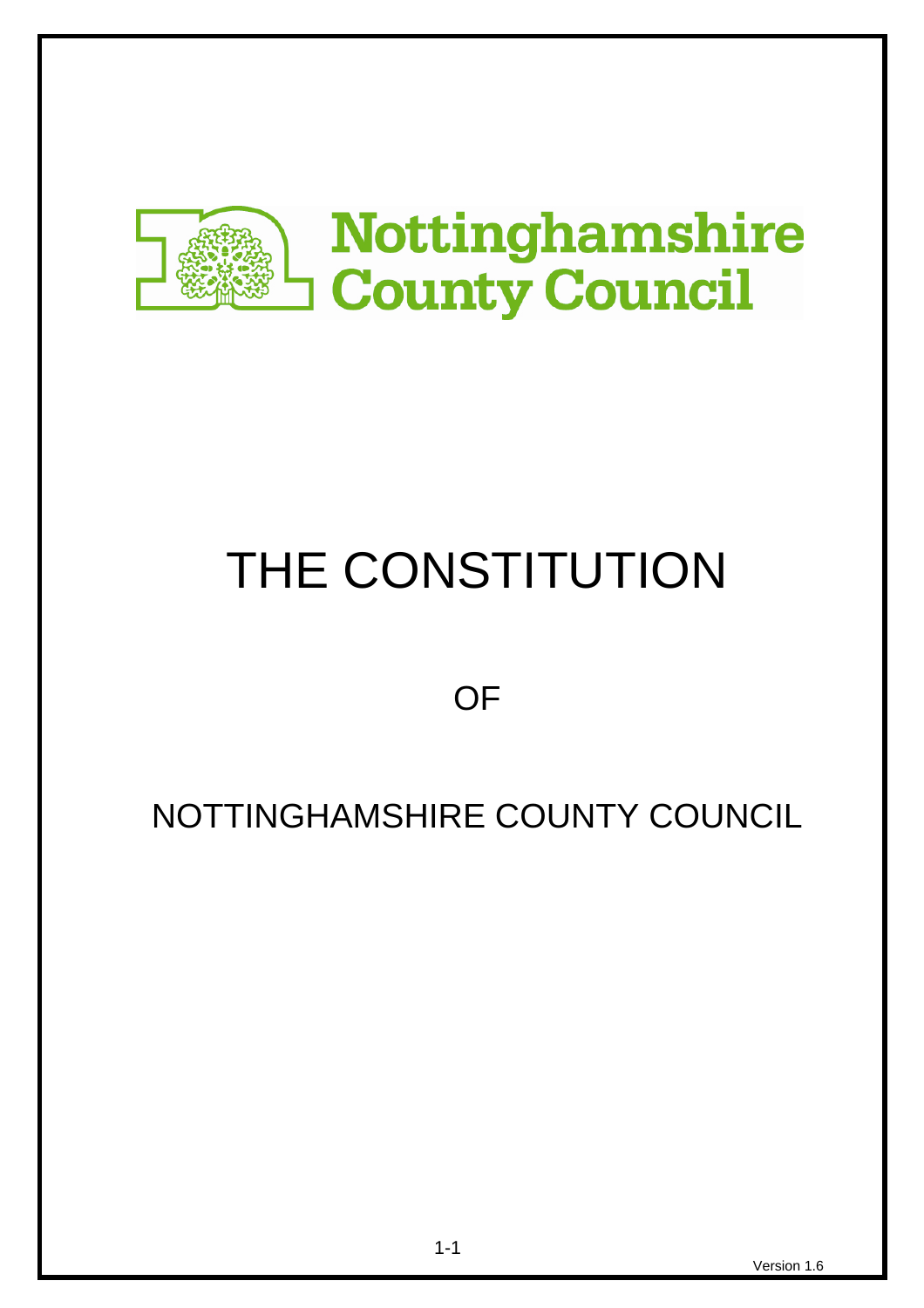Nottinghamshire County Council

# THE CONSTITUTION

OF

NOTTINGHAMSHIRE COUNTY COUNCIL

Version 1.6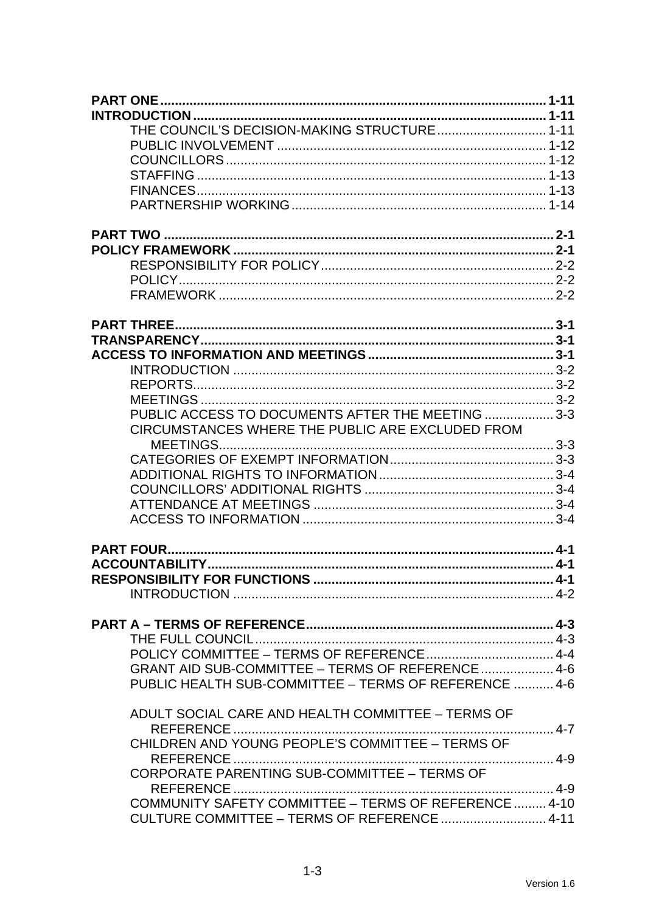**PART ONE** .......... **1-11**
**INTRODUCTION** .......... **1-11**
  THE COUNCIL'S DECISION-MAKING STRUCTURE .......... 1-11
  PUBLIC INVOLVEMENT .......... 1-12
  COUNCILLORS .......... 1-12
  STAFFING .......... 1-13
  FINANCES .......... 1-13
  PARTNERSHIP WORKING .......... 1-14

**PART TWO** .......... **2-1**
**POLICY FRAMEWORK** .......... **2-1**
  RESPONSIBILITY FOR POLICY .......... 2-2
  POLICY .......... 2-2
  FRAMEWORK .......... 2-2

**PART THREE** .......... **3-1**
**TRANSPARENCY** .......... **3-1**
**ACCESS TO INFORMATION AND MEETINGS** .......... **3-1**
  INTRODUCTION .......... 3-2
  REPORTS .......... 3-2
  MEETINGS .......... 3-2
  PUBLIC ACCESS TO DOCUMENTS AFTER THE MEETING .......... 3-3
  CIRCUMSTANCES WHERE THE PUBLIC ARE EXCLUDED FROM MEETINGS .......... 3-3
  CATEGORIES OF EXEMPT INFORMATION .......... 3-3
  ADDITIONAL RIGHTS TO INFORMATION .......... 3-4
  COUNCILLORS' ADDITIONAL RIGHTS .......... 3-4
  ATTENDANCE AT MEETINGS .......... 3-4
  ACCESS TO INFORMATION .......... 3-4

**PART FOUR** .......... **4-1**
**ACCOUNTABILITY** .......... **4-1**
**RESPONSIBILITY FOR FUNCTIONS** .......... **4-1**
  INTRODUCTION .......... 4-2

**PART A – TERMS OF REFERENCE** .......... **4-3**
  THE FULL COUNCIL .......... 4-3
  POLICY COMMITTEE – TERMS OF REFERENCE .......... 4-4
  GRANT AID SUB-COMMITTEE – TERMS OF REFERENCE .......... 4-6
  PUBLIC HEALTH SUB-COMMITTEE – TERMS OF REFERENCE .......... 4-6

  ADULT SOCIAL CARE AND HEALTH COMMITTEE – TERMS OF REFERENCE .......... 4-7
  CHILDREN AND YOUNG PEOPLE'S COMMITTEE – TERMS OF REFERENCE .......... 4-9
  CORPORATE PARENTING SUB-COMMITTEE – TERMS OF REFERENCE .......... 4-9
  COMMUNITY SAFETY COMMITTEE – TERMS OF REFERENCE .......... 4-10
  CULTURE COMMITTEE – TERMS OF REFERENCE .......... 4-11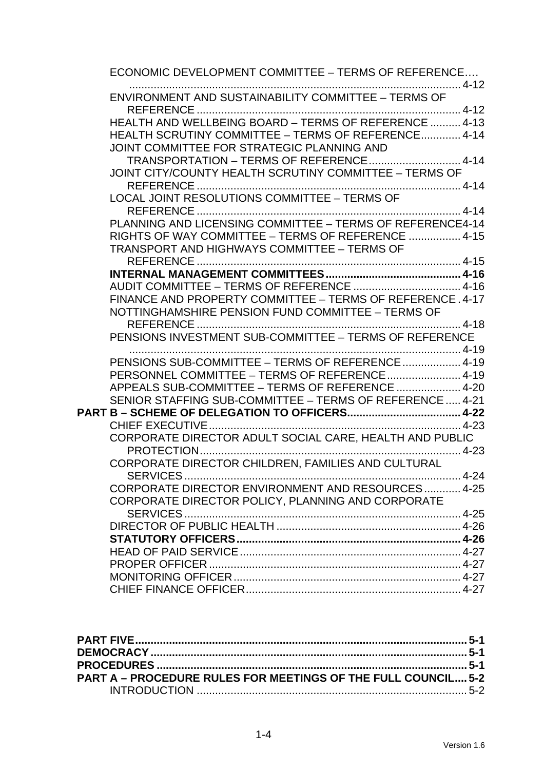ECONOMIC DEVELOPMENT COMMITTEE – TERMS OF REFERENCE.... 4-12
ENVIRONMENT AND SUSTAINABILITY COMMITTEE – TERMS OF REFERENCE 4-12
HEALTH AND WELLBEING BOARD – TERMS OF REFERENCE 4-13
HEALTH SCRUTINY COMMITTEE – TERMS OF REFERENCE 4-14
JOINT COMMITTEE FOR STRATEGIC PLANNING AND TRANSPORTATION – TERMS OF REFERENCE 4-14
JOINT CITY/COUNTY HEALTH SCRUTINY COMMITTEE – TERMS OF REFERENCE 4-14
LOCAL JOINT RESOLUTIONS COMMITTEE – TERMS OF REFERENCE 4-14
PLANNING AND LICENSING COMMITTEE – TERMS OF REFERENCE 4-14
RIGHTS OF WAY COMMITTEE – TERMS OF REFERENCE 4-15
TRANSPORT AND HIGHWAYS COMMITTEE – TERMS OF REFERENCE 4-15
**INTERNAL MANAGEMENT COMMITTEES 4-16**
AUDIT COMMITTEE – TERMS OF REFERENCE 4-16
FINANCE AND PROPERTY COMMITTEE – TERMS OF REFERENCE 4-17
NOTTINGHAMSHIRE PENSION FUND COMMITTEE – TERMS OF REFERENCE 4-18
PENSIONS INVESTMENT SUB-COMMITTEE – TERMS OF REFERENCE 4-19
PENSIONS SUB-COMMITTEE – TERMS OF REFERENCE 4-19
PERSONNEL COMMITTEE – TERMS OF REFERENCE 4-19
APPEALS SUB-COMMITTEE – TERMS OF REFERENCE 4-20
SENIOR STAFFING SUB-COMMITTEE – TERMS OF REFERENCE 4-21
**PART B – SCHEME OF DELEGATION TO OFFICERS 4-22**
CHIEF EXECUTIVE 4-23
CORPORATE DIRECTOR ADULT SOCIAL CARE, HEALTH AND PUBLIC PROTECTION 4-23
CORPORATE DIRECTOR CHILDREN, FAMILIES AND CULTURAL SERVICES 4-24
CORPORATE DIRECTOR ENVIRONMENT AND RESOURCES 4-25
CORPORATE DIRECTOR POLICY, PLANNING AND CORPORATE SERVICES 4-25
DIRECTOR OF PUBLIC HEALTH 4-26
**STATUTORY OFFICERS 4-26**
HEAD OF PAID SERVICE 4-27
PROPER OFFICER 4-27
MONITORING OFFICER 4-27
CHIEF FINANCE OFFICER 4-27

**PART FIVE 5-1**
**DEMOCRACY 5-1**
**PROCEDURES 5-1**
**PART A – PROCEDURE RULES FOR MEETINGS OF THE FULL COUNCIL 5-2**
INTRODUCTION 5-2

Version 1.6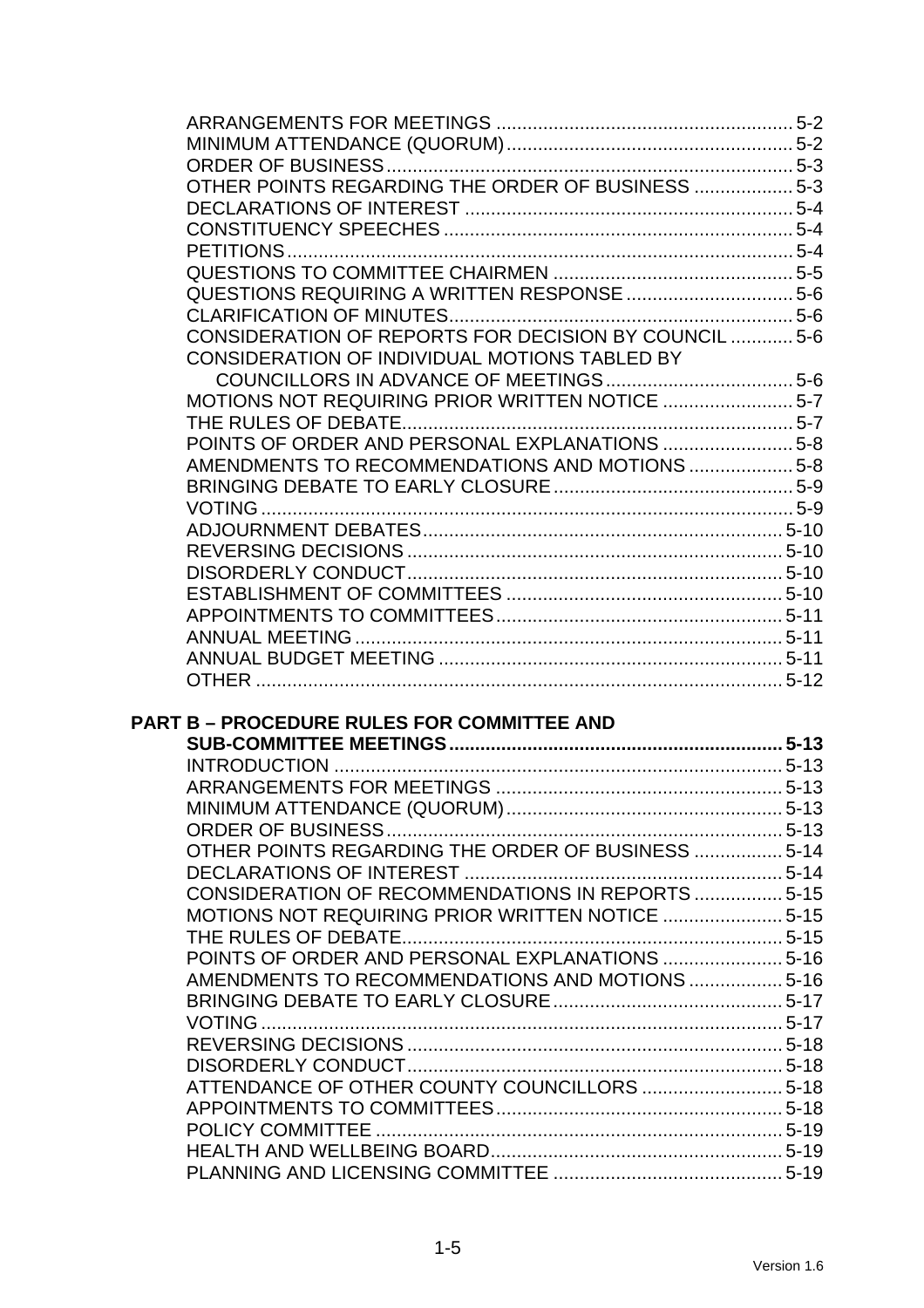ARRANGEMENTS FOR MEETINGS ........................................................ 5-2
MINIMUM ATTENDANCE (QUORUM) ....................................................... 5-2
ORDER OF BUSINESS ............................................................................ 5-3
OTHER POINTS REGARDING THE ORDER OF BUSINESS .................. 5-3
DECLARATIONS OF INTEREST ............................................................ 5-4
CONSTITUENCY SPEECHES .................................................................. 5-4
PETITIONS ................................................................................................ 5-4
QUESTIONS TO COMMITTEE CHAIRMEN ............................................. 5-5
QUESTIONS REQUIRING A WRITTEN RESPONSE ............................... 5-6
CLARIFICATION OF MINUTES ................................................................ 5-6
CONSIDERATION OF REPORTS FOR DECISION BY COUNCIL ............ 5-6
CONSIDERATION OF INDIVIDUAL MOTIONS TABLED BY COUNCILLORS IN ADVANCE OF MEETINGS .................................... 5-6
MOTIONS NOT REQUIRING PRIOR WRITTEN NOTICE ......................... 5-7
THE RULES OF DEBATE .......................................................................... 5-7
POINTS OF ORDER AND PERSONAL EXPLANATIONS ......................... 5-8
AMENDMENTS TO RECOMMENDATIONS AND MOTIONS ................... 5-8
BRINGING DEBATE TO EARLY CLOSURE ............................................. 5-9
VOTING ..................................................................................................... 5-9
ADJOURNMENT DEBATES .................................................................... 5-10
REVERSING DECISIONS ....................................................................... 5-10
DISORDERLY CONDUCT ....................................................................... 5-10
ESTABLISHMENT OF COMMITTEES .................................................... 5-10
APPOINTMENTS TO COMMITTEES ...................................................... 5-11
ANNUAL MEETING ................................................................................. 5-11
ANNUAL BUDGET MEETING ................................................................. 5-11
OTHER .................................................................................................... 5-12

**PART B – PROCEDURE RULES FOR COMMITTEE AND SUB-COMMITTEE MEETINGS ............................................................... 5-13**

INTRODUCTION ...................................................................................... 5-13
ARRANGEMENTS FOR MEETINGS ....................................................... 5-13
MINIMUM ATTENDANCE (QUORUM) ..................................................... 5-13
ORDER OF BUSINESS ............................................................................ 5-13
OTHER POINTS REGARDING THE ORDER OF BUSINESS ................. 5-14
DECLARATIONS OF INTEREST ............................................................. 5-14
CONSIDERATION OF RECOMMENDATIONS IN REPORTS ................. 5-15
MOTIONS NOT REQUIRING PRIOR WRITTEN NOTICE ....................... 5-15
THE RULES OF DEBATE ......................................................................... 5-15
POINTS OF ORDER AND PERSONAL EXPLANATIONS ....................... 5-16
AMENDMENTS TO RECOMMENDATIONS AND MOTIONS .................. 5-16
BRINGING DEBATE TO EARLY CLOSURE ............................................ 5-17
VOTING .................................................................................................... 5-17
REVERSING DECISIONS ........................................................................ 5-18
DISORDERLY CONDUCT ........................................................................ 5-18
ATTENDANCE OF OTHER COUNTY COUNCILLORS ........................... 5-18
APPOINTMENTS TO COMMITTEES ....................................................... 5-18
POLICY COMMITTEE .............................................................................. 5-19
HEALTH AND WELLBEING BOARD ........................................................ 5-19
PLANNING AND LICENSING COMMITTEE ............................................ 5-19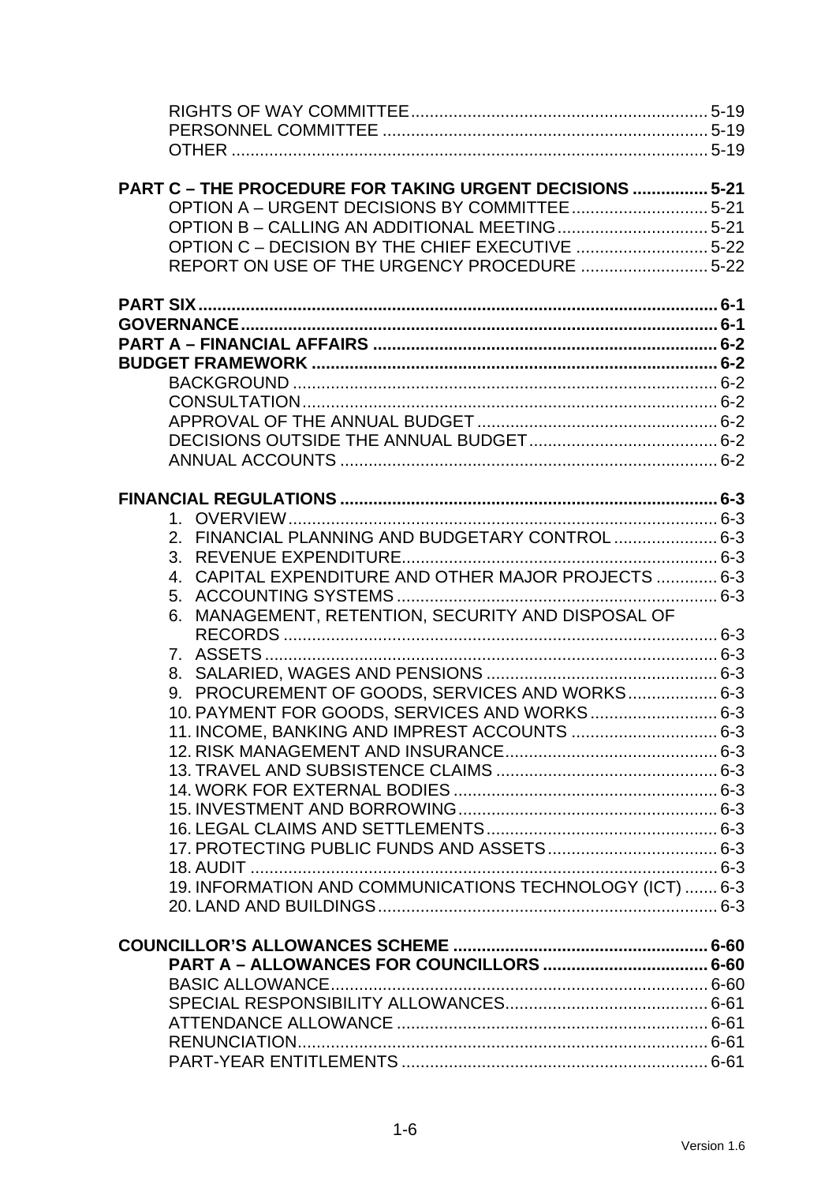RIGHTS OF WAY COMMITTEE .............................................................. 5-19
PERSONNEL COMMITTEE ..................................................................... 5-19
OTHER ................................................................................................. 5-19

**PART C – THE PROCEDURE FOR TAKING URGENT DECISIONS ................ 5-21**
OPTION A – URGENT DECISIONS BY COMMITTEE ............................. 5-21
OPTION B – CALLING AN ADDITIONAL MEETING ............................... 5-21
OPTION C – DECISION BY THE CHIEF EXECUTIVE ............................ 5-22
REPORT ON USE OF THE URGENCY PROCEDURE ........................... 5-22

**PART SIX ........................................................................................................ 6-1**
**GOVERNANCE ............................................................................................... 6-1**
**PART A – FINANCIAL AFFAIRS .................................................................... 6-2**
**BUDGET FRAMEWORK ................................................................................. 6-2**
BACKGROUND ........................................................................................ 6-2
CONSULTATION ...................................................................................... 6-2
APPROVAL OF THE ANNUAL BUDGET .................................................. 6-2
DECISIONS OUTSIDE THE ANNUAL BUDGET ....................................... 6-2
ANNUAL ACCOUNTS ............................................................................... 6-2

**FINANCIAL REGULATIONS ............................................................................ 6-3**
1. OVERVIEW ........................................................................................... 6-3
2. FINANCIAL PLANNING AND BUDGETARY CONTROL ...................... 6-3
3. REVENUE EXPENDITURE ................................................................... 6-3
4. CAPITAL EXPENDITURE AND OTHER MAJOR PROJECTS ............. 6-3
5. ACCOUNTING SYSTEMS .................................................................... 6-3
6. MANAGEMENT, RETENTION, SECURITY AND DISPOSAL OF RECORDS ............................................................................................. 6-3
7. ASSETS ................................................................................................ 6-3
8. SALARIED, WAGES AND PENSIONS ................................................. 6-3
9. PROCUREMENT OF GOODS, SERVICES AND WORKS ................... 6-3
10. PAYMENT FOR GOODS, SERVICES AND WORKS ........................... 6-3
11. INCOME, BANKING AND IMPREST ACCOUNTS ............................... 6-3
12. RISK MANAGEMENT AND INSURANCE ............................................. 6-3
13. TRAVEL AND SUBSISTENCE CLAIMS ............................................... 6-3
14. WORK FOR EXTERNAL BODIES ........................................................ 6-3
15. INVESTMENT AND BORROWING ....................................................... 6-3
16. LEGAL CLAIMS AND SETTLEMENTS ................................................. 6-3
17. PROTECTING PUBLIC FUNDS AND ASSETS .................................... 6-3
18. AUDIT ................................................................................................... 6-3
19. INFORMATION AND COMMUNICATIONS TECHNOLOGY (ICT) ....... 6-3
20. LAND AND BUILDINGS ........................................................................ 6-3

**COUNCILLOR'S ALLOWANCES SCHEME ...................................................... 6-60**
**PART A – ALLOWANCES FOR COUNCILLORS ................................... 6-60**
BASIC ALLOWANCE ................................................................................ 6-60
SPECIAL RESPONSIBILITY ALLOWANCES ........................................... 6-61
ATTENDANCE ALLOWANCE .................................................................. 6-61
RENUNCIATION ....................................................................................... 6-61
PART-YEAR ENTITLEMENTS ................................................................. 6-61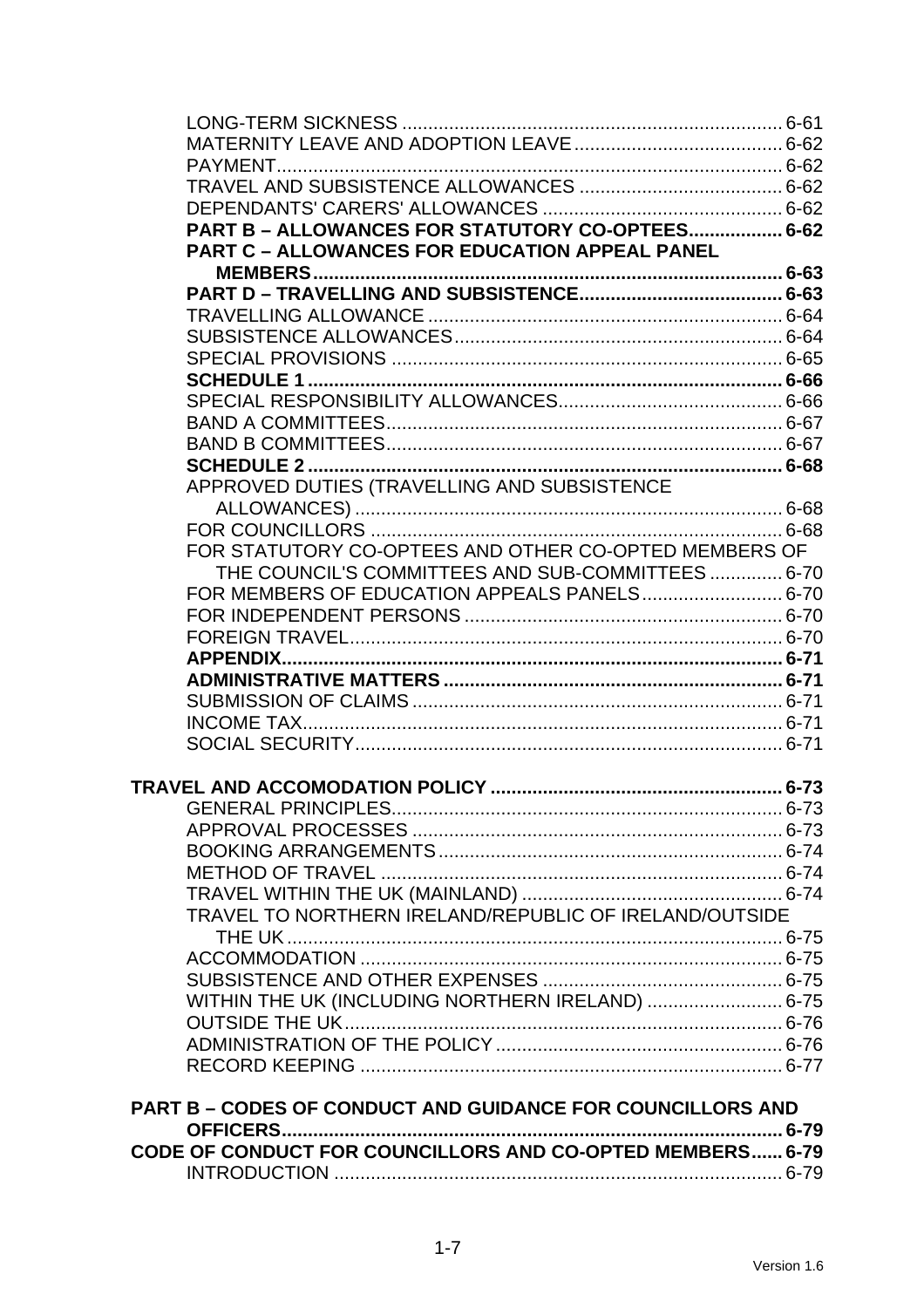LONG-TERM SICKNESS ........................................................................ 6-61
MATERNITY LEAVE AND ADOPTION LEAVE ........................................ 6-62
PAYMENT ................................................................................................ 6-62
TRAVEL AND SUBSISTENCE ALLOWANCES ....................................... 6-62
DEPENDANTS' CARERS' ALLOWANCES ............................................. 6-62
**PART B – ALLOWANCES FOR STATUTORY CO-OPTEES.................. 6-62**
**PART C – ALLOWANCES FOR EDUCATION APPEAL PANEL MEMBERS ................................................................................................ 6-63**
**PART D – TRAVELLING AND SUBSISTENCE....................................... 6-63**
TRAVELLING ALLOWANCE .................................................................... 6-64
SUBSISTENCE ALLOWANCES ............................................................... 6-64
SPECIAL PROVISIONS ........................................................................... 6-65
**SCHEDULE 1 ........................................................................................... 6-66**
SPECIAL RESPONSIBILITY ALLOWANCES........................................... 6-66
BAND A COMMITTEES............................................................................ 6-67
BAND B COMMITTEES............................................................................ 6-67
**SCHEDULE 2 ........................................................................................... 6-68**
APPROVED DUTIES (TRAVELLING AND SUBSISTENCE ALLOWANCES) .................................................................................. 6-68
FOR COUNCILLORS ............................................................................... 6-68
FOR STATUTORY CO-OPTEES AND OTHER CO-OPTED MEMBERS OF THE COUNCIL'S COMMITTEES AND SUB-COMMITTEES .............. 6-70
FOR MEMBERS OF EDUCATION APPEALS PANELS ........................... 6-70
FOR INDEPENDENT PERSONS ............................................................. 6-70
FOREIGN TRAVEL ................................................................................... 6-70
**APPENDIX ............................................................................................... 6-71**
**ADMINISTRATIVE MATTERS ................................................................. 6-71**
SUBMISSION OF CLAIMS ....................................................................... 6-71
INCOME TAX ............................................................................................ 6-71
SOCIAL SECURITY .................................................................................. 6-71

**TRAVEL AND ACCOMODATION POLICY ......................................................... 6-73**
GENERAL PRINCIPLES ........................................................................... 6-73
APPROVAL PROCESSES ....................................................................... 6-73
BOOKING ARRANGEMENTS .................................................................. 6-74
METHOD OF TRAVEL ............................................................................. 6-74
TRAVEL WITHIN THE UK (MAINLAND) .................................................. 6-74
TRAVEL TO NORTHERN IRELAND/REPUBLIC OF IRELAND/OUTSIDE THE UK ................................................................................................. 6-75
ACCOMMODATION ................................................................................. 6-75
SUBSISTENCE AND OTHER EXPENSES .............................................. 6-75
WITHIN THE UK (INCLUDING NORTHERN IRELAND) .......................... 6-75
OUTSIDE THE UK .................................................................................... 6-76
ADMINISTRATION OF THE POLICY ....................................................... 6-76
RECORD KEEPING ................................................................................. 6-77

**PART B – CODES OF CONDUCT AND GUIDANCE FOR COUNCILLORS AND OFFICERS ................................................................................................ 6-79**
**CODE OF CONDUCT FOR COUNCILLORS AND CO-OPTED MEMBERS ...... 6-79**
INTRODUCTION ...................................................................................... 6-79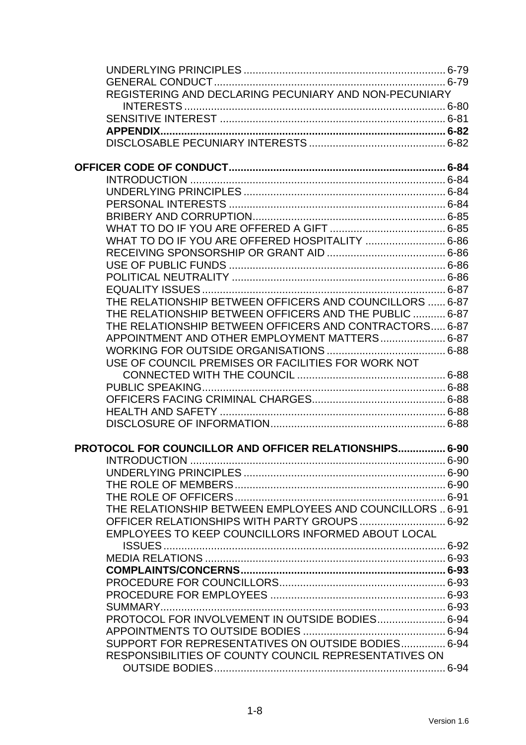UNDERLYING PRINCIPLES .................................................................. 6-79
GENERAL CONDUCT .......................................................................... 6-79
REGISTERING AND DECLARING PECUNIARY AND NON-PECUNIARY INTERESTS ....................................................................................... 6-80
SENSITIVE INTEREST ......................................................................... 6-81
**APPENDIX................................................................................................ 6-82**
DISCLOSABLE PECUNIARY INTERESTS ............................................. 6-82

**OFFICER CODE OF CONDUCT........................................................................ 6-84**
INTRODUCTION ..................................................................................... 6-84
UNDERLYING PRINCIPLES .................................................................. 6-84
PERSONAL INTERESTS ........................................................................ 6-84
BRIBERY AND CORRUPTION................................................................ 6-85
WHAT TO DO IF YOU ARE OFFERED A GIFT ...................................... 6-85
WHAT TO DO IF YOU ARE OFFERED HOSPITALITY .......................... 6-86
RECEIVING SPONSORSHIP OR GRANT AID ....................................... 6-86
USE OF PUBLIC FUNDS ....................................................................... 6-86
POLITICAL NEUTRALITY ....................................................................... 6-86
EQUALITY ISSUES ................................................................................. 6-87
THE RELATIONSHIP BETWEEN OFFICERS AND COUNCILLORS ...... 6-87
THE RELATIONSHIP BETWEEN OFFICERS AND THE PUBLIC ........... 6-87
THE RELATIONSHIP BETWEEN OFFICERS AND CONTRACTORS..... 6-87
APPOINTMENT AND OTHER EMPLOYMENT MATTERS ...................... 6-87
WORKING FOR OUTSIDE ORGANISATIONS ........................................ 6-88
USE OF COUNCIL PREMISES OR FACILITIES FOR WORK NOT CONNECTED WITH THE COUNCIL ................................................. 6-88
PUBLIC SPEAKING.................................................................................. 6-88
OFFICERS FACING CRIMINAL CHARGES............................................. 6-88
HEALTH AND SAFETY ............................................................................ 6-88
DISCLOSURE OF INFORMATION........................................................... 6-88

**PROTOCOL FOR COUNCILLOR AND OFFICER RELATIONSHIPS................ 6-90**
INTRODUCTION ...................................................................................... 6-90
UNDERLYING PRINCIPLES .................................................................... 6-90
THE ROLE OF MEMBERS....................................................................... 6-90
THE ROLE OF OFFICERS....................................................................... 6-91
THE RELATIONSHIP BETWEEN EMPLOYEES AND COUNCILLORS .. 6-91
OFFICER RELATIONSHIPS WITH PARTY GROUPS ............................. 6-92
EMPLOYEES TO KEEP COUNCILLORS INFORMED ABOUT LOCAL ISSUES ............................................................................................... 6-92
MEDIA RELATIONS ................................................................................. 6-93
**COMPLAINTS/CONCERNS..................................................................... 6-93**
PROCEDURE FOR COUNCILLORS........................................................ 6-93
PROCEDURE FOR EMPLOYEES ........................................................... 6-93
SUMMARY................................................................................................ 6-93
PROTOCOL FOR INVOLVEMENT IN OUTSIDE BODIES....................... 6-94
APPOINTMENTS TO OUTSIDE BODIES ................................................ 6-94
SUPPORT FOR REPRESENTATIVES ON OUTSIDE BODIES............... 6-94
RESPONSIBILITIES OF COUNTY COUNCIL REPRESENTATIVES ON OUTSIDE BODIES.............................................................................. 6-94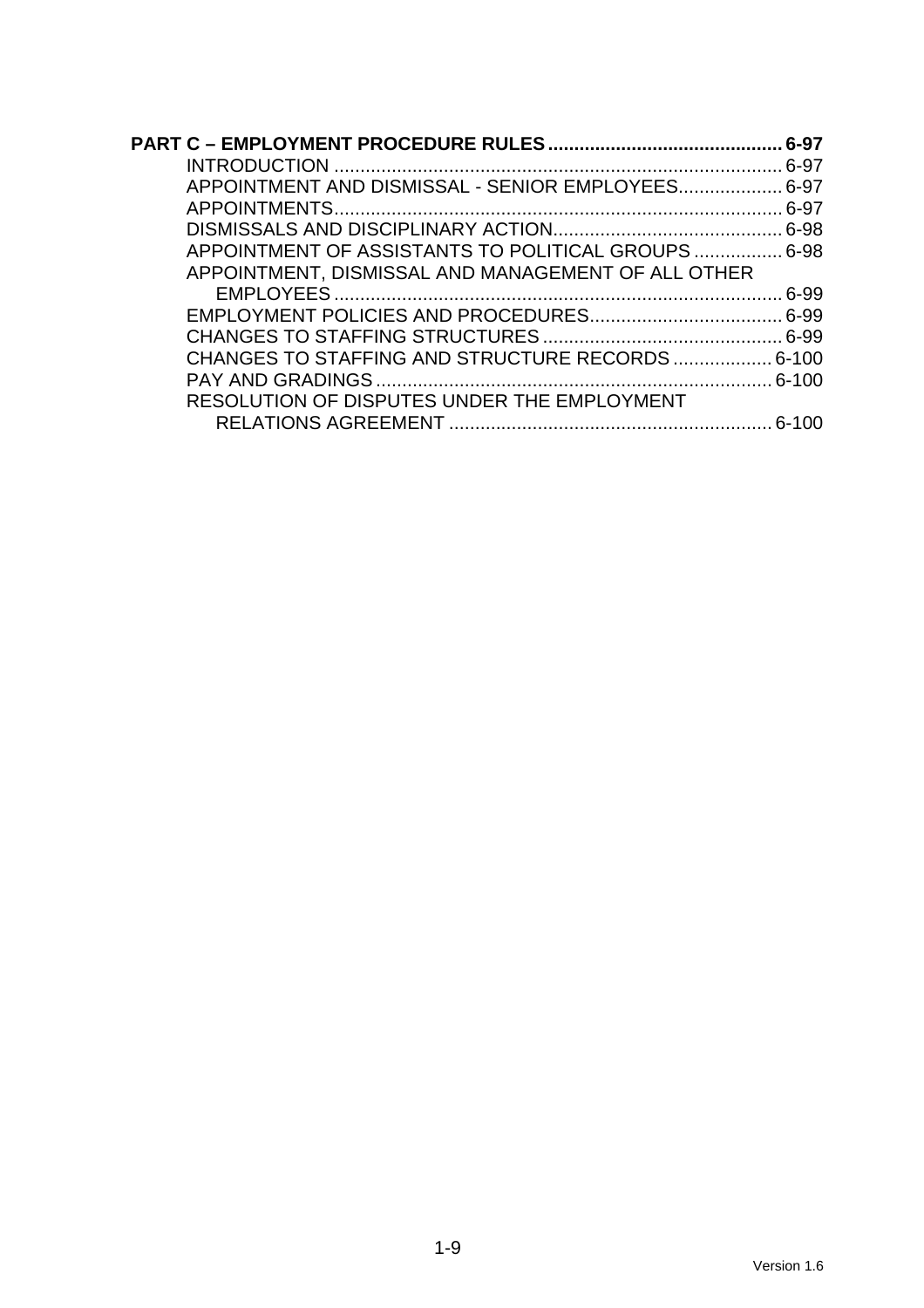**PART C – EMPLOYMENT PROCEDURE RULES ............................................. 6-97**

- INTRODUCTION ...................................................................................... 6-97
- APPOINTMENT AND DISMISSAL - SENIOR EMPLOYEES.................... 6-97
- APPOINTMENTS...................................................................................... 6-97
- DISMISSALS AND DISCIPLINARY ACTION............................................ 6-98
- APPOINTMENT OF ASSISTANTS TO POLITICAL GROUPS ................. 6-98
- APPOINTMENT, DISMISSAL AND MANAGEMENT OF ALL OTHER EMPLOYEES ..................................................................................... 6-99
- EMPLOYMENT POLICIES AND PROCEDURES..................................... 6-99
- CHANGES TO STAFFING STRUCTURES .............................................. 6-99
- CHANGES TO STAFFING AND STRUCTURE RECORDS ................... 6-100
- PAY AND GRADINGS ............................................................................ 6-100
- RESOLUTION OF DISPUTES UNDER THE EMPLOYMENT RELATIONS AGREEMENT .............................................................. 6-100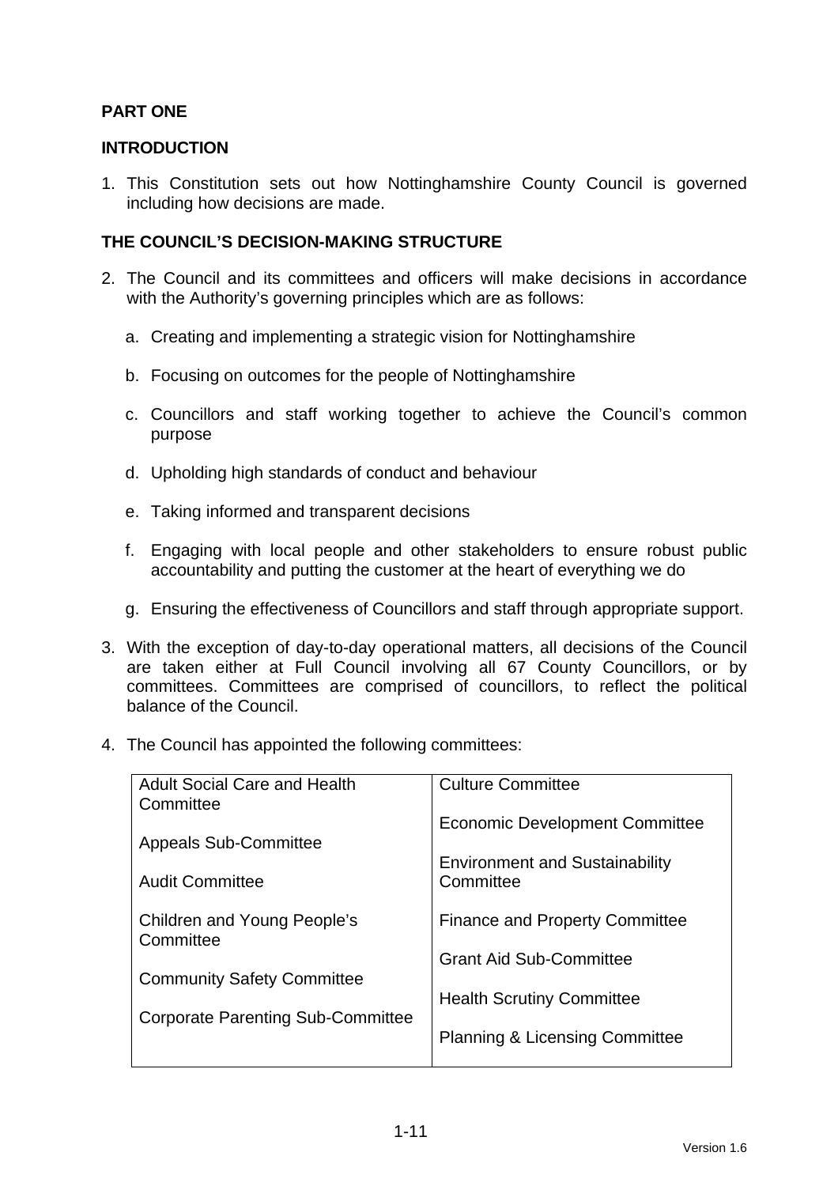## PART ONE

### INTRODUCTION

1. This Constitution sets out how Nottinghamshire County Council is governed including how decisions are made.

### THE COUNCIL'S DECISION-MAKING STRUCTURE

2. The Council and its committees and officers will make decisions in accordance with the Authority's governing principles which are as follows:

   a. Creating and implementing a strategic vision for Nottinghamshire

   b. Focusing on outcomes for the people of Nottinghamshire

   c. Councillors and staff working together to achieve the Council's common purpose

   d. Upholding high standards of conduct and behaviour

   e. Taking informed and transparent decisions

   f. Engaging with local people and other stakeholders to ensure robust public accountability and putting the customer at the heart of everything we do

   g. Ensuring the effectiveness of Councillors and staff through appropriate support.

3. With the exception of day-to-day operational matters, all decisions of the Council are taken either at Full Council involving all 67 County Councillors, or by committees. Committees are comprised of councillors, to reflect the political balance of the Council.

4. The Council has appointed the following committees:

| | |
|---|---|
| Adult Social Care and Health Committee | Culture Committee |
| Appeals Sub-Committee | Economic Development Committee |
| Audit Committee | Environment and Sustainability Committee |
| Children and Young People's Committee | Finance and Property Committee |
| Community Safety Committee | Grant Aid Sub-Committee |
| Corporate Parenting Sub-Committee | Health Scrutiny Committee |
| | Planning & Licensing Committee |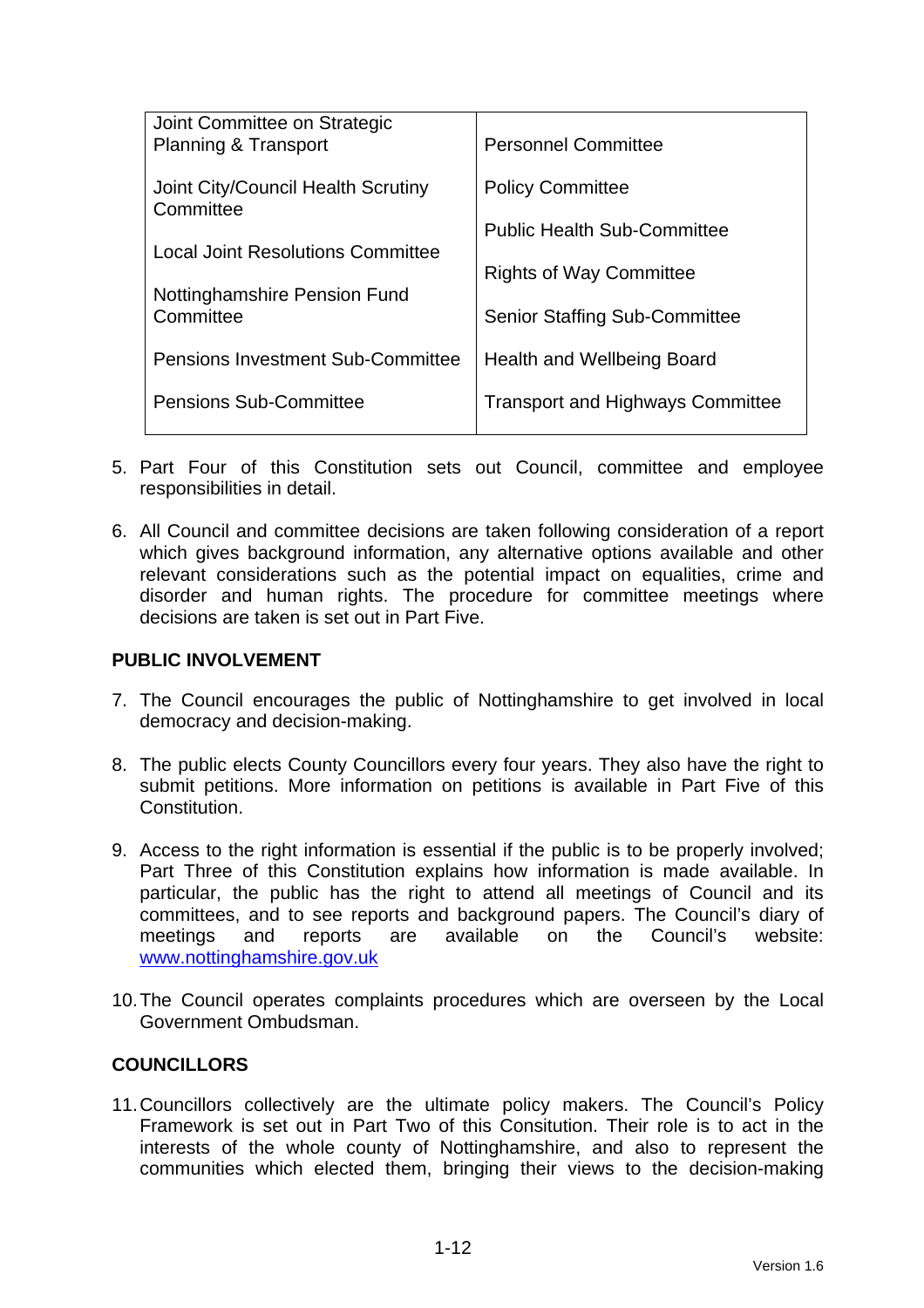| | |
|---|---|
| Joint Committee on Strategic Planning & Transport | Personnel Committee |
| Joint City/Council Health Scrutiny Committee | Policy Committee |
| | Public Health Sub-Committee |
| Local Joint Resolutions Committee | Rights of Way Committee |
| Nottinghamshire Pension Fund Committee | Senior Staffing Sub-Committee |
| Pensions Investment Sub-Committee | Health and Wellbeing Board |
| Pensions Sub-Committee | Transport and Highways Committee |

5. Part Four of this Constitution sets out Council, committee and employee responsibilities in detail.

6. All Council and committee decisions are taken following consideration of a report which gives background information, any alternative options available and other relevant considerations such as the potential impact on equalities, crime and disorder and human rights. The procedure for committee meetings where decisions are taken is set out in Part Five.

## PUBLIC INVOLVEMENT

7. The Council encourages the public of Nottinghamshire to get involved in local democracy and decision-making.

8. The public elects County Councillors every four years. They also have the right to submit petitions. More information on petitions is available in Part Five of this Constitution.

9. Access to the right information is essential if the public is to be properly involved; Part Three of this Constitution explains how information is made available. In particular, the public has the right to attend all meetings of Council and its committees, and to see reports and background papers. The Council's diary of meetings and reports are available on the Council's website: [www.nottinghamshire.gov.uk](http://www.nottinghamshire.gov.uk)

10. The Council operates complaints procedures which are overseen by the Local Government Ombudsman.

## COUNCILLORS

11. Councillors collectively are the ultimate policy makers. The Council's Policy Framework is set out in Part Two of this Consitution. Their role is to act in the interests of the whole county of Nottinghamshire, and also to represent the communities which elected them, bringing their views to the decision-making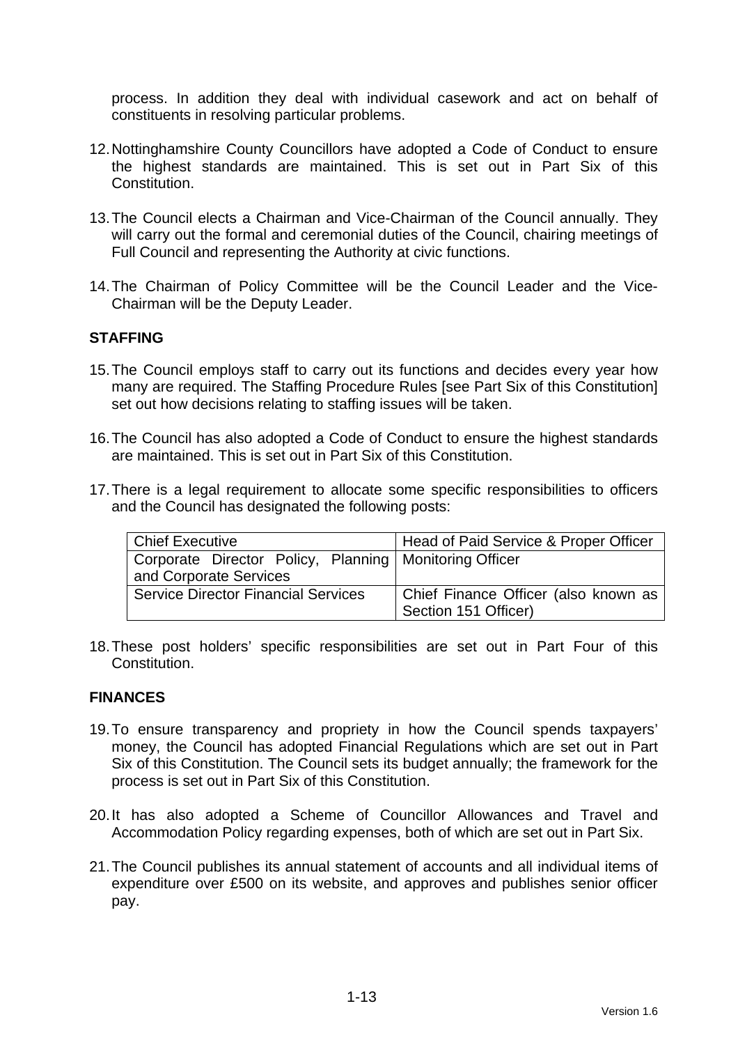process. In addition they deal with individual casework and act on behalf of constituents in resolving particular problems.

12. Nottinghamshire County Councillors have adopted a Code of Conduct to ensure the highest standards are maintained. This is set out in Part Six of this Constitution.

13. The Council elects a Chairman and Vice-Chairman of the Council annually. They will carry out the formal and ceremonial duties of the Council, chairing meetings of Full Council and representing the Authority at civic functions.

14. The Chairman of Policy Committee will be the Council Leader and the Vice-Chairman will be the Deputy Leader.

**STAFFING**

15. The Council employs staff to carry out its functions and decides every year how many are required. The Staffing Procedure Rules [see Part Six of this Constitution] set out how decisions relating to staffing issues will be taken.

16. The Council has also adopted a Code of Conduct to ensure the highest standards are maintained. This is set out in Part Six of this Constitution.

17. There is a legal requirement to allocate some specific responsibilities to officers and the Council has designated the following posts:

| Chief Executive | Head of Paid Service & Proper Officer |
|---|---|
| Corporate Director Policy, Planning and Corporate Services | Monitoring Officer |
| Service Director Financial Services | Chief Finance Officer (also known as Section 151 Officer) |

18. These post holders' specific responsibilities are set out in Part Four of this Constitution.

**FINANCES**

19. To ensure transparency and propriety in how the Council spends taxpayers' money, the Council has adopted Financial Regulations which are set out in Part Six of this Constitution. The Council sets its budget annually; the framework for the process is set out in Part Six of this Constitution.

20. It has also adopted a Scheme of Councillor Allowances and Travel and Accommodation Policy regarding expenses, both of which are set out in Part Six.

21. The Council publishes its annual statement of accounts and all individual items of expenditure over £500 on its website, and approves and publishes senior officer pay.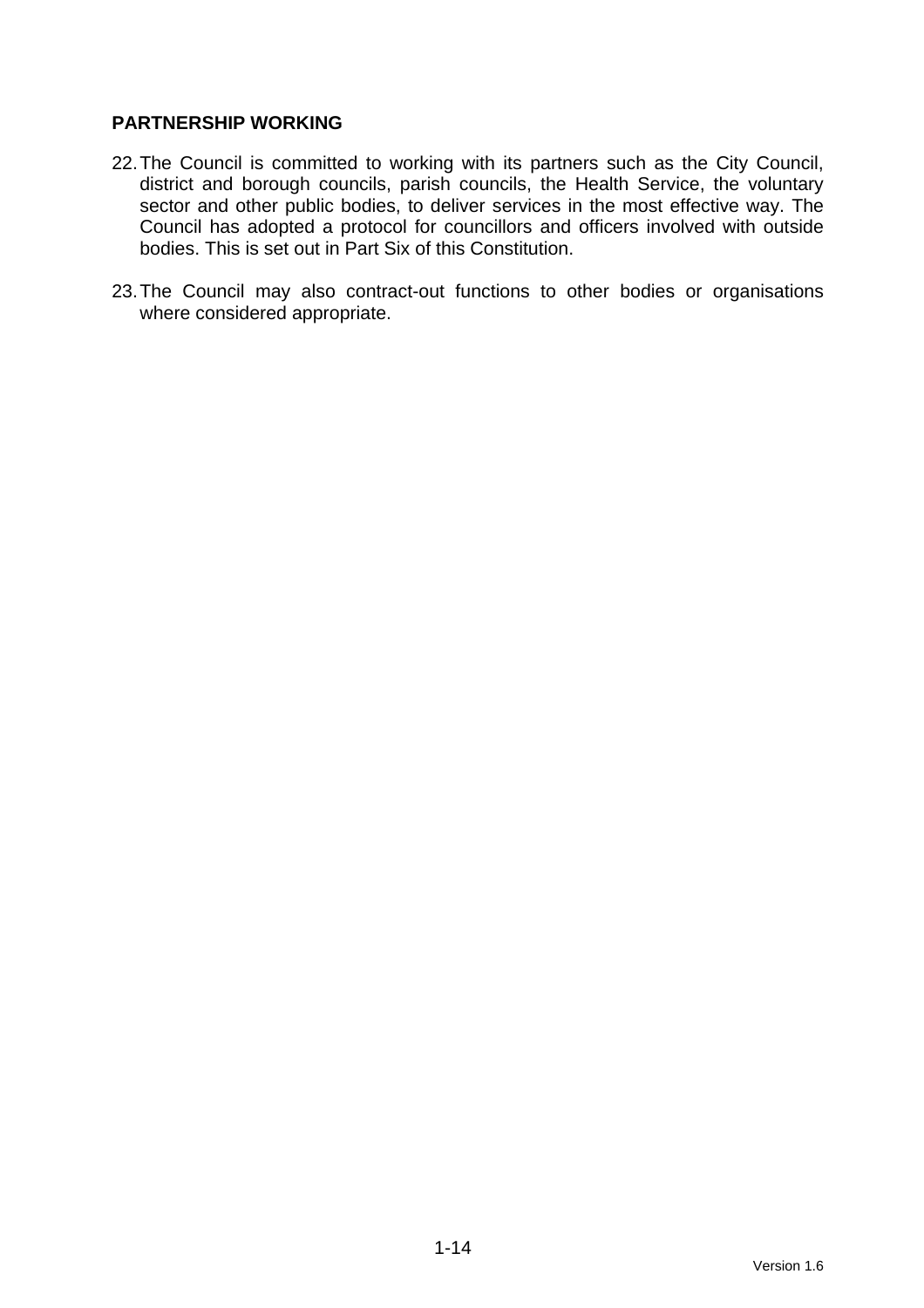**PARTNERSHIP WORKING**

22. The Council is committed to working with its partners such as the City Council, district and borough councils, parish councils, the Health Service, the voluntary sector and other public bodies, to deliver services in the most effective way. The Council has adopted a protocol for councillors and officers involved with outside bodies. This is set out in Part Six of this Constitution.

23. The Council may also contract-out functions to other bodies or organisations where considered appropriate.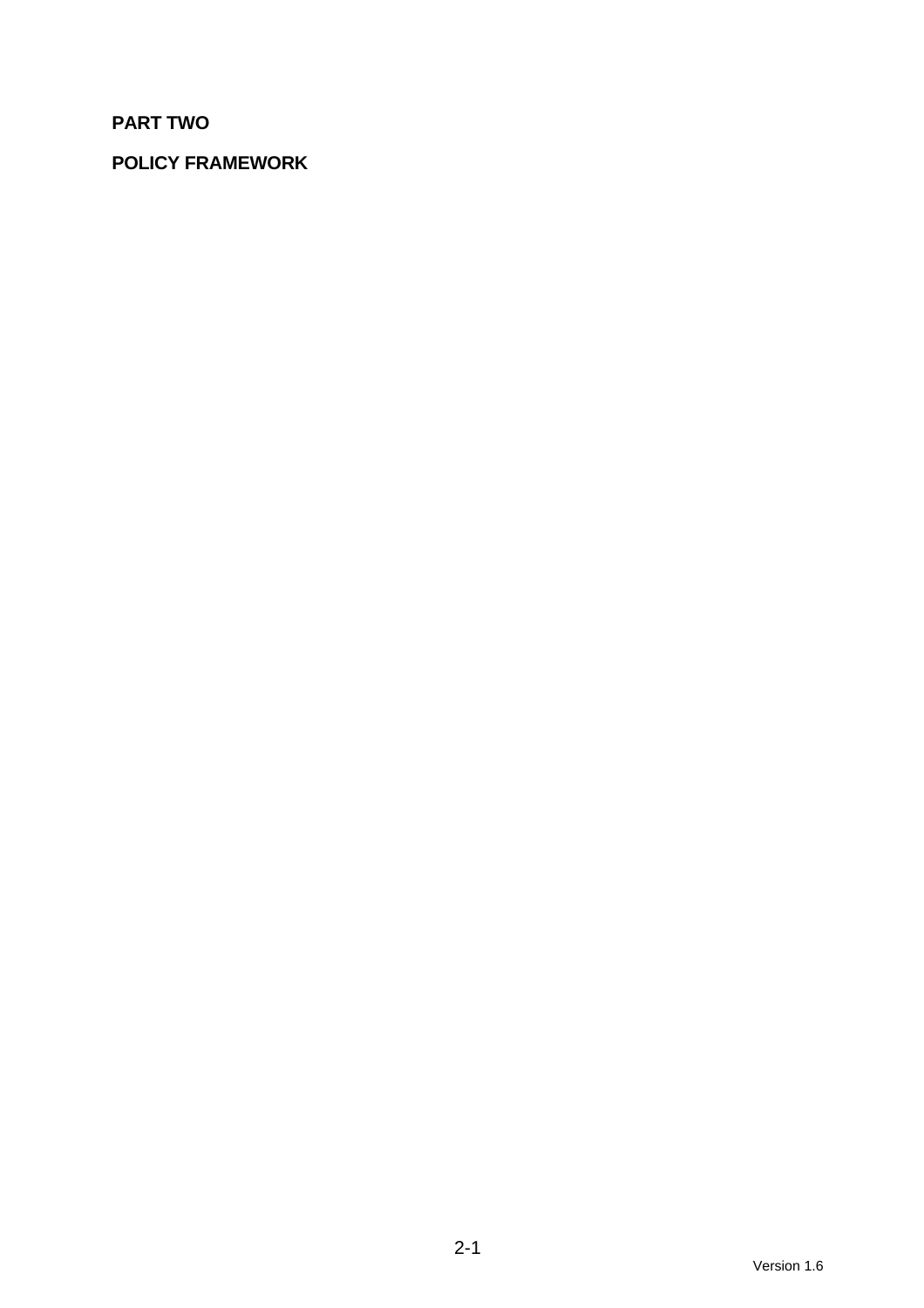**PART TWO**

**POLICY FRAMEWORK**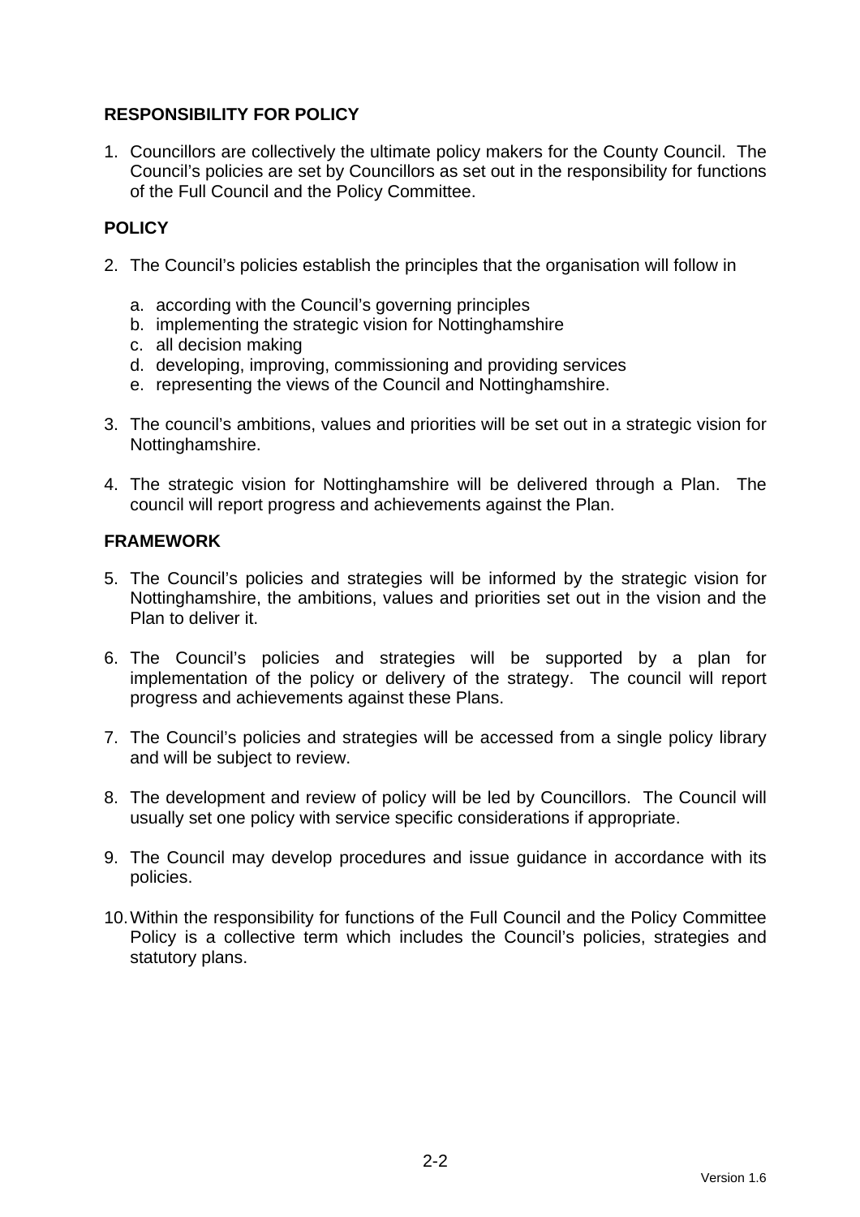## RESPONSIBILITY FOR POLICY

1. Councillors are collectively the ultimate policy makers for the County Council. The Council's policies are set by Councillors as set out in the responsibility for functions of the Full Council and the Policy Committee.

## POLICY

2. The Council's policies establish the principles that the organisation will follow in

   a. according with the Council's governing principles
   b. implementing the strategic vision for Nottinghamshire
   c. all decision making
   d. developing, improving, commissioning and providing services
   e. representing the views of the Council and Nottinghamshire.

3. The council's ambitions, values and priorities will be set out in a strategic vision for Nottinghamshire.

4. The strategic vision for Nottinghamshire will be delivered through a Plan. The council will report progress and achievements against the Plan.

## FRAMEWORK

5. The Council's policies and strategies will be informed by the strategic vision for Nottinghamshire, the ambitions, values and priorities set out in the vision and the Plan to deliver it.

6. The Council's policies and strategies will be supported by a plan for implementation of the policy or delivery of the strategy. The council will report progress and achievements against these Plans.

7. The Council's policies and strategies will be accessed from a single policy library and will be subject to review.

8. The development and review of policy will be led by Councillors. The Council will usually set one policy with service specific considerations if appropriate.

9. The Council may develop procedures and issue guidance in accordance with its policies.

10. Within the responsibility for functions of the Full Council and the Policy Committee Policy is a collective term which includes the Council's policies, strategies and statutory plans.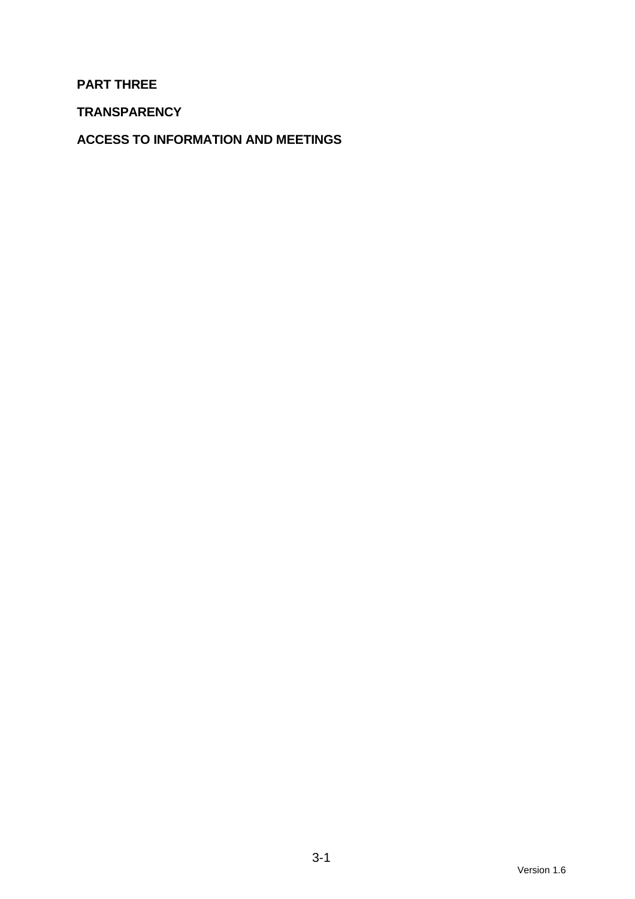# PART THREE

## TRANSPARENCY

## ACCESS TO INFORMATION AND MEETINGS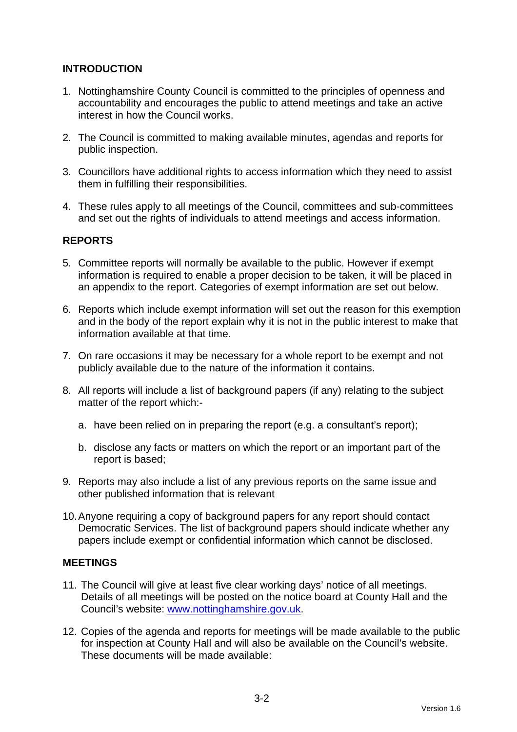## INTRODUCTION

1. Nottinghamshire County Council is committed to the principles of openness and accountability and encourages the public to attend meetings and take an active interest in how the Council works.

2. The Council is committed to making available minutes, agendas and reports for public inspection.

3. Councillors have additional rights to access information which they need to assist them in fulfilling their responsibilities.

4. These rules apply to all meetings of the Council, committees and sub-committees and set out the rights of individuals to attend meetings and access information.

## REPORTS

5. Committee reports will normally be available to the public. However if exempt information is required to enable a proper decision to be taken, it will be placed in an appendix to the report. Categories of exempt information are set out below.

6. Reports which include exempt information will set out the reason for this exemption and in the body of the report explain why it is not in the public interest to make that information available at that time.

7. On rare occasions it may be necessary for a whole report to be exempt and not publicly available due to the nature of the information it contains.

8. All reports will include a list of background papers (if any) relating to the subject matter of the report which:-

   a. have been relied on in preparing the report (e.g. a consultant's report);

   b. disclose any facts or matters on which the report or an important part of the report is based;

9. Reports may also include a list of any previous reports on the same issue and other published information that is relevant

10. Anyone requiring a copy of background papers for any report should contact Democratic Services. The list of background papers should indicate whether any papers include exempt or confidential information which cannot be disclosed.

## MEETINGS

11. The Council will give at least five clear working days' notice of all meetings. Details of all meetings will be posted on the notice board at County Hall and the Council's website: www.nottinghamshire.gov.uk.

12. Copies of the agenda and reports for meetings will be made available to the public for inspection at County Hall and will also be available on the Council's website. These documents will be made available: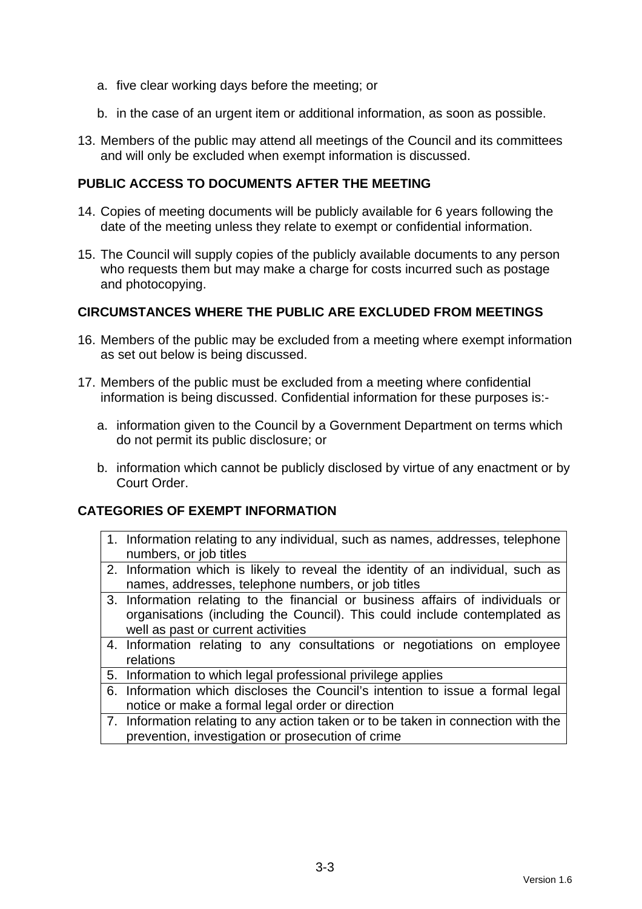a. five clear working days before the meeting; or

b. in the case of an urgent item or additional information, as soon as possible.

13. Members of the public may attend all meetings of the Council and its committees and will only be excluded when exempt information is discussed.

## PUBLIC ACCESS TO DOCUMENTS AFTER THE MEETING

14. Copies of meeting documents will be publicly available for 6 years following the date of the meeting unless they relate to exempt or confidential information.

15. The Council will supply copies of the publicly available documents to any person who requests them but may make a charge for costs incurred such as postage and photocopying.

## CIRCUMSTANCES WHERE THE PUBLIC ARE EXCLUDED FROM MEETINGS

16. Members of the public may be excluded from a meeting where exempt information as set out below is being discussed.

17. Members of the public must be excluded from a meeting where confidential information is being discussed. Confidential information for these purposes is:-

    a. information given to the Council by a Government Department on terms which do not permit its public disclosure; or

    b. information which cannot be publicly disclosed by virtue of any enactment or by Court Order.

## CATEGORIES OF EXEMPT INFORMATION

| |
|---|
| 1. Information relating to any individual, such as names, addresses, telephone numbers, or job titles |
| 2. Information which is likely to reveal the identity of an individual, such as names, addresses, telephone numbers, or job titles |
| 3. Information relating to the financial or business affairs of individuals or organisations (including the Council). This could include contemplated as well as past or current activities |
| 4. Information relating to any consultations or negotiations on employee relations |
| 5. Information to which legal professional privilege applies |
| 6. Information which discloses the Council's intention to issue a formal legal notice or make a formal legal order or direction |
| 7. Information relating to any action taken or to be taken in connection with the prevention, investigation or prosecution of crime |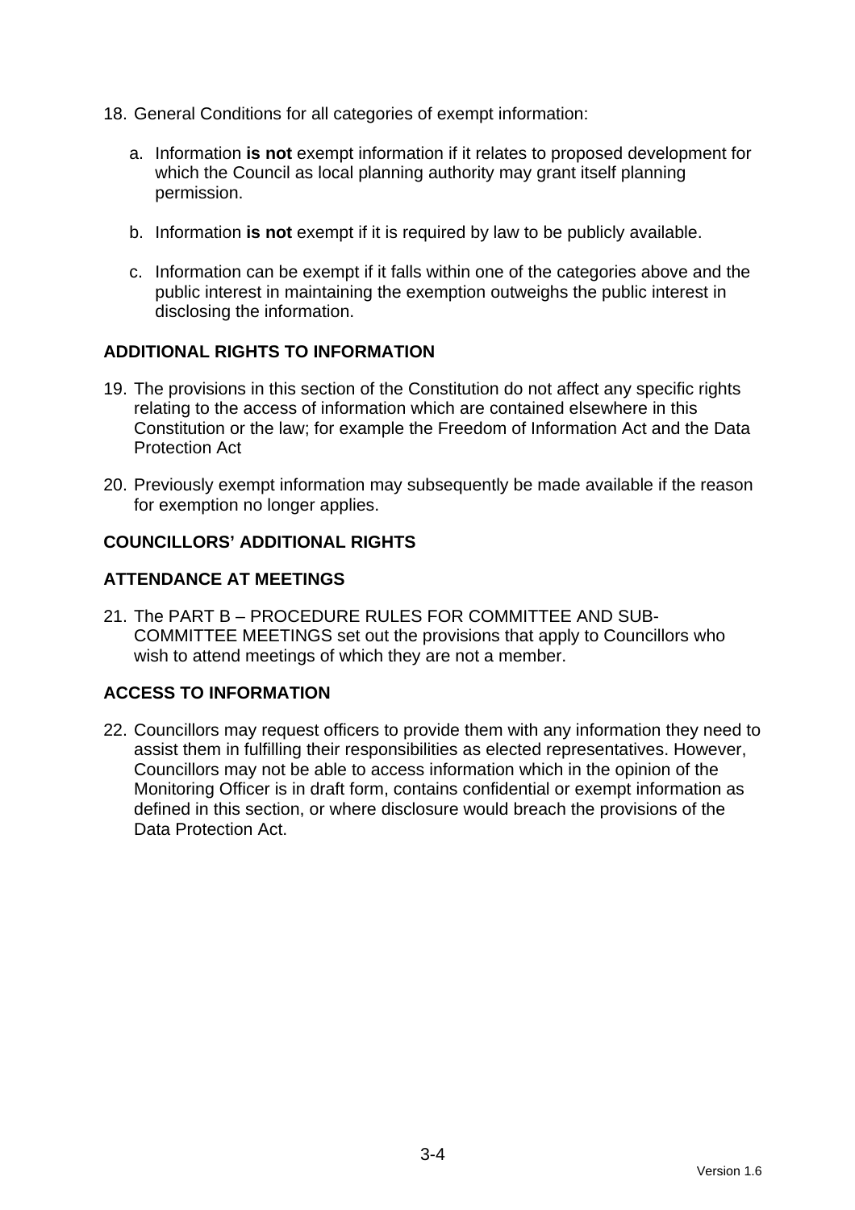18. General Conditions for all categories of exempt information:

    a. Information **is not** exempt information if it relates to proposed development for which the Council as local planning authority may grant itself planning permission.

    b. Information **is not** exempt if it is required by law to be publicly available.

    c. Information can be exempt if it falls within one of the categories above and the public interest in maintaining the exemption outweighs the public interest in disclosing the information.

## ADDITIONAL RIGHTS TO INFORMATION

19. The provisions in this section of the Constitution do not affect any specific rights relating to the access of information which are contained elsewhere in this Constitution or the law; for example the Freedom of Information Act and the Data Protection Act

20. Previously exempt information may subsequently be made available if the reason for exemption no longer applies.

## COUNCILLORS' ADDITIONAL RIGHTS

## ATTENDANCE AT MEETINGS

21. The PART B – PROCEDURE RULES FOR COMMITTEE AND SUB-COMMITTEE MEETINGS set out the provisions that apply to Councillors who wish to attend meetings of which they are not a member.

## ACCESS TO INFORMATION

22. Councillors may request officers to provide them with any information they need to assist them in fulfilling their responsibilities as elected representatives. However, Councillors may not be able to access information which in the opinion of the Monitoring Officer is in draft form, contains confidential or exempt information as defined in this section, or where disclosure would breach the provisions of the Data Protection Act.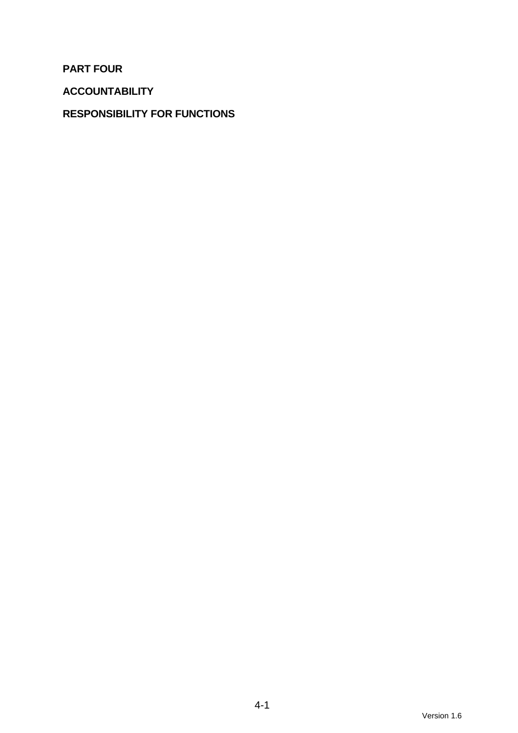# PART FOUR

## ACCOUNTABILITY

## RESPONSIBILITY FOR FUNCTIONS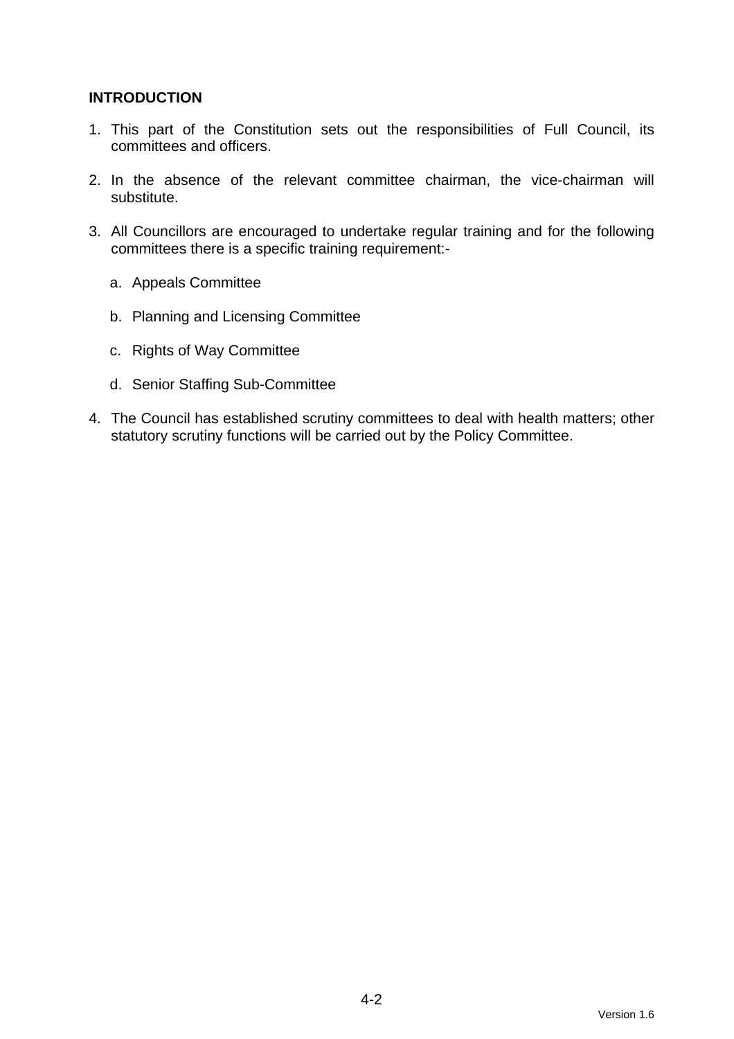## INTRODUCTION

1. This part of the Constitution sets out the responsibilities of Full Council, its committees and officers.

2. In the absence of the relevant committee chairman, the vice-chairman will substitute.

3. All Councillors are encouraged to undertake regular training and for the following committees there is a specific training requirement:-

   a. Appeals Committee

   b. Planning and Licensing Committee

   c. Rights of Way Committee

   d. Senior Staffing Sub-Committee

4. The Council has established scrutiny committees to deal with health matters; other statutory scrutiny functions will be carried out by the Policy Committee.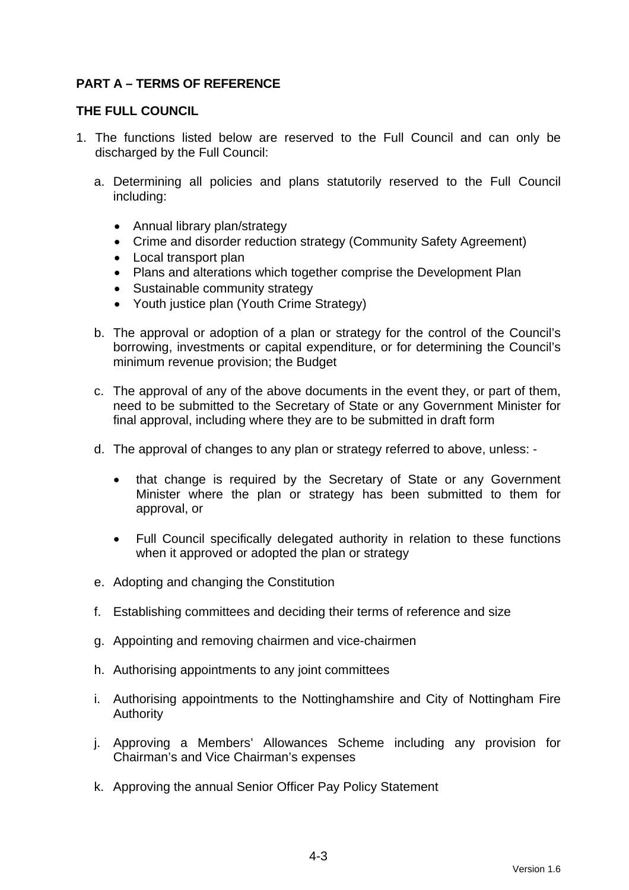## PART A – TERMS OF REFERENCE

### THE FULL COUNCIL

1. The functions listed below are reserved to the Full Council and can only be discharged by the Full Council:

   a. Determining all policies and plans statutorily reserved to the Full Council including:

      - Annual library plan/strategy
      - Crime and disorder reduction strategy (Community Safety Agreement)
      - Local transport plan
      - Plans and alterations which together comprise the Development Plan
      - Sustainable community strategy
      - Youth justice plan (Youth Crime Strategy)

   b. The approval or adoption of a plan or strategy for the control of the Council's borrowing, investments or capital expenditure, or for determining the Council's minimum revenue provision; the Budget

   c. The approval of any of the above documents in the event they, or part of them, need to be submitted to the Secretary of State or any Government Minister for final approval, including where they are to be submitted in draft form

   d. The approval of changes to any plan or strategy referred to above, unless: -

      - that change is required by the Secretary of State or any Government Minister where the plan or strategy has been submitted to them for approval, or

      - Full Council specifically delegated authority in relation to these functions when it approved or adopted the plan or strategy

   e. Adopting and changing the Constitution

   f. Establishing committees and deciding their terms of reference and size

   g. Appointing and removing chairmen and vice-chairmen

   h. Authorising appointments to any joint committees

   i. Authorising appointments to the Nottinghamshire and City of Nottingham Fire Authority

   j. Approving a Members' Allowances Scheme including any provision for Chairman's and Vice Chairman's expenses

   k. Approving the annual Senior Officer Pay Policy Statement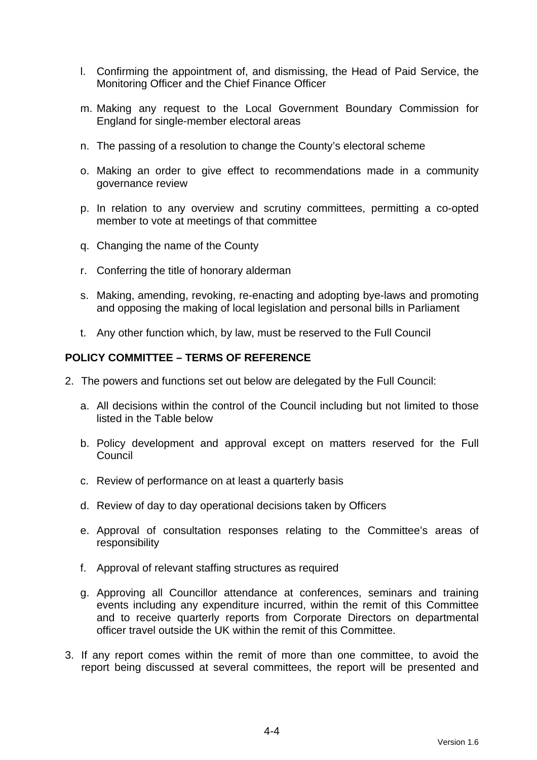l. Confirming the appointment of, and dismissing, the Head of Paid Service, the Monitoring Officer and the Chief Finance Officer

m. Making any request to the Local Government Boundary Commission for England for single-member electoral areas

n. The passing of a resolution to change the County's electoral scheme

o. Making an order to give effect to recommendations made in a community governance review

p. In relation to any overview and scrutiny committees, permitting a co-opted member to vote at meetings of that committee

q. Changing the name of the County

r. Conferring the title of honorary alderman

s. Making, amending, revoking, re-enacting and adopting bye-laws and promoting and opposing the making of local legislation and personal bills in Parliament

t. Any other function which, by law, must be reserved to the Full Council

**POLICY COMMITTEE – TERMS OF REFERENCE**

2. The powers and functions set out below are delegated by the Full Council:

   a. All decisions within the control of the Council including but not limited to those listed in the Table below

   b. Policy development and approval except on matters reserved for the Full Council

   c. Review of performance on at least a quarterly basis

   d. Review of day to day operational decisions taken by Officers

   e. Approval of consultation responses relating to the Committee's areas of responsibility

   f. Approval of relevant staffing structures as required

   g. Approving all Councillor attendance at conferences, seminars and training events including any expenditure incurred, within the remit of this Committee and to receive quarterly reports from Corporate Directors on departmental officer travel outside the UK within the remit of this Committee.

3. If any report comes within the remit of more than one committee, to avoid the report being discussed at several committees, the report will be presented and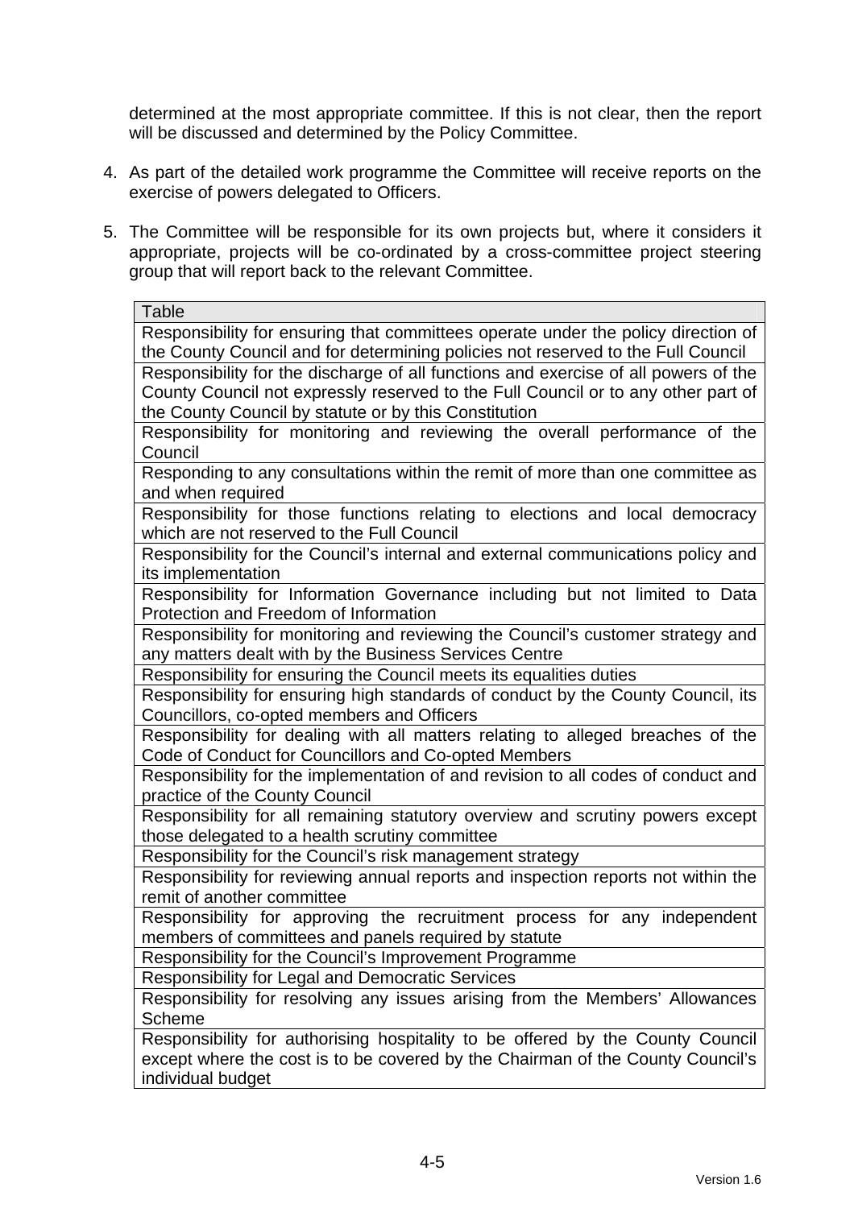determined at the most appropriate committee. If this is not clear, then the report will be discussed and determined by the Policy Committee.

4. As part of the detailed work programme the Committee will receive reports on the exercise of powers delegated to Officers.

5. The Committee will be responsible for its own projects but, where it considers it appropriate, projects will be co-ordinated by a cross-committee project steering group that will report back to the relevant Committee.

| Table |
|---|
| Responsibility for ensuring that committees operate under the policy direction of the County Council and for determining policies not reserved to the Full Council |
| Responsibility for the discharge of all functions and exercise of all powers of the County Council not expressly reserved to the Full Council or to any other part of the County Council by statute or by this Constitution |
| Responsibility for monitoring and reviewing the overall performance of the Council |
| Responding to any consultations within the remit of more than one committee as and when required |
| Responsibility for those functions relating to elections and local democracy which are not reserved to the Full Council |
| Responsibility for the Council's internal and external communications policy and its implementation |
| Responsibility for Information Governance including but not limited to Data Protection and Freedom of Information |
| Responsibility for monitoring and reviewing the Council's customer strategy and any matters dealt with by the Business Services Centre |
| Responsibility for ensuring the Council meets its equalities duties |
| Responsibility for ensuring high standards of conduct by the County Council, its Councillors, co-opted members and Officers |
| Responsibility for dealing with all matters relating to alleged breaches of the Code of Conduct for Councillors and Co-opted Members |
| Responsibility for the implementation of and revision to all codes of conduct and practice of the County Council |
| Responsibility for all remaining statutory overview and scrutiny powers except those delegated to a health scrutiny committee |
| Responsibility for the Council's risk management strategy |
| Responsibility for reviewing annual reports and inspection reports not within the remit of another committee |
| Responsibility for approving the recruitment process for any independent members of committees and panels required by statute |
| Responsibility for the Council's Improvement Programme |
| Responsibility for Legal and Democratic Services |
| Responsibility for resolving any issues arising from the Members' Allowances Scheme |
| Responsibility for authorising hospitality to be offered by the County Council except where the cost is to be covered by the Chairman of the County Council's individual budget |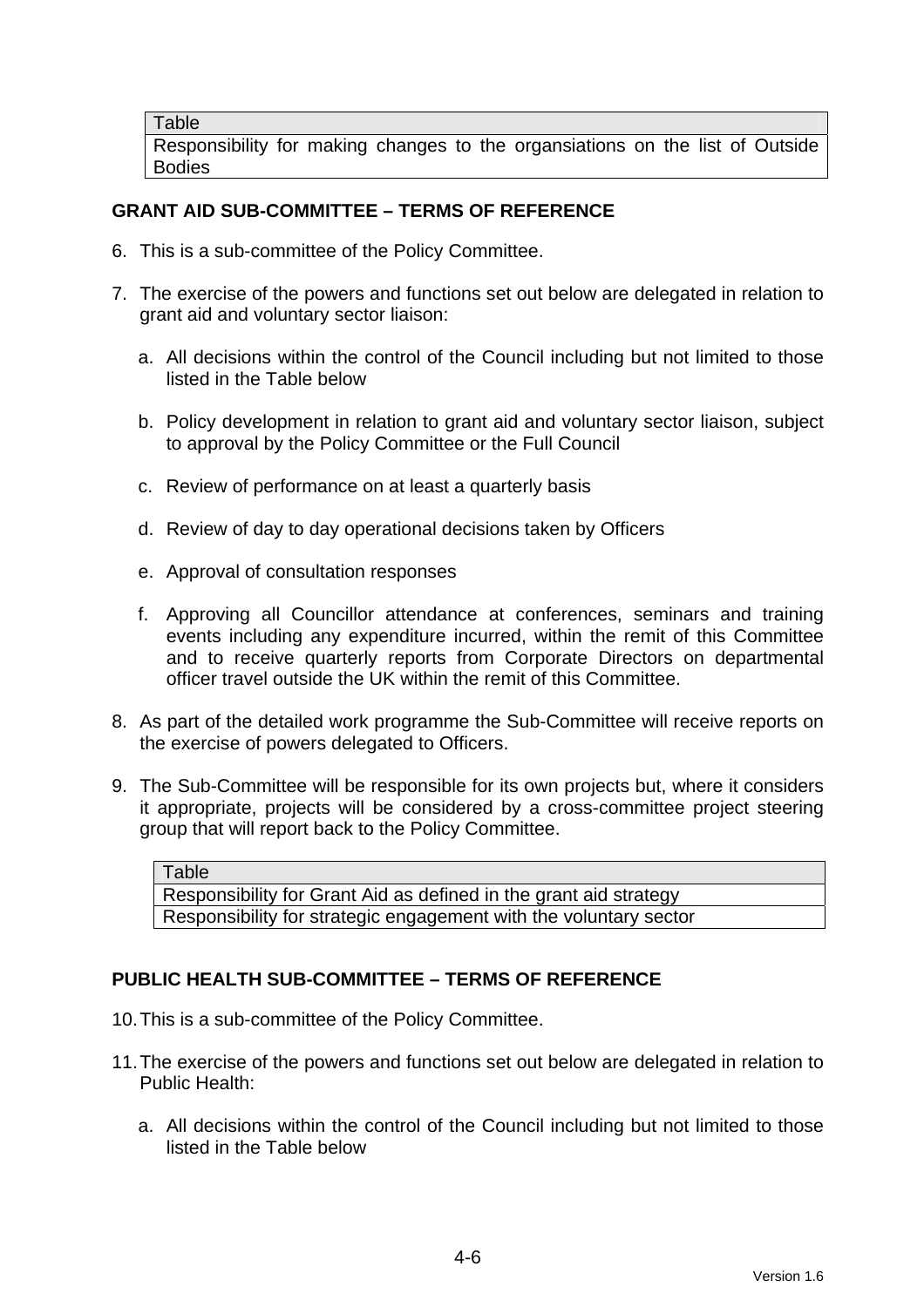| Table |
| --- |
| Responsibility for making changes to the organsiations on the list of Outside Bodies |

## GRANT AID SUB-COMMITTEE – TERMS OF REFERENCE

6. This is a sub-committee of the Policy Committee.

7. The exercise of the powers and functions set out below are delegated in relation to grant aid and voluntary sector liaison:

   a. All decisions within the control of the Council including but not limited to those listed in the Table below

   b. Policy development in relation to grant aid and voluntary sector liaison, subject to approval by the Policy Committee or the Full Council

   c. Review of performance on at least a quarterly basis

   d. Review of day to day operational decisions taken by Officers

   e. Approval of consultation responses

   f. Approving all Councillor attendance at conferences, seminars and training events including any expenditure incurred, within the remit of this Committee and to receive quarterly reports from Corporate Directors on departmental officer travel outside the UK within the remit of this Committee.

8. As part of the detailed work programme the Sub-Committee will receive reports on the exercise of powers delegated to Officers.

9. The Sub-Committee will be responsible for its own projects but, where it considers it appropriate, projects will be considered by a cross-committee project steering group that will report back to the Policy Committee.

| Table |
| --- |
| Responsibility for Grant Aid as defined in the grant aid strategy |
| Responsibility for strategic engagement with the voluntary sector |

## PUBLIC HEALTH SUB-COMMITTEE – TERMS OF REFERENCE

10. This is a sub-committee of the Policy Committee.

11. The exercise of the powers and functions set out below are delegated in relation to Public Health:

    a. All decisions within the control of the Council including but not limited to those listed in the Table below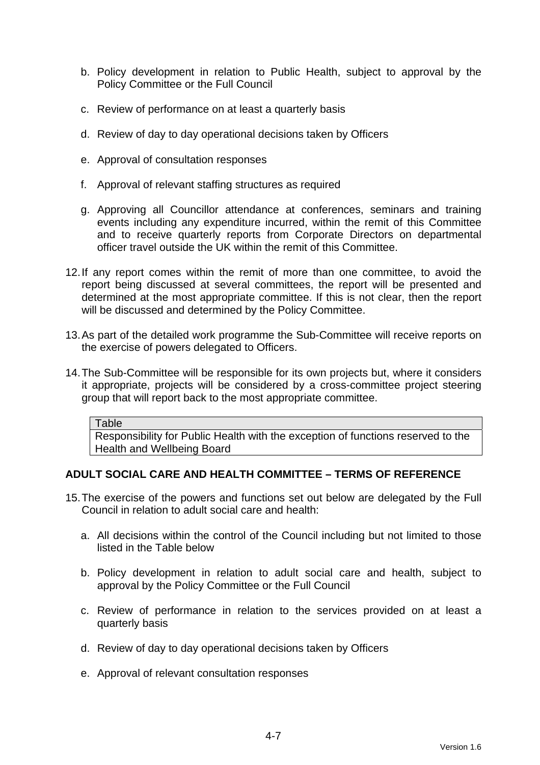b. Policy development in relation to Public Health, subject to approval by the Policy Committee or the Full Council

c. Review of performance on at least a quarterly basis

d. Review of day to day operational decisions taken by Officers

e. Approval of consultation responses

f. Approval of relevant staffing structures as required

g. Approving all Councillor attendance at conferences, seminars and training events including any expenditure incurred, within the remit of this Committee and to receive quarterly reports from Corporate Directors on departmental officer travel outside the UK within the remit of this Committee.

12. If any report comes within the remit of more than one committee, to avoid the report being discussed at several committees, the report will be presented and determined at the most appropriate committee. If this is not clear, then the report will be discussed and determined by the Policy Committee.

13. As part of the detailed work programme the Sub-Committee will receive reports on the exercise of powers delegated to Officers.

14. The Sub-Committee will be responsible for its own projects but, where it considers it appropriate, projects will be considered by a cross-committee project steering group that will report back to the most appropriate committee.

| Table |
|---|
| Responsibility for Public Health with the exception of functions reserved to the Health and Wellbeing Board |

**ADULT SOCIAL CARE AND HEALTH COMMITTEE – TERMS OF REFERENCE**

15. The exercise of the powers and functions set out below are delegated by the Full Council in relation to adult social care and health:

a. All decisions within the control of the Council including but not limited to those listed in the Table below

b. Policy development in relation to adult social care and health, subject to approval by the Policy Committee or the Full Council

c. Review of performance in relation to the services provided on at least a quarterly basis

d. Review of day to day operational decisions taken by Officers

e. Approval of relevant consultation responses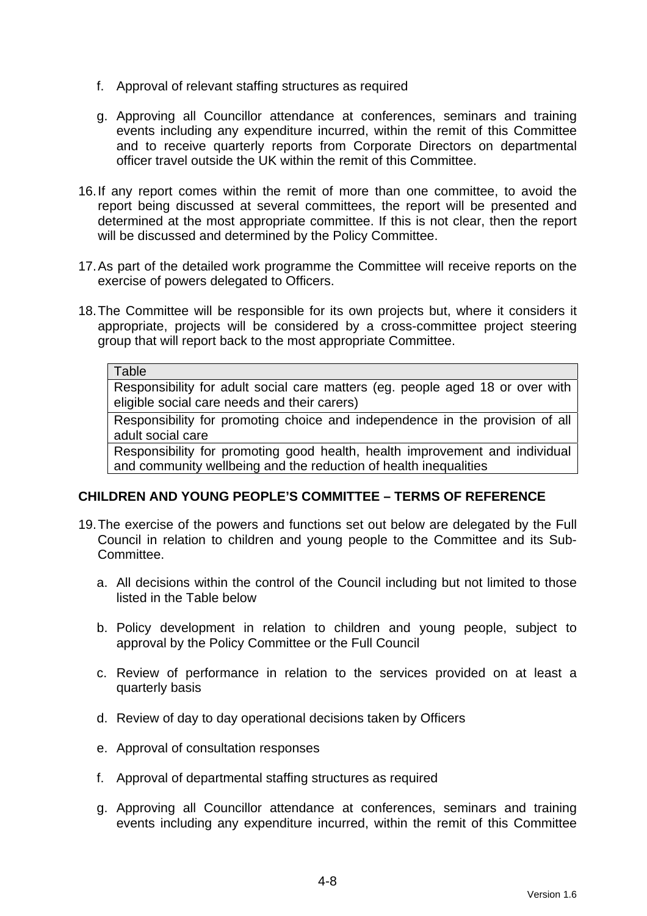f. Approval of relevant staffing structures as required

g. Approving all Councillor attendance at conferences, seminars and training events including any expenditure incurred, within the remit of this Committee and to receive quarterly reports from Corporate Directors on departmental officer travel outside the UK within the remit of this Committee.

16. If any report comes within the remit of more than one committee, to avoid the report being discussed at several committees, the report will be presented and determined at the most appropriate committee. If this is not clear, then the report will be discussed and determined by the Policy Committee.

17. As part of the detailed work programme the Committee will receive reports on the exercise of powers delegated to Officers.

18. The Committee will be responsible for its own projects but, where it considers it appropriate, projects will be considered by a cross-committee project steering group that will report back to the most appropriate Committee.

| Table |
| --- |
| Responsibility for adult social care matters (eg. people aged 18 or over with eligible social care needs and their carers) |
| Responsibility for promoting choice and independence in the provision of all adult social care |
| Responsibility for promoting good health, health improvement and individual and community wellbeing and the reduction of health inequalities |

## CHILDREN AND YOUNG PEOPLE'S COMMITTEE – TERMS OF REFERENCE

19. The exercise of the powers and functions set out below are delegated by the Full Council in relation to children and young people to the Committee and its Sub-Committee.

a. All decisions within the control of the Council including but not limited to those listed in the Table below

b. Policy development in relation to children and young people, subject to approval by the Policy Committee or the Full Council

c. Review of performance in relation to the services provided on at least a quarterly basis

d. Review of day to day operational decisions taken by Officers

e. Approval of consultation responses

f. Approval of departmental staffing structures as required

g. Approving all Councillor attendance at conferences, seminars and training events including any expenditure incurred, within the remit of this Committee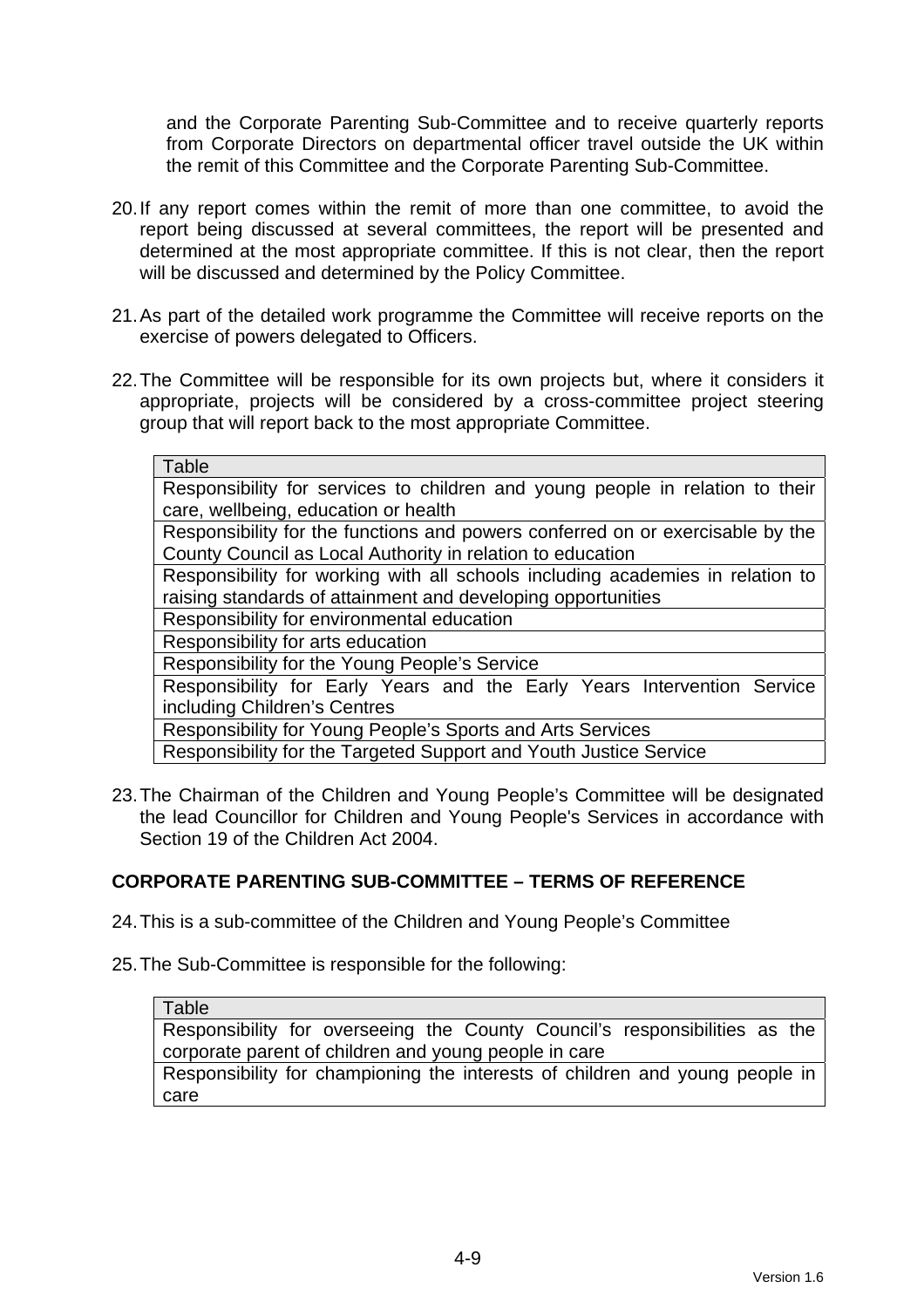and the Corporate Parenting Sub-Committee and to receive quarterly reports from Corporate Directors on departmental officer travel outside the UK within the remit of this Committee and the Corporate Parenting Sub-Committee.

20. If any report comes within the remit of more than one committee, to avoid the report being discussed at several committees, the report will be presented and determined at the most appropriate committee. If this is not clear, then the report will be discussed and determined by the Policy Committee.

21. As part of the detailed work programme the Committee will receive reports on the exercise of powers delegated to Officers.

22. The Committee will be responsible for its own projects but, where it considers it appropriate, projects will be considered by a cross-committee project steering group that will report back to the most appropriate Committee.

| Table |
| --- |
| Responsibility for services to children and young people in relation to their care, wellbeing, education or health |
| Responsibility for the functions and powers conferred on or exercisable by the County Council as Local Authority in relation to education |
| Responsibility for working with all schools including academies in relation to raising standards of attainment and developing opportunities |
| Responsibility for environmental education |
| Responsibility for arts education |
| Responsibility for the Young People's Service |
| Responsibility for Early Years and the Early Years Intervention Service including Children's Centres |
| Responsibility for Young People's Sports and Arts Services |
| Responsibility for the Targeted Support and Youth Justice Service |

23. The Chairman of the Children and Young People's Committee will be designated the lead Councillor for Children and Young People's Services in accordance with Section 19 of the Children Act 2004.

## CORPORATE PARENTING SUB-COMMITTEE – TERMS OF REFERENCE

24. This is a sub-committee of the Children and Young People's Committee

25. The Sub-Committee is responsible for the following:

| Table |
| --- |
| Responsibility for overseeing the County Council's responsibilities as the corporate parent of children and young people in care |
| Responsibility for championing the interests of children and young people in care |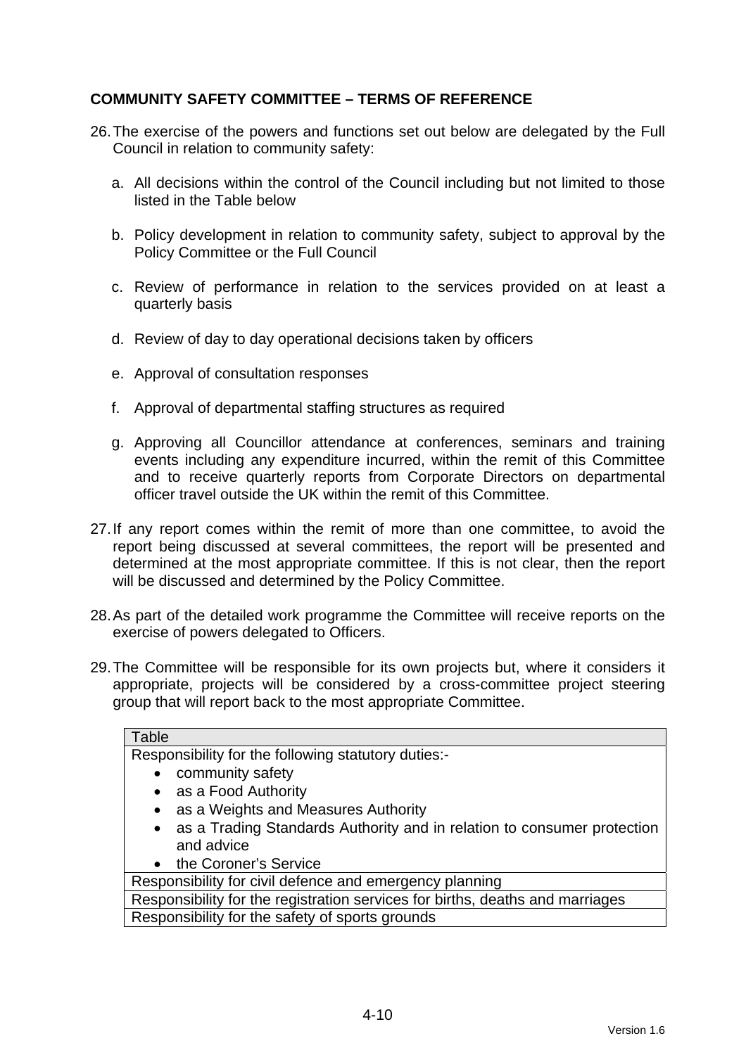**COMMUNITY SAFETY COMMITTEE – TERMS OF REFERENCE**

26. The exercise of the powers and functions set out below are delegated by the Full Council in relation to community safety:

    a. All decisions within the control of the Council including but not limited to those listed in the Table below

    b. Policy development in relation to community safety, subject to approval by the Policy Committee or the Full Council

    c. Review of performance in relation to the services provided on at least a quarterly basis

    d. Review of day to day operational decisions taken by officers

    e. Approval of consultation responses

    f. Approval of departmental staffing structures as required

    g. Approving all Councillor attendance at conferences, seminars and training events including any expenditure incurred, within the remit of this Committee and to receive quarterly reports from Corporate Directors on departmental officer travel outside the UK within the remit of this Committee.

27. If any report comes within the remit of more than one committee, to avoid the report being discussed at several committees, the report will be presented and determined at the most appropriate committee. If this is not clear, then the report will be discussed and determined by the Policy Committee.

28. As part of the detailed work programme the Committee will receive reports on the exercise of powers delegated to Officers.

29. The Committee will be responsible for its own projects but, where it considers it appropriate, projects will be considered by a cross-committee project steering group that will report back to the most appropriate Committee.

| Table |
|---|
| Responsibility for the following statutory duties:-<br>• community safety<br>• as a Food Authority<br>• as a Weights and Measures Authority<br>• as a Trading Standards Authority and in relation to consumer protection and advice<br>• the Coroner's Service |
| Responsibility for civil defence and emergency planning |
| Responsibility for the registration services for births, deaths and marriages |
| Responsibility for the safety of sports grounds |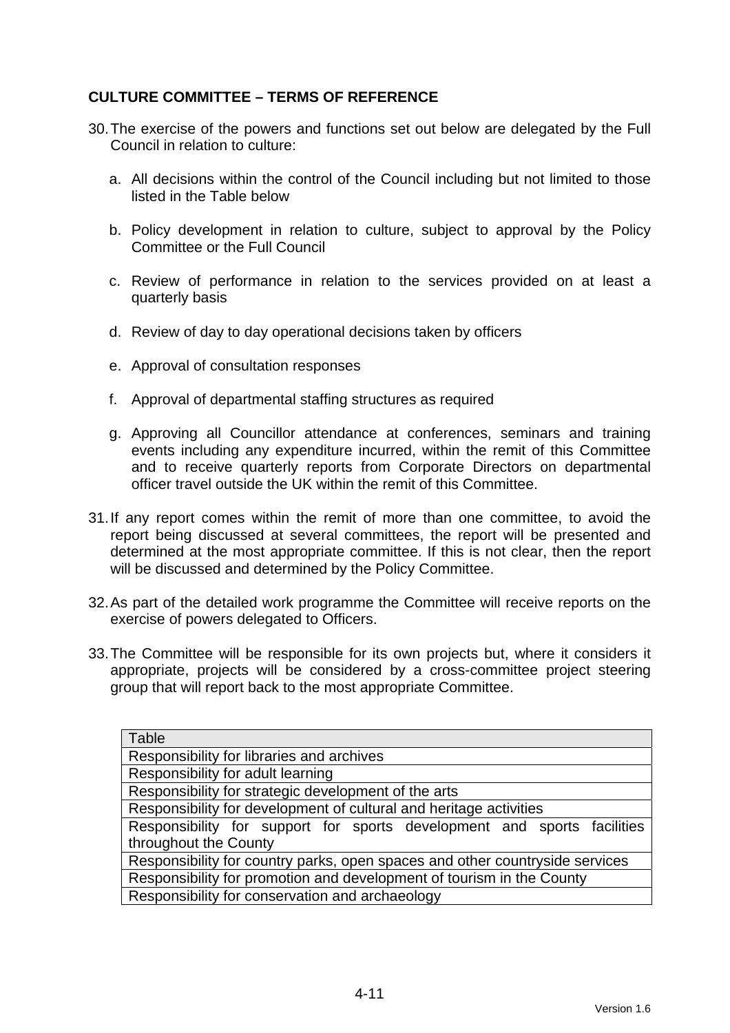## CULTURE COMMITTEE – TERMS OF REFERENCE

30. The exercise of the powers and functions set out below are delegated by the Full Council in relation to culture:

    a. All decisions within the control of the Council including but not limited to those listed in the Table below

    b. Policy development in relation to culture, subject to approval by the Policy Committee or the Full Council

    c. Review of performance in relation to the services provided on at least a quarterly basis

    d. Review of day to day operational decisions taken by officers

    e. Approval of consultation responses

    f. Approval of departmental staffing structures as required

    g. Approving all Councillor attendance at conferences, seminars and training events including any expenditure incurred, within the remit of this Committee and to receive quarterly reports from Corporate Directors on departmental officer travel outside the UK within the remit of this Committee.

31. If any report comes within the remit of more than one committee, to avoid the report being discussed at several committees, the report will be presented and determined at the most appropriate committee. If this is not clear, then the report will be discussed and determined by the Policy Committee.

32. As part of the detailed work programme the Committee will receive reports on the exercise of powers delegated to Officers.

33. The Committee will be responsible for its own projects but, where it considers it appropriate, projects will be considered by a cross-committee project steering group that will report back to the most appropriate Committee.

| Table |
| --- |
| Responsibility for libraries and archives |
| Responsibility for adult learning |
| Responsibility for strategic development of the arts |
| Responsibility for development of cultural and heritage activities |
| Responsibility for support for sports development and sports facilities throughout the County |
| Responsibility for country parks, open spaces and other countryside services |
| Responsibility for promotion and development of tourism in the County |
| Responsibility for conservation and archaeology |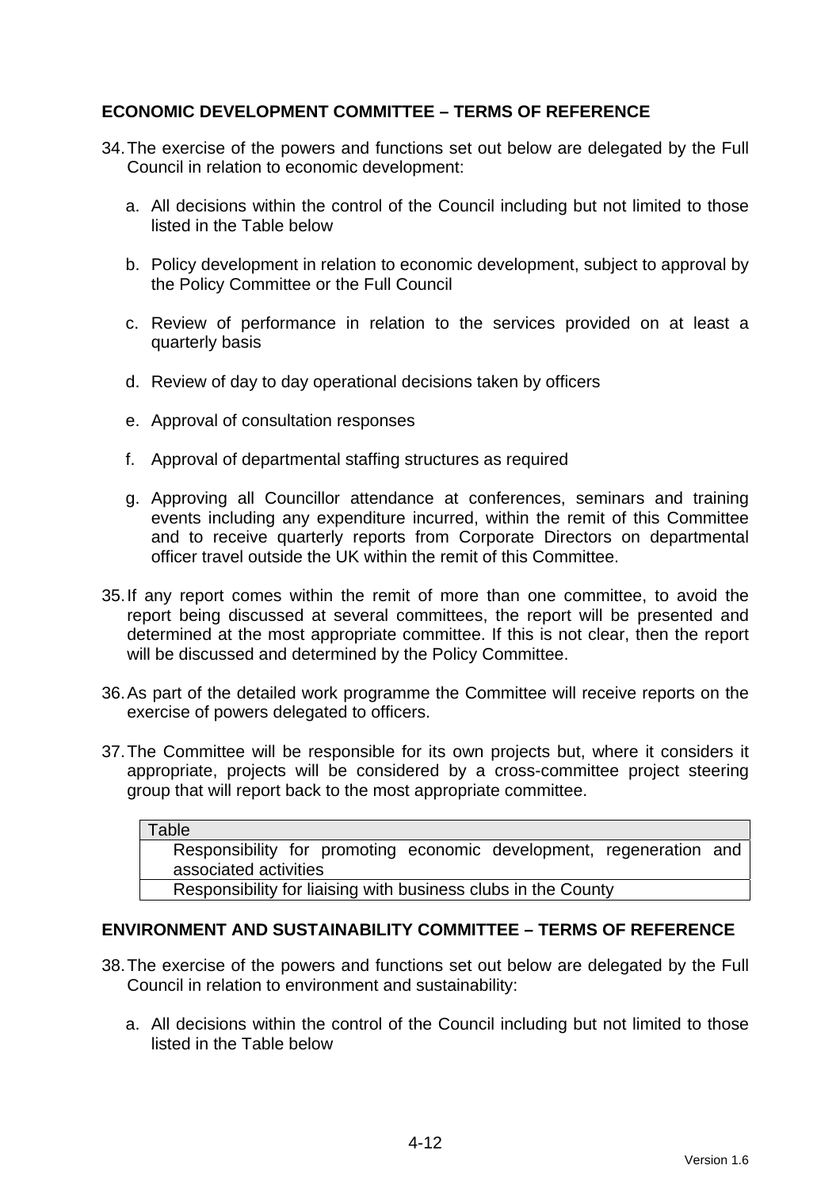## ECONOMIC DEVELOPMENT COMMITTEE – TERMS OF REFERENCE

34. The exercise of the powers and functions set out below are delegated by the Full Council in relation to economic development:

    a. All decisions within the control of the Council including but not limited to those listed in the Table below

    b. Policy development in relation to economic development, subject to approval by the Policy Committee or the Full Council

    c. Review of performance in relation to the services provided on at least a quarterly basis

    d. Review of day to day operational decisions taken by officers

    e. Approval of consultation responses

    f. Approval of departmental staffing structures as required

    g. Approving all Councillor attendance at conferences, seminars and training events including any expenditure incurred, within the remit of this Committee and to receive quarterly reports from Corporate Directors on departmental officer travel outside the UK within the remit of this Committee.

35. If any report comes within the remit of more than one committee, to avoid the report being discussed at several committees, the report will be presented and determined at the most appropriate committee. If this is not clear, then the report will be discussed and determined by the Policy Committee.

36. As part of the detailed work programme the Committee will receive reports on the exercise of powers delegated to officers.

37. The Committee will be responsible for its own projects but, where it considers it appropriate, projects will be considered by a cross-committee project steering group that will report back to the most appropriate committee.

| Table |
|---|
| Responsibility for promoting economic development, regeneration and associated activities |
| Responsibility for liaising with business clubs in the County |

## ENVIRONMENT AND SUSTAINABILITY COMMITTEE – TERMS OF REFERENCE

38. The exercise of the powers and functions set out below are delegated by the Full Council in relation to environment and sustainability:

    a. All decisions within the control of the Council including but not limited to those listed in the Table below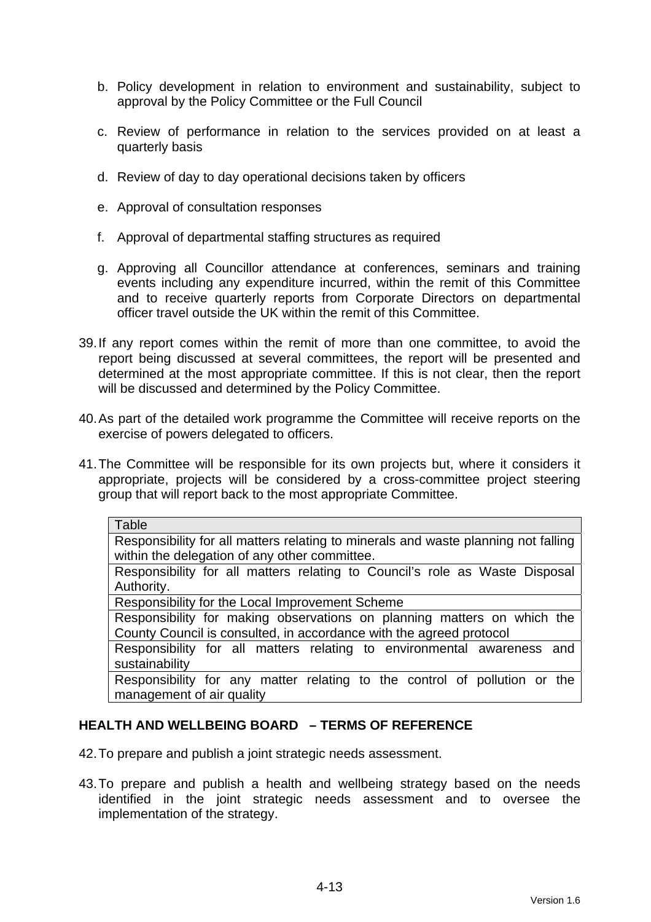b. Policy development in relation to environment and sustainability, subject to approval by the Policy Committee or the Full Council

c. Review of performance in relation to the services provided on at least a quarterly basis

d. Review of day to day operational decisions taken by officers

e. Approval of consultation responses

f. Approval of departmental staffing structures as required

g. Approving all Councillor attendance at conferences, seminars and training events including any expenditure incurred, within the remit of this Committee and to receive quarterly reports from Corporate Directors on departmental officer travel outside the UK within the remit of this Committee.

39. If any report comes within the remit of more than one committee, to avoid the report being discussed at several committees, the report will be presented and determined at the most appropriate committee. If this is not clear, then the report will be discussed and determined by the Policy Committee.

40. As part of the detailed work programme the Committee will receive reports on the exercise of powers delegated to officers.

41. The Committee will be responsible for its own projects but, where it considers it appropriate, projects will be considered by a cross-committee project steering group that will report back to the most appropriate Committee.

| Table |
|---|
| Responsibility for all matters relating to minerals and waste planning not falling within the delegation of any other committee. |
| Responsibility for all matters relating to Council's role as Waste Disposal Authority. |
| Responsibility for the Local Improvement Scheme |
| Responsibility for making observations on planning matters on which the County Council is consulted, in accordance with the agreed protocol |
| Responsibility for all matters relating to environmental awareness and sustainability |
| Responsibility for any matter relating to the control of pollution or the management of air quality |

**HEALTH AND WELLBEING BOARD – TERMS OF REFERENCE**

42. To prepare and publish a joint strategic needs assessment.

43. To prepare and publish a health and wellbeing strategy based on the needs identified in the joint strategic needs assessment and to oversee the implementation of the strategy.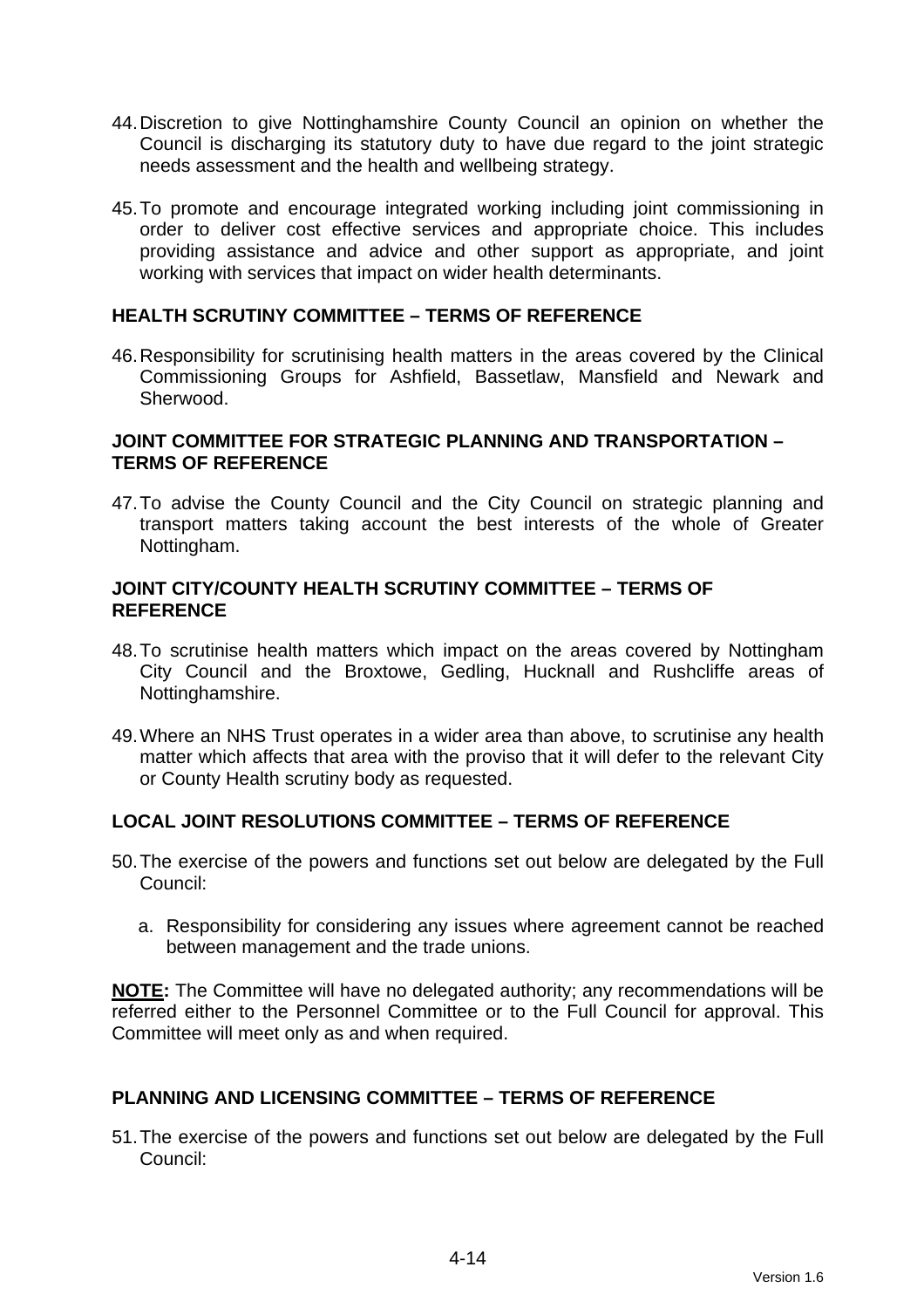44. Discretion to give Nottinghamshire County Council an opinion on whether the Council is discharging its statutory duty to have due regard to the joint strategic needs assessment and the health and wellbeing strategy.

45. To promote and encourage integrated working including joint commissioning in order to deliver cost effective services and appropriate choice. This includes providing assistance and advice and other support as appropriate, and joint working with services that impact on wider health determinants.

## HEALTH SCRUTINY COMMITTEE – TERMS OF REFERENCE

46. Responsibility for scrutinising health matters in the areas covered by the Clinical Commissioning Groups for Ashfield, Bassetlaw, Mansfield and Newark and Sherwood.

## JOINT COMMITTEE FOR STRATEGIC PLANNING AND TRANSPORTATION – TERMS OF REFERENCE

47. To advise the County Council and the City Council on strategic planning and transport matters taking account the best interests of the whole of Greater Nottingham.

## JOINT CITY/COUNTY HEALTH SCRUTINY COMMITTEE – TERMS OF REFERENCE

48. To scrutinise health matters which impact on the areas covered by Nottingham City Council and the Broxtowe, Gedling, Hucknall and Rushcliffe areas of Nottinghamshire.

49. Where an NHS Trust operates in a wider area than above, to scrutinise any health matter which affects that area with the proviso that it will defer to the relevant City or County Health scrutiny body as requested.

## LOCAL JOINT RESOLUTIONS COMMITTEE – TERMS OF REFERENCE

50. The exercise of the powers and functions set out below are delegated by the Full Council:

    a. Responsibility for considering any issues where agreement cannot be reached between management and the trade unions.

**NOTE:** The Committee will have no delegated authority; any recommendations will be referred either to the Personnel Committee or to the Full Council for approval. This Committee will meet only as and when required.

## PLANNING AND LICENSING COMMITTEE – TERMS OF REFERENCE

51. The exercise of the powers and functions set out below are delegated by the Full Council: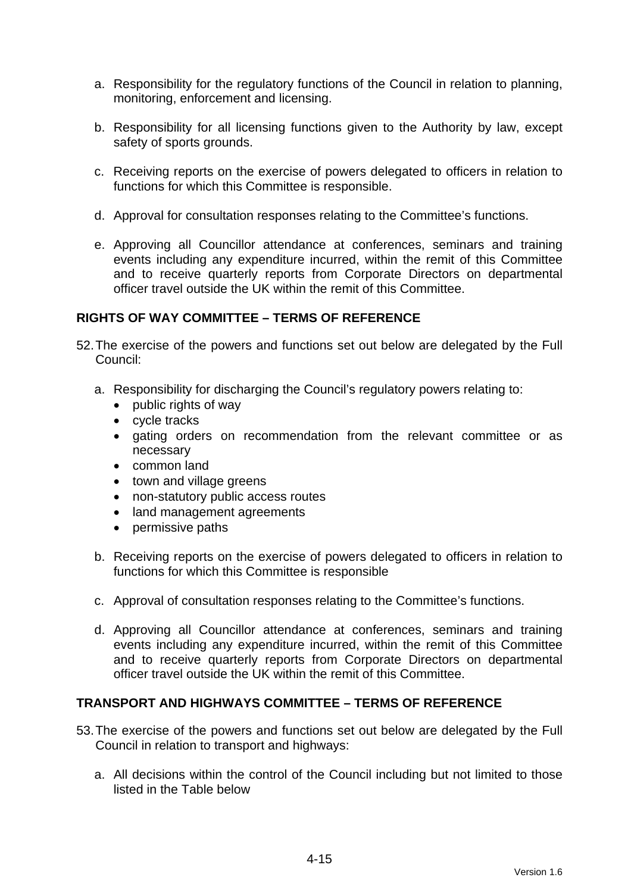a. Responsibility for the regulatory functions of the Council in relation to planning, monitoring, enforcement and licensing.

b. Responsibility for all licensing functions given to the Authority by law, except safety of sports grounds.

c. Receiving reports on the exercise of powers delegated to officers in relation to functions for which this Committee is responsible.

d. Approval for consultation responses relating to the Committee's functions.

e. Approving all Councillor attendance at conferences, seminars and training events including any expenditure incurred, within the remit of this Committee and to receive quarterly reports from Corporate Directors on departmental officer travel outside the UK within the remit of this Committee.

**RIGHTS OF WAY COMMITTEE – TERMS OF REFERENCE**

52. The exercise of the powers and functions set out below are delegated by the Full Council:

   a. Responsibility for discharging the Council's regulatory powers relating to:
      - public rights of way
      - cycle tracks
      - gating orders on recommendation from the relevant committee or as necessary
      - common land
      - town and village greens
      - non-statutory public access routes
      - land management agreements
      - permissive paths

   b. Receiving reports on the exercise of powers delegated to officers in relation to functions for which this Committee is responsible

   c. Approval of consultation responses relating to the Committee's functions.

   d. Approving all Councillor attendance at conferences, seminars and training events including any expenditure incurred, within the remit of this Committee and to receive quarterly reports from Corporate Directors on departmental officer travel outside the UK within the remit of this Committee.

**TRANSPORT AND HIGHWAYS COMMITTEE – TERMS OF REFERENCE**

53. The exercise of the powers and functions set out below are delegated by the Full Council in relation to transport and highways:

   a. All decisions within the control of the Council including but not limited to those listed in the Table below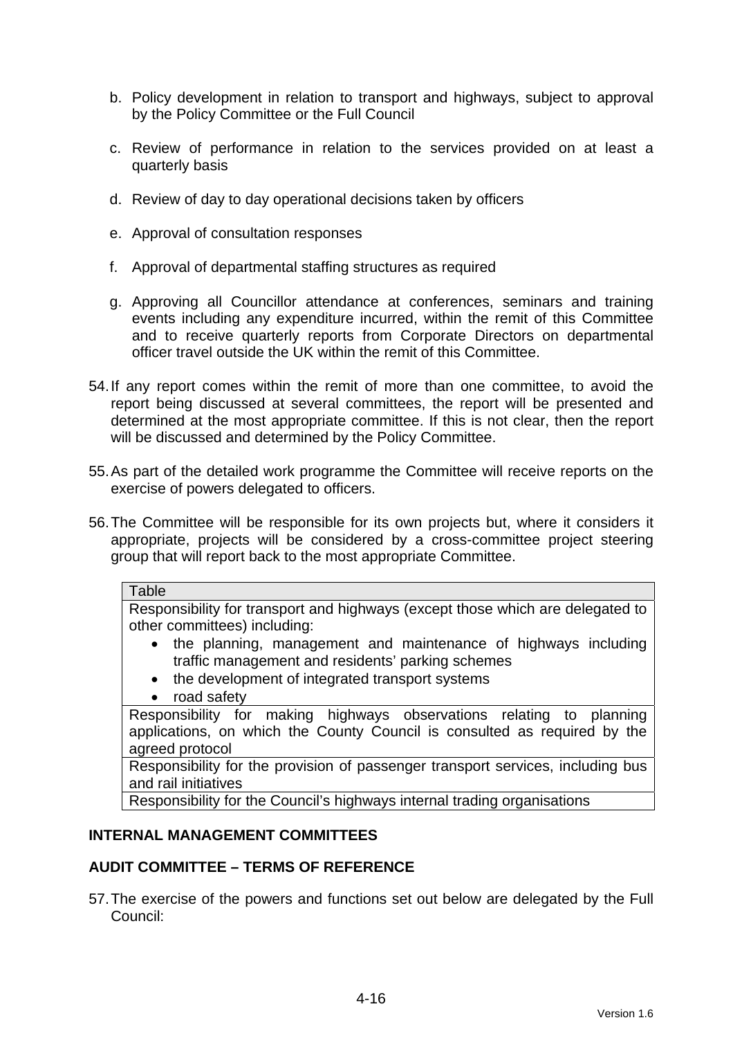b. Policy development in relation to transport and highways, subject to approval by the Policy Committee or the Full Council

c. Review of performance in relation to the services provided on at least a quarterly basis

d. Review of day to day operational decisions taken by officers

e. Approval of consultation responses

f. Approval of departmental staffing structures as required

g. Approving all Councillor attendance at conferences, seminars and training events including any expenditure incurred, within the remit of this Committee and to receive quarterly reports from Corporate Directors on departmental officer travel outside the UK within the remit of this Committee.

54. If any report comes within the remit of more than one committee, to avoid the report being discussed at several committees, the report will be presented and determined at the most appropriate committee. If this is not clear, then the report will be discussed and determined by the Policy Committee.

55. As part of the detailed work programme the Committee will receive reports on the exercise of powers delegated to officers.

56. The Committee will be responsible for its own projects but, where it considers it appropriate, projects will be considered by a cross-committee project steering group that will report back to the most appropriate Committee.

| Table |
|---|
| Responsibility for transport and highways (except those which are delegated to other committees) including: <br>• the planning, management and maintenance of highways including traffic management and residents' parking schemes <br>• the development of integrated transport systems <br>• road safety |
| Responsibility for making highways observations relating to planning applications, on which the County Council is consulted as required by the agreed protocol |
| Responsibility for the provision of passenger transport services, including bus and rail initiatives |
| Responsibility for the Council's highways internal trading organisations |

## INTERNAL MANAGEMENT COMMITTEES

## AUDIT COMMITTEE – TERMS OF REFERENCE

57. The exercise of the powers and functions set out below are delegated by the Full Council: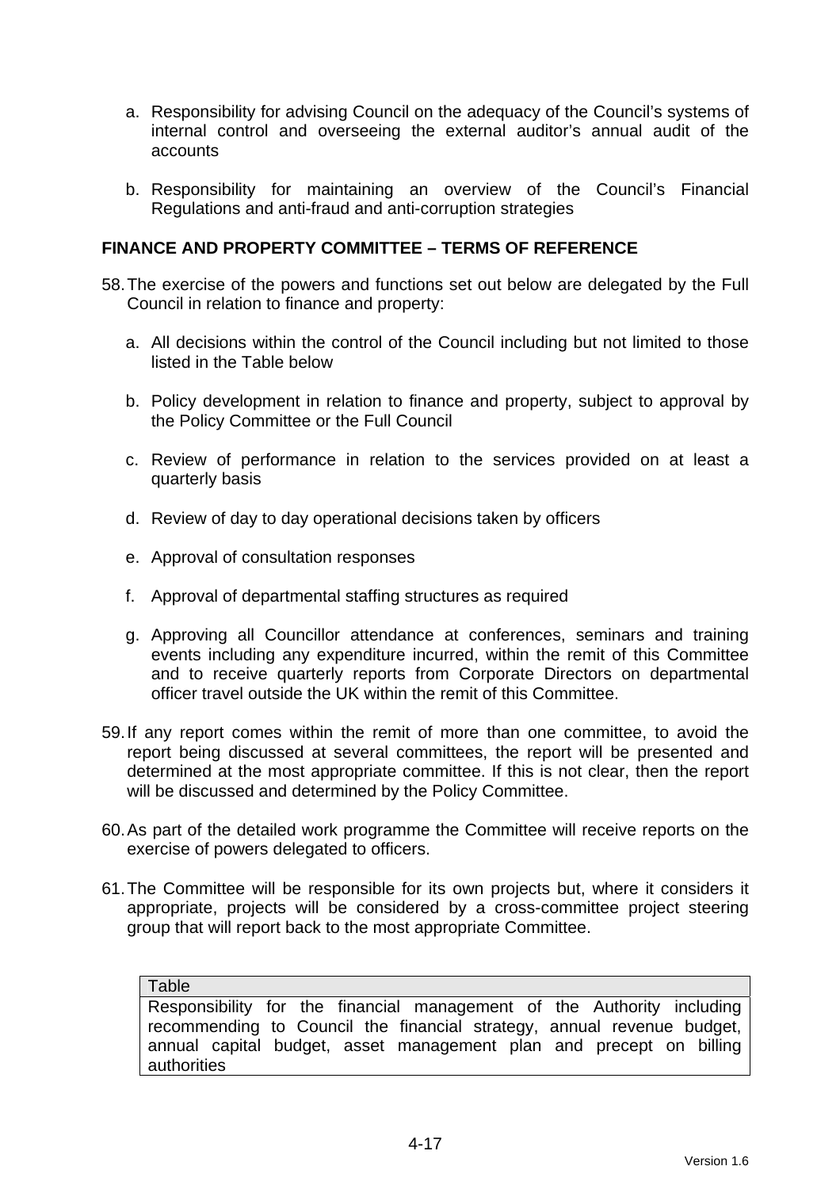a. Responsibility for advising Council on the adequacy of the Council's systems of internal control and overseeing the external auditor's annual audit of the accounts

b. Responsibility for maintaining an overview of the Council's Financial Regulations and anti-fraud and anti-corruption strategies

**FINANCE AND PROPERTY COMMITTEE – TERMS OF REFERENCE**

58. The exercise of the powers and functions set out below are delegated by the Full Council in relation to finance and property:

    a. All decisions within the control of the Council including but not limited to those listed in the Table below

    b. Policy development in relation to finance and property, subject to approval by the Policy Committee or the Full Council

    c. Review of performance in relation to the services provided on at least a quarterly basis

    d. Review of day to day operational decisions taken by officers

    e. Approval of consultation responses

    f. Approval of departmental staffing structures as required

    g. Approving all Councillor attendance at conferences, seminars and training events including any expenditure incurred, within the remit of this Committee and to receive quarterly reports from Corporate Directors on departmental officer travel outside the UK within the remit of this Committee.

59. If any report comes within the remit of more than one committee, to avoid the report being discussed at several committees, the report will be presented and determined at the most appropriate committee. If this is not clear, then the report will be discussed and determined by the Policy Committee.

60. As part of the detailed work programme the Committee will receive reports on the exercise of powers delegated to officers.

61. The Committee will be responsible for its own projects but, where it considers it appropriate, projects will be considered by a cross-committee project steering group that will report back to the most appropriate Committee.

| Table |
| --- |
| Responsibility for the financial management of the Authority including recommending to Council the financial strategy, annual revenue budget, annual capital budget, asset management plan and precept on billing authorities |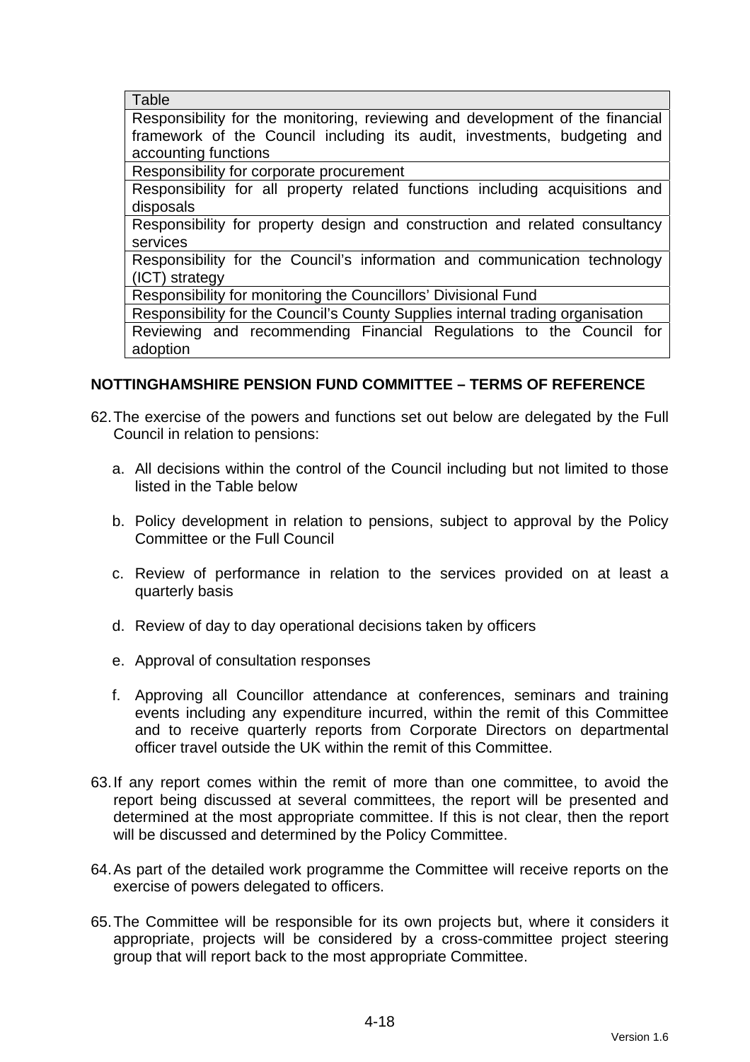| Table |
| --- |
| Responsibility for the monitoring, reviewing and development of the financial framework of the Council including its audit, investments, budgeting and accounting functions |
| Responsibility for corporate procurement |
| Responsibility for all property related functions including acquisitions and disposals |
| Responsibility for property design and construction and related consultancy services |
| Responsibility for the Council's information and communication technology (ICT) strategy |
| Responsibility for monitoring the Councillors' Divisional Fund |
| Responsibility for the Council's County Supplies internal trading organisation |
| Reviewing and recommending Financial Regulations to the Council for adoption |

## NOTTINGHAMSHIRE PENSION FUND COMMITTEE – TERMS OF REFERENCE

62. The exercise of the powers and functions set out below are delegated by the Full Council in relation to pensions:

    a. All decisions within the control of the Council including but not limited to those listed in the Table below

    b. Policy development in relation to pensions, subject to approval by the Policy Committee or the Full Council

    c. Review of performance in relation to the services provided on at least a quarterly basis

    d. Review of day to day operational decisions taken by officers

    e. Approval of consultation responses

    f. Approving all Councillor attendance at conferences, seminars and training events including any expenditure incurred, within the remit of this Committee and to receive quarterly reports from Corporate Directors on departmental officer travel outside the UK within the remit of this Committee.

63. If any report comes within the remit of more than one committee, to avoid the report being discussed at several committees, the report will be presented and determined at the most appropriate committee. If this is not clear, then the report will be discussed and determined by the Policy Committee.

64. As part of the detailed work programme the Committee will receive reports on the exercise of powers delegated to officers.

65. The Committee will be responsible for its own projects but, where it considers it appropriate, projects will be considered by a cross-committee project steering group that will report back to the most appropriate Committee.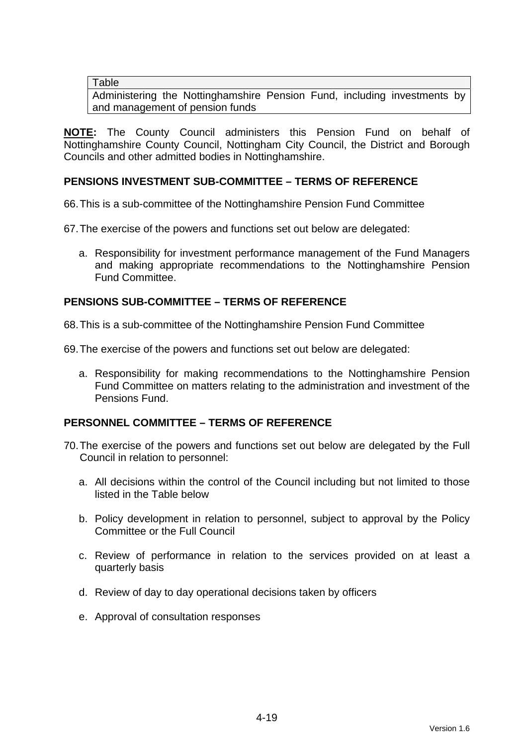| Table |
|---|
| Administering the Nottinghamshire Pension Fund, including investments by and management of pension funds |

**NOTE:** The County Council administers this Pension Fund on behalf of Nottinghamshire County Council, Nottingham City Council, the District and Borough Councils and other admitted bodies in Nottinghamshire.

## PENSIONS INVESTMENT SUB-COMMITTEE – TERMS OF REFERENCE

66. This is a sub-committee of the Nottinghamshire Pension Fund Committee

67. The exercise of the powers and functions set out below are delegated:

    a. Responsibility for investment performance management of the Fund Managers and making appropriate recommendations to the Nottinghamshire Pension Fund Committee.

## PENSIONS SUB-COMMITTEE – TERMS OF REFERENCE

68. This is a sub-committee of the Nottinghamshire Pension Fund Committee

69. The exercise of the powers and functions set out below are delegated:

    a. Responsibility for making recommendations to the Nottinghamshire Pension Fund Committee on matters relating to the administration and investment of the Pensions Fund.

## PERSONNEL COMMITTEE – TERMS OF REFERENCE

70. The exercise of the powers and functions set out below are delegated by the Full Council in relation to personnel:

    a. All decisions within the control of the Council including but not limited to those listed in the Table below

    b. Policy development in relation to personnel, subject to approval by the Policy Committee or the Full Council

    c. Review of performance in relation to the services provided on at least a quarterly basis

    d. Review of day to day operational decisions taken by officers

    e. Approval of consultation responses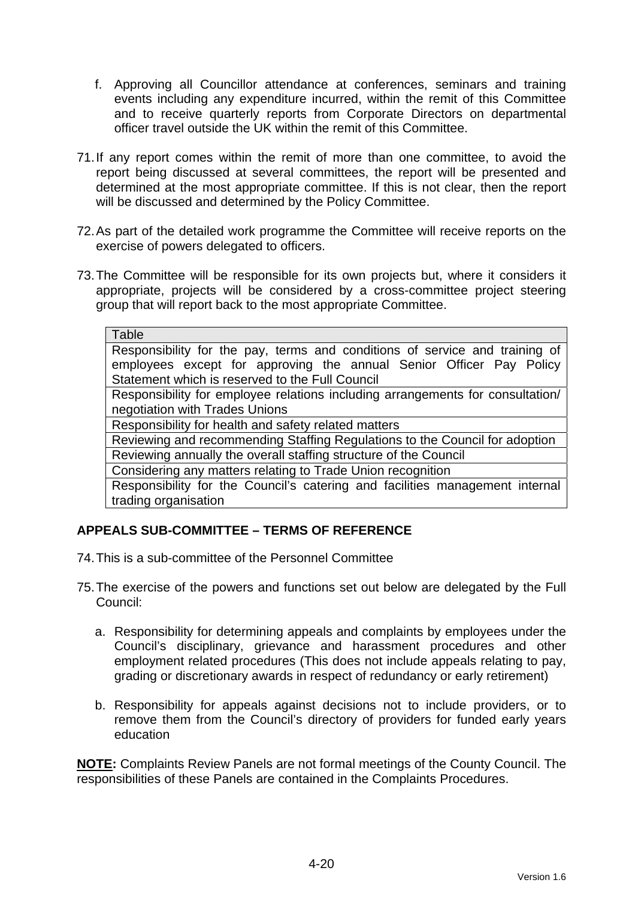f. Approving all Councillor attendance at conferences, seminars and training events including any expenditure incurred, within the remit of this Committee and to receive quarterly reports from Corporate Directors on departmental officer travel outside the UK within the remit of this Committee.

71. If any report comes within the remit of more than one committee, to avoid the report being discussed at several committees, the report will be presented and determined at the most appropriate committee. If this is not clear, then the report will be discussed and determined by the Policy Committee.

72. As part of the detailed work programme the Committee will receive reports on the exercise of powers delegated to officers.

73. The Committee will be responsible for its own projects but, where it considers it appropriate, projects will be considered by a cross-committee project steering group that will report back to the most appropriate Committee.

| Table |
| --- |
| Responsibility for the pay, terms and conditions of service and training of employees except for approving the annual Senior Officer Pay Policy Statement which is reserved to the Full Council |
| Responsibility for employee relations including arrangements for consultation/ negotiation with Trades Unions |
| Responsibility for health and safety related matters |
| Reviewing and recommending Staffing Regulations to the Council for adoption |
| Reviewing annually the overall staffing structure of the Council |
| Considering any matters relating to Trade Union recognition |
| Responsibility for the Council's catering and facilities management internal trading organisation |

## APPEALS SUB-COMMITTEE – TERMS OF REFERENCE

74. This is a sub-committee of the Personnel Committee

75. The exercise of the powers and functions set out below are delegated by the Full Council:

   a. Responsibility for determining appeals and complaints by employees under the Council's disciplinary, grievance and harassment procedures and other employment related procedures (This does not include appeals relating to pay, grading or discretionary awards in respect of redundancy or early retirement)

   b. Responsibility for appeals against decisions not to include providers, or to remove them from the Council's directory of providers for funded early years education

**NOTE:** Complaints Review Panels are not formal meetings of the County Council. The responsibilities of these Panels are contained in the Complaints Procedures.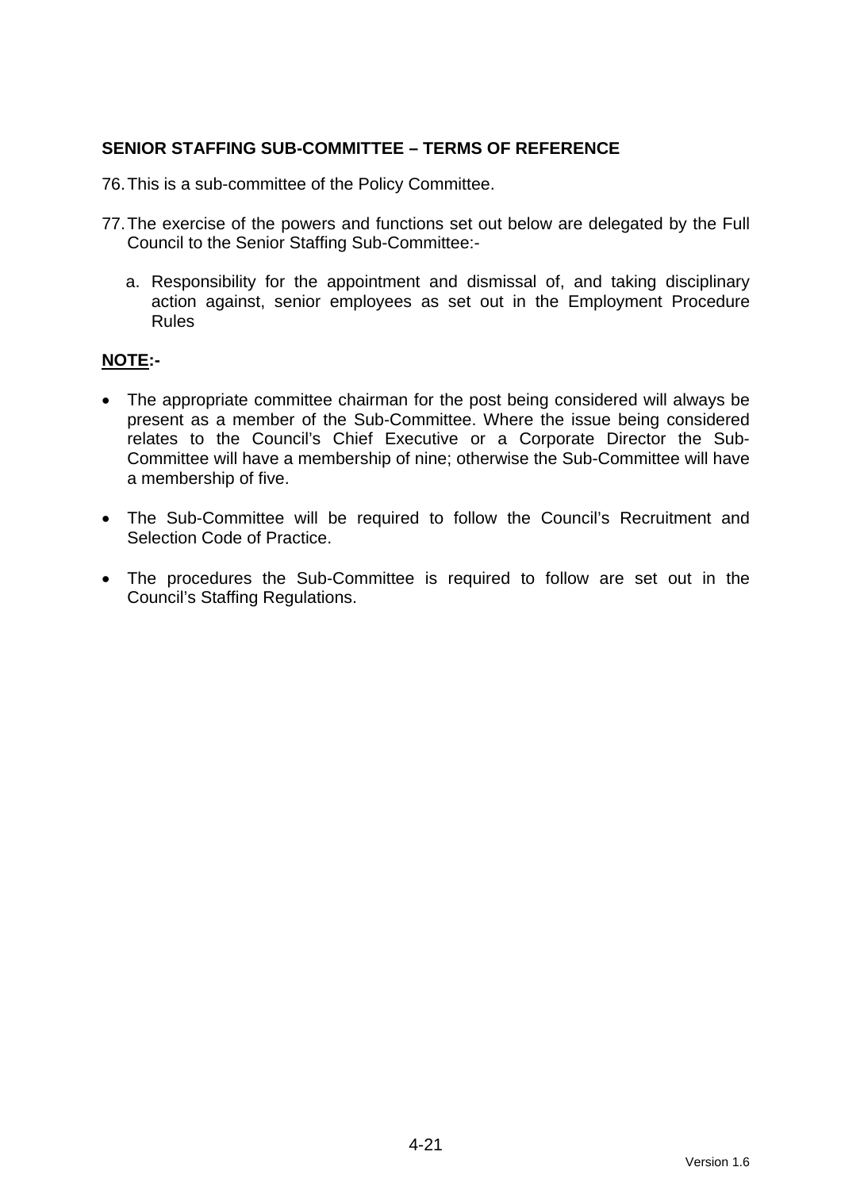## SENIOR STAFFING SUB-COMMITTEE – TERMS OF REFERENCE

76. This is a sub-committee of the Policy Committee.

77. The exercise of the powers and functions set out below are delegated by the Full Council to the Senior Staffing Sub-Committee:-

    a. Responsibility for the appointment and dismissal of, and taking disciplinary action against, senior employees as set out in the Employment Procedure Rules

**NOTE:-**

- The appropriate committee chairman for the post being considered will always be present as a member of the Sub-Committee. Where the issue being considered relates to the Council's Chief Executive or a Corporate Director the Sub-Committee will have a membership of nine; otherwise the Sub-Committee will have a membership of five.

- The Sub-Committee will be required to follow the Council's Recruitment and Selection Code of Practice.

- The procedures the Sub-Committee is required to follow are set out in the Council's Staffing Regulations.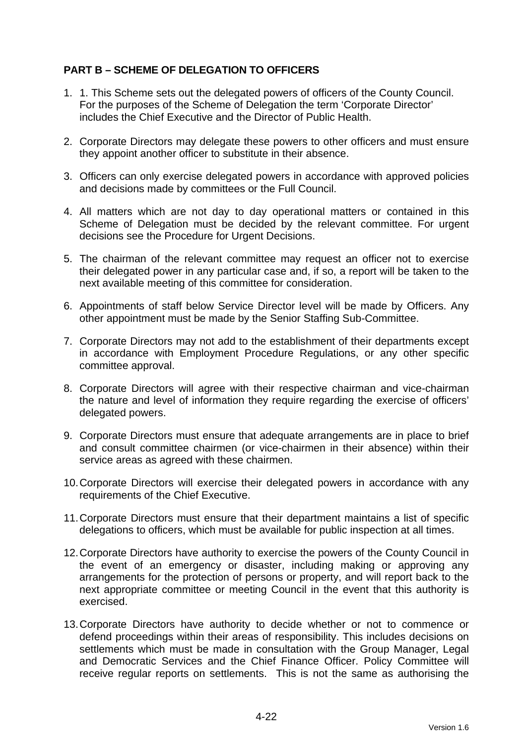**PART B – SCHEME OF DELEGATION TO OFFICERS**

1. 1. This Scheme sets out the delegated powers of officers of the County Council. For the purposes of the Scheme of Delegation the term 'Corporate Director' includes the Chief Executive and the Director of Public Health.

2. Corporate Directors may delegate these powers to other officers and must ensure they appoint another officer to substitute in their absence.

3. Officers can only exercise delegated powers in accordance with approved policies and decisions made by committees or the Full Council.

4. All matters which are not day to day operational matters or contained in this Scheme of Delegation must be decided by the relevant committee. For urgent decisions see the Procedure for Urgent Decisions.

5. The chairman of the relevant committee may request an officer not to exercise their delegated power in any particular case and, if so, a report will be taken to the next available meeting of this committee for consideration.

6. Appointments of staff below Service Director level will be made by Officers. Any other appointment must be made by the Senior Staffing Sub-Committee.

7. Corporate Directors may not add to the establishment of their departments except in accordance with Employment Procedure Regulations, or any other specific committee approval.

8. Corporate Directors will agree with their respective chairman and vice-chairman the nature and level of information they require regarding the exercise of officers' delegated powers.

9. Corporate Directors must ensure that adequate arrangements are in place to brief and consult committee chairmen (or vice-chairmen in their absence) within their service areas as agreed with these chairmen.

10. Corporate Directors will exercise their delegated powers in accordance with any requirements of the Chief Executive.

11. Corporate Directors must ensure that their department maintains a list of specific delegations to officers, which must be available for public inspection at all times.

12. Corporate Directors have authority to exercise the powers of the County Council in the event of an emergency or disaster, including making or approving any arrangements for the protection of persons or property, and will report back to the next appropriate committee or meeting Council in the event that this authority is exercised.

13. Corporate Directors have authority to decide whether or not to commence or defend proceedings within their areas of responsibility. This includes decisions on settlements which must be made in consultation with the Group Manager, Legal and Democratic Services and the Chief Finance Officer. Policy Committee will receive regular reports on settlements. This is not the same as authorising the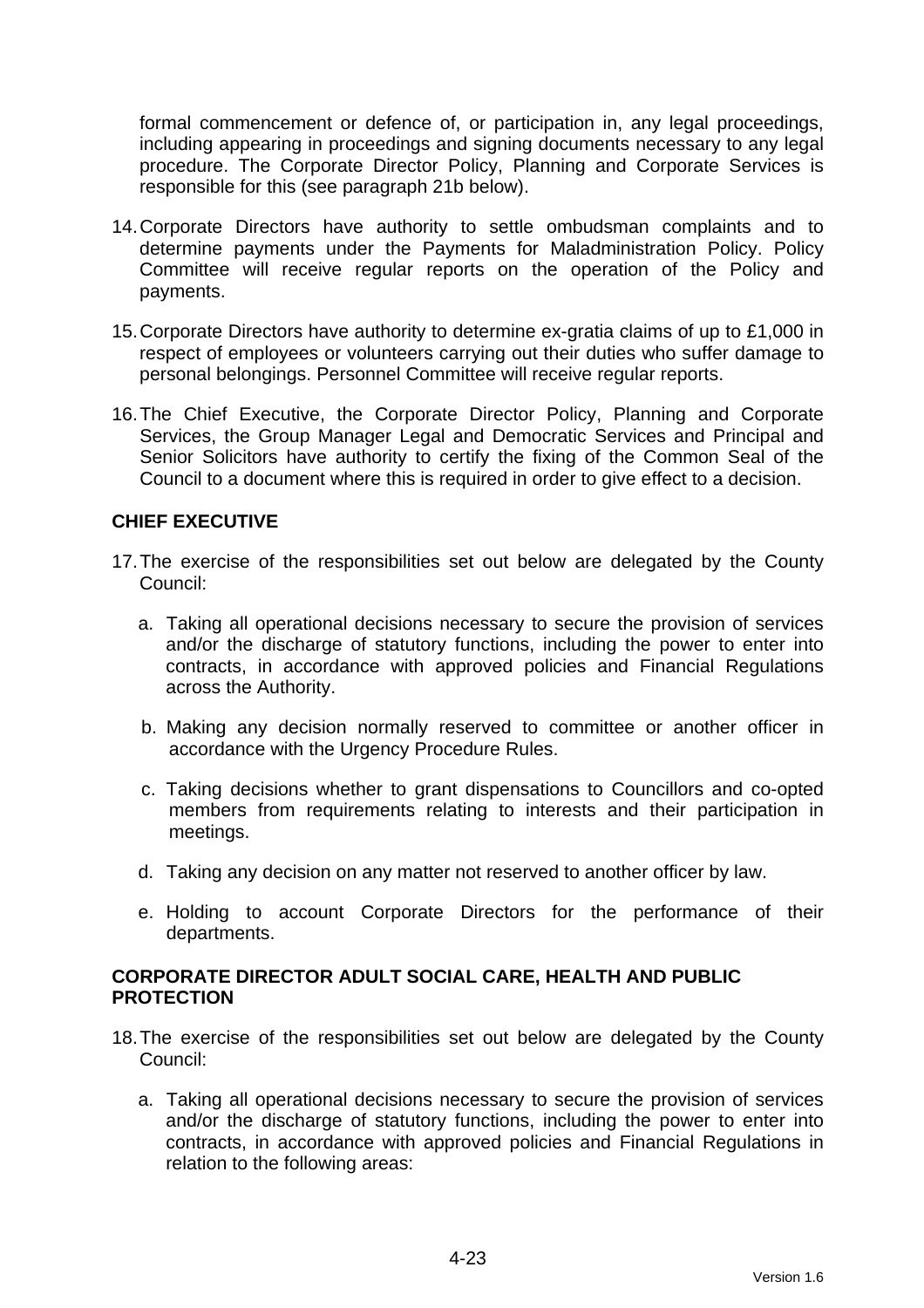formal commencement or defence of, or participation in, any legal proceedings, including appearing in proceedings and signing documents necessary to any legal procedure. The Corporate Director Policy, Planning and Corporate Services is responsible for this (see paragraph 21b below).

14. Corporate Directors have authority to settle ombudsman complaints and to determine payments under the Payments for Maladministration Policy. Policy Committee will receive regular reports on the operation of the Policy and payments.

15. Corporate Directors have authority to determine ex-gratia claims of up to £1,000 in respect of employees or volunteers carrying out their duties who suffer damage to personal belongings. Personnel Committee will receive regular reports.

16. The Chief Executive, the Corporate Director Policy, Planning and Corporate Services, the Group Manager Legal and Democratic Services and Principal and Senior Solicitors have authority to certify the fixing of the Common Seal of the Council to a document where this is required in order to give effect to a decision.

**CHIEF EXECUTIVE**

17. The exercise of the responsibilities set out below are delegated by the County Council:

    a. Taking all operational decisions necessary to secure the provision of services and/or the discharge of statutory functions, including the power to enter into contracts, in accordance with approved policies and Financial Regulations across the Authority.

    b. Making any decision normally reserved to committee or another officer in accordance with the Urgency Procedure Rules.

    c. Taking decisions whether to grant dispensations to Councillors and co-opted members from requirements relating to interests and their participation in meetings.

    d. Taking any decision on any matter not reserved to another officer by law.

    e. Holding to account Corporate Directors for the performance of their departments.

**CORPORATE DIRECTOR ADULT SOCIAL CARE, HEALTH AND PUBLIC PROTECTION**

18. The exercise of the responsibilities set out below are delegated by the County Council:

    a. Taking all operational decisions necessary to secure the provision of services and/or the discharge of statutory functions, including the power to enter into contracts, in accordance with approved policies and Financial Regulations in relation to the following areas: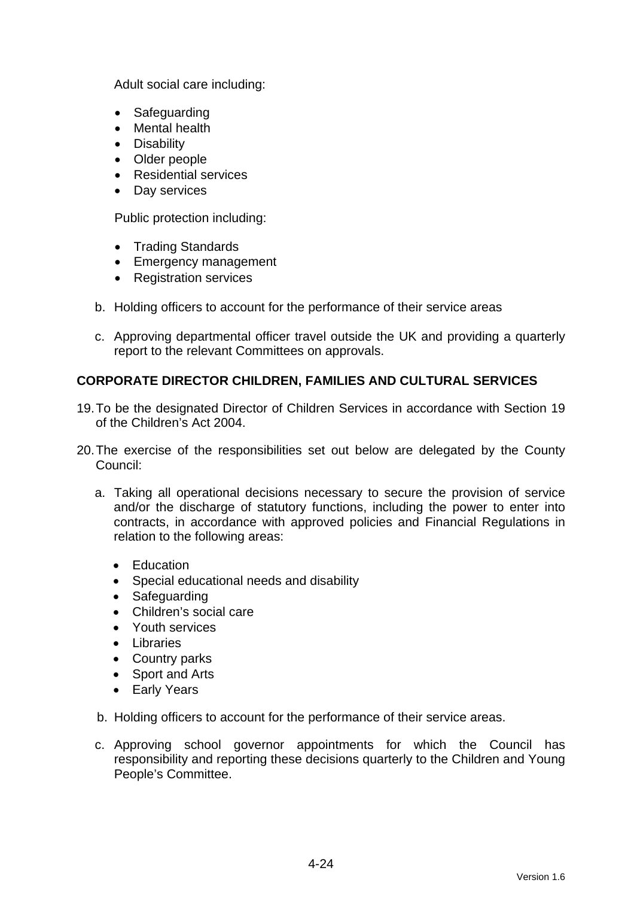Adult social care including:

- Safeguarding
- Mental health
- Disability
- Older people
- Residential services
- Day services

Public protection including:

- Trading Standards
- Emergency management
- Registration services

b. Holding officers to account for the performance of their service areas

c. Approving departmental officer travel outside the UK and providing a quarterly report to the relevant Committees on approvals.

**CORPORATE DIRECTOR CHILDREN, FAMILIES AND CULTURAL SERVICES**

19. To be the designated Director of Children Services in accordance with Section 19 of the Children's Act 2004.

20. The exercise of the responsibilities set out below are delegated by the County Council:

    a. Taking all operational decisions necessary to secure the provision of service and/or the discharge of statutory functions, including the power to enter into contracts, in accordance with approved policies and Financial Regulations in relation to the following areas:

    - Education
    - Special educational needs and disability
    - Safeguarding
    - Children's social care
    - Youth services
    - Libraries
    - Country parks
    - Sport and Arts
    - Early Years

    b. Holding officers to account for the performance of their service areas.

    c. Approving school governor appointments for which the Council has responsibility and reporting these decisions quarterly to the Children and Young People's Committee.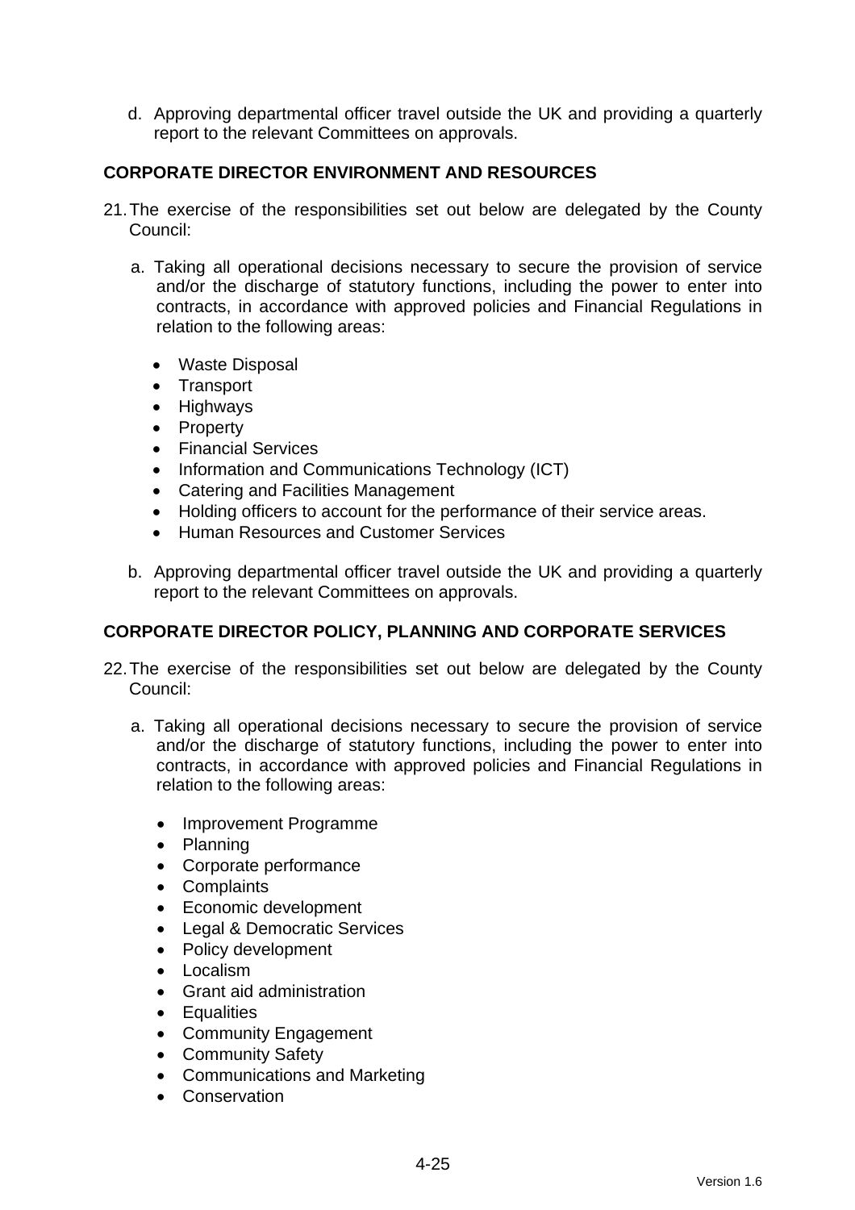d. Approving departmental officer travel outside the UK and providing a quarterly report to the relevant Committees on approvals.

**CORPORATE DIRECTOR ENVIRONMENT AND RESOURCES**

21. The exercise of the responsibilities set out below are delegated by the County Council:

   a. Taking all operational decisions necessary to secure the provision of service and/or the discharge of statutory functions, including the power to enter into contracts, in accordance with approved policies and Financial Regulations in relation to the following areas:

      - Waste Disposal
      - Transport
      - Highways
      - Property
      - Financial Services
      - Information and Communications Technology (ICT)
      - Catering and Facilities Management
      - Holding officers to account for the performance of their service areas.
      - Human Resources and Customer Services

   b. Approving departmental officer travel outside the UK and providing a quarterly report to the relevant Committees on approvals.

**CORPORATE DIRECTOR POLICY, PLANNING AND CORPORATE SERVICES**

22. The exercise of the responsibilities set out below are delegated by the County Council:

   a. Taking all operational decisions necessary to secure the provision of service and/or the discharge of statutory functions, including the power to enter into contracts, in accordance with approved policies and Financial Regulations in relation to the following areas:

      - Improvement Programme
      - Planning
      - Corporate performance
      - Complaints
      - Economic development
      - Legal & Democratic Services
      - Policy development
      - Localism
      - Grant aid administration
      - Equalities
      - Community Engagement
      - Community Safety
      - Communications and Marketing
      - Conservation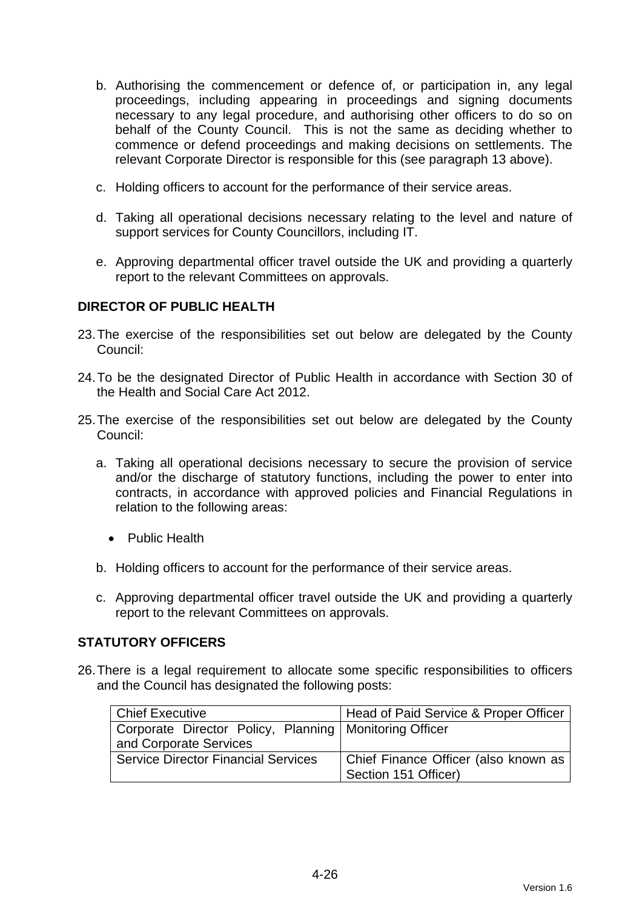b. Authorising the commencement or defence of, or participation in, any legal proceedings, including appearing in proceedings and signing documents necessary to any legal procedure, and authorising other officers to do so on behalf of the County Council. This is not the same as deciding whether to commence or defend proceedings and making decisions on settlements. The relevant Corporate Director is responsible for this (see paragraph 13 above).

c. Holding officers to account for the performance of their service areas.

d. Taking all operational decisions necessary relating to the level and nature of support services for County Councillors, including IT.

e. Approving departmental officer travel outside the UK and providing a quarterly report to the relevant Committees on approvals.

**DIRECTOR OF PUBLIC HEALTH**

23. The exercise of the responsibilities set out below are delegated by the County Council:

24. To be the designated Director of Public Health in accordance with Section 30 of the Health and Social Care Act 2012.

25. The exercise of the responsibilities set out below are delegated by the County Council:

    a. Taking all operational decisions necessary to secure the provision of service and/or the discharge of statutory functions, including the power to enter into contracts, in accordance with approved policies and Financial Regulations in relation to the following areas:

       - Public Health

    b. Holding officers to account for the performance of their service areas.

    c. Approving departmental officer travel outside the UK and providing a quarterly report to the relevant Committees on approvals.

**STATUTORY OFFICERS**

26. There is a legal requirement to allocate some specific responsibilities to officers and the Council has designated the following posts:

| Chief Executive | Head of Paid Service & Proper Officer |
|---|---|
| Corporate Director Policy, Planning and Corporate Services | Monitoring Officer |
| Service Director Financial Services | Chief Finance Officer (also known as Section 151 Officer) |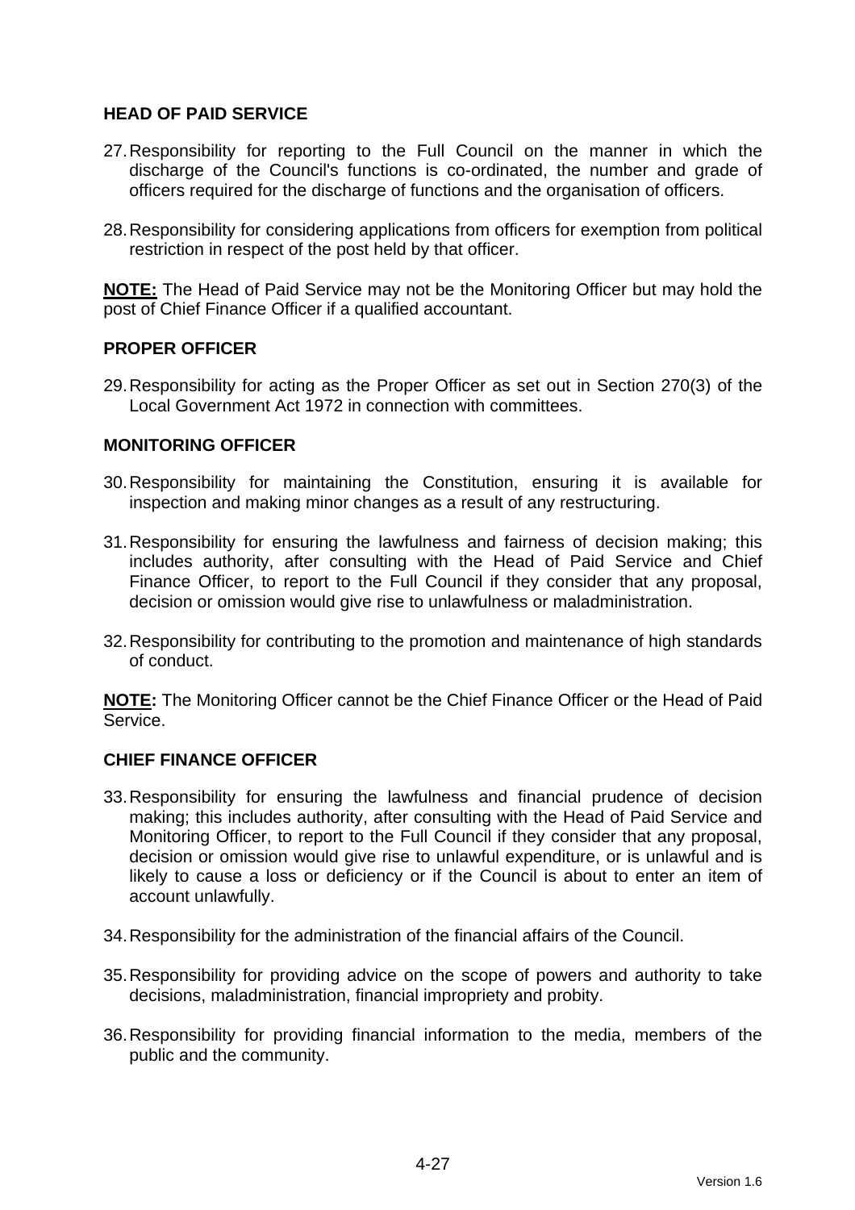**HEAD OF PAID SERVICE**

27. Responsibility for reporting to the Full Council on the manner in which the discharge of the Council's functions is co-ordinated, the number and grade of officers required for the discharge of functions and the organisation of officers.

28. Responsibility for considering applications from officers for exemption from political restriction in respect of the post held by that officer.

**NOTE:** The Head of Paid Service may not be the Monitoring Officer but may hold the post of Chief Finance Officer if a qualified accountant.

**PROPER OFFICER**

29. Responsibility for acting as the Proper Officer as set out in Section 270(3) of the Local Government Act 1972 in connection with committees.

**MONITORING OFFICER**

30. Responsibility for maintaining the Constitution, ensuring it is available for inspection and making minor changes as a result of any restructuring.

31. Responsibility for ensuring the lawfulness and fairness of decision making; this includes authority, after consulting with the Head of Paid Service and Chief Finance Officer, to report to the Full Council if they consider that any proposal, decision or omission would give rise to unlawfulness or maladministration.

32. Responsibility for contributing to the promotion and maintenance of high standards of conduct.

**NOTE:** The Monitoring Officer cannot be the Chief Finance Officer or the Head of Paid Service.

**CHIEF FINANCE OFFICER**

33. Responsibility for ensuring the lawfulness and financial prudence of decision making; this includes authority, after consulting with the Head of Paid Service and Monitoring Officer, to report to the Full Council if they consider that any proposal, decision or omission would give rise to unlawful expenditure, or is unlawful and is likely to cause a loss or deficiency or if the Council is about to enter an item of account unlawfully.

34. Responsibility for the administration of the financial affairs of the Council.

35. Responsibility for providing advice on the scope of powers and authority to take decisions, maladministration, financial impropriety and probity.

36. Responsibility for providing financial information to the media, members of the public and the community.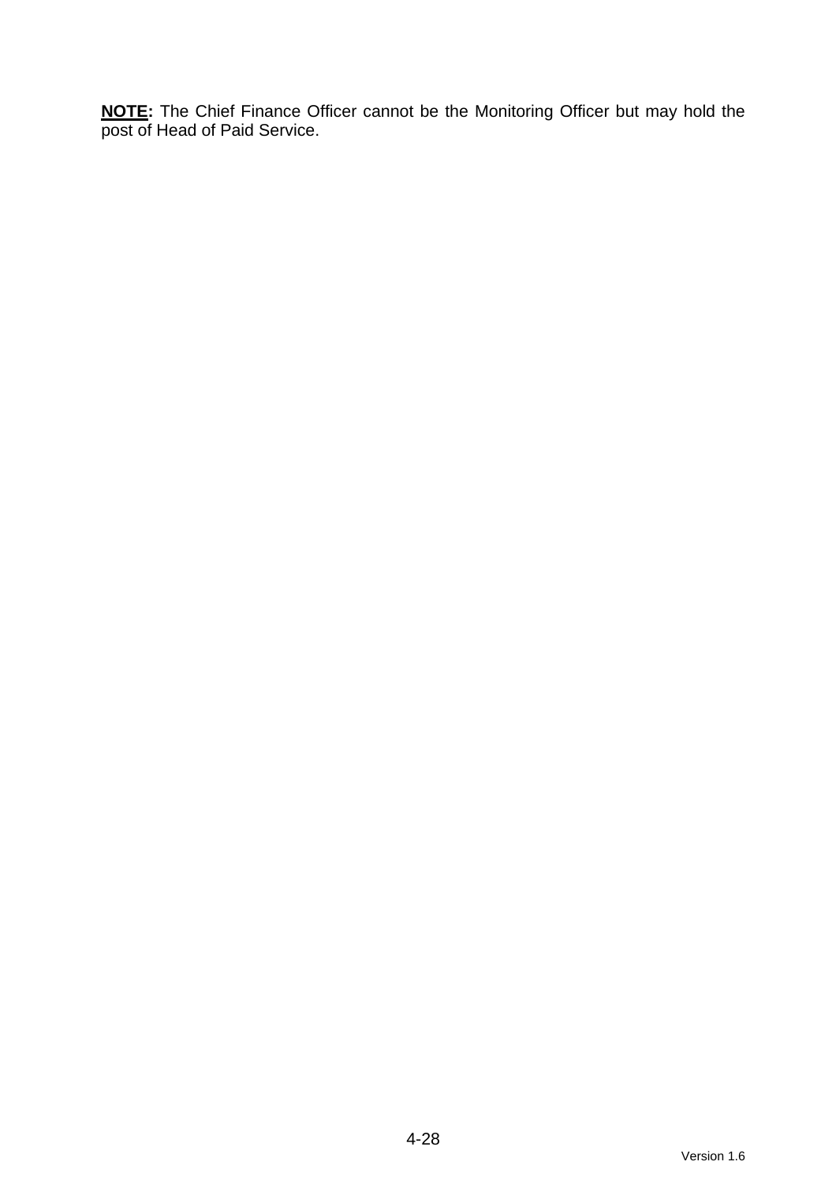**NOTE:** The Chief Finance Officer cannot be the Monitoring Officer but may hold the post of Head of Paid Service.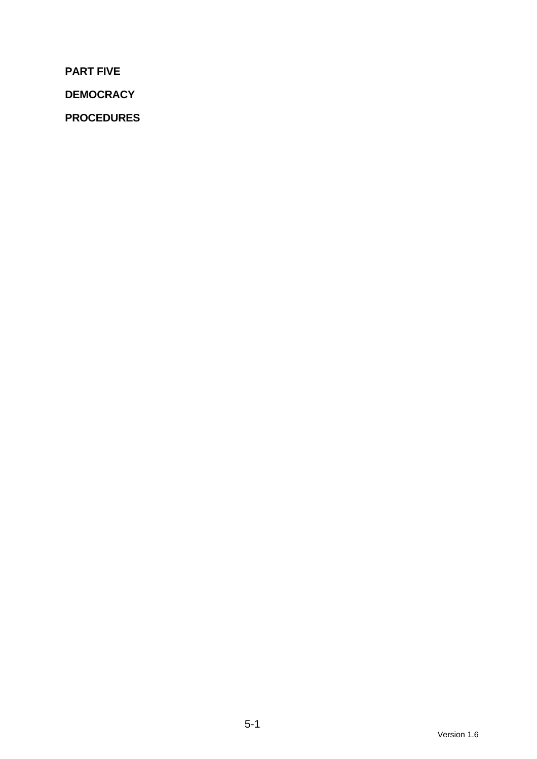**PART FIVE**

**DEMOCRACY**

**PROCEDURES**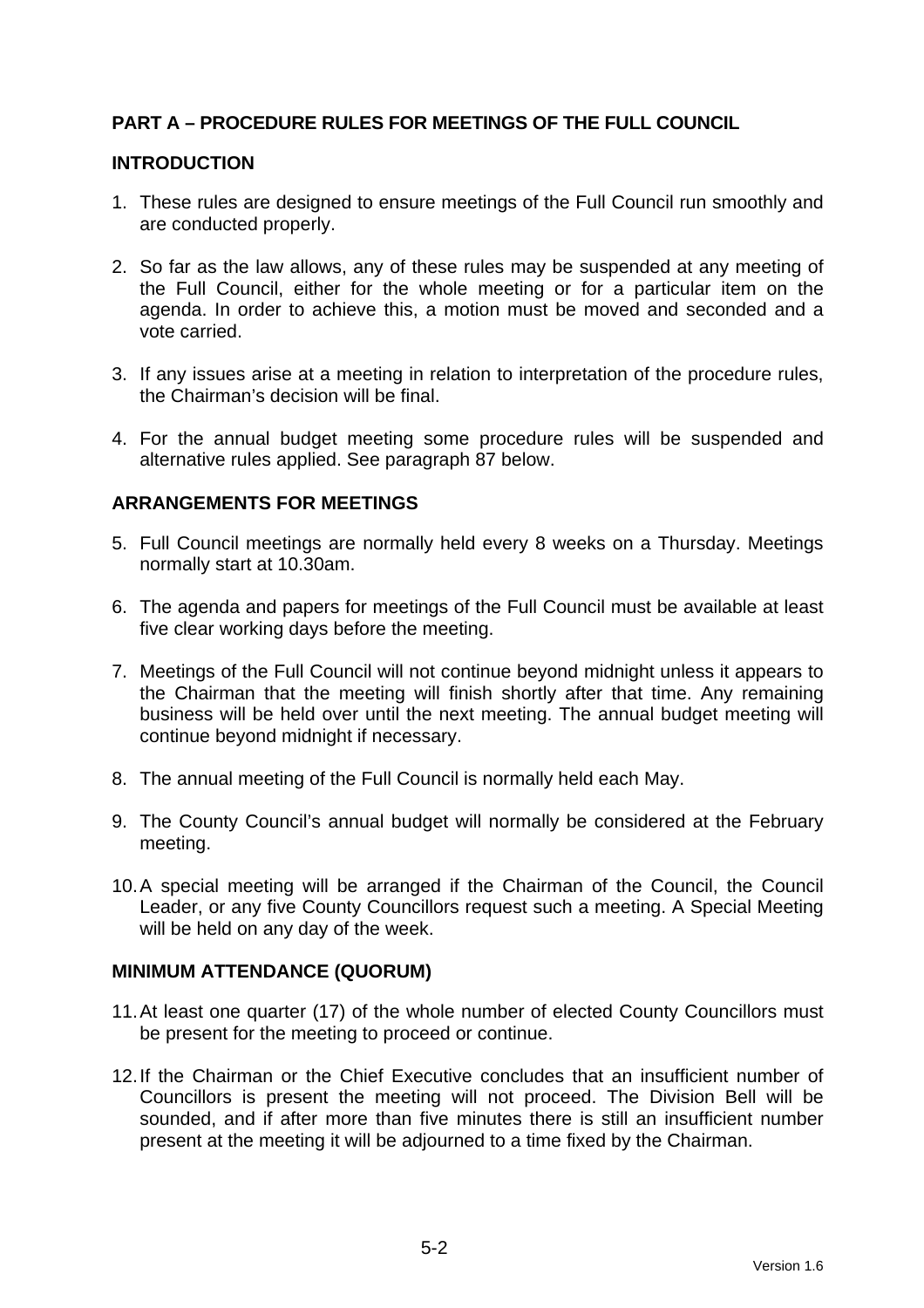## PART A – PROCEDURE RULES FOR MEETINGS OF THE FULL COUNCIL

### INTRODUCTION

1. These rules are designed to ensure meetings of the Full Council run smoothly and are conducted properly.

2. So far as the law allows, any of these rules may be suspended at any meeting of the Full Council, either for the whole meeting or for a particular item on the agenda. In order to achieve this, a motion must be moved and seconded and a vote carried.

3. If any issues arise at a meeting in relation to interpretation of the procedure rules, the Chairman's decision will be final.

4. For the annual budget meeting some procedure rules will be suspended and alternative rules applied. See paragraph 87 below.

### ARRANGEMENTS FOR MEETINGS

5. Full Council meetings are normally held every 8 weeks on a Thursday. Meetings normally start at 10.30am.

6. The agenda and papers for meetings of the Full Council must be available at least five clear working days before the meeting.

7. Meetings of the Full Council will not continue beyond midnight unless it appears to the Chairman that the meeting will finish shortly after that time. Any remaining business will be held over until the next meeting. The annual budget meeting will continue beyond midnight if necessary.

8. The annual meeting of the Full Council is normally held each May.

9. The County Council's annual budget will normally be considered at the February meeting.

10. A special meeting will be arranged if the Chairman of the Council, the Council Leader, or any five County Councillors request such a meeting. A Special Meeting will be held on any day of the week.

### MINIMUM ATTENDANCE (QUORUM)

11. At least one quarter (17) of the whole number of elected County Councillors must be present for the meeting to proceed or continue.

12. If the Chairman or the Chief Executive concludes that an insufficient number of Councillors is present the meeting will not proceed. The Division Bell will be sounded, and if after more than five minutes there is still an insufficient number present at the meeting it will be adjourned to a time fixed by the Chairman.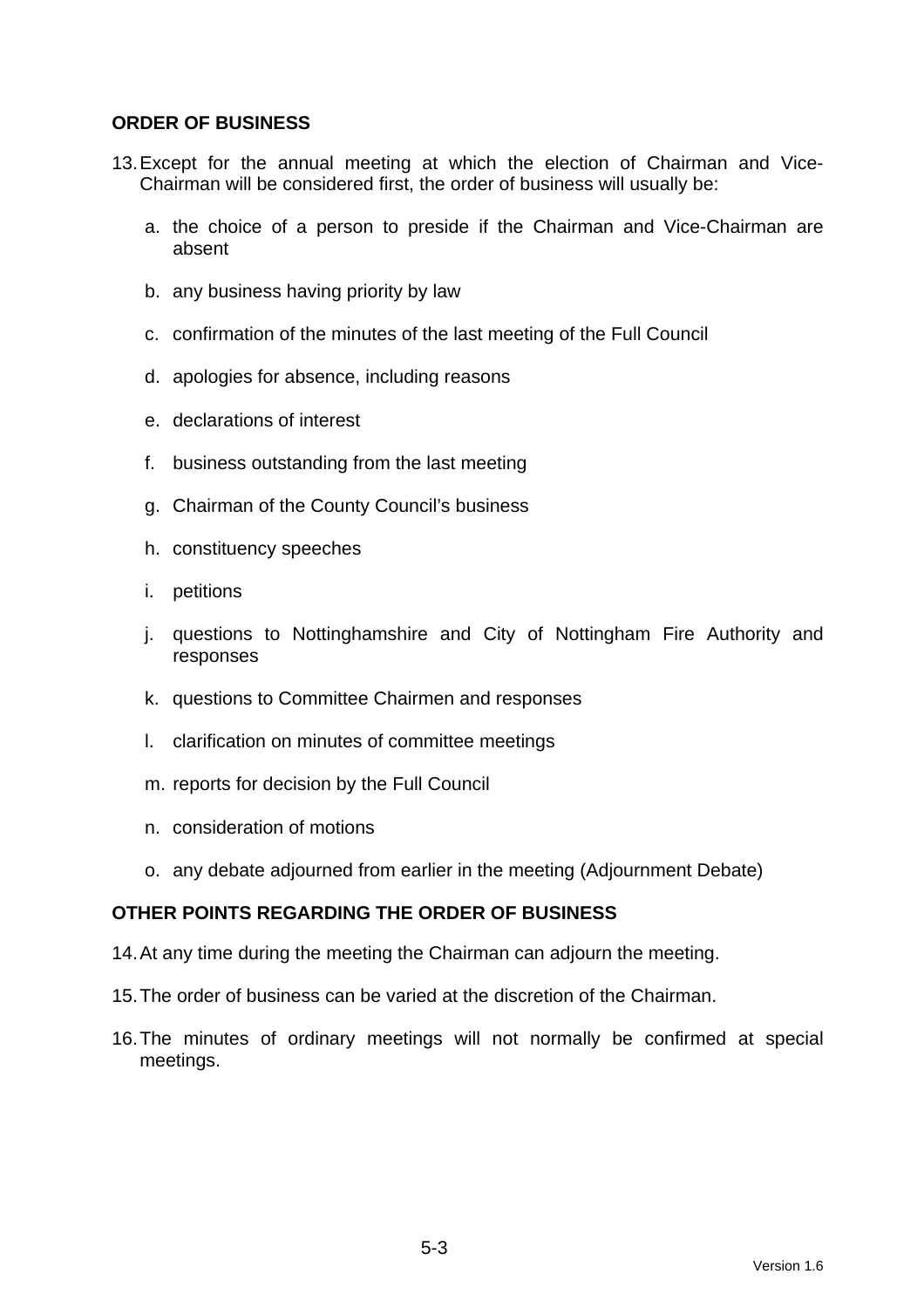## ORDER OF BUSINESS

13. Except for the annual meeting at which the election of Chairman and Vice-Chairman will be considered first, the order of business will usually be:

    a. the choice of a person to preside if the Chairman and Vice-Chairman are absent

    b. any business having priority by law

    c. confirmation of the minutes of the last meeting of the Full Council

    d. apologies for absence, including reasons

    e. declarations of interest

    f. business outstanding from the last meeting

    g. Chairman of the County Council's business

    h. constituency speeches

    i. petitions

    j. questions to Nottinghamshire and City of Nottingham Fire Authority and responses

    k. questions to Committee Chairmen and responses

    l. clarification on minutes of committee meetings

    m. reports for decision by the Full Council

    n. consideration of motions

    o. any debate adjourned from earlier in the meeting (Adjournment Debate)

## OTHER POINTS REGARDING THE ORDER OF BUSINESS

14. At any time during the meeting the Chairman can adjourn the meeting.

15. The order of business can be varied at the discretion of the Chairman.

16. The minutes of ordinary meetings will not normally be confirmed at special meetings.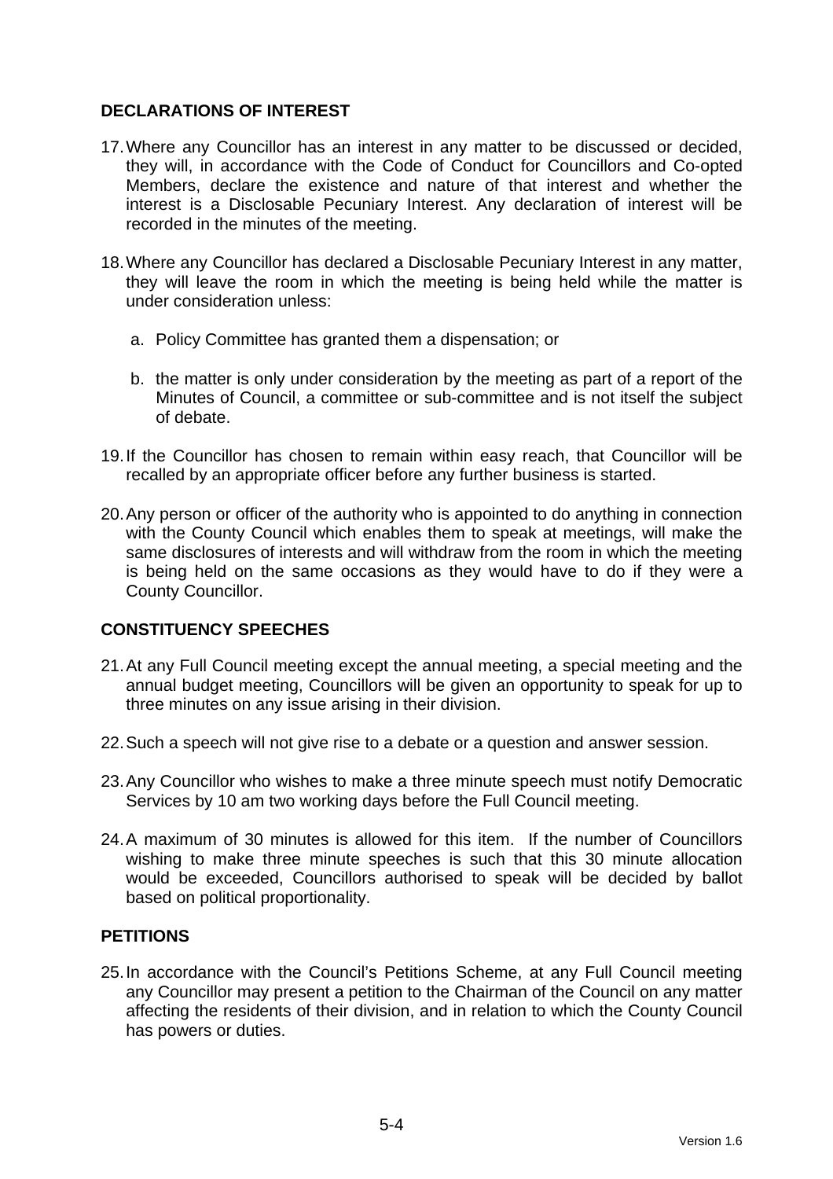## DECLARATIONS OF INTEREST

17. Where any Councillor has an interest in any matter to be discussed or decided, they will, in accordance with the Code of Conduct for Councillors and Co-opted Members, declare the existence and nature of that interest and whether the interest is a Disclosable Pecuniary Interest. Any declaration of interest will be recorded in the minutes of the meeting.

18. Where any Councillor has declared a Disclosable Pecuniary Interest in any matter, they will leave the room in which the meeting is being held while the matter is under consideration unless:

    a. Policy Committee has granted them a dispensation; or

    b. the matter is only under consideration by the meeting as part of a report of the Minutes of Council, a committee or sub-committee and is not itself the subject of debate.

19. If the Councillor has chosen to remain within easy reach, that Councillor will be recalled by an appropriate officer before any further business is started.

20. Any person or officer of the authority who is appointed to do anything in connection with the County Council which enables them to speak at meetings, will make the same disclosures of interests and will withdraw from the room in which the meeting is being held on the same occasions as they would have to do if they were a County Councillor.

## CONSTITUENCY SPEECHES

21. At any Full Council meeting except the annual meeting, a special meeting and the annual budget meeting, Councillors will be given an opportunity to speak for up to three minutes on any issue arising in their division.

22. Such a speech will not give rise to a debate or a question and answer session.

23. Any Councillor who wishes to make a three minute speech must notify Democratic Services by 10 am two working days before the Full Council meeting.

24. A maximum of 30 minutes is allowed for this item. If the number of Councillors wishing to make three minute speeches is such that this 30 minute allocation would be exceeded, Councillors authorised to speak will be decided by ballot based on political proportionality.

## PETITIONS

25. In accordance with the Council's Petitions Scheme, at any Full Council meeting any Councillor may present a petition to the Chairman of the Council on any matter affecting the residents of their division, and in relation to which the County Council has powers or duties.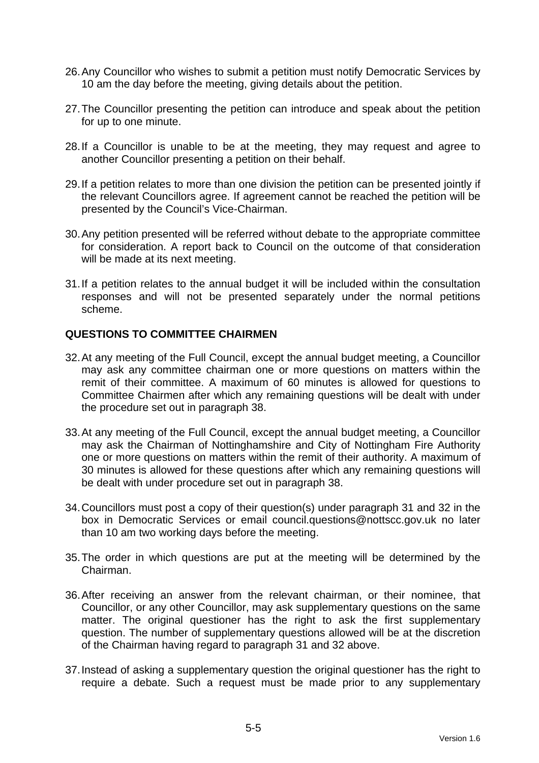26. Any Councillor who wishes to submit a petition must notify Democratic Services by 10 am the day before the meeting, giving details about the petition.

27. The Councillor presenting the petition can introduce and speak about the petition for up to one minute.

28. If a Councillor is unable to be at the meeting, they may request and agree to another Councillor presenting a petition on their behalf.

29. If a petition relates to more than one division the petition can be presented jointly if the relevant Councillors agree. If agreement cannot be reached the petition will be presented by the Council's Vice-Chairman.

30. Any petition presented will be referred without debate to the appropriate committee for consideration. A report back to Council on the outcome of that consideration will be made at its next meeting.

31. If a petition relates to the annual budget it will be included within the consultation responses and will not be presented separately under the normal petitions scheme.

**QUESTIONS TO COMMITTEE CHAIRMEN**

32. At any meeting of the Full Council, except the annual budget meeting, a Councillor may ask any committee chairman one or more questions on matters within the remit of their committee. A maximum of 60 minutes is allowed for questions to Committee Chairmen after which any remaining questions will be dealt with under the procedure set out in paragraph 38.

33. At any meeting of the Full Council, except the annual budget meeting, a Councillor may ask the Chairman of Nottinghamshire and City of Nottingham Fire Authority one or more questions on matters within the remit of their authority. A maximum of 30 minutes is allowed for these questions after which any remaining questions will be dealt with under procedure set out in paragraph 38.

34. Councillors must post a copy of their question(s) under paragraph 31 and 32 in the box in Democratic Services or email council.questions@nottscc.gov.uk no later than 10 am two working days before the meeting.

35. The order in which questions are put at the meeting will be determined by the Chairman.

36. After receiving an answer from the relevant chairman, or their nominee, that Councillor, or any other Councillor, may ask supplementary questions on the same matter. The original questioner has the right to ask the first supplementary question. The number of supplementary questions allowed will be at the discretion of the Chairman having regard to paragraph 31 and 32 above.

37. Instead of asking a supplementary question the original questioner has the right to require a debate. Such a request must be made prior to any supplementary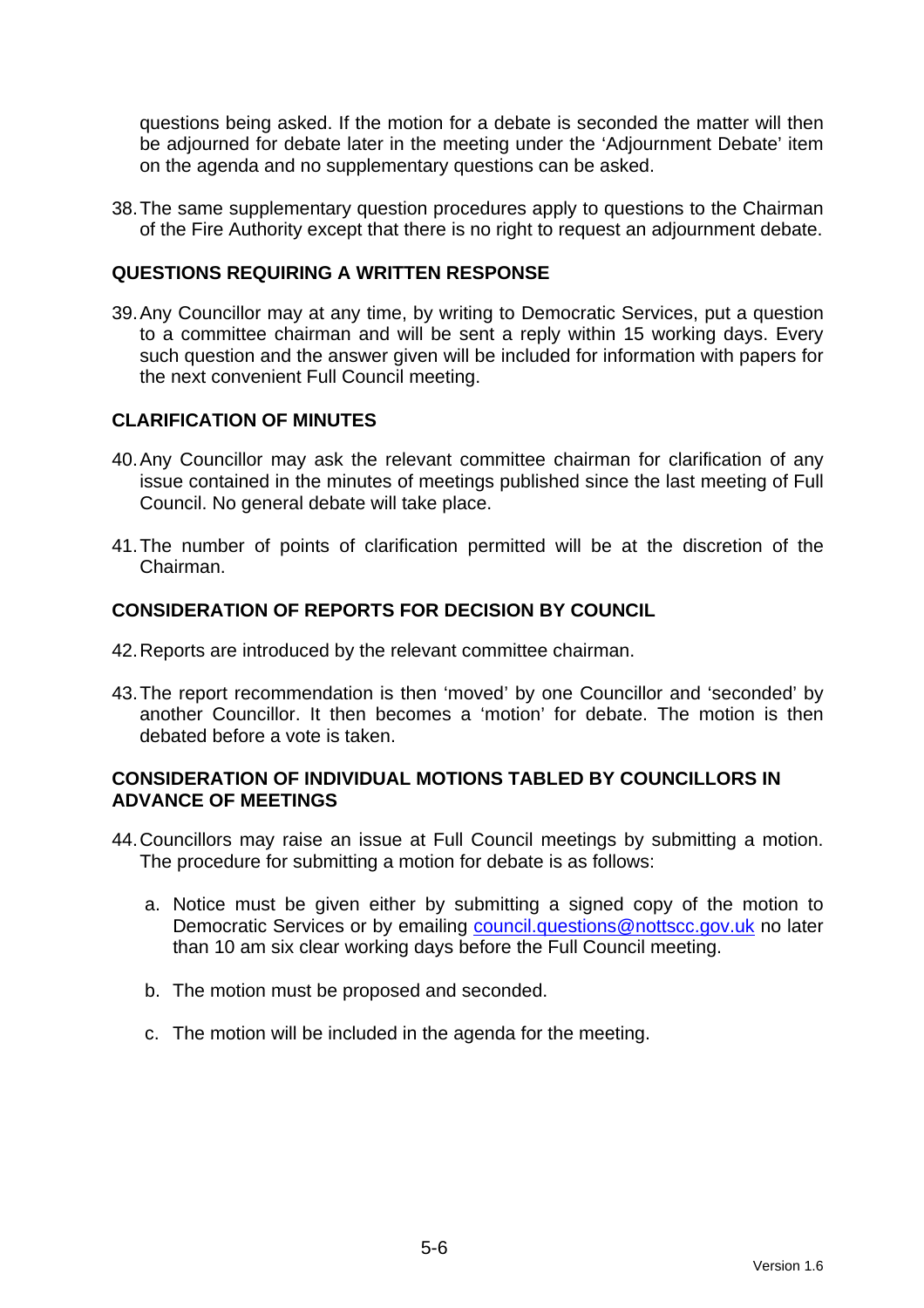questions being asked. If the motion for a debate is seconded the matter will then be adjourned for debate later in the meeting under the 'Adjournment Debate' item on the agenda and no supplementary questions can be asked.

38. The same supplementary question procedures apply to questions to the Chairman of the Fire Authority except that there is no right to request an adjournment debate.

## QUESTIONS REQUIRING A WRITTEN RESPONSE

39. Any Councillor may at any time, by writing to Democratic Services, put a question to a committee chairman and will be sent a reply within 15 working days. Every such question and the answer given will be included for information with papers for the next convenient Full Council meeting.

## CLARIFICATION OF MINUTES

40. Any Councillor may ask the relevant committee chairman for clarification of any issue contained in the minutes of meetings published since the last meeting of Full Council. No general debate will take place.

41. The number of points of clarification permitted will be at the discretion of the Chairman.

## CONSIDERATION OF REPORTS FOR DECISION BY COUNCIL

42. Reports are introduced by the relevant committee chairman.

43. The report recommendation is then 'moved' by one Councillor and 'seconded' by another Councillor. It then becomes a 'motion' for debate. The motion is then debated before a vote is taken.

## CONSIDERATION OF INDIVIDUAL MOTIONS TABLED BY COUNCILLORS IN ADVANCE OF MEETINGS

44. Councillors may raise an issue at Full Council meetings by submitting a motion. The procedure for submitting a motion for debate is as follows:

    a. Notice must be given either by submitting a signed copy of the motion to Democratic Services or by emailing council.questions@nottscc.gov.uk no later than 10 am six clear working days before the Full Council meeting.

    b. The motion must be proposed and seconded.

    c. The motion will be included in the agenda for the meeting.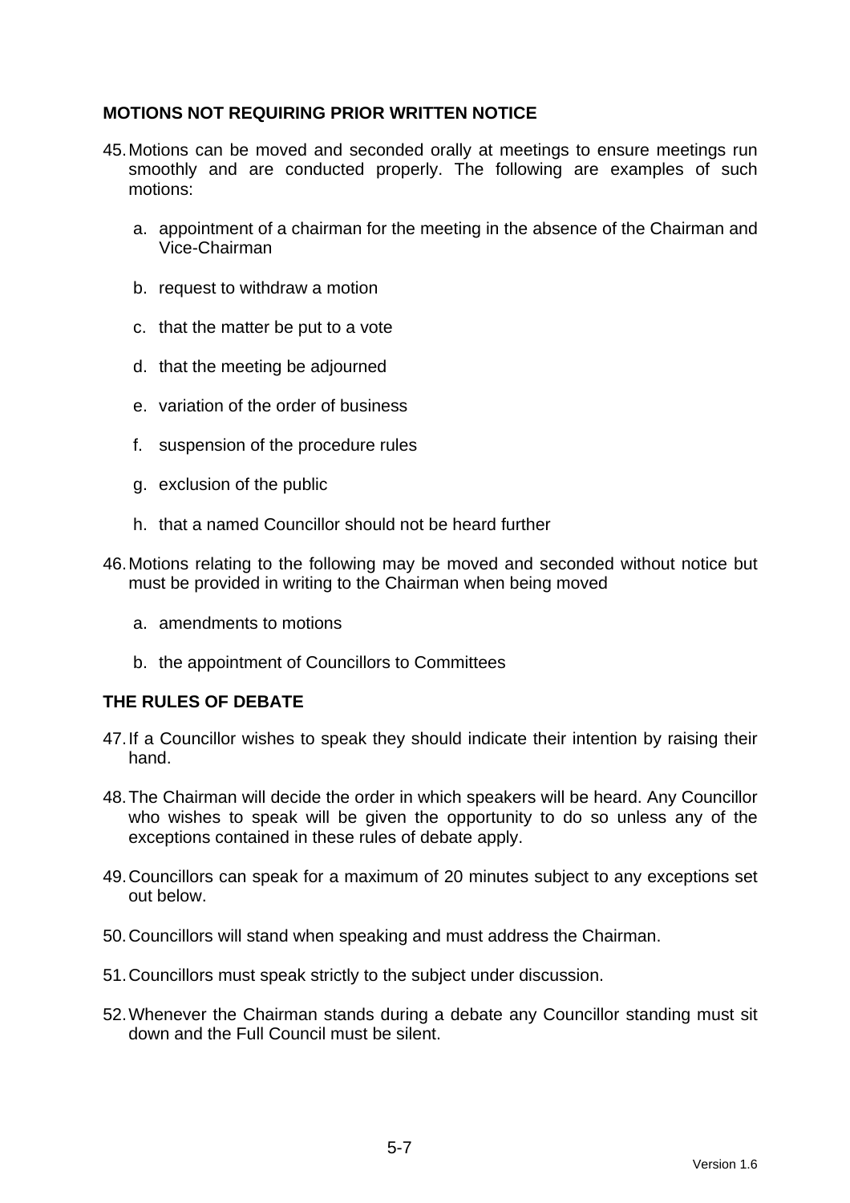## MOTIONS NOT REQUIRING PRIOR WRITTEN NOTICE

45. Motions can be moved and seconded orally at meetings to ensure meetings run smoothly and are conducted properly. The following are examples of such motions:

    a. appointment of a chairman for the meeting in the absence of the Chairman and Vice-Chairman

    b. request to withdraw a motion

    c. that the matter be put to a vote

    d. that the meeting be adjourned

    e. variation of the order of business

    f. suspension of the procedure rules

    g. exclusion of the public

    h. that a named Councillor should not be heard further

46. Motions relating to the following may be moved and seconded without notice but must be provided in writing to the Chairman when being moved

    a. amendments to motions

    b. the appointment of Councillors to Committees

## THE RULES OF DEBATE

47. If a Councillor wishes to speak they should indicate their intention by raising their hand.

48. The Chairman will decide the order in which speakers will be heard. Any Councillor who wishes to speak will be given the opportunity to do so unless any of the exceptions contained in these rules of debate apply.

49. Councillors can speak for a maximum of 20 minutes subject to any exceptions set out below.

50. Councillors will stand when speaking and must address the Chairman.

51. Councillors must speak strictly to the subject under discussion.

52. Whenever the Chairman stands during a debate any Councillor standing must sit down and the Full Council must be silent.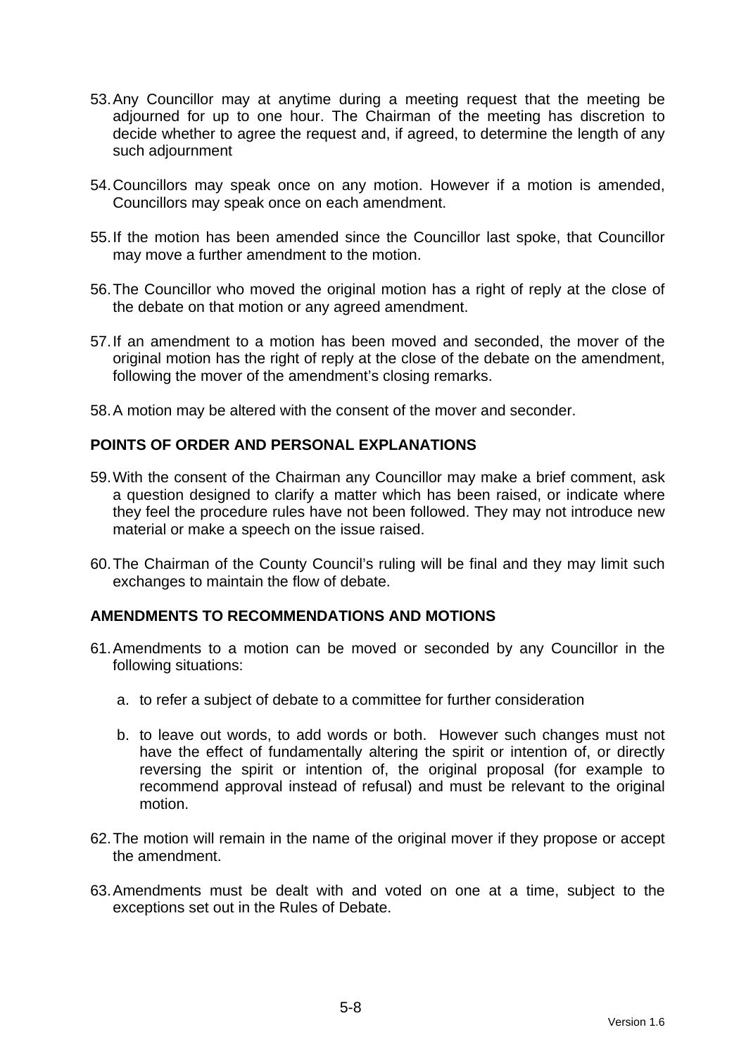53. Any Councillor may at anytime during a meeting request that the meeting be adjourned for up to one hour. The Chairman of the meeting has discretion to decide whether to agree the request and, if agreed, to determine the length of any such adjournment

54. Councillors may speak once on any motion. However if a motion is amended, Councillors may speak once on each amendment.

55. If the motion has been amended since the Councillor last spoke, that Councillor may move a further amendment to the motion.

56. The Councillor who moved the original motion has a right of reply at the close of the debate on that motion or any agreed amendment.

57. If an amendment to a motion has been moved and seconded, the mover of the original motion has the right of reply at the close of the debate on the amendment, following the mover of the amendment's closing remarks.

58. A motion may be altered with the consent of the mover and seconder.

## POINTS OF ORDER AND PERSONAL EXPLANATIONS

59. With the consent of the Chairman any Councillor may make a brief comment, ask a question designed to clarify a matter which has been raised, or indicate where they feel the procedure rules have not been followed. They may not introduce new material or make a speech on the issue raised.

60. The Chairman of the County Council's ruling will be final and they may limit such exchanges to maintain the flow of debate.

## AMENDMENTS TO RECOMMENDATIONS AND MOTIONS

61. Amendments to a motion can be moved or seconded by any Councillor in the following situations:

    a. to refer a subject of debate to a committee for further consideration

    b. to leave out words, to add words or both. However such changes must not have the effect of fundamentally altering the spirit or intention of, or directly reversing the spirit or intention of, the original proposal (for example to recommend approval instead of refusal) and must be relevant to the original motion.

62. The motion will remain in the name of the original mover if they propose or accept the amendment.

63. Amendments must be dealt with and voted on one at a time, subject to the exceptions set out in the Rules of Debate.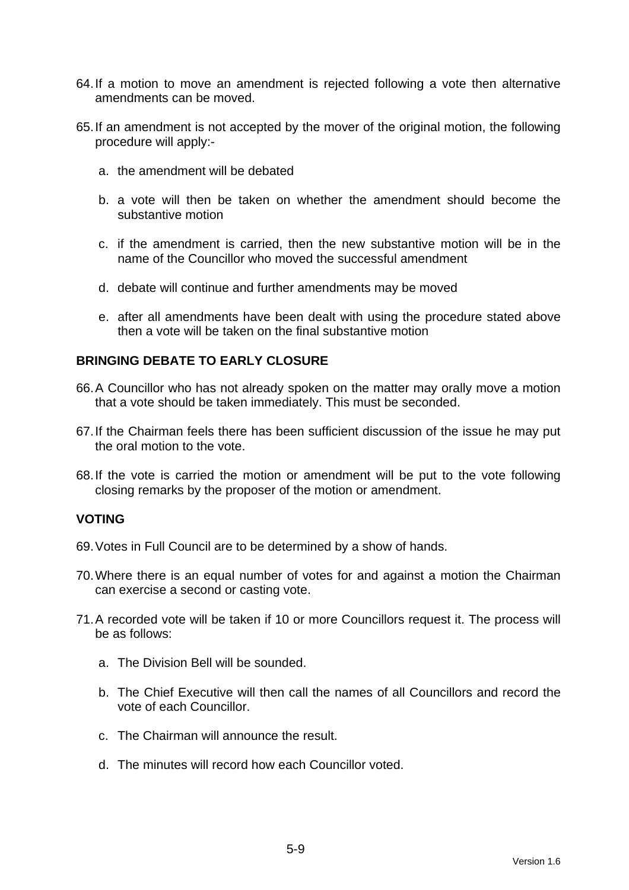64. If a motion to move an amendment is rejected following a vote then alternative amendments can be moved.

65. If an amendment is not accepted by the mover of the original motion, the following procedure will apply:-

    a. the amendment will be debated

    b. a vote will then be taken on whether the amendment should become the substantive motion

    c. if the amendment is carried, then the new substantive motion will be in the name of the Councillor who moved the successful amendment

    d. debate will continue and further amendments may be moved

    e. after all amendments have been dealt with using the procedure stated above then a vote will be taken on the final substantive motion

**BRINGING DEBATE TO EARLY CLOSURE**

66. A Councillor who has not already spoken on the matter may orally move a motion that a vote should be taken immediately. This must be seconded.

67. If the Chairman feels there has been sufficient discussion of the issue he may put the oral motion to the vote.

68. If the vote is carried the motion or amendment will be put to the vote following closing remarks by the proposer of the motion or amendment.

**VOTING**

69. Votes in Full Council are to be determined by a show of hands.

70. Where there is an equal number of votes for and against a motion the Chairman can exercise a second or casting vote.

71. A recorded vote will be taken if 10 or more Councillors request it. The process will be as follows:

    a. The Division Bell will be sounded.

    b. The Chief Executive will then call the names of all Councillors and record the vote of each Councillor.

    c. The Chairman will announce the result.

    d. The minutes will record how each Councillor voted.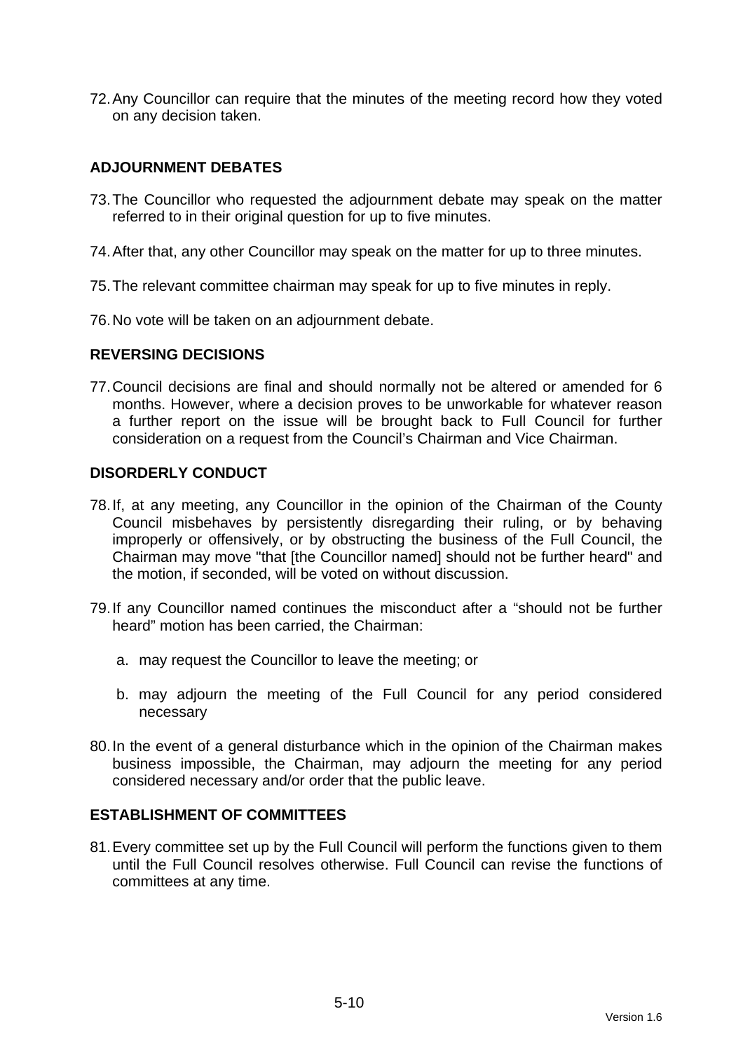72. Any Councillor can require that the minutes of the meeting record how they voted on any decision taken.

## ADJOURNMENT DEBATES

73. The Councillor who requested the adjournment debate may speak on the matter referred to in their original question for up to five minutes.

74. After that, any other Councillor may speak on the matter for up to three minutes.

75. The relevant committee chairman may speak for up to five minutes in reply.

76. No vote will be taken on an adjournment debate.

## REVERSING DECISIONS

77. Council decisions are final and should normally not be altered or amended for 6 months. However, where a decision proves to be unworkable for whatever reason a further report on the issue will be brought back to Full Council for further consideration on a request from the Council's Chairman and Vice Chairman.

## DISORDERLY CONDUCT

78. If, at any meeting, any Councillor in the opinion of the Chairman of the County Council misbehaves by persistently disregarding their ruling, or by behaving improperly or offensively, or by obstructing the business of the Full Council, the Chairman may move "that [the Councillor named] should not be further heard" and the motion, if seconded, will be voted on without discussion.

79. If any Councillor named continues the misconduct after a "should not be further heard" motion has been carried, the Chairman:

    a. may request the Councillor to leave the meeting; or

    b. may adjourn the meeting of the Full Council for any period considered necessary

80. In the event of a general disturbance which in the opinion of the Chairman makes business impossible, the Chairman, may adjourn the meeting for any period considered necessary and/or order that the public leave.

## ESTABLISHMENT OF COMMITTEES

81. Every committee set up by the Full Council will perform the functions given to them until the Full Council resolves otherwise. Full Council can revise the functions of committees at any time.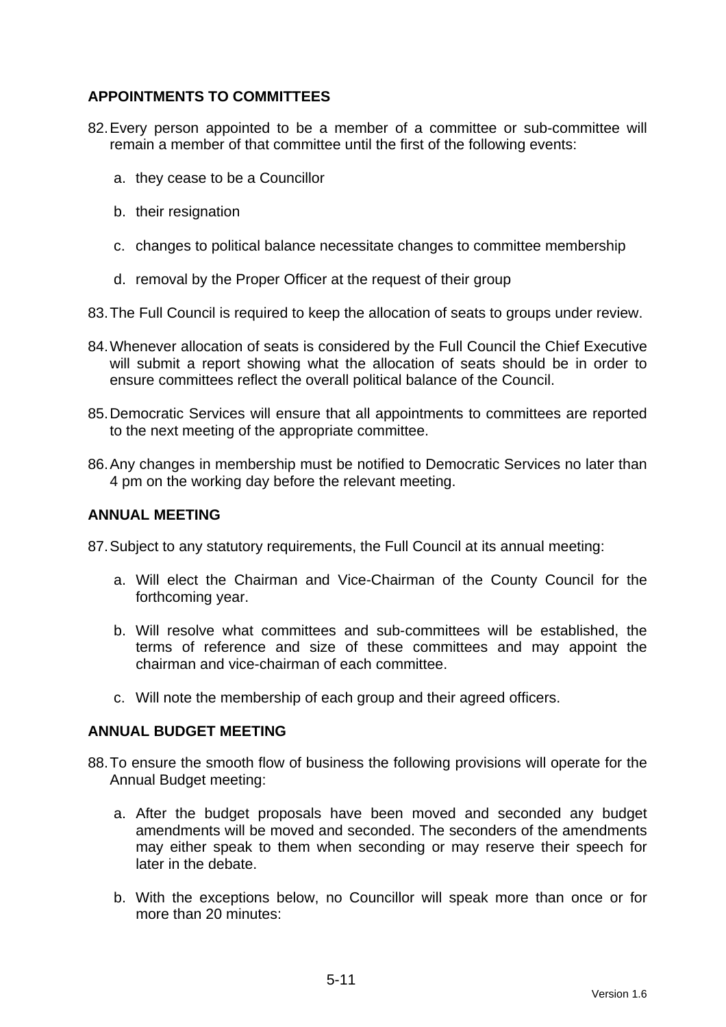**APPOINTMENTS TO COMMITTEES**

82. Every person appointed to be a member of a committee or sub-committee will remain a member of that committee until the first of the following events:

    a. they cease to be a Councillor

    b. their resignation

    c. changes to political balance necessitate changes to committee membership

    d. removal by the Proper Officer at the request of their group

83. The Full Council is required to keep the allocation of seats to groups under review.

84. Whenever allocation of seats is considered by the Full Council the Chief Executive will submit a report showing what the allocation of seats should be in order to ensure committees reflect the overall political balance of the Council.

85. Democratic Services will ensure that all appointments to committees are reported to the next meeting of the appropriate committee.

86. Any changes in membership must be notified to Democratic Services no later than 4 pm on the working day before the relevant meeting.

**ANNUAL MEETING**

87. Subject to any statutory requirements, the Full Council at its annual meeting:

    a. Will elect the Chairman and Vice-Chairman of the County Council for the forthcoming year.

    b. Will resolve what committees and sub-committees will be established, the terms of reference and size of these committees and may appoint the chairman and vice-chairman of each committee.

    c. Will note the membership of each group and their agreed officers.

**ANNUAL BUDGET MEETING**

88. To ensure the smooth flow of business the following provisions will operate for the Annual Budget meeting:

    a. After the budget proposals have been moved and seconded any budget amendments will be moved and seconded. The seconders of the amendments may either speak to them when seconding or may reserve their speech for later in the debate.

    b. With the exceptions below, no Councillor will speak more than once or for more than 20 minutes: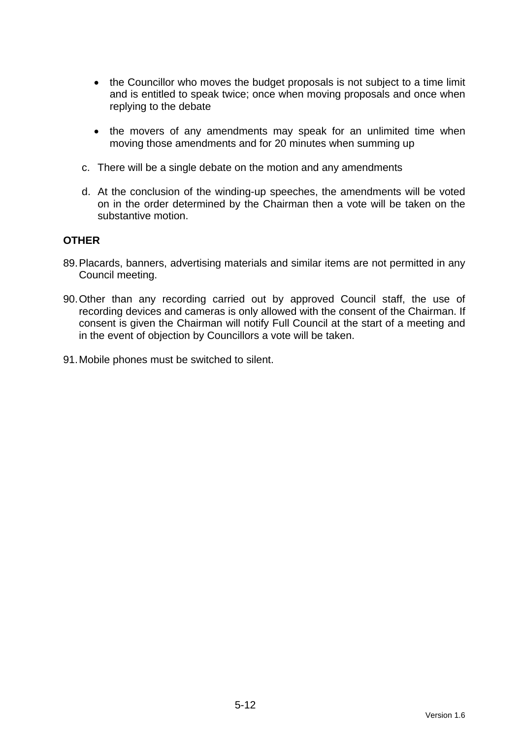- the Councillor who moves the budget proposals is not subject to a time limit and is entitled to speak twice; once when moving proposals and once when replying to the debate

- the movers of any amendments may speak for an unlimited time when moving those amendments and for 20 minutes when summing up

c. There will be a single debate on the motion and any amendments

d. At the conclusion of the winding-up speeches, the amendments will be voted on in the order determined by the Chairman then a vote will be taken on the substantive motion.

**OTHER**

89. Placards, banners, advertising materials and similar items are not permitted in any Council meeting.

90. Other than any recording carried out by approved Council staff, the use of recording devices and cameras is only allowed with the consent of the Chairman. If consent is given the Chairman will notify Full Council at the start of a meeting and in the event of objection by Councillors a vote will be taken.

91. Mobile phones must be switched to silent.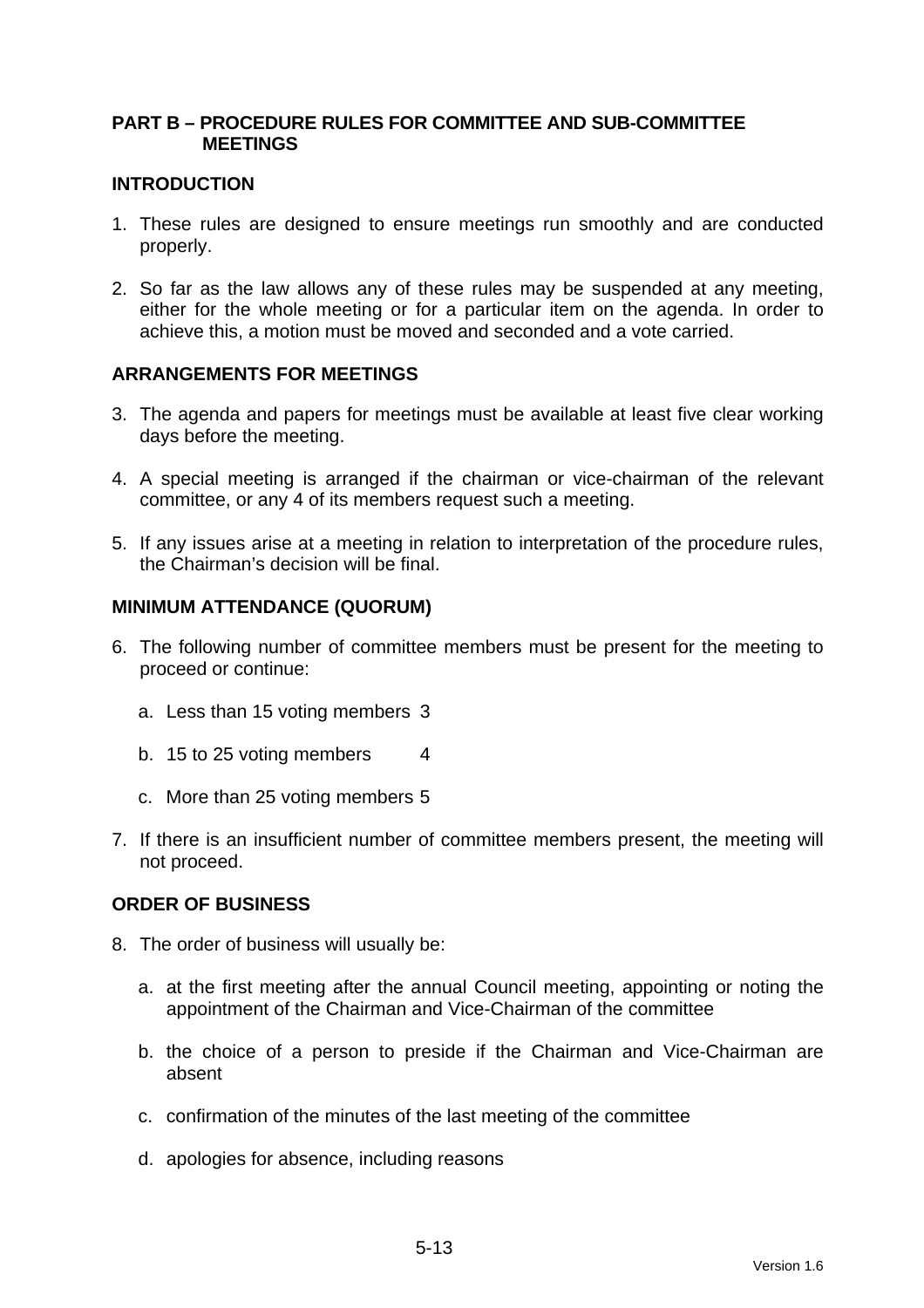## PART B – PROCEDURE RULES FOR COMMITTEE AND SUB-COMMITTEE MEETINGS

### INTRODUCTION

1. These rules are designed to ensure meetings run smoothly and are conducted properly.

2. So far as the law allows any of these rules may be suspended at any meeting, either for the whole meeting or for a particular item on the agenda. In order to achieve this, a motion must be moved and seconded and a vote carried.

### ARRANGEMENTS FOR MEETINGS

3. The agenda and papers for meetings must be available at least five clear working days before the meeting.

4. A special meeting is arranged if the chairman or vice-chairman of the relevant committee, or any 4 of its members request such a meeting.

5. If any issues arise at a meeting in relation to interpretation of the procedure rules, the Chairman's decision will be final.

### MINIMUM ATTENDANCE (QUORUM)

6. The following number of committee members must be present for the meeting to proceed or continue:

    a. Less than 15 voting members 3

    b. 15 to 25 voting members 4

    c. More than 25 voting members 5

7. If there is an insufficient number of committee members present, the meeting will not proceed.

### ORDER OF BUSINESS

8. The order of business will usually be:

    a. at the first meeting after the annual Council meeting, appointing or noting the appointment of the Chairman and Vice-Chairman of the committee

    b. the choice of a person to preside if the Chairman and Vice-Chairman are absent

    c. confirmation of the minutes of the last meeting of the committee

    d. apologies for absence, including reasons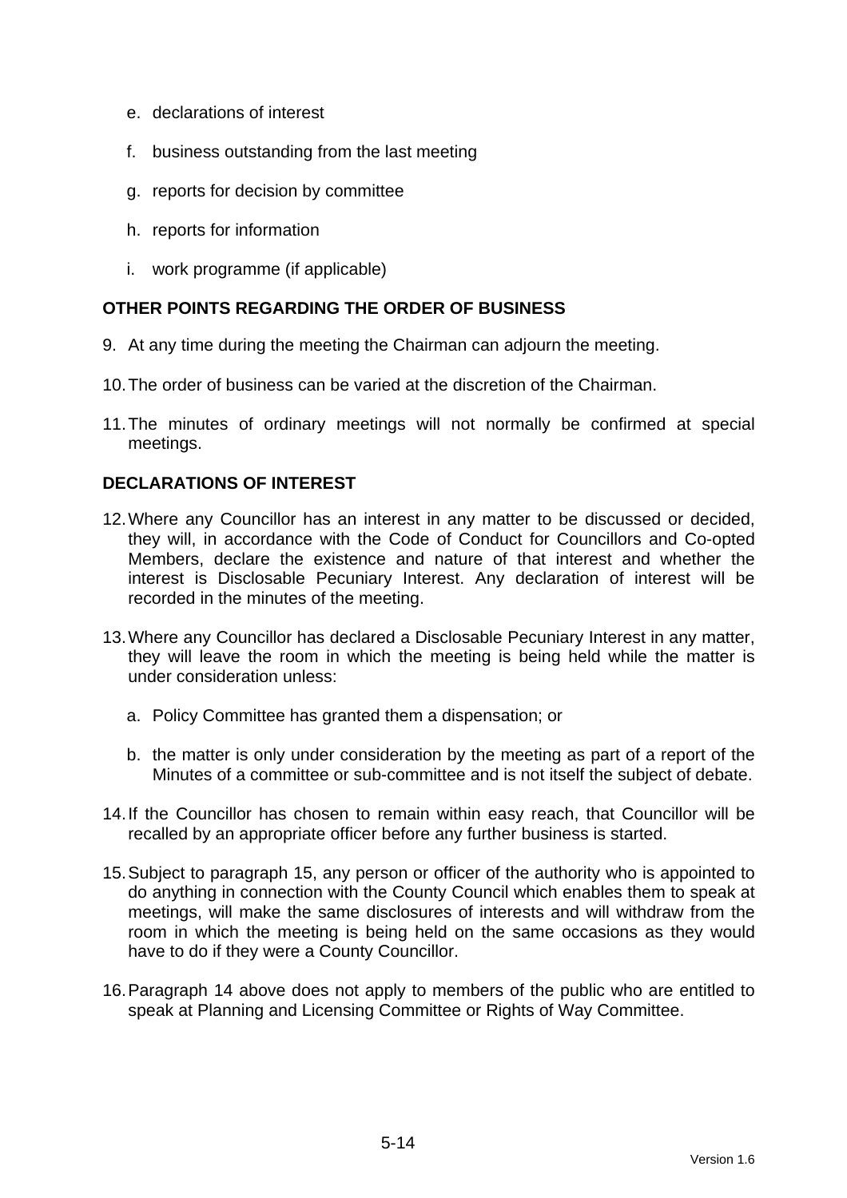e. declarations of interest

f. business outstanding from the last meeting

g. reports for decision by committee

h. reports for information

i. work programme (if applicable)

## OTHER POINTS REGARDING THE ORDER OF BUSINESS

9. At any time during the meeting the Chairman can adjourn the meeting.

10. The order of business can be varied at the discretion of the Chairman.

11. The minutes of ordinary meetings will not normally be confirmed at special meetings.

## DECLARATIONS OF INTEREST

12. Where any Councillor has an interest in any matter to be discussed or decided, they will, in accordance with the Code of Conduct for Councillors and Co-opted Members, declare the existence and nature of that interest and whether the interest is Disclosable Pecuniary Interest. Any declaration of interest will be recorded in the minutes of the meeting.

13. Where any Councillor has declared a Disclosable Pecuniary Interest in any matter, they will leave the room in which the meeting is being held while the matter is under consideration unless:

    a. Policy Committee has granted them a dispensation; or

    b. the matter is only under consideration by the meeting as part of a report of the Minutes of a committee or sub-committee and is not itself the subject of debate.

14. If the Councillor has chosen to remain within easy reach, that Councillor will be recalled by an appropriate officer before any further business is started.

15. Subject to paragraph 15, any person or officer of the authority who is appointed to do anything in connection with the County Council which enables them to speak at meetings, will make the same disclosures of interests and will withdraw from the room in which the meeting is being held on the same occasions as they would have to do if they were a County Councillor.

16. Paragraph 14 above does not apply to members of the public who are entitled to speak at Planning and Licensing Committee or Rights of Way Committee.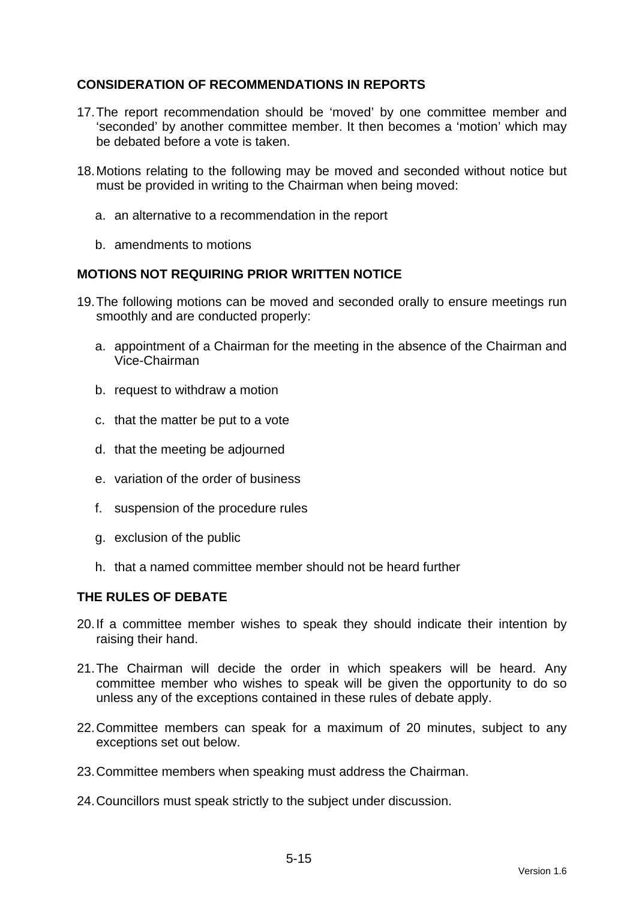## CONSIDERATION OF RECOMMENDATIONS IN REPORTS

17. The report recommendation should be 'moved' by one committee member and 'seconded' by another committee member. It then becomes a 'motion' which may be debated before a vote is taken.

18. Motions relating to the following may be moved and seconded without notice but must be provided in writing to the Chairman when being moved:

    a. an alternative to a recommendation in the report

    b. amendments to motions

## MOTIONS NOT REQUIRING PRIOR WRITTEN NOTICE

19. The following motions can be moved and seconded orally to ensure meetings run smoothly and are conducted properly:

    a. appointment of a Chairman for the meeting in the absence of the Chairman and Vice-Chairman

    b. request to withdraw a motion

    c. that the matter be put to a vote

    d. that the meeting be adjourned

    e. variation of the order of business

    f. suspension of the procedure rules

    g. exclusion of the public

    h. that a named committee member should not be heard further

## THE RULES OF DEBATE

20. If a committee member wishes to speak they should indicate their intention by raising their hand.

21. The Chairman will decide the order in which speakers will be heard. Any committee member who wishes to speak will be given the opportunity to do so unless any of the exceptions contained in these rules of debate apply.

22. Committee members can speak for a maximum of 20 minutes, subject to any exceptions set out below.

23. Committee members when speaking must address the Chairman.

24. Councillors must speak strictly to the subject under discussion.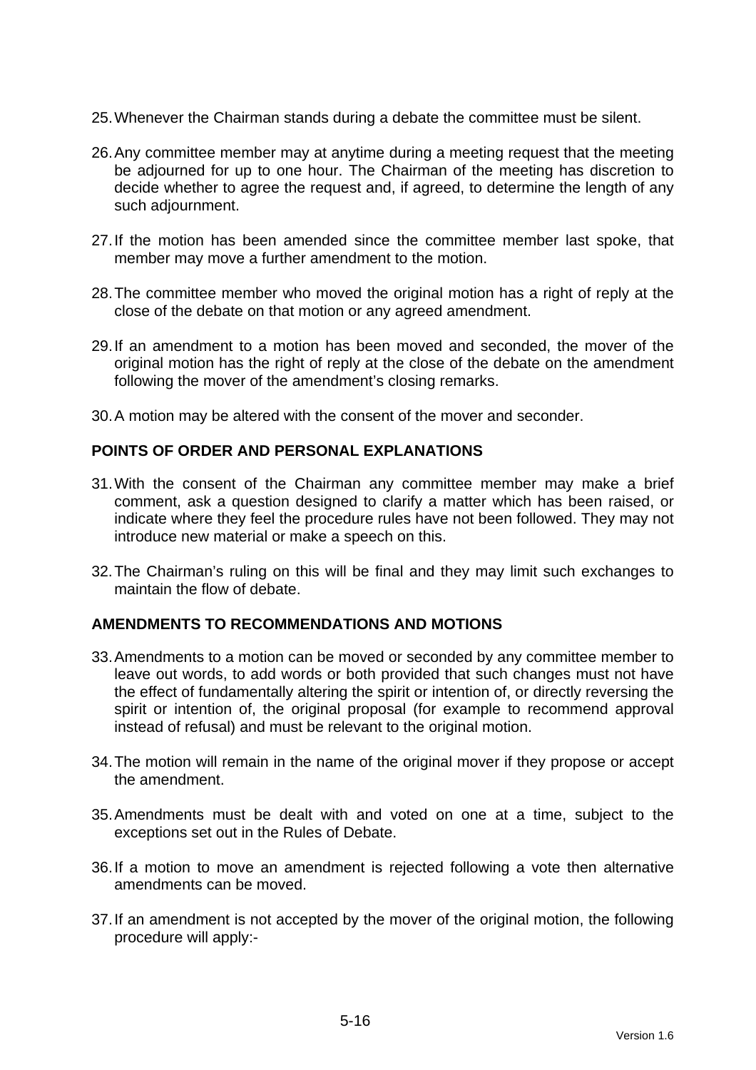25. Whenever the Chairman stands during a debate the committee must be silent.

26. Any committee member may at anytime during a meeting request that the meeting be adjourned for up to one hour. The Chairman of the meeting has discretion to decide whether to agree the request and, if agreed, to determine the length of any such adjournment.

27. If the motion has been amended since the committee member last spoke, that member may move a further amendment to the motion.

28. The committee member who moved the original motion has a right of reply at the close of the debate on that motion or any agreed amendment.

29. If an amendment to a motion has been moved and seconded, the mover of the original motion has the right of reply at the close of the debate on the amendment following the mover of the amendment's closing remarks.

30. A motion may be altered with the consent of the mover and seconder.

## POINTS OF ORDER AND PERSONAL EXPLANATIONS

31. With the consent of the Chairman any committee member may make a brief comment, ask a question designed to clarify a matter which has been raised, or indicate where they feel the procedure rules have not been followed. They may not introduce new material or make a speech on this.

32. The Chairman's ruling on this will be final and they may limit such exchanges to maintain the flow of debate.

## AMENDMENTS TO RECOMMENDATIONS AND MOTIONS

33. Amendments to a motion can be moved or seconded by any committee member to leave out words, to add words or both provided that such changes must not have the effect of fundamentally altering the spirit or intention of, or directly reversing the spirit or intention of, the original proposal (for example to recommend approval instead of refusal) and must be relevant to the original motion.

34. The motion will remain in the name of the original mover if they propose or accept the amendment.

35. Amendments must be dealt with and voted on one at a time, subject to the exceptions set out in the Rules of Debate.

36. If a motion to move an amendment is rejected following a vote then alternative amendments can be moved.

37. If an amendment is not accepted by the mover of the original motion, the following procedure will apply:-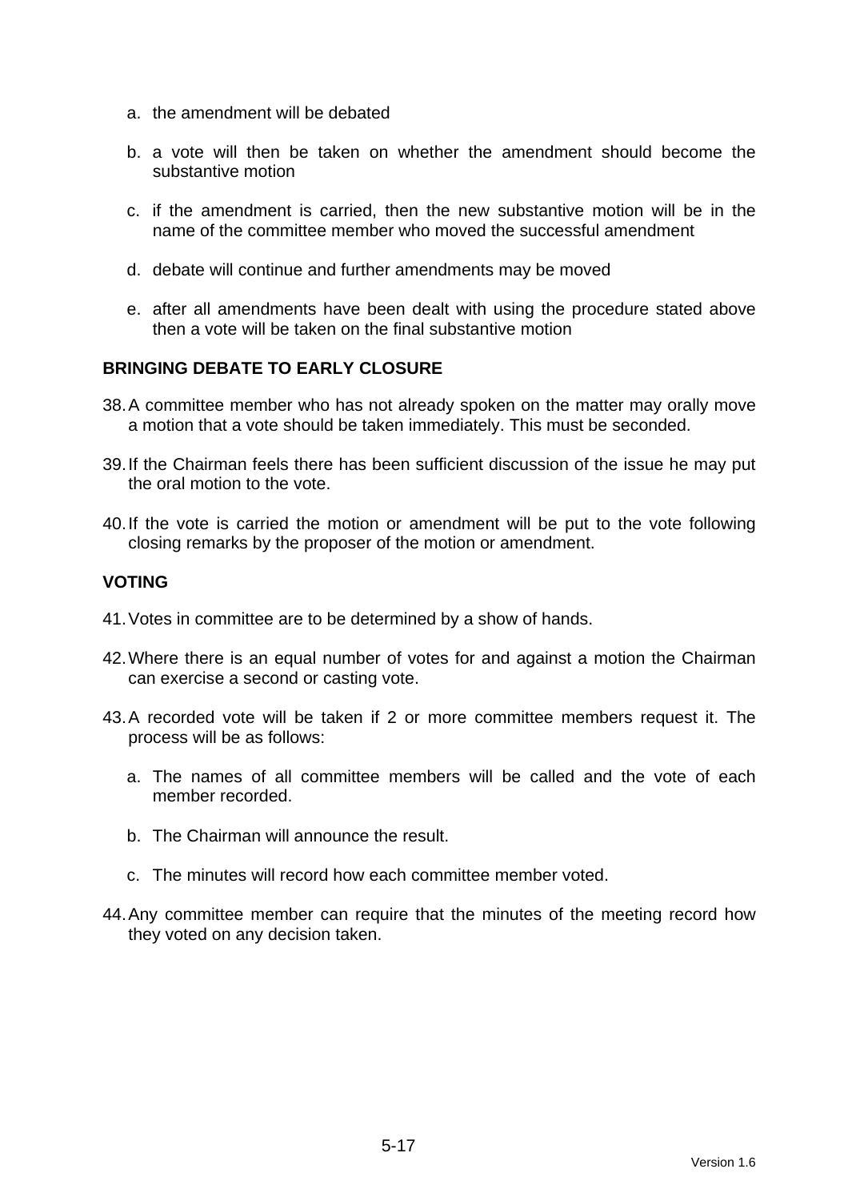a. the amendment will be debated

b. a vote will then be taken on whether the amendment should become the substantive motion

c. if the amendment is carried, then the new substantive motion will be in the name of the committee member who moved the successful amendment

d. debate will continue and further amendments may be moved

e. after all amendments have been dealt with using the procedure stated above then a vote will be taken on the final substantive motion

**BRINGING DEBATE TO EARLY CLOSURE**

38. A committee member who has not already spoken on the matter may orally move a motion that a vote should be taken immediately. This must be seconded.

39. If the Chairman feels there has been sufficient discussion of the issue he may put the oral motion to the vote.

40. If the vote is carried the motion or amendment will be put to the vote following closing remarks by the proposer of the motion or amendment.

**VOTING**

41. Votes in committee are to be determined by a show of hands.

42. Where there is an equal number of votes for and against a motion the Chairman can exercise a second or casting vote.

43. A recorded vote will be taken if 2 or more committee members request it. The process will be as follows:

    a. The names of all committee members will be called and the vote of each member recorded.

    b. The Chairman will announce the result.

    c. The minutes will record how each committee member voted.

44. Any committee member can require that the minutes of the meeting record how they voted on any decision taken.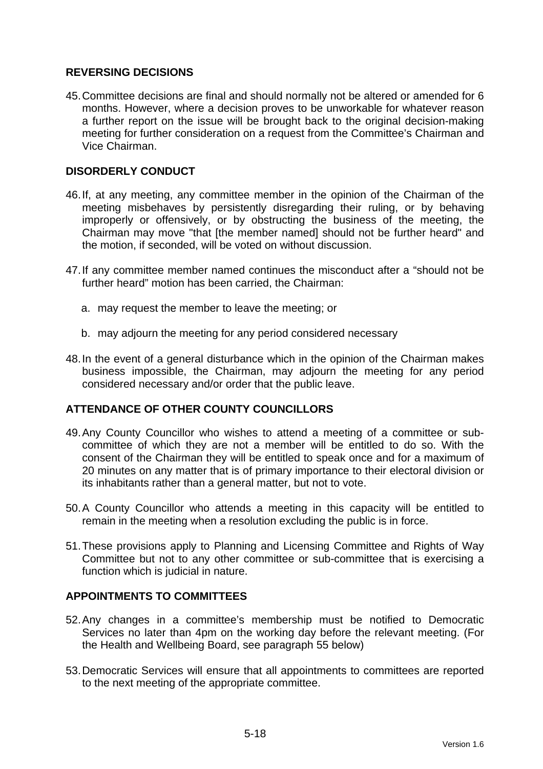## REVERSING DECISIONS

45. Committee decisions are final and should normally not be altered or amended for 6 months. However, where a decision proves to be unworkable for whatever reason a further report on the issue will be brought back to the original decision-making meeting for further consideration on a request from the Committee's Chairman and Vice Chairman.

## DISORDERLY CONDUCT

46. If, at any meeting, any committee member in the opinion of the Chairman of the meeting misbehaves by persistently disregarding their ruling, or by behaving improperly or offensively, or by obstructing the business of the meeting, the Chairman may move "that [the member named] should not be further heard" and the motion, if seconded, will be voted on without discussion.

47. If any committee member named continues the misconduct after a "should not be further heard" motion has been carried, the Chairman:

    a. may request the member to leave the meeting; or

    b. may adjourn the meeting for any period considered necessary

48. In the event of a general disturbance which in the opinion of the Chairman makes business impossible, the Chairman, may adjourn the meeting for any period considered necessary and/or order that the public leave.

## ATTENDANCE OF OTHER COUNTY COUNCILLORS

49. Any County Councillor who wishes to attend a meeting of a committee or sub-committee of which they are not a member will be entitled to do so. With the consent of the Chairman they will be entitled to speak once and for a maximum of 20 minutes on any matter that is of primary importance to their electoral division or its inhabitants rather than a general matter, but not to vote.

50. A County Councillor who attends a meeting in this capacity will be entitled to remain in the meeting when a resolution excluding the public is in force.

51. These provisions apply to Planning and Licensing Committee and Rights of Way Committee but not to any other committee or sub-committee that is exercising a function which is judicial in nature.

## APPOINTMENTS TO COMMITTEES

52. Any changes in a committee's membership must be notified to Democratic Services no later than 4pm on the working day before the relevant meeting. (For the Health and Wellbeing Board, see paragraph 55 below)

53. Democratic Services will ensure that all appointments to committees are reported to the next meeting of the appropriate committee.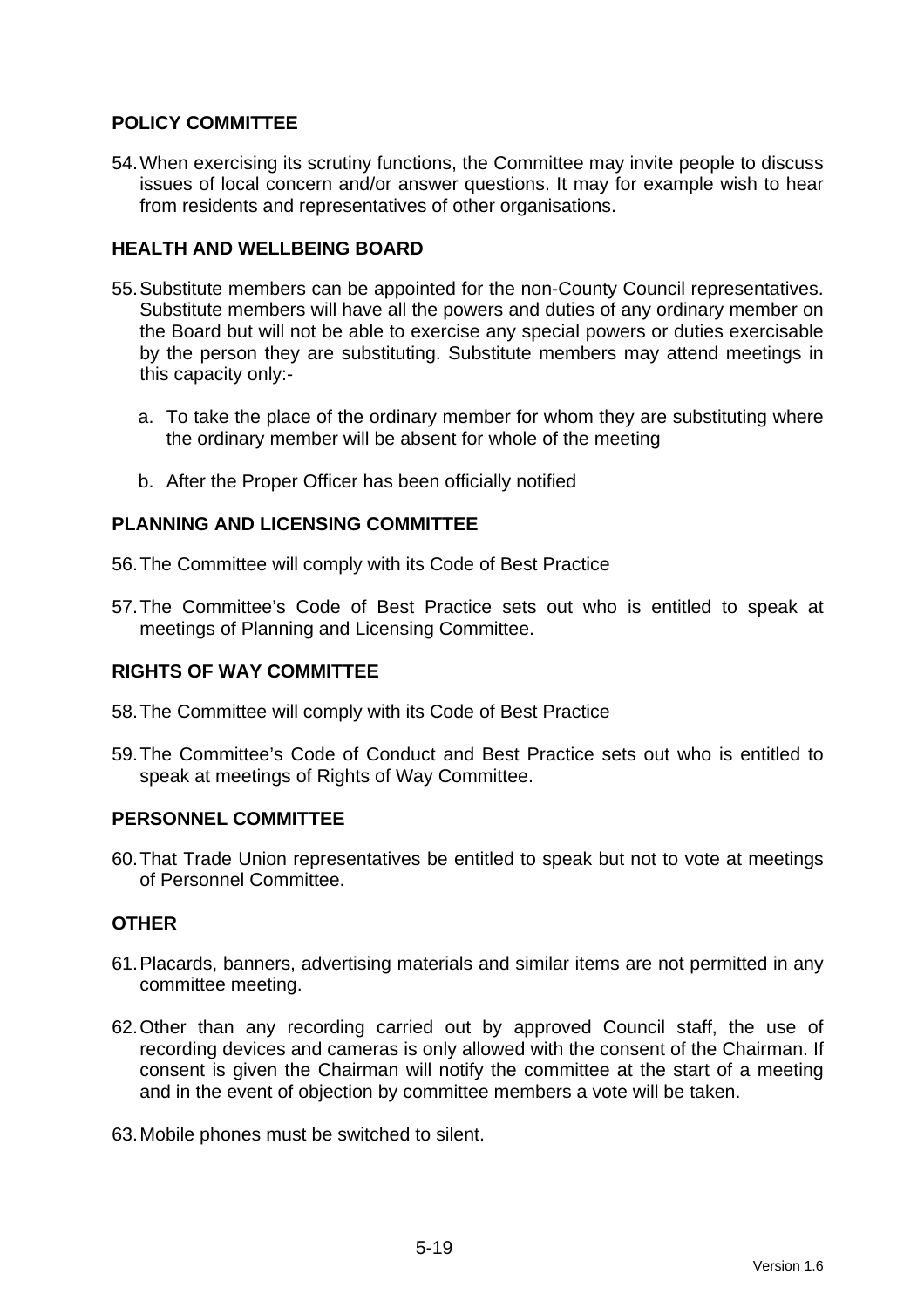## POLICY COMMITTEE

54. When exercising its scrutiny functions, the Committee may invite people to discuss issues of local concern and/or answer questions. It may for example wish to hear from residents and representatives of other organisations.

## HEALTH AND WELLBEING BOARD

55. Substitute members can be appointed for the non-County Council representatives. Substitute members will have all the powers and duties of any ordinary member on the Board but will not be able to exercise any special powers or duties exercisable by the person they are substituting. Substitute members may attend meetings in this capacity only:-

    a. To take the place of the ordinary member for whom they are substituting where the ordinary member will be absent for whole of the meeting

    b. After the Proper Officer has been officially notified

## PLANNING AND LICENSING COMMITTEE

56. The Committee will comply with its Code of Best Practice

57. The Committee's Code of Best Practice sets out who is entitled to speak at meetings of Planning and Licensing Committee.

## RIGHTS OF WAY COMMITTEE

58. The Committee will comply with its Code of Best Practice

59. The Committee's Code of Conduct and Best Practice sets out who is entitled to speak at meetings of Rights of Way Committee.

## PERSONNEL COMMITTEE

60. That Trade Union representatives be entitled to speak but not to vote at meetings of Personnel Committee.

## OTHER

61. Placards, banners, advertising materials and similar items are not permitted in any committee meeting.

62. Other than any recording carried out by approved Council staff, the use of recording devices and cameras is only allowed with the consent of the Chairman. If consent is given the Chairman will notify the committee at the start of a meeting and in the event of objection by committee members a vote will be taken.

63. Mobile phones must be switched to silent.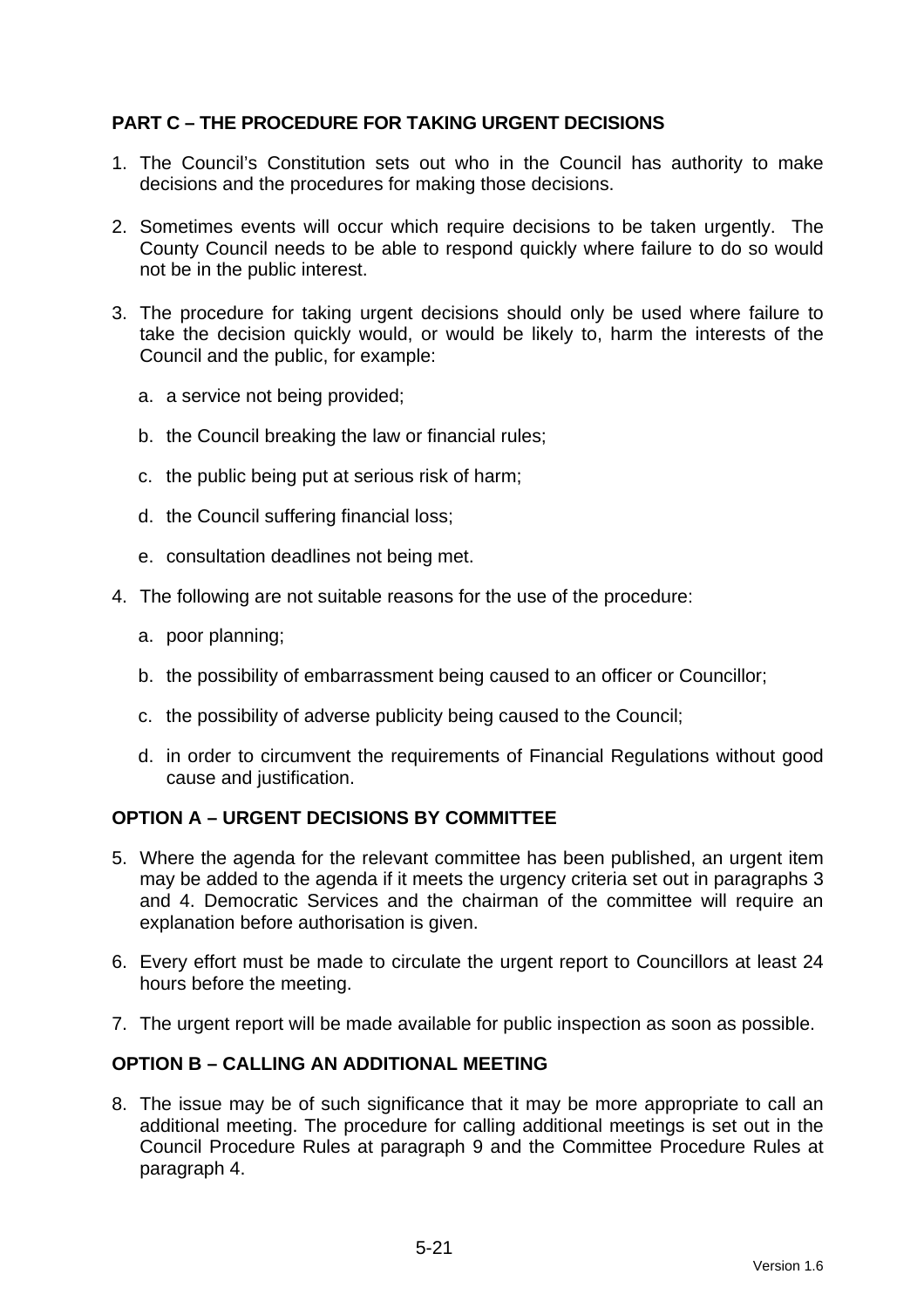**PART C – THE PROCEDURE FOR TAKING URGENT DECISIONS**

1. The Council's Constitution sets out who in the Council has authority to make decisions and the procedures for making those decisions.

2. Sometimes events will occur which require decisions to be taken urgently. The County Council needs to be able to respond quickly where failure to do so would not be in the public interest.

3. The procedure for taking urgent decisions should only be used where failure to take the decision quickly would, or would be likely to, harm the interests of the Council and the public, for example:

   a. a service not being provided;

   b. the Council breaking the law or financial rules;

   c. the public being put at serious risk of harm;

   d. the Council suffering financial loss;

   e. consultation deadlines not being met.

4. The following are not suitable reasons for the use of the procedure:

   a. poor planning;

   b. the possibility of embarrassment being caused to an officer or Councillor;

   c. the possibility of adverse publicity being caused to the Council;

   d. in order to circumvent the requirements of Financial Regulations without good cause and justification.

**OPTION A – URGENT DECISIONS BY COMMITTEE**

5. Where the agenda for the relevant committee has been published, an urgent item may be added to the agenda if it meets the urgency criteria set out in paragraphs 3 and 4. Democratic Services and the chairman of the committee will require an explanation before authorisation is given.

6. Every effort must be made to circulate the urgent report to Councillors at least 24 hours before the meeting.

7. The urgent report will be made available for public inspection as soon as possible.

**OPTION B – CALLING AN ADDITIONAL MEETING**

8. The issue may be of such significance that it may be more appropriate to call an additional meeting. The procedure for calling additional meetings is set out in the Council Procedure Rules at paragraph 9 and the Committee Procedure Rules at paragraph 4.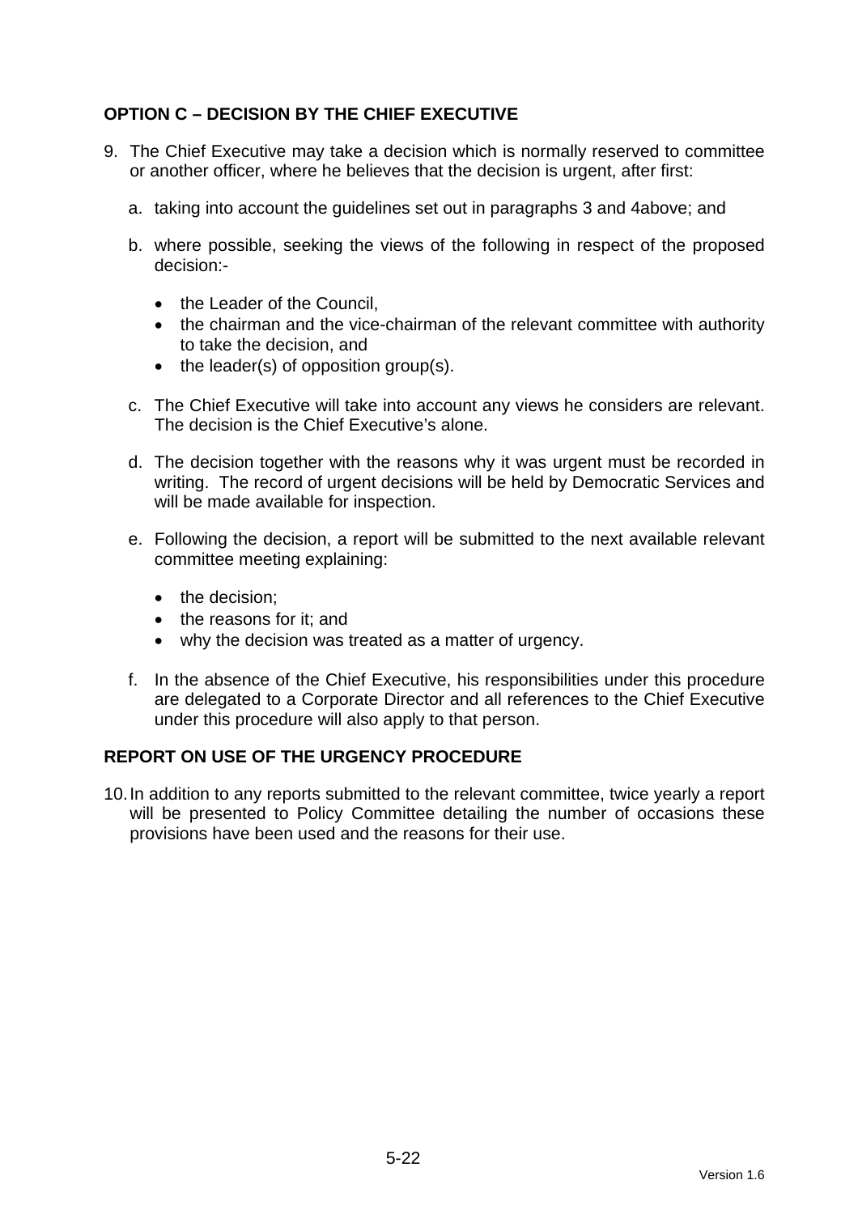**OPTION C – DECISION BY THE CHIEF EXECUTIVE**

9. The Chief Executive may take a decision which is normally reserved to committee or another officer, where he believes that the decision is urgent, after first:

   a. taking into account the guidelines set out in paragraphs 3 and 4above; and

   b. where possible, seeking the views of the following in respect of the proposed decision:-

      - the Leader of the Council,
      - the chairman and the vice-chairman of the relevant committee with authority to take the decision, and
      - the leader(s) of opposition group(s).

   c. The Chief Executive will take into account any views he considers are relevant. The decision is the Chief Executive's alone.

   d. The decision together with the reasons why it was urgent must be recorded in writing. The record of urgent decisions will be held by Democratic Services and will be made available for inspection.

   e. Following the decision, a report will be submitted to the next available relevant committee meeting explaining:

      - the decision;
      - the reasons for it; and
      - why the decision was treated as a matter of urgency.

   f. In the absence of the Chief Executive, his responsibilities under this procedure are delegated to a Corporate Director and all references to the Chief Executive under this procedure will also apply to that person.

**REPORT ON USE OF THE URGENCY PROCEDURE**

10. In addition to any reports submitted to the relevant committee, twice yearly a report will be presented to Policy Committee detailing the number of occasions these provisions have been used and the reasons for their use.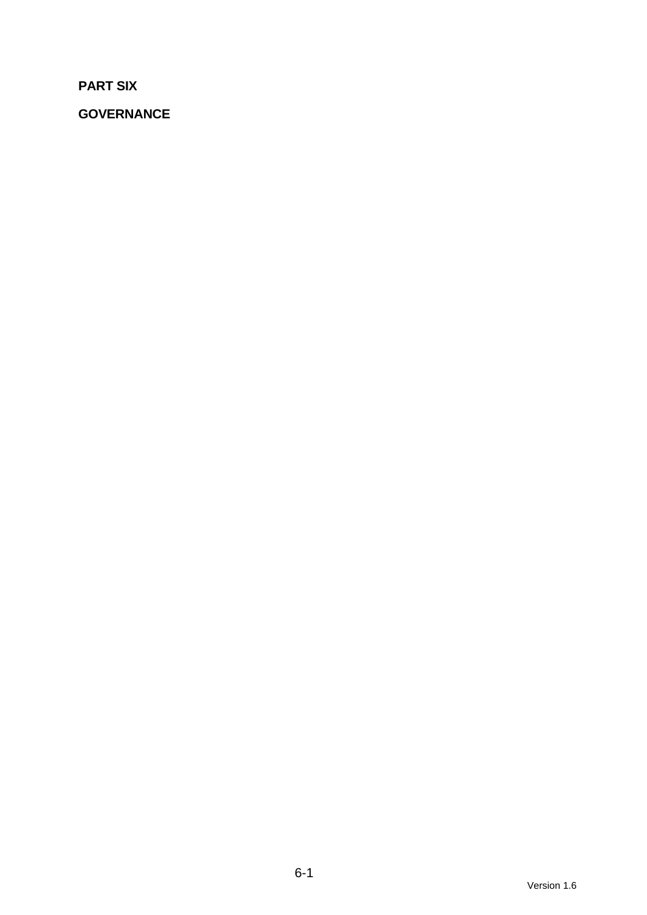# PART SIX

## GOVERNANCE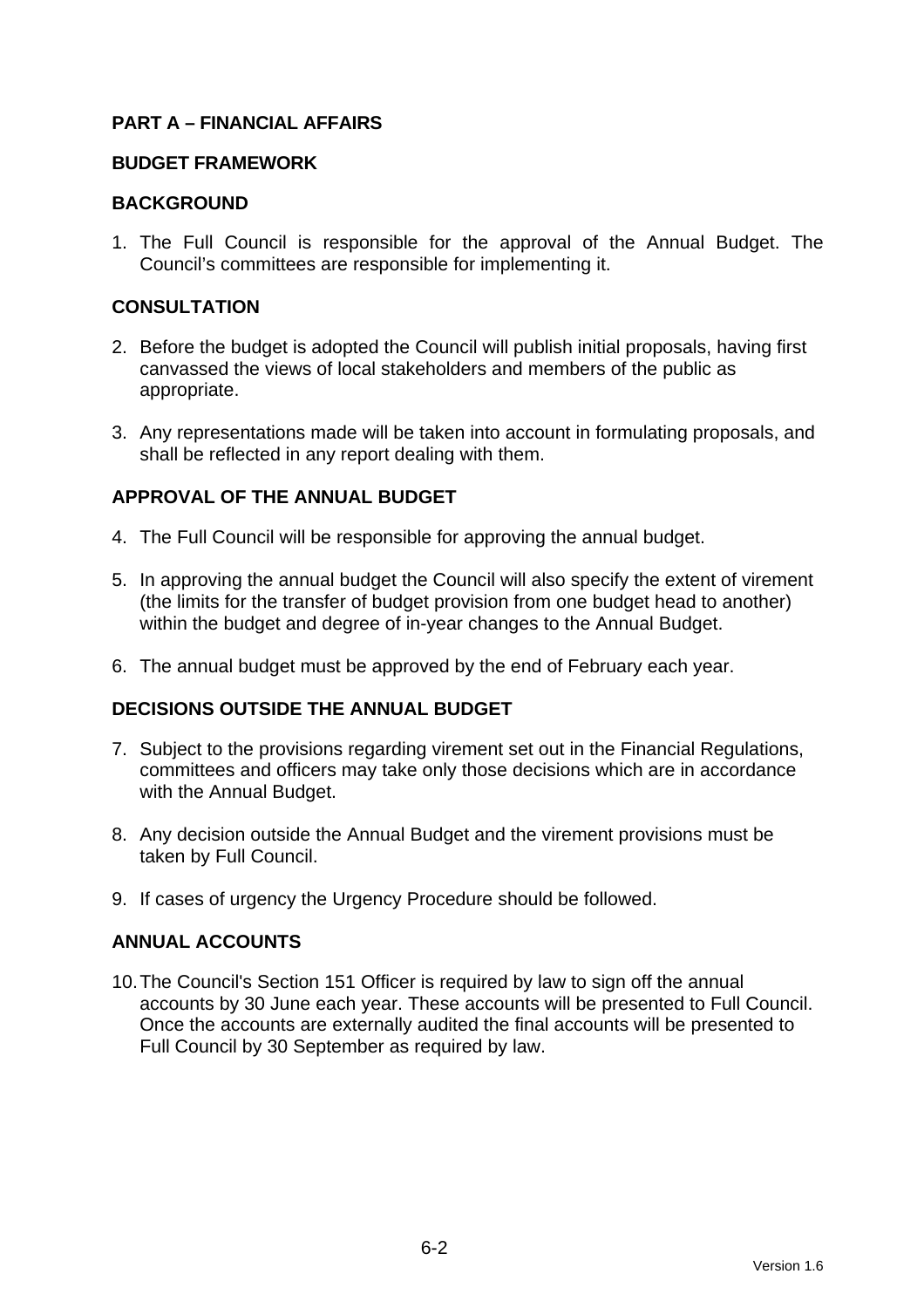## PART A – FINANCIAL AFFAIRS

### BUDGET FRAMEWORK

### BACKGROUND

1. The Full Council is responsible for the approval of the Annual Budget. The Council's committees are responsible for implementing it.

### CONSULTATION

2. Before the budget is adopted the Council will publish initial proposals, having first canvassed the views of local stakeholders and members of the public as appropriate.

3. Any representations made will be taken into account in formulating proposals, and shall be reflected in any report dealing with them.

### APPROVAL OF THE ANNUAL BUDGET

4. The Full Council will be responsible for approving the annual budget.

5. In approving the annual budget the Council will also specify the extent of virement (the limits for the transfer of budget provision from one budget head to another) within the budget and degree of in-year changes to the Annual Budget.

6. The annual budget must be approved by the end of February each year.

### DECISIONS OUTSIDE THE ANNUAL BUDGET

7. Subject to the provisions regarding virement set out in the Financial Regulations, committees and officers may take only those decisions which are in accordance with the Annual Budget.

8. Any decision outside the Annual Budget and the virement provisions must be taken by Full Council.

9. If cases of urgency the Urgency Procedure should be followed.

### ANNUAL ACCOUNTS

10. The Council's Section 151 Officer is required by law to sign off the annual accounts by 30 June each year. These accounts will be presented to Full Council. Once the accounts are externally audited the final accounts will be presented to Full Council by 30 September as required by law.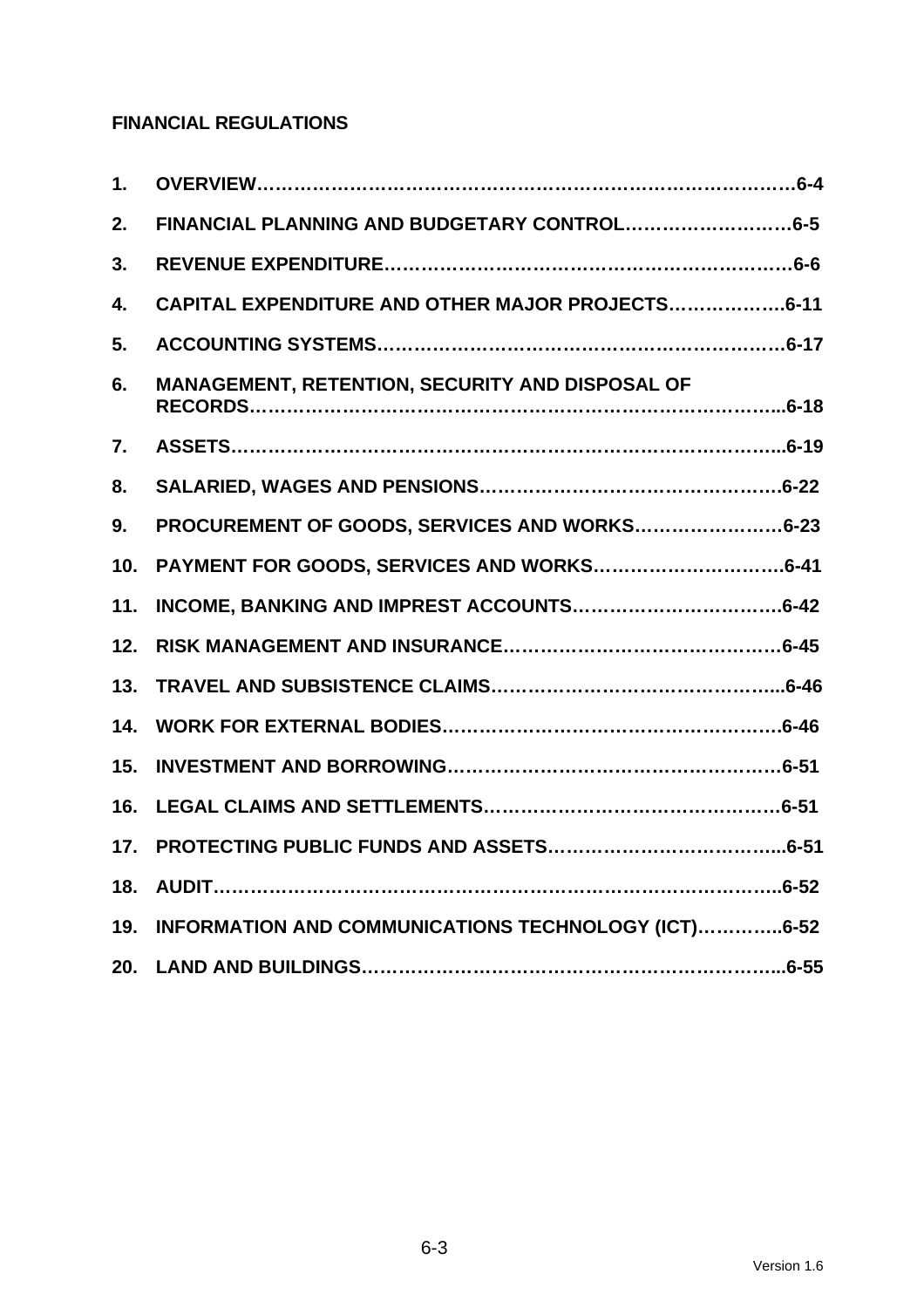**FINANCIAL REGULATIONS**

1. **OVERVIEW……………………………………………………………………….6-4**
2. **FINANCIAL PLANNING AND BUDGETARY CONTROL………………………6-5**
3. **REVENUE EXPENDITURE………………………………………………………6-6**
4. **CAPITAL EXPENDITURE AND OTHER MAJOR PROJECTS……………….6-11**
5. **ACCOUNTING SYSTEMS……………………………………………………….6-17**
6. **MANAGEMENT, RETENTION, SECURITY AND DISPOSAL OF RECORDS……………………………………………………………………..6-18**
7. **ASSETS……………………………………………………………………………..6-19**
8. **SALARIED, WAGES AND PENSIONS………………………………………….6-22**
9. **PROCUREMENT OF GOODS, SERVICES AND WORKS……………………6-23**
10. **PAYMENT FOR GOODS, SERVICES AND WORKS…………………………..6-41**
11. **INCOME, BANKING AND IMPREST ACCOUNTS…………………………….6-42**
12. **RISK MANAGEMENT AND INSURANCE………………………………………6-45**
13. **TRAVEL AND SUBSISTENCE CLAIMS………………………………………...6-46**
14. **WORK FOR EXTERNAL BODIES……………………………………………….6-46**
15. **INVESTMENT AND BORROWING………………………………………………6-51**
16. **LEGAL CLAIMS AND SETTLEMENTS…………………………………………6-51**
17. **PROTECTING PUBLIC FUNDS AND ASSETS………………………………...6-51**
18. **AUDIT…………………………………………………………………………….....6-52**
19. **INFORMATION AND COMMUNICATIONS TECHNOLOGY (ICT)…………..6-52**
20. **LAND AND BUILDINGS…………………………………………………………..6-55**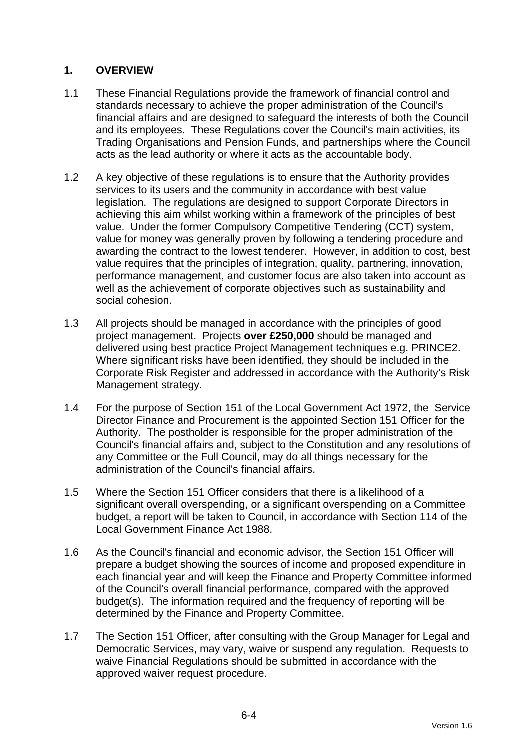## 1. OVERVIEW

1.1 These Financial Regulations provide the framework of financial control and standards necessary to achieve the proper administration of the Council's financial affairs and are designed to safeguard the interests of both the Council and its employees. These Regulations cover the Council's main activities, its Trading Organisations and Pension Funds, and partnerships where the Council acts as the lead authority or where it acts as the accountable body.

1.2 A key objective of these regulations is to ensure that the Authority provides services to its users and the community in accordance with best value legislation. The regulations are designed to support Corporate Directors in achieving this aim whilst working within a framework of the principles of best value. Under the former Compulsory Competitive Tendering (CCT) system, value for money was generally proven by following a tendering procedure and awarding the contract to the lowest tenderer. However, in addition to cost, best value requires that the principles of integration, quality, partnering, innovation, performance management, and customer focus are also taken into account as well as the achievement of corporate objectives such as sustainability and social cohesion.

1.3 All projects should be managed in accordance with the principles of good project management. Projects **over £250,000** should be managed and delivered using best practice Project Management techniques e.g. PRINCE2. Where significant risks have been identified, they should be included in the Corporate Risk Register and addressed in accordance with the Authority's Risk Management strategy.

1.4 For the purpose of Section 151 of the Local Government Act 1972, the Service Director Finance and Procurement is the appointed Section 151 Officer for the Authority. The postholder is responsible for the proper administration of the Council's financial affairs and, subject to the Constitution and any resolutions of any Committee or the Full Council, may do all things necessary for the administration of the Council's financial affairs.

1.5 Where the Section 151 Officer considers that there is a likelihood of a significant overall overspending, or a significant overspending on a Committee budget, a report will be taken to Council, in accordance with Section 114 of the Local Government Finance Act 1988.

1.6 As the Council's financial and economic advisor, the Section 151 Officer will prepare a budget showing the sources of income and proposed expenditure in each financial year and will keep the Finance and Property Committee informed of the Council's overall financial performance, compared with the approved budget(s). The information required and the frequency of reporting will be determined by the Finance and Property Committee.

1.7 The Section 151 Officer, after consulting with the Group Manager for Legal and Democratic Services, may vary, waive or suspend any regulation. Requests to waive Financial Regulations should be submitted in accordance with the approved waiver request procedure.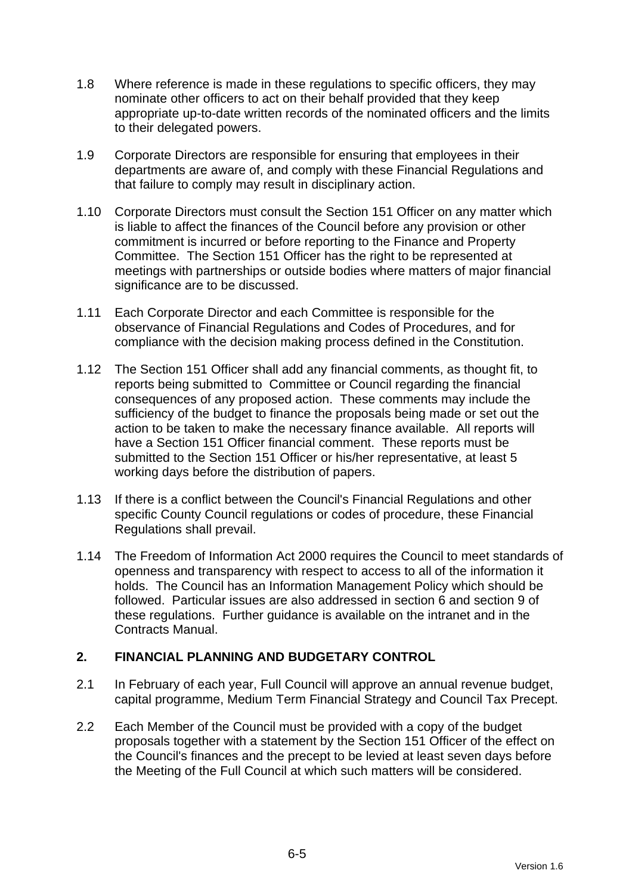1.8 Where reference is made in these regulations to specific officers, they may nominate other officers to act on their behalf provided that they keep appropriate up-to-date written records of the nominated officers and the limits to their delegated powers.

1.9 Corporate Directors are responsible for ensuring that employees in their departments are aware of, and comply with these Financial Regulations and that failure to comply may result in disciplinary action.

1.10 Corporate Directors must consult the Section 151 Officer on any matter which is liable to affect the finances of the Council before any provision or other commitment is incurred or before reporting to the Finance and Property Committee. The Section 151 Officer has the right to be represented at meetings with partnerships or outside bodies where matters of major financial significance are to be discussed.

1.11 Each Corporate Director and each Committee is responsible for the observance of Financial Regulations and Codes of Procedures, and for compliance with the decision making process defined in the Constitution.

1.12 The Section 151 Officer shall add any financial comments, as thought fit, to reports being submitted to Committee or Council regarding the financial consequences of any proposed action. These comments may include the sufficiency of the budget to finance the proposals being made or set out the action to be taken to make the necessary finance available. All reports will have a Section 151 Officer financial comment. These reports must be submitted to the Section 151 Officer or his/her representative, at least 5 working days before the distribution of papers.

1.13 If there is a conflict between the Council's Financial Regulations and other specific County Council regulations or codes of procedure, these Financial Regulations shall prevail.

1.14 The Freedom of Information Act 2000 requires the Council to meet standards of openness and transparency with respect to access to all of the information it holds. The Council has an Information Management Policy which should be followed. Particular issues are also addressed in section 6 and section 9 of these regulations. Further guidance is available on the intranet and in the Contracts Manual.

## 2. FINANCIAL PLANNING AND BUDGETARY CONTROL

2.1 In February of each year, Full Council will approve an annual revenue budget, capital programme, Medium Term Financial Strategy and Council Tax Precept.

2.2 Each Member of the Council must be provided with a copy of the budget proposals together with a statement by the Section 151 Officer of the effect on the Council's finances and the precept to be levied at least seven days before the Meeting of the Full Council at which such matters will be considered.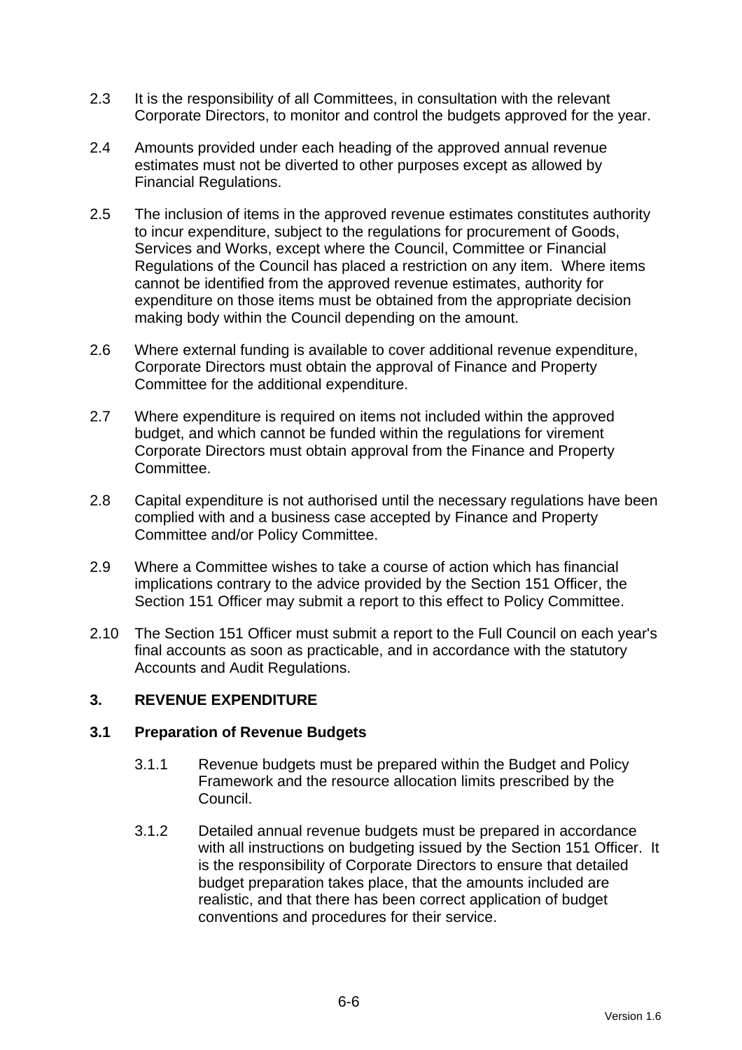2.3 It is the responsibility of all Committees, in consultation with the relevant Corporate Directors, to monitor and control the budgets approved for the year.

2.4 Amounts provided under each heading of the approved annual revenue estimates must not be diverted to other purposes except as allowed by Financial Regulations.

2.5 The inclusion of items in the approved revenue estimates constitutes authority to incur expenditure, subject to the regulations for procurement of Goods, Services and Works, except where the Council, Committee or Financial Regulations of the Council has placed a restriction on any item. Where items cannot be identified from the approved revenue estimates, authority for expenditure on those items must be obtained from the appropriate decision making body within the Council depending on the amount.

2.6 Where external funding is available to cover additional revenue expenditure, Corporate Directors must obtain the approval of Finance and Property Committee for the additional expenditure.

2.7 Where expenditure is required on items not included within the approved budget, and which cannot be funded within the regulations for virement Corporate Directors must obtain approval from the Finance and Property Committee.

2.8 Capital expenditure is not authorised until the necessary regulations have been complied with and a business case accepted by Finance and Property Committee and/or Policy Committee.

2.9 Where a Committee wishes to take a course of action which has financial implications contrary to the advice provided by the Section 151 Officer, the Section 151 Officer may submit a report to this effect to Policy Committee.

2.10 The Section 151 Officer must submit a report to the Full Council on each year's final accounts as soon as practicable, and in accordance with the statutory Accounts and Audit Regulations.

## 3. REVENUE EXPENDITURE

### 3.1 Preparation of Revenue Budgets

3.1.1 Revenue budgets must be prepared within the Budget and Policy Framework and the resource allocation limits prescribed by the Council.

3.1.2 Detailed annual revenue budgets must be prepared in accordance with all instructions on budgeting issued by the Section 151 Officer. It is the responsibility of Corporate Directors to ensure that detailed budget preparation takes place, that the amounts included are realistic, and that there has been correct application of budget conventions and procedures for their service.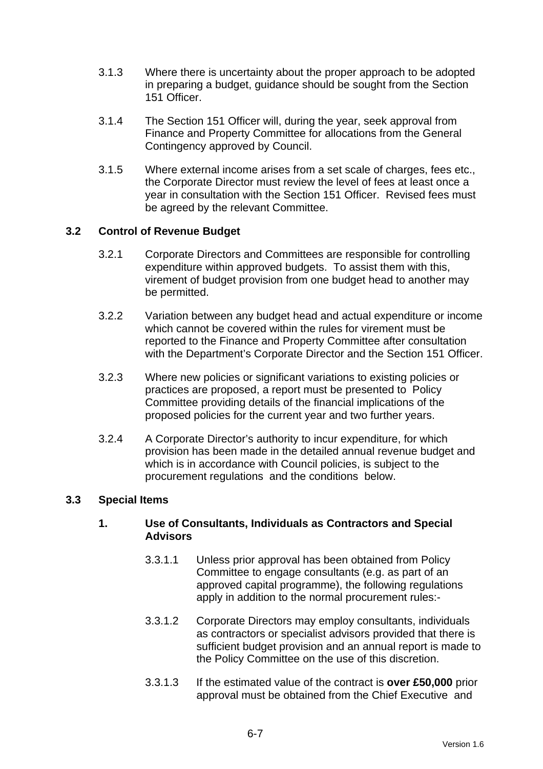3.1.3 Where there is uncertainty about the proper approach to be adopted in preparing a budget, guidance should be sought from the Section 151 Officer.

3.1.4 The Section 151 Officer will, during the year, seek approval from Finance and Property Committee for allocations from the General Contingency approved by Council.

3.1.5 Where external income arises from a set scale of charges, fees etc., the Corporate Director must review the level of fees at least once a year in consultation with the Section 151 Officer. Revised fees must be agreed by the relevant Committee.

### 3.2 Control of Revenue Budget

3.2.1 Corporate Directors and Committees are responsible for controlling expenditure within approved budgets. To assist them with this, virement of budget provision from one budget head to another may be permitted.

3.2.2 Variation between any budget head and actual expenditure or income which cannot be covered within the rules for virement must be reported to the Finance and Property Committee after consultation with the Department's Corporate Director and the Section 151 Officer.

3.2.3 Where new policies or significant variations to existing policies or practices are proposed, a report must be presented to Policy Committee providing details of the financial implications of the proposed policies for the current year and two further years.

3.2.4 A Corporate Director's authority to incur expenditure, for which provision has been made in the detailed annual revenue budget and which is in accordance with Council policies, is subject to the procurement regulations and the conditions below.

### 3.3 Special Items

#### 1. Use of Consultants, Individuals as Contractors and Special Advisors

3.3.1.1 Unless prior approval has been obtained from Policy Committee to engage consultants (e.g. as part of an approved capital programme), the following regulations apply in addition to the normal procurement rules:-

3.3.1.2 Corporate Directors may employ consultants, individuals as contractors or specialist advisors provided that there is sufficient budget provision and an annual report is made to the Policy Committee on the use of this discretion.

3.3.1.3 If the estimated value of the contract is **over £50,000** prior approval must be obtained from the Chief Executive and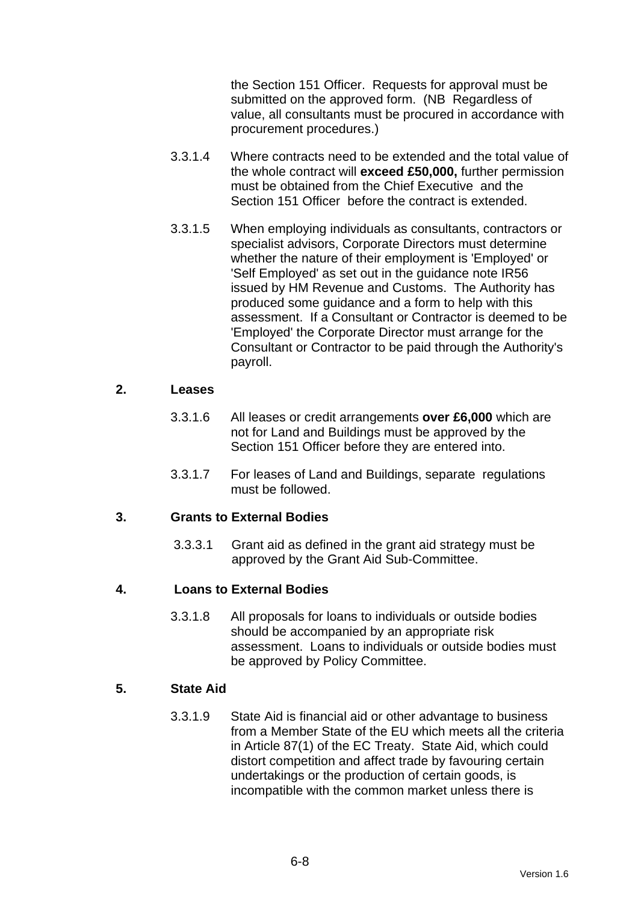the Section 151 Officer. Requests for approval must be submitted on the approved form. (NB Regardless of value, all consultants must be procured in accordance with procurement procedures.)

3.3.1.4 Where contracts need to be extended and the total value of the whole contract will **exceed £50,000,** further permission must be obtained from the Chief Executive and the Section 151 Officer before the contract is extended.

3.3.1.5 When employing individuals as consultants, contractors or specialist advisors, Corporate Directors must determine whether the nature of their employment is 'Employed' or 'Self Employed' as set out in the guidance note IR56 issued by HM Revenue and Customs. The Authority has produced some guidance and a form to help with this assessment. If a Consultant or Contractor is deemed to be 'Employed' the Corporate Director must arrange for the Consultant or Contractor to be paid through the Authority's payroll.

**2. Leases**

3.3.1.6 All leases or credit arrangements **over £6,000** which are not for Land and Buildings must be approved by the Section 151 Officer before they are entered into.

3.3.1.7 For leases of Land and Buildings, separate regulations must be followed.

**3. Grants to External Bodies**

3.3.3.1 Grant aid as defined in the grant aid strategy must be approved by the Grant Aid Sub-Committee.

**4. Loans to External Bodies**

3.3.1.8 All proposals for loans to individuals or outside bodies should be accompanied by an appropriate risk assessment. Loans to individuals or outside bodies must be approved by Policy Committee.

**5. State Aid**

3.3.1.9 State Aid is financial aid or other advantage to business from a Member State of the EU which meets all the criteria in Article 87(1) of the EC Treaty. State Aid, which could distort competition and affect trade by favouring certain undertakings or the production of certain goods, is incompatible with the common market unless there is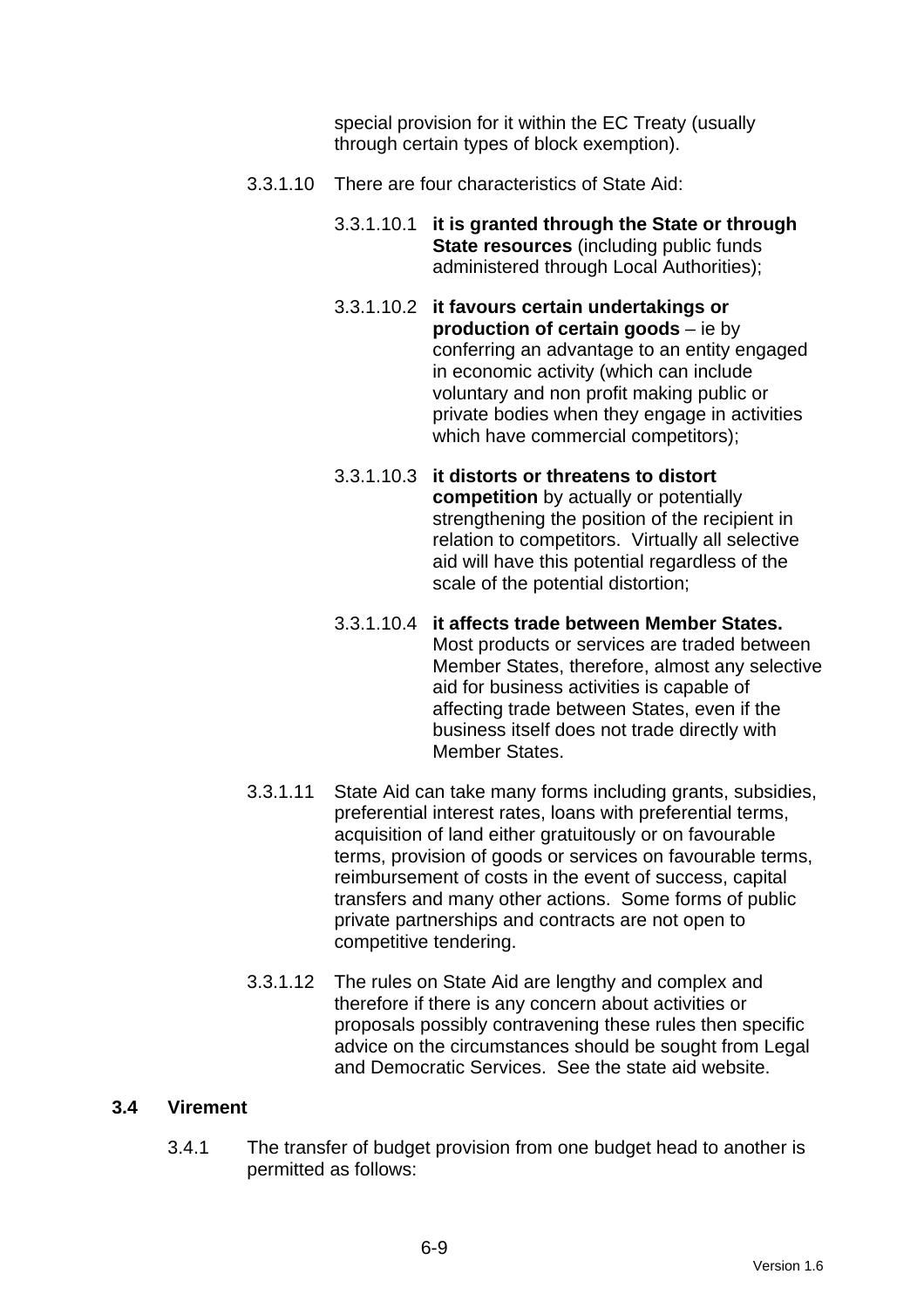special provision for it within the EC Treaty (usually through certain types of block exemption).

3.3.1.10 There are four characteristics of State Aid:

3.3.1.10.1 **it is granted through the State or through State resources** (including public funds administered through Local Authorities);

3.3.1.10.2 **it favours certain undertakings or production of certain goods** – ie by conferring an advantage to an entity engaged in economic activity (which can include voluntary and non profit making public or private bodies when they engage in activities which have commercial competitors);

3.3.1.10.3 **it distorts or threatens to distort competition** by actually or potentially strengthening the position of the recipient in relation to competitors. Virtually all selective aid will have this potential regardless of the scale of the potential distortion;

3.3.1.10.4 **it affects trade between Member States.** Most products or services are traded between Member States, therefore, almost any selective aid for business activities is capable of affecting trade between States, even if the business itself does not trade directly with Member States.

3.3.1.11 State Aid can take many forms including grants, subsidies, preferential interest rates, loans with preferential terms, acquisition of land either gratuitously or on favourable terms, provision of goods or services on favourable terms, reimbursement of costs in the event of success, capital transfers and many other actions. Some forms of public private partnerships and contracts are not open to competitive tendering.

3.3.1.12 The rules on State Aid are lengthy and complex and therefore if there is any concern about activities or proposals possibly contravening these rules then specific advice on the circumstances should be sought from Legal and Democratic Services. See the state aid website.

## 3.4 Virement

3.4.1 The transfer of budget provision from one budget head to another is permitted as follows: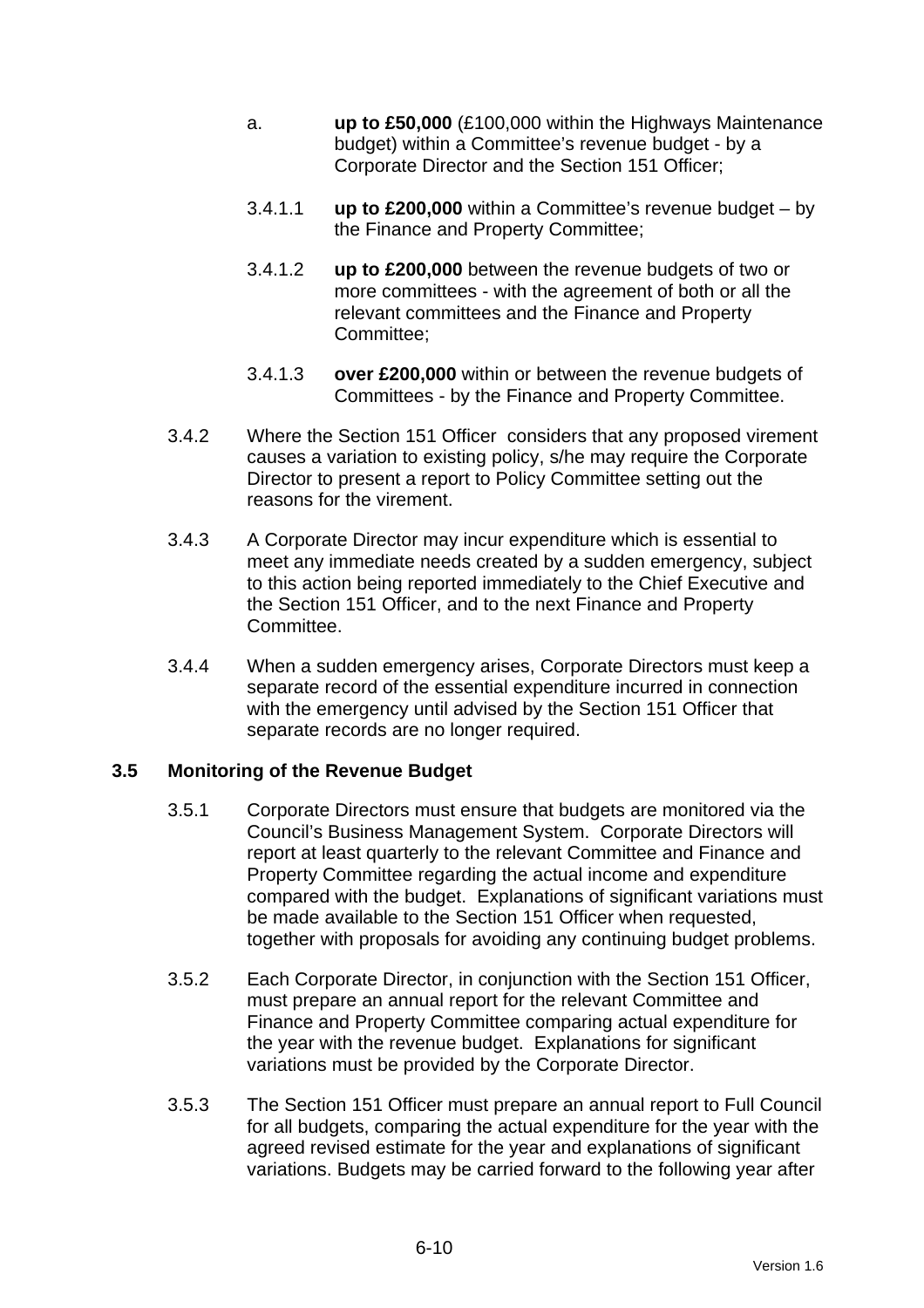a. **up to £50,000** (£100,000 within the Highways Maintenance budget) within a Committee's revenue budget - by a Corporate Director and the Section 151 Officer;

3.4.1.1 **up to £200,000** within a Committee's revenue budget – by the Finance and Property Committee;

3.4.1.2 **up to £200,000** between the revenue budgets of two or more committees - with the agreement of both or all the relevant committees and the Finance and Property Committee;

3.4.1.3 **over £200,000** within or between the revenue budgets of Committees - by the Finance and Property Committee.

3.4.2 Where the Section 151 Officer considers that any proposed virement causes a variation to existing policy, s/he may require the Corporate Director to present a report to Policy Committee setting out the reasons for the virement.

3.4.3 A Corporate Director may incur expenditure which is essential to meet any immediate needs created by a sudden emergency, subject to this action being reported immediately to the Chief Executive and the Section 151 Officer, and to the next Finance and Property Committee.

3.4.4 When a sudden emergency arises, Corporate Directors must keep a separate record of the essential expenditure incurred in connection with the emergency until advised by the Section 151 Officer that separate records are no longer required.

### 3.5 Monitoring of the Revenue Budget

3.5.1 Corporate Directors must ensure that budgets are monitored via the Council's Business Management System. Corporate Directors will report at least quarterly to the relevant Committee and Finance and Property Committee regarding the actual income and expenditure compared with the budget. Explanations of significant variations must be made available to the Section 151 Officer when requested, together with proposals for avoiding any continuing budget problems.

3.5.2 Each Corporate Director, in conjunction with the Section 151 Officer, must prepare an annual report for the relevant Committee and Finance and Property Committee comparing actual expenditure for the year with the revenue budget. Explanations for significant variations must be provided by the Corporate Director.

3.5.3 The Section 151 Officer must prepare an annual report to Full Council for all budgets, comparing the actual expenditure for the year with the agreed revised estimate for the year and explanations of significant variations. Budgets may be carried forward to the following year after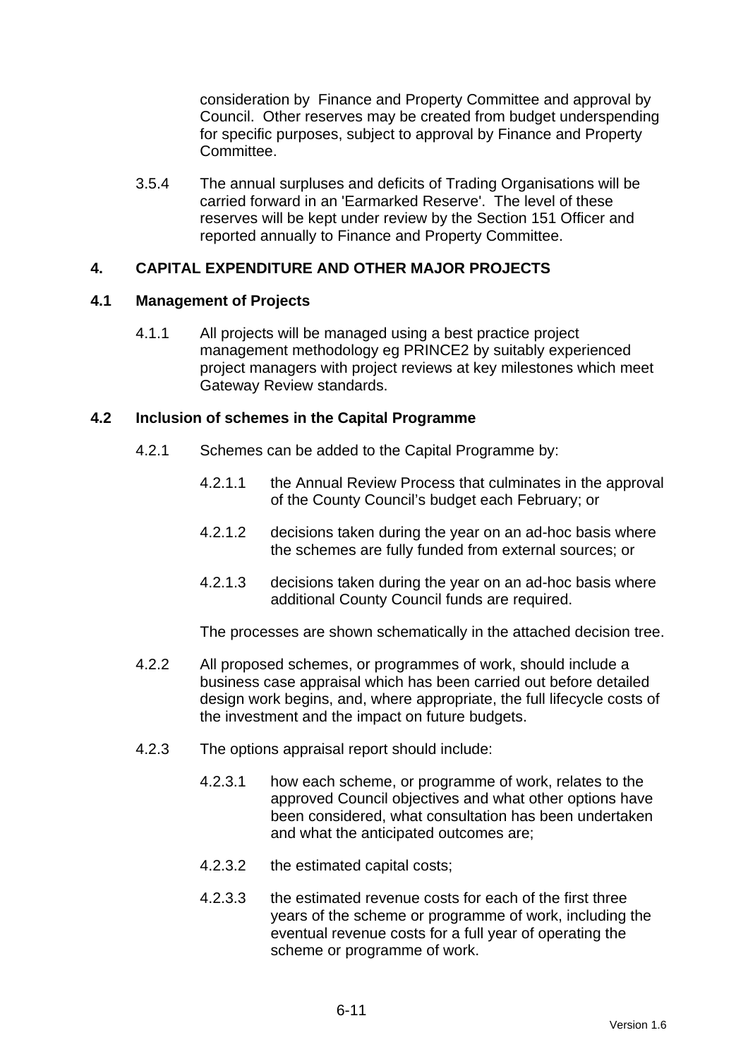consideration by  Finance and Property Committee and approval by Council.  Other reserves may be created from budget underspending for specific purposes, subject to approval by Finance and Property Committee.

3.5.4 The annual surpluses and deficits of Trading Organisations will be carried forward in an 'Earmarked Reserve'.  The level of these reserves will be kept under review by the Section 151 Officer and reported annually to Finance and Property Committee.

## 4. CAPITAL EXPENDITURE AND OTHER MAJOR PROJECTS

### 4.1 Management of Projects

4.1.1 All projects will be managed using a best practice project management methodology eg PRINCE2 by suitably experienced project managers with project reviews at key milestones which meet Gateway Review standards.

### 4.2 Inclusion of schemes in the Capital Programme

4.2.1 Schemes can be added to the Capital Programme by:

4.2.1.1 the Annual Review Process that culminates in the approval of the County Council's budget each February; or

4.2.1.2 decisions taken during the year on an ad-hoc basis where the schemes are fully funded from external sources; or

4.2.1.3 decisions taken during the year on an ad-hoc basis where additional County Council funds are required.

The processes are shown schematically in the attached decision tree.

4.2.2 All proposed schemes, or programmes of work, should include a business case appraisal which has been carried out before detailed design work begins, and, where appropriate, the full lifecycle costs of the investment and the impact on future budgets.

4.2.3 The options appraisal report should include:

4.2.3.1 how each scheme, or programme of work, relates to the approved Council objectives and what other options have been considered, what consultation has been undertaken and what the anticipated outcomes are;

4.2.3.2 the estimated capital costs;

4.2.3.3 the estimated revenue costs for each of the first three years of the scheme or programme of work, including the eventual revenue costs for a full year of operating the scheme or programme of work.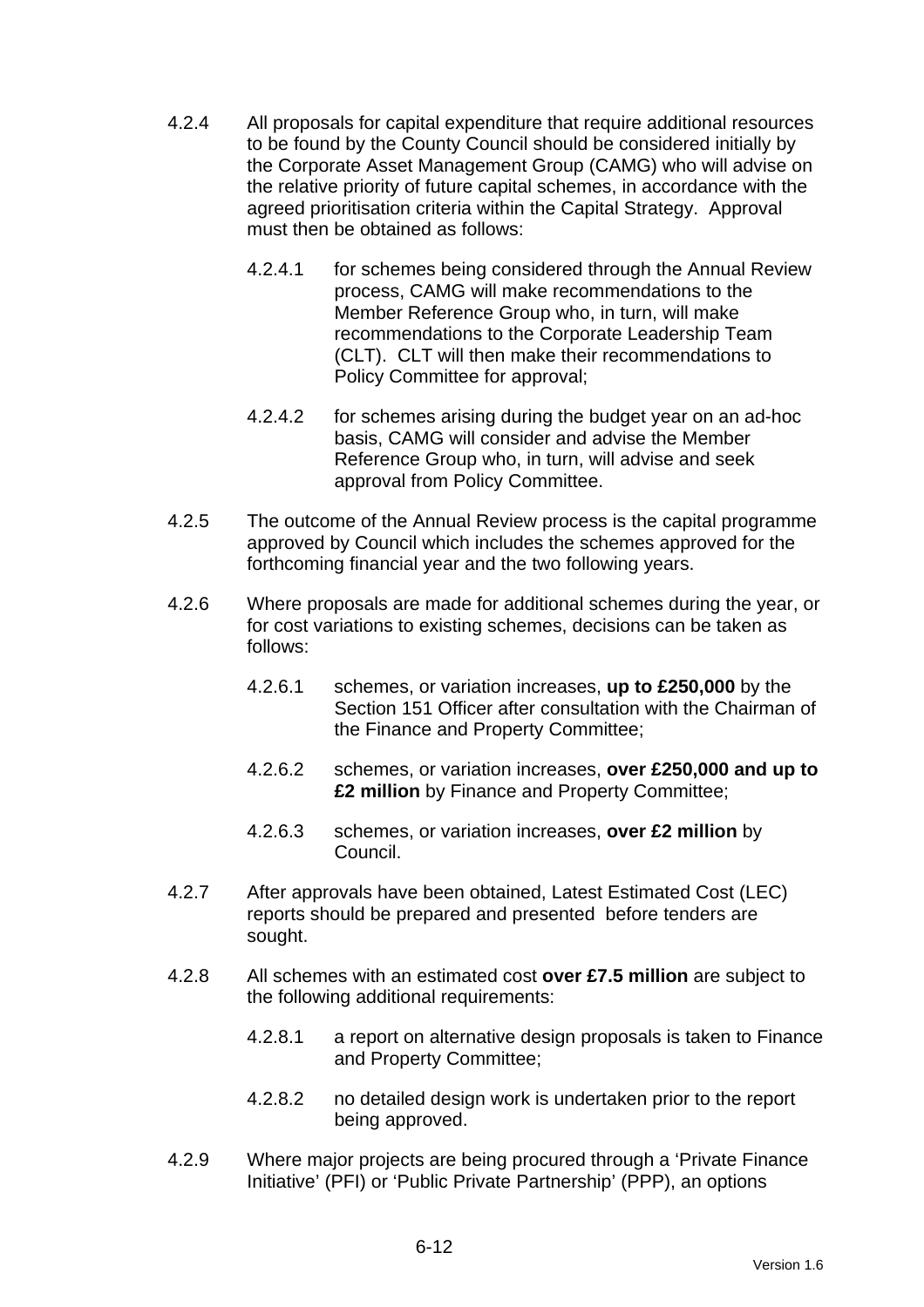4.2.4 All proposals for capital expenditure that require additional resources to be found by the County Council should be considered initially by the Corporate Asset Management Group (CAMG) who will advise on the relative priority of future capital schemes, in accordance with the agreed prioritisation criteria within the Capital Strategy. Approval must then be obtained as follows:

4.2.4.1 for schemes being considered through the Annual Review process, CAMG will make recommendations to the Member Reference Group who, in turn, will make recommendations to the Corporate Leadership Team (CLT). CLT will then make their recommendations to Policy Committee for approval;

4.2.4.2 for schemes arising during the budget year on an ad-hoc basis, CAMG will consider and advise the Member Reference Group who, in turn, will advise and seek approval from Policy Committee.

4.2.5 The outcome of the Annual Review process is the capital programme approved by Council which includes the schemes approved for the forthcoming financial year and the two following years.

4.2.6 Where proposals are made for additional schemes during the year, or for cost variations to existing schemes, decisions can be taken as follows:

4.2.6.1 schemes, or variation increases, **up to £250,000** by the Section 151 Officer after consultation with the Chairman of the Finance and Property Committee;

4.2.6.2 schemes, or variation increases, **over £250,000 and up to £2 million** by Finance and Property Committee;

4.2.6.3 schemes, or variation increases, **over £2 million** by Council.

4.2.7 After approvals have been obtained, Latest Estimated Cost (LEC) reports should be prepared and presented before tenders are sought.

4.2.8 All schemes with an estimated cost **over £7.5 million** are subject to the following additional requirements:

4.2.8.1 a report on alternative design proposals is taken to Finance and Property Committee;

4.2.8.2 no detailed design work is undertaken prior to the report being approved.

4.2.9 Where major projects are being procured through a 'Private Finance Initiative' (PFI) or 'Public Private Partnership' (PPP), an options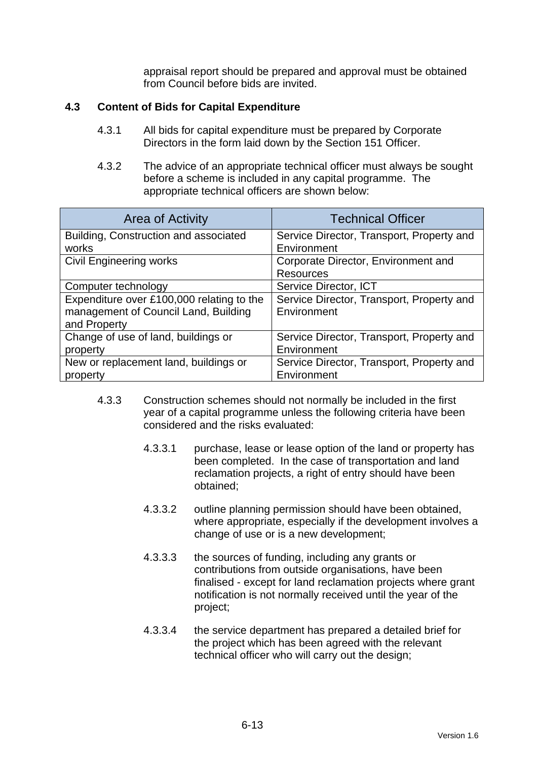appraisal report should be prepared and approval must be obtained from Council before bids are invited.

## 4.3 Content of Bids for Capital Expenditure

4.3.1 All bids for capital expenditure must be prepared by Corporate Directors in the form laid down by the Section 151 Officer.

4.3.2 The advice of an appropriate technical officer must always be sought before a scheme is included in any capital programme. The appropriate technical officers are shown below:

| Area of Activity | Technical Officer |
|---|---|
| Building, Construction and associated works | Service Director, Transport, Property and Environment |
| Civil Engineering works | Corporate Director, Environment and Resources |
| Computer technology | Service Director, ICT |
| Expenditure over £100,000 relating to the management of Council Land, Building and Property | Service Director, Transport, Property and Environment |
| Change of use of land, buildings or property | Service Director, Transport, Property and Environment |
| New or replacement land, buildings or property | Service Director, Transport, Property and Environment |

4.3.3 Construction schemes should not normally be included in the first year of a capital programme unless the following criteria have been considered and the risks evaluated:

4.3.3.1 purchase, lease or lease option of the land or property has been completed. In the case of transportation and land reclamation projects, a right of entry should have been obtained;

4.3.3.2 outline planning permission should have been obtained, where appropriate, especially if the development involves a change of use or is a new development;

4.3.3.3 the sources of funding, including any grants or contributions from outside organisations, have been finalised - except for land reclamation projects where grant notification is not normally received until the year of the project;

4.3.3.4 the service department has prepared a detailed brief for the project which has been agreed with the relevant technical officer who will carry out the design;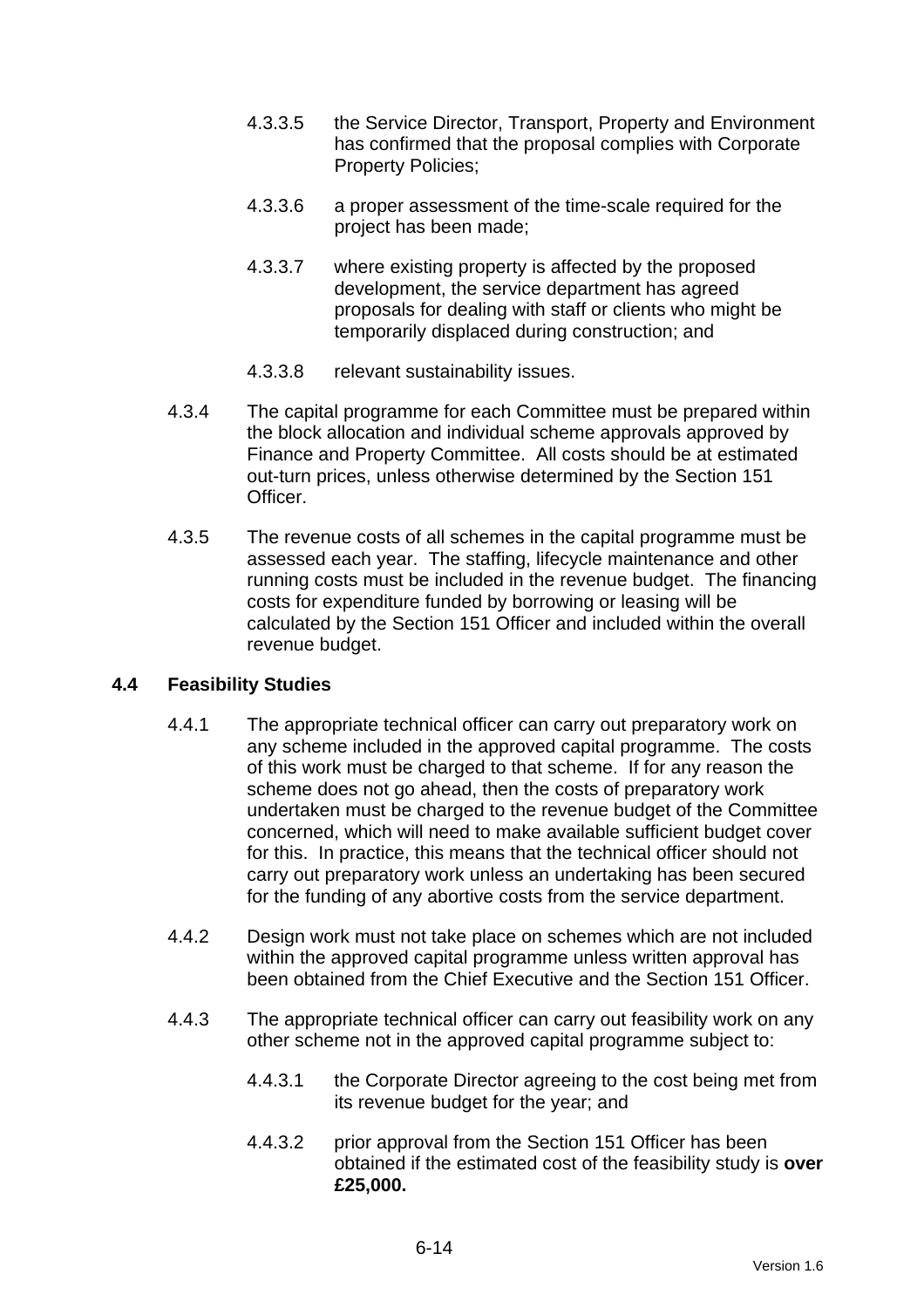4.3.3.5 the Service Director, Transport, Property and Environment has confirmed that the proposal complies with Corporate Property Policies;

4.3.3.6 a proper assessment of the time-scale required for the project has been made;

4.3.3.7 where existing property is affected by the proposed development, the service department has agreed proposals for dealing with staff or clients who might be temporarily displaced during construction; and

4.3.3.8 relevant sustainability issues.

4.3.4 The capital programme for each Committee must be prepared within the block allocation and individual scheme approvals approved by Finance and Property Committee. All costs should be at estimated out-turn prices, unless otherwise determined by the Section 151 Officer.

4.3.5 The revenue costs of all schemes in the capital programme must be assessed each year. The staffing, lifecycle maintenance and other running costs must be included in the revenue budget. The financing costs for expenditure funded by borrowing or leasing will be calculated by the Section 151 Officer and included within the overall revenue budget.

### 4.4 Feasibility Studies

4.4.1 The appropriate technical officer can carry out preparatory work on any scheme included in the approved capital programme. The costs of this work must be charged to that scheme. If for any reason the scheme does not go ahead, then the costs of preparatory work undertaken must be charged to the revenue budget of the Committee concerned, which will need to make available sufficient budget cover for this. In practice, this means that the technical officer should not carry out preparatory work unless an undertaking has been secured for the funding of any abortive costs from the service department.

4.4.2 Design work must not take place on schemes which are not included within the approved capital programme unless written approval has been obtained from the Chief Executive and the Section 151 Officer.

4.4.3 The appropriate technical officer can carry out feasibility work on any other scheme not in the approved capital programme subject to:

4.4.3.1 the Corporate Director agreeing to the cost being met from its revenue budget for the year; and

4.4.3.2 prior approval from the Section 151 Officer has been obtained if the estimated cost of the feasibility study is **over £25,000.**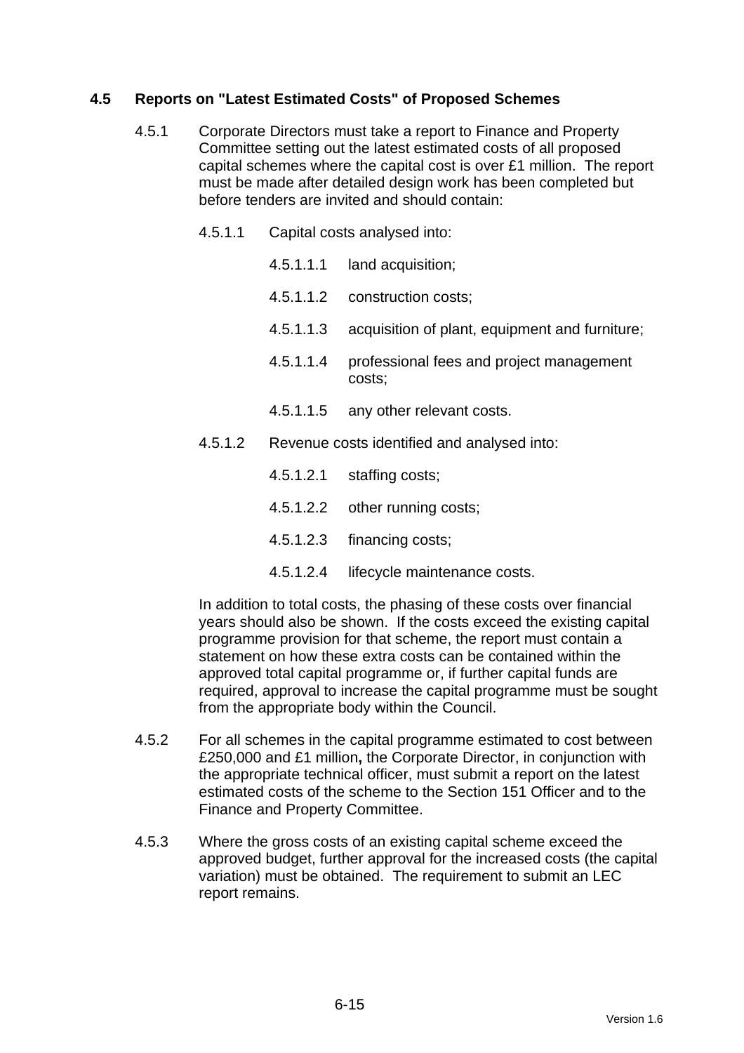## 4.5 Reports on "Latest Estimated Costs" of Proposed Schemes

4.5.1 Corporate Directors must take a report to Finance and Property Committee setting out the latest estimated costs of all proposed capital schemes where the capital cost is over £1 million. The report must be made after detailed design work has been completed but before tenders are invited and should contain:

4.5.1.1 Capital costs analysed into:

4.5.1.1.1 land acquisition;

4.5.1.1.2 construction costs;

4.5.1.1.3 acquisition of plant, equipment and furniture;

4.5.1.1.4 professional fees and project management costs;

4.5.1.1.5 any other relevant costs.

4.5.1.2 Revenue costs identified and analysed into:

4.5.1.2.1 staffing costs;

4.5.1.2.2 other running costs;

4.5.1.2.3 financing costs;

4.5.1.2.4 lifecycle maintenance costs.

In addition to total costs, the phasing of these costs over financial years should also be shown. If the costs exceed the existing capital programme provision for that scheme, the report must contain a statement on how these extra costs can be contained within the approved total capital programme or, if further capital funds are required, approval to increase the capital programme must be sought from the appropriate body within the Council.

4.5.2 For all schemes in the capital programme estimated to cost between £250,000 and £1 million**,** the Corporate Director, in conjunction with the appropriate technical officer, must submit a report on the latest estimated costs of the scheme to the Section 151 Officer and to the Finance and Property Committee.

4.5.3 Where the gross costs of an existing capital scheme exceed the approved budget, further approval for the increased costs (the capital variation) must be obtained. The requirement to submit an LEC report remains.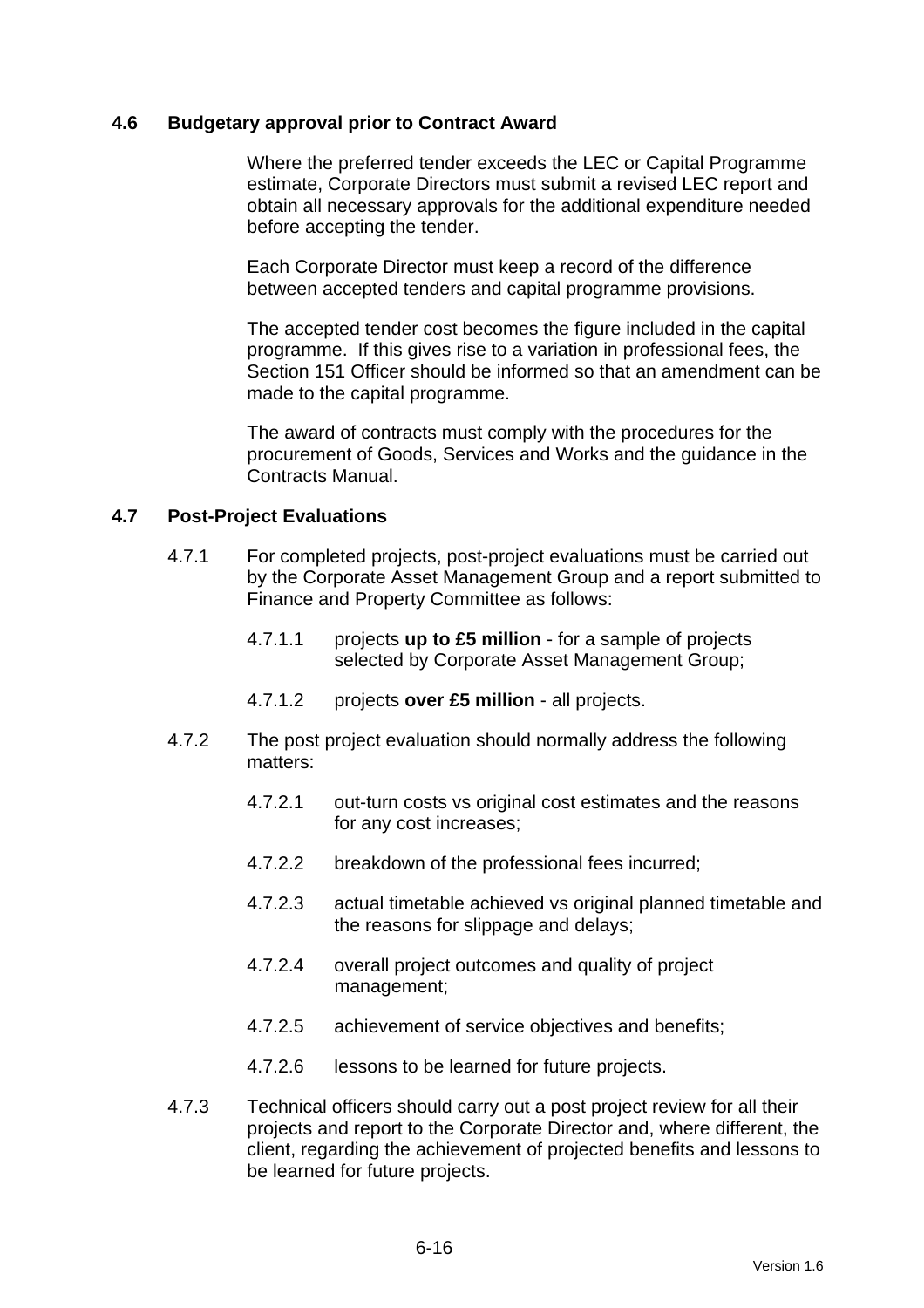### 4.6 Budgetary approval prior to Contract Award

Where the preferred tender exceeds the LEC or Capital Programme estimate, Corporate Directors must submit a revised LEC report and obtain all necessary approvals for the additional expenditure needed before accepting the tender.

Each Corporate Director must keep a record of the difference between accepted tenders and capital programme provisions.

The accepted tender cost becomes the figure included in the capital programme. If this gives rise to a variation in professional fees, the Section 151 Officer should be informed so that an amendment can be made to the capital programme.

The award of contracts must comply with the procedures for the procurement of Goods, Services and Works and the guidance in the Contracts Manual.

### 4.7 Post-Project Evaluations

4.7.1 For completed projects, post-project evaluations must be carried out by the Corporate Asset Management Group and a report submitted to Finance and Property Committee as follows:

- 4.7.1.1 projects **up to £5 million** - for a sample of projects selected by Corporate Asset Management Group;
- 4.7.1.2 projects **over £5 million** - all projects.

4.7.2 The post project evaluation should normally address the following matters:

- 4.7.2.1 out-turn costs vs original cost estimates and the reasons for any cost increases;
- 4.7.2.2 breakdown of the professional fees incurred;
- 4.7.2.3 actual timetable achieved vs original planned timetable and the reasons for slippage and delays;
- 4.7.2.4 overall project outcomes and quality of project management;
- 4.7.2.5 achievement of service objectives and benefits;
- 4.7.2.6 lessons to be learned for future projects.

4.7.3 Technical officers should carry out a post project review for all their projects and report to the Corporate Director and, where different, the client, regarding the achievement of projected benefits and lessons to be learned for future projects.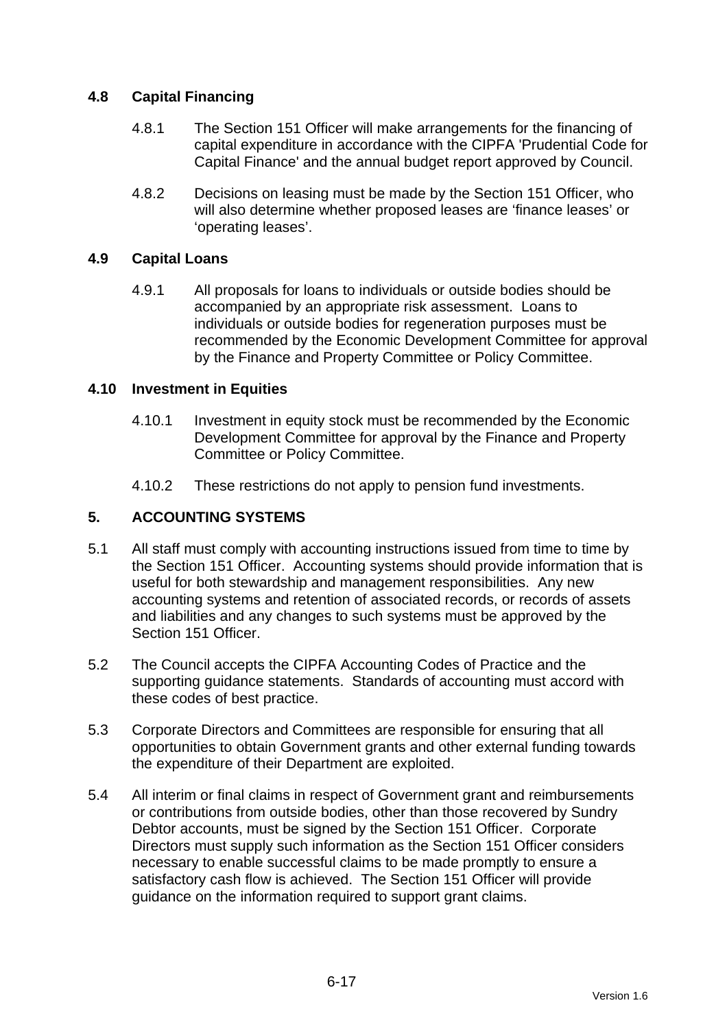### 4.8 Capital Financing

4.8.1 The Section 151 Officer will make arrangements for the financing of capital expenditure in accordance with the CIPFA 'Prudential Code for Capital Finance' and the annual budget report approved by Council.

4.8.2 Decisions on leasing must be made by the Section 151 Officer, who will also determine whether proposed leases are 'finance leases' or 'operating leases'.

### 4.9 Capital Loans

4.9.1 All proposals for loans to individuals or outside bodies should be accompanied by an appropriate risk assessment. Loans to individuals or outside bodies for regeneration purposes must be recommended by the Economic Development Committee for approval by the Finance and Property Committee or Policy Committee.

### 4.10 Investment in Equities

4.10.1 Investment in equity stock must be recommended by the Economic Development Committee for approval by the Finance and Property Committee or Policy Committee.

4.10.2 These restrictions do not apply to pension fund investments.

## 5. ACCOUNTING SYSTEMS

5.1 All staff must comply with accounting instructions issued from time to time by the Section 151 Officer. Accounting systems should provide information that is useful for both stewardship and management responsibilities. Any new accounting systems and retention of associated records, or records of assets and liabilities and any changes to such systems must be approved by the Section 151 Officer.

5.2 The Council accepts the CIPFA Accounting Codes of Practice and the supporting guidance statements. Standards of accounting must accord with these codes of best practice.

5.3 Corporate Directors and Committees are responsible for ensuring that all opportunities to obtain Government grants and other external funding towards the expenditure of their Department are exploited.

5.4 All interim or final claims in respect of Government grant and reimbursements or contributions from outside bodies, other than those recovered by Sundry Debtor accounts, must be signed by the Section 151 Officer. Corporate Directors must supply such information as the Section 151 Officer considers necessary to enable successful claims to be made promptly to ensure a satisfactory cash flow is achieved. The Section 151 Officer will provide guidance on the information required to support grant claims.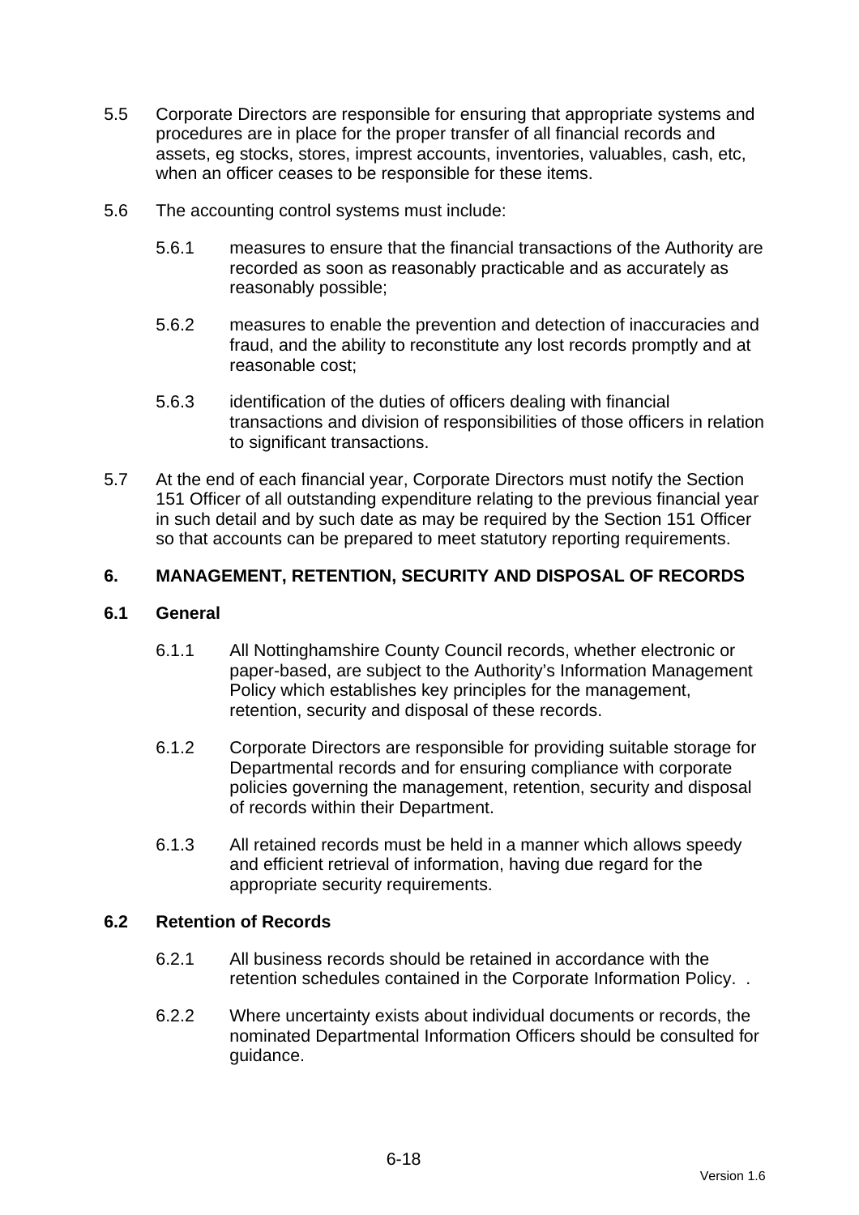5.5 Corporate Directors are responsible for ensuring that appropriate systems and procedures are in place for the proper transfer of all financial records and assets, eg stocks, stores, imprest accounts, inventories, valuables, cash, etc, when an officer ceases to be responsible for these items.

5.6 The accounting control systems must include:

5.6.1 measures to ensure that the financial transactions of the Authority are recorded as soon as reasonably practicable and as accurately as reasonably possible;

5.6.2 measures to enable the prevention and detection of inaccuracies and fraud, and the ability to reconstitute any lost records promptly and at reasonable cost;

5.6.3 identification of the duties of officers dealing with financial transactions and division of responsibilities of those officers in relation to significant transactions.

5.7 At the end of each financial year, Corporate Directors must notify the Section 151 Officer of all outstanding expenditure relating to the previous financial year in such detail and by such date as may be required by the Section 151 Officer so that accounts can be prepared to meet statutory reporting requirements.

## 6. MANAGEMENT, RETENTION, SECURITY AND DISPOSAL OF RECORDS

### 6.1 General

6.1.1 All Nottinghamshire County Council records, whether electronic or paper-based, are subject to the Authority's Information Management Policy which establishes key principles for the management, retention, security and disposal of these records.

6.1.2 Corporate Directors are responsible for providing suitable storage for Departmental records and for ensuring compliance with corporate policies governing the management, retention, security and disposal of records within their Department.

6.1.3 All retained records must be held in a manner which allows speedy and efficient retrieval of information, having due regard for the appropriate security requirements.

### 6.2 Retention of Records

6.2.1 All business records should be retained in accordance with the retention schedules contained in the Corporate Information Policy. .

6.2.2 Where uncertainty exists about individual documents or records, the nominated Departmental Information Officers should be consulted for guidance.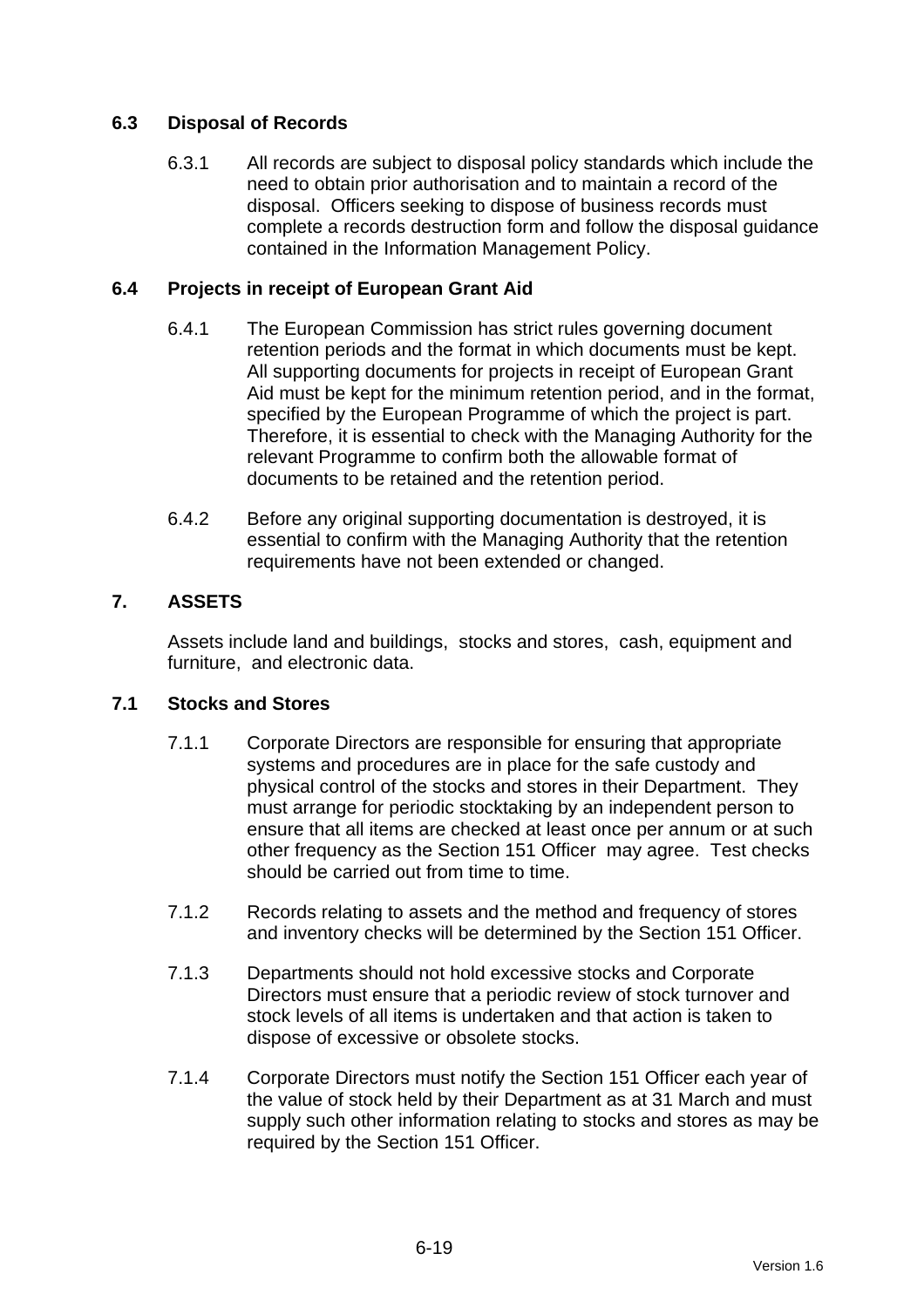### 6.3 Disposal of Records

6.3.1 All records are subject to disposal policy standards which include the need to obtain prior authorisation and to maintain a record of the disposal. Officers seeking to dispose of business records must complete a records destruction form and follow the disposal guidance contained in the Information Management Policy.

### 6.4 Projects in receipt of European Grant Aid

6.4.1 The European Commission has strict rules governing document retention periods and the format in which documents must be kept. All supporting documents for projects in receipt of European Grant Aid must be kept for the minimum retention period, and in the format, specified by the European Programme of which the project is part. Therefore, it is essential to check with the Managing Authority for the relevant Programme to confirm both the allowable format of documents to be retained and the retention period.

6.4.2 Before any original supporting documentation is destroyed, it is essential to confirm with the Managing Authority that the retention requirements have not been extended or changed.

## 7. ASSETS

Assets include land and buildings, stocks and stores, cash, equipment and furniture, and electronic data.

### 7.1 Stocks and Stores

7.1.1 Corporate Directors are responsible for ensuring that appropriate systems and procedures are in place for the safe custody and physical control of the stocks and stores in their Department. They must arrange for periodic stocktaking by an independent person to ensure that all items are checked at least once per annum or at such other frequency as the Section 151 Officer may agree. Test checks should be carried out from time to time.

7.1.2 Records relating to assets and the method and frequency of stores and inventory checks will be determined by the Section 151 Officer.

7.1.3 Departments should not hold excessive stocks and Corporate Directors must ensure that a periodic review of stock turnover and stock levels of all items is undertaken and that action is taken to dispose of excessive or obsolete stocks.

7.1.4 Corporate Directors must notify the Section 151 Officer each year of the value of stock held by their Department as at 31 March and must supply such other information relating to stocks and stores as may be required by the Section 151 Officer.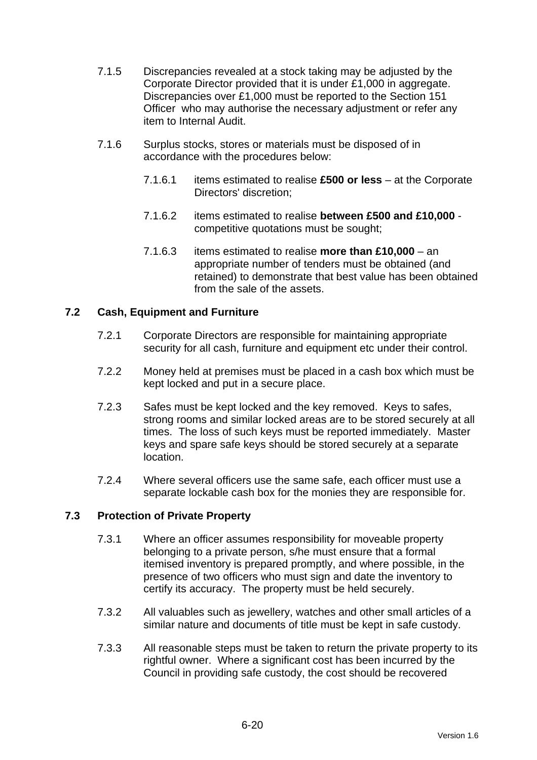7.1.5 Discrepancies revealed at a stock taking may be adjusted by the Corporate Director provided that it is under £1,000 in aggregate. Discrepancies over £1,000 must be reported to the Section 151 Officer who may authorise the necessary adjustment or refer any item to Internal Audit.

7.1.6 Surplus stocks, stores or materials must be disposed of in accordance with the procedures below:

7.1.6.1 items estimated to realise **£500 or less** – at the Corporate Directors' discretion;

7.1.6.2 items estimated to realise **between £500 and £10,000** - competitive quotations must be sought;

7.1.6.3 items estimated to realise **more than £10,000** – an appropriate number of tenders must be obtained (and retained) to demonstrate that best value has been obtained from the sale of the assets.

### 7.2 Cash, Equipment and Furniture

7.2.1 Corporate Directors are responsible for maintaining appropriate security for all cash, furniture and equipment etc under their control.

7.2.2 Money held at premises must be placed in a cash box which must be kept locked and put in a secure place.

7.2.3 Safes must be kept locked and the key removed. Keys to safes, strong rooms and similar locked areas are to be stored securely at all times. The loss of such keys must be reported immediately. Master keys and spare safe keys should be stored securely at a separate location.

7.2.4 Where several officers use the same safe, each officer must use a separate lockable cash box for the monies they are responsible for.

### 7.3 Protection of Private Property

7.3.1 Where an officer assumes responsibility for moveable property belonging to a private person, s/he must ensure that a formal itemised inventory is prepared promptly, and where possible, in the presence of two officers who must sign and date the inventory to certify its accuracy. The property must be held securely.

7.3.2 All valuables such as jewellery, watches and other small articles of a similar nature and documents of title must be kept in safe custody.

7.3.3 All reasonable steps must be taken to return the private property to its rightful owner. Where a significant cost has been incurred by the Council in providing safe custody, the cost should be recovered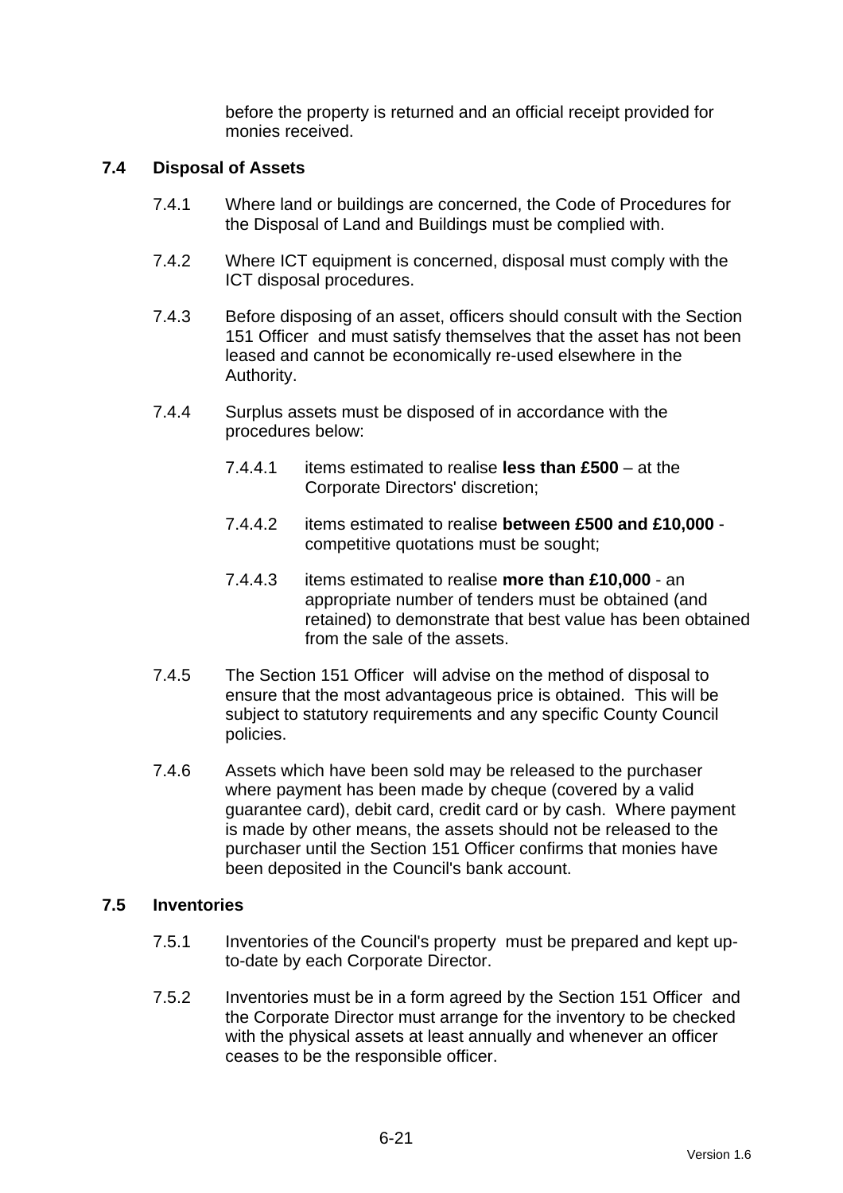before the property is returned and an official receipt provided for monies received.

### 7.4 Disposal of Assets

7.4.1 Where land or buildings are concerned, the Code of Procedures for the Disposal of Land and Buildings must be complied with.

7.4.2 Where ICT equipment is concerned, disposal must comply with the ICT disposal procedures.

7.4.3 Before disposing of an asset, officers should consult with the Section 151 Officer and must satisfy themselves that the asset has not been leased and cannot be economically re-used elsewhere in the Authority.

7.4.4 Surplus assets must be disposed of in accordance with the procedures below:

7.4.4.1 items estimated to realise **less than £500** – at the Corporate Directors' discretion;

7.4.4.2 items estimated to realise **between £500 and £10,000** - competitive quotations must be sought;

7.4.4.3 items estimated to realise **more than £10,000** - an appropriate number of tenders must be obtained (and retained) to demonstrate that best value has been obtained from the sale of the assets.

7.4.5 The Section 151 Officer will advise on the method of disposal to ensure that the most advantageous price is obtained. This will be subject to statutory requirements and any specific County Council policies.

7.4.6 Assets which have been sold may be released to the purchaser where payment has been made by cheque (covered by a valid guarantee card), debit card, credit card or by cash. Where payment is made by other means, the assets should not be released to the purchaser until the Section 151 Officer confirms that monies have been deposited in the Council's bank account.

### 7.5 Inventories

7.5.1 Inventories of the Council's property must be prepared and kept up-to-date by each Corporate Director.

7.5.2 Inventories must be in a form agreed by the Section 151 Officer and the Corporate Director must arrange for the inventory to be checked with the physical assets at least annually and whenever an officer ceases to be the responsible officer.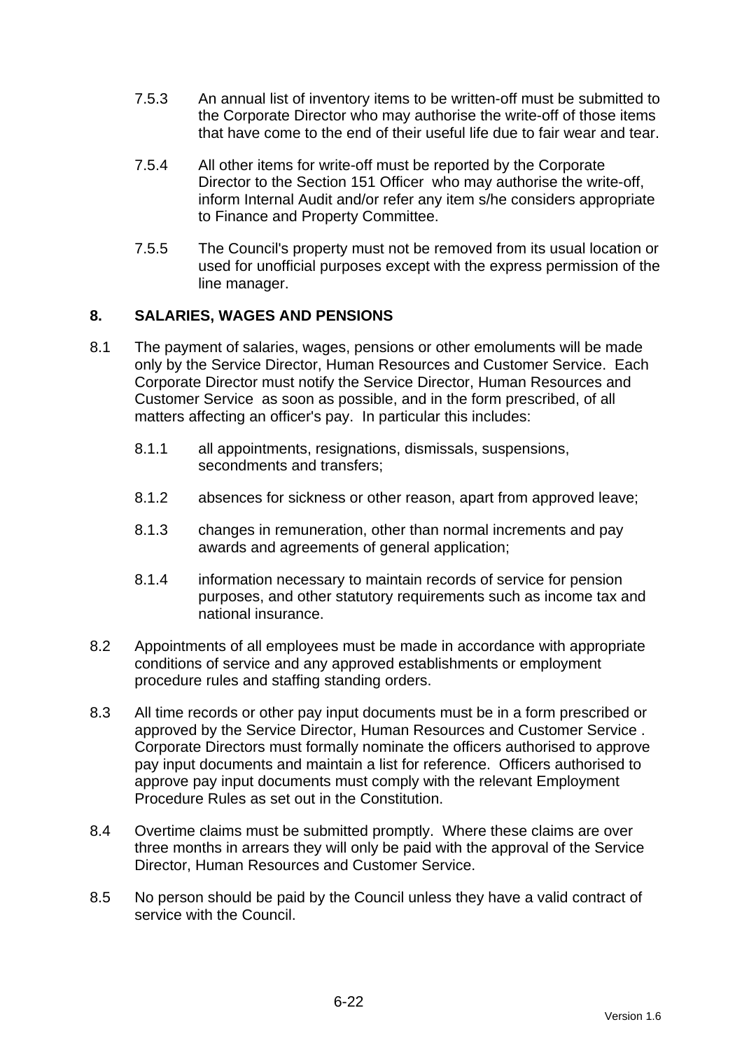7.5.3 An annual list of inventory items to be written-off must be submitted to the Corporate Director who may authorise the write-off of those items that have come to the end of their useful life due to fair wear and tear.

7.5.4 All other items for write-off must be reported by the Corporate Director to the Section 151 Officer who may authorise the write-off, inform Internal Audit and/or refer any item s/he considers appropriate to Finance and Property Committee.

7.5.5 The Council's property must not be removed from its usual location or used for unofficial purposes except with the express permission of the line manager.

## 8. SALARIES, WAGES AND PENSIONS

8.1 The payment of salaries, wages, pensions or other emoluments will be made only by the Service Director, Human Resources and Customer Service. Each Corporate Director must notify the Service Director, Human Resources and Customer Service as soon as possible, and in the form prescribed, of all matters affecting an officer's pay. In particular this includes:

8.1.1 all appointments, resignations, dismissals, suspensions, secondments and transfers;

8.1.2 absences for sickness or other reason, apart from approved leave;

8.1.3 changes in remuneration, other than normal increments and pay awards and agreements of general application;

8.1.4 information necessary to maintain records of service for pension purposes, and other statutory requirements such as income tax and national insurance.

8.2 Appointments of all employees must be made in accordance with appropriate conditions of service and any approved establishments or employment procedure rules and staffing standing orders.

8.3 All time records or other pay input documents must be in a form prescribed or approved by the Service Director, Human Resources and Customer Service . Corporate Directors must formally nominate the officers authorised to approve pay input documents and maintain a list for reference. Officers authorised to approve pay input documents must comply with the relevant Employment Procedure Rules as set out in the Constitution.

8.4 Overtime claims must be submitted promptly. Where these claims are over three months in arrears they will only be paid with the approval of the Service Director, Human Resources and Customer Service.

8.5 No person should be paid by the Council unless they have a valid contract of service with the Council.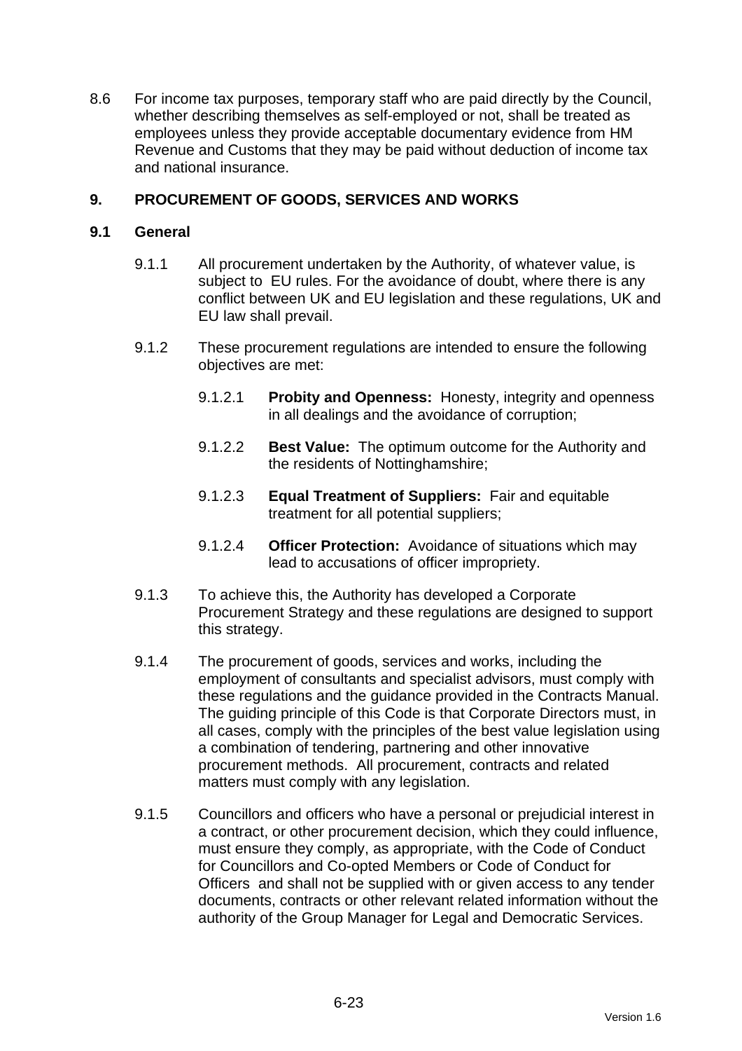8.6 For income tax purposes, temporary staff who are paid directly by the Council, whether describing themselves as self-employed or not, shall be treated as employees unless they provide acceptable documentary evidence from HM Revenue and Customs that they may be paid without deduction of income tax and national insurance.

## 9. PROCUREMENT OF GOODS, SERVICES AND WORKS

### 9.1 General

9.1.1 All procurement undertaken by the Authority, of whatever value, is subject to EU rules. For the avoidance of doubt, where there is any conflict between UK and EU legislation and these regulations, UK and EU law shall prevail.

9.1.2 These procurement regulations are intended to ensure the following objectives are met:

9.1.2.1 **Probity and Openness:** Honesty, integrity and openness in all dealings and the avoidance of corruption;

9.1.2.2 **Best Value:** The optimum outcome for the Authority and the residents of Nottinghamshire;

9.1.2.3 **Equal Treatment of Suppliers:** Fair and equitable treatment for all potential suppliers;

9.1.2.4 **Officer Protection:** Avoidance of situations which may lead to accusations of officer impropriety.

9.1.3 To achieve this, the Authority has developed a Corporate Procurement Strategy and these regulations are designed to support this strategy.

9.1.4 The procurement of goods, services and works, including the employment of consultants and specialist advisors, must comply with these regulations and the guidance provided in the Contracts Manual. The guiding principle of this Code is that Corporate Directors must, in all cases, comply with the principles of the best value legislation using a combination of tendering, partnering and other innovative procurement methods. All procurement, contracts and related matters must comply with any legislation.

9.1.5 Councillors and officers who have a personal or prejudicial interest in a contract, or other procurement decision, which they could influence, must ensure they comply, as appropriate, with the Code of Conduct for Councillors and Co-opted Members or Code of Conduct for Officers and shall not be supplied with or given access to any tender documents, contracts or other relevant related information without the authority of the Group Manager for Legal and Democratic Services.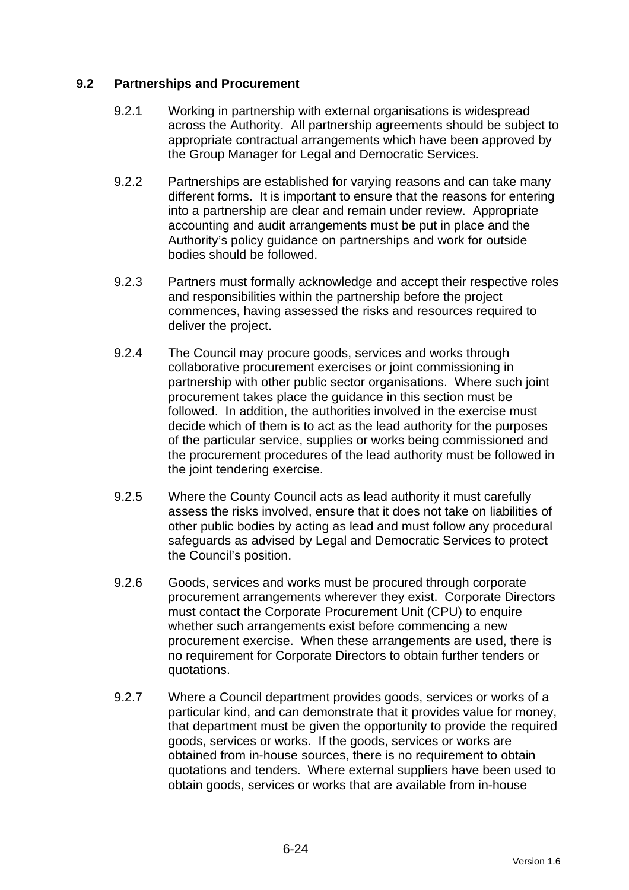## 9.2 Partnerships and Procurement

9.2.1 Working in partnership with external organisations is widespread across the Authority. All partnership agreements should be subject to appropriate contractual arrangements which have been approved by the Group Manager for Legal and Democratic Services.

9.2.2 Partnerships are established for varying reasons and can take many different forms. It is important to ensure that the reasons for entering into a partnership are clear and remain under review. Appropriate accounting and audit arrangements must be put in place and the Authority's policy guidance on partnerships and work for outside bodies should be followed.

9.2.3 Partners must formally acknowledge and accept their respective roles and responsibilities within the partnership before the project commences, having assessed the risks and resources required to deliver the project.

9.2.4 The Council may procure goods, services and works through collaborative procurement exercises or joint commissioning in partnership with other public sector organisations. Where such joint procurement takes place the guidance in this section must be followed. In addition, the authorities involved in the exercise must decide which of them is to act as the lead authority for the purposes of the particular service, supplies or works being commissioned and the procurement procedures of the lead authority must be followed in the joint tendering exercise.

9.2.5 Where the County Council acts as lead authority it must carefully assess the risks involved, ensure that it does not take on liabilities of other public bodies by acting as lead and must follow any procedural safeguards as advised by Legal and Democratic Services to protect the Council's position.

9.2.6 Goods, services and works must be procured through corporate procurement arrangements wherever they exist. Corporate Directors must contact the Corporate Procurement Unit (CPU) to enquire whether such arrangements exist before commencing a new procurement exercise. When these arrangements are used, there is no requirement for Corporate Directors to obtain further tenders or quotations.

9.2.7 Where a Council department provides goods, services or works of a particular kind, and can demonstrate that it provides value for money, that department must be given the opportunity to provide the required goods, services or works. If the goods, services or works are obtained from in-house sources, there is no requirement to obtain quotations and tenders. Where external suppliers have been used to obtain goods, services or works that are available from in-house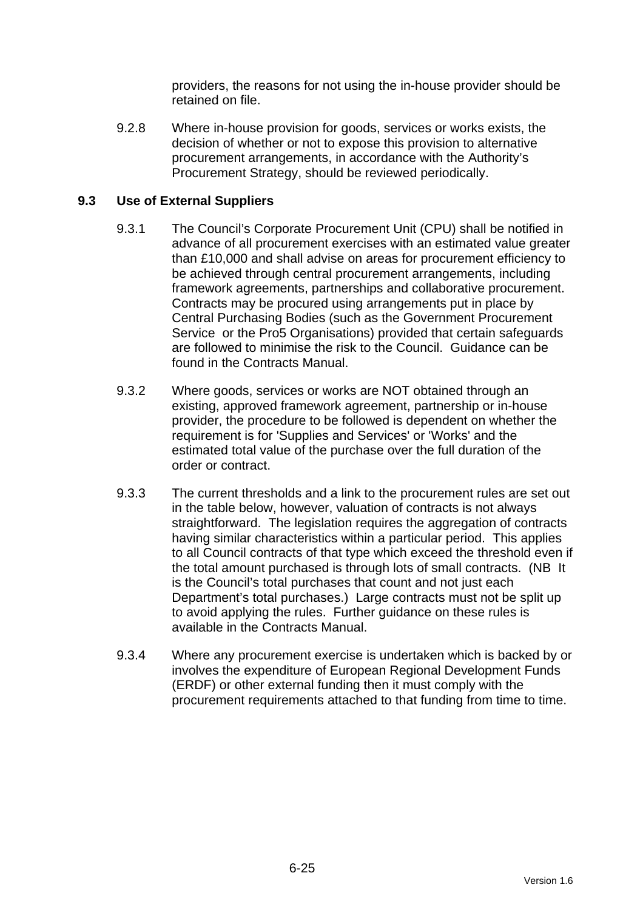providers, the reasons for not using the in-house provider should be retained on file.

9.2.8 Where in-house provision for goods, services or works exists, the decision of whether or not to expose this provision to alternative procurement arrangements, in accordance with the Authority's Procurement Strategy, should be reviewed periodically.

## 9.3 Use of External Suppliers

9.3.1 The Council's Corporate Procurement Unit (CPU) shall be notified in advance of all procurement exercises with an estimated value greater than £10,000 and shall advise on areas for procurement efficiency to be achieved through central procurement arrangements, including framework agreements, partnerships and collaborative procurement. Contracts may be procured using arrangements put in place by Central Purchasing Bodies (such as the Government Procurement Service or the Pro5 Organisations) provided that certain safeguards are followed to minimise the risk to the Council. Guidance can be found in the Contracts Manual.

9.3.2 Where goods, services or works are NOT obtained through an existing, approved framework agreement, partnership or in-house provider, the procedure to be followed is dependent on whether the requirement is for 'Supplies and Services' or 'Works' and the estimated total value of the purchase over the full duration of the order or contract.

9.3.3 The current thresholds and a link to the procurement rules are set out in the table below, however, valuation of contracts is not always straightforward. The legislation requires the aggregation of contracts having similar characteristics within a particular period. This applies to all Council contracts of that type which exceed the threshold even if the total amount purchased is through lots of small contracts. (NB It is the Council's total purchases that count and not just each Department's total purchases.) Large contracts must not be split up to avoid applying the rules. Further guidance on these rules is available in the Contracts Manual.

9.3.4 Where any procurement exercise is undertaken which is backed by or involves the expenditure of European Regional Development Funds (ERDF) or other external funding then it must comply with the procurement requirements attached to that funding from time to time.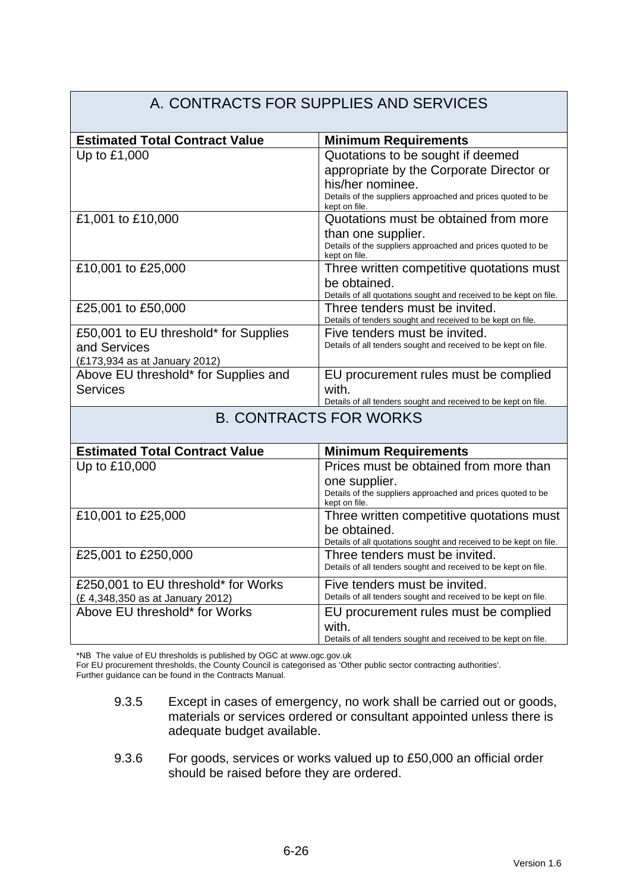| A. CONTRACTS FOR SUPPLIES AND SERVICES | |
|---|---|
| **Estimated Total Contract Value** | **Minimum Requirements** |
| Up to £1,000 | Quotations to be sought if deemed appropriate by the Corporate Director or his/her nominee. Details of the suppliers approached and prices quoted to be kept on file. |
| £1,001 to £10,000 | Quotations must be obtained from more than one supplier. Details of the suppliers approached and prices quoted to be kept on file. |
| £10,001 to £25,000 | Three written competitive quotations must be obtained. Details of all quotations sought and received to be kept on file. |
| £25,001 to £50,000 | Three tenders must be invited. Details of tenders sought and received to be kept on file. |
| £50,001 to EU threshold* for Supplies and Services (£173,934 as at January 2012) | Five tenders must be invited. Details of all tenders sought and received to be kept on file. |
| Above EU threshold* for Supplies and Services | EU procurement rules must be complied with. Details of all tenders sought and received to be kept on file. |

| B. CONTRACTS FOR WORKS | |
|---|---|
| **Estimated Total Contract Value** | **Minimum Requirements** |
| Up to £10,000 | Prices must be obtained from more than one supplier. Details of the suppliers approached and prices quoted to be kept on file. |
| £10,001 to £25,000 | Three written competitive quotations must be obtained. Details of all quotations sought and received to be kept on file. |
| £25,001 to £250,000 | Three tenders must be invited. Details of all tenders sought and received to be kept on file. |
| £250,001 to EU threshold* for Works (£ 4,348,350 as at January 2012) | Five tenders must be invited. Details of all tenders sought and received to be kept on file. |
| Above EU threshold* for Works | EU procurement rules must be complied with. Details of all tenders sought and received to be kept on file. |

*NB The value of EU thresholds is published by OGC at www.ogc.gov.uk
For EU procurement thresholds, the County Council is categorised as 'Other public sector contracting authorities'.
Further guidance can be found in the Contracts Manual.

9.3.5 Except in cases of emergency, no work shall be carried out or goods, materials or services ordered or consultant appointed unless there is adequate budget available.

9.3.6 For goods, services or works valued up to £50,000 an official order should be raised before they are ordered.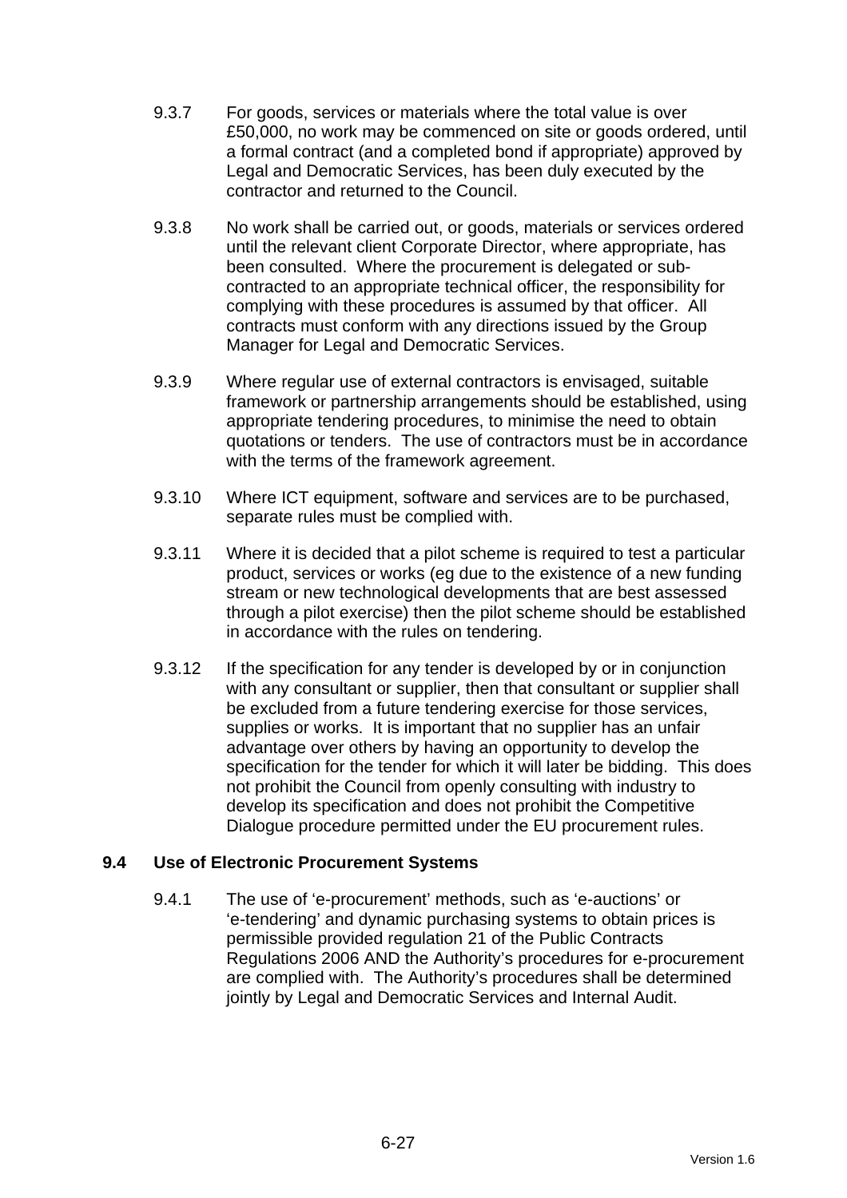9.3.7 For goods, services or materials where the total value is over £50,000, no work may be commenced on site or goods ordered, until a formal contract (and a completed bond if appropriate) approved by Legal and Democratic Services, has been duly executed by the contractor and returned to the Council.

9.3.8 No work shall be carried out, or goods, materials or services ordered until the relevant client Corporate Director, where appropriate, has been consulted. Where the procurement is delegated or sub-contracted to an appropriate technical officer, the responsibility for complying with these procedures is assumed by that officer. All contracts must conform with any directions issued by the Group Manager for Legal and Democratic Services.

9.3.9 Where regular use of external contractors is envisaged, suitable framework or partnership arrangements should be established, using appropriate tendering procedures, to minimise the need to obtain quotations or tenders. The use of contractors must be in accordance with the terms of the framework agreement.

9.3.10 Where ICT equipment, software and services are to be purchased, separate rules must be complied with.

9.3.11 Where it is decided that a pilot scheme is required to test a particular product, services or works (eg due to the existence of a new funding stream or new technological developments that are best assessed through a pilot exercise) then the pilot scheme should be established in accordance with the rules on tendering.

9.3.12 If the specification for any tender is developed by or in conjunction with any consultant or supplier, then that consultant or supplier shall be excluded from a future tendering exercise for those services, supplies or works. It is important that no supplier has an unfair advantage over others by having an opportunity to develop the specification for the tender for which it will later be bidding. This does not prohibit the Council from openly consulting with industry to develop its specification and does not prohibit the Competitive Dialogue procedure permitted under the EU procurement rules.

### 9.4 Use of Electronic Procurement Systems

9.4.1 The use of 'e-procurement' methods, such as 'e-auctions' or 'e-tendering' and dynamic purchasing systems to obtain prices is permissible provided regulation 21 of the Public Contracts Regulations 2006 AND the Authority's procedures for e-procurement are complied with. The Authority's procedures shall be determined jointly by Legal and Democratic Services and Internal Audit.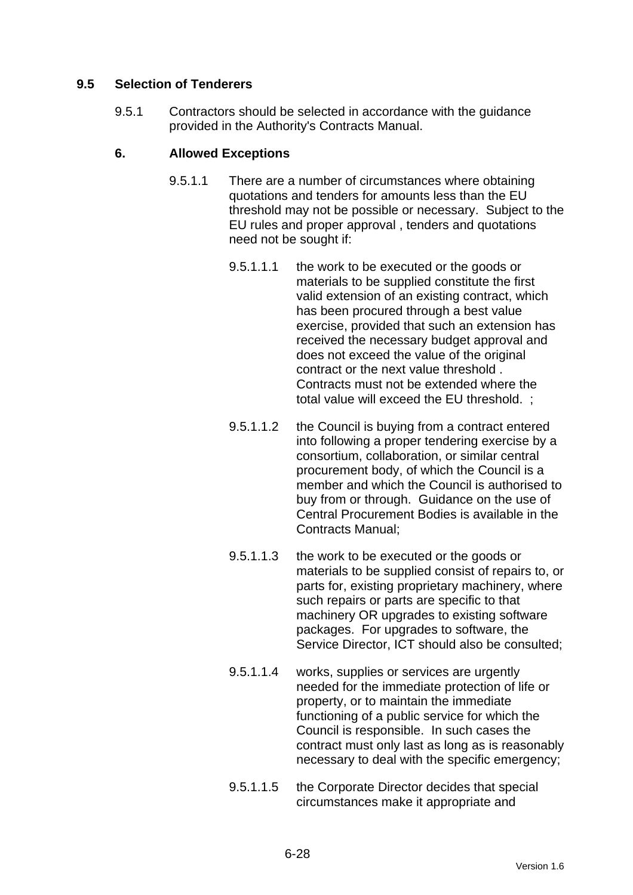## 9.5 Selection of Tenderers

9.5.1 Contractors should be selected in accordance with the guidance provided in the Authority's Contracts Manual.

### 6. Allowed Exceptions

9.5.1.1 There are a number of circumstances where obtaining quotations and tenders for amounts less than the EU threshold may not be possible or necessary. Subject to the EU rules and proper approval , tenders and quotations need not be sought if:

9.5.1.1.1 the work to be executed or the goods or materials to be supplied constitute the first valid extension of an existing contract, which has been procured through a best value exercise, provided that such an extension has received the necessary budget approval and does not exceed the value of the original contract or the next value threshold . Contracts must not be extended where the total value will exceed the EU threshold. ;

9.5.1.1.2 the Council is buying from a contract entered into following a proper tendering exercise by a consortium, collaboration, or similar central procurement body, of which the Council is a member and which the Council is authorised to buy from or through. Guidance on the use of Central Procurement Bodies is available in the Contracts Manual;

9.5.1.1.3 the work to be executed or the goods or materials to be supplied consist of repairs to, or parts for, existing proprietary machinery, where such repairs or parts are specific to that machinery OR upgrades to existing software packages. For upgrades to software, the Service Director, ICT should also be consulted;

9.5.1.1.4 works, supplies or services are urgently needed for the immediate protection of life or property, or to maintain the immediate functioning of a public service for which the Council is responsible. In such cases the contract must only last as long as is reasonably necessary to deal with the specific emergency;

9.5.1.1.5 the Corporate Director decides that special circumstances make it appropriate and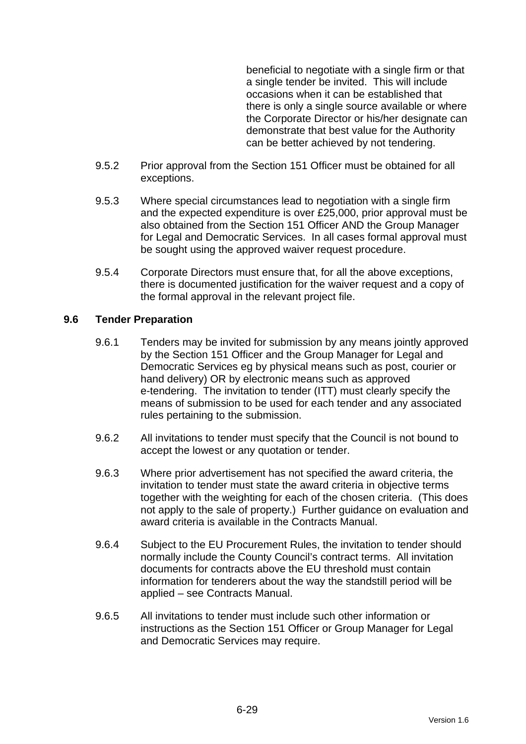beneficial to negotiate with a single firm or that a single tender be invited. This will include occasions when it can be established that there is only a single source available or where the Corporate Director or his/her designate can demonstrate that best value for the Authority can be better achieved by not tendering.

9.5.2 Prior approval from the Section 151 Officer must be obtained for all exceptions.

9.5.3 Where special circumstances lead to negotiation with a single firm and the expected expenditure is over £25,000, prior approval must be also obtained from the Section 151 Officer AND the Group Manager for Legal and Democratic Services. In all cases formal approval must be sought using the approved waiver request procedure.

9.5.4 Corporate Directors must ensure that, for all the above exceptions, there is documented justification for the waiver request and a copy of the formal approval in the relevant project file.

## 9.6 Tender Preparation

9.6.1 Tenders may be invited for submission by any means jointly approved by the Section 151 Officer and the Group Manager for Legal and Democratic Services eg by physical means such as post, courier or hand delivery) OR by electronic means such as approved e-tendering. The invitation to tender (ITT) must clearly specify the means of submission to be used for each tender and any associated rules pertaining to the submission.

9.6.2 All invitations to tender must specify that the Council is not bound to accept the lowest or any quotation or tender.

9.6.3 Where prior advertisement has not specified the award criteria, the invitation to tender must state the award criteria in objective terms together with the weighting for each of the chosen criteria. (This does not apply to the sale of property.) Further guidance on evaluation and award criteria is available in the Contracts Manual.

9.6.4 Subject to the EU Procurement Rules, the invitation to tender should normally include the County Council's contract terms. All invitation documents for contracts above the EU threshold must contain information for tenderers about the way the standstill period will be applied – see Contracts Manual.

9.6.5 All invitations to tender must include such other information or instructions as the Section 151 Officer or Group Manager for Legal and Democratic Services may require.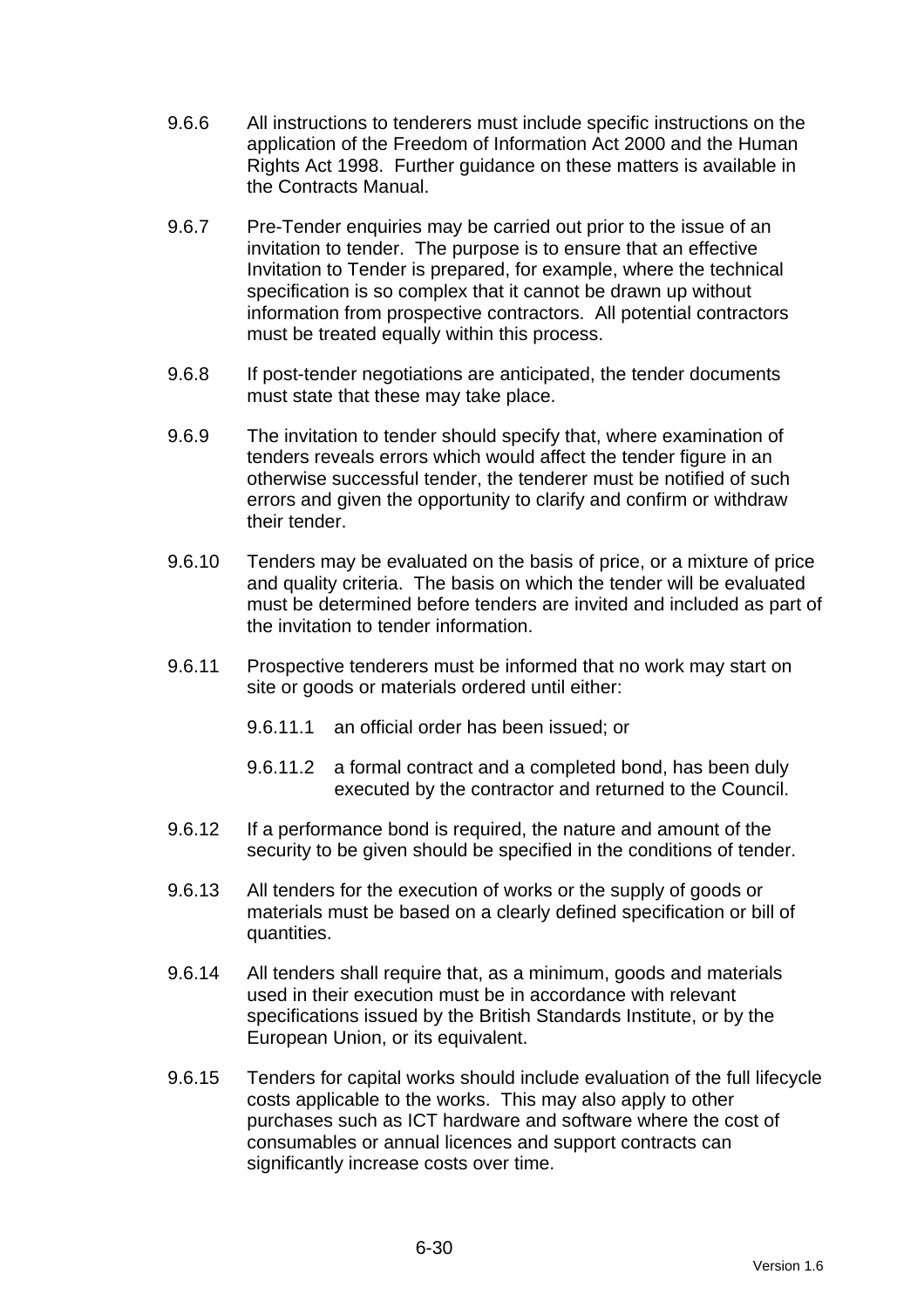9.6.6 All instructions to tenderers must include specific instructions on the application of the Freedom of Information Act 2000 and the Human Rights Act 1998. Further guidance on these matters is available in the Contracts Manual.

9.6.7 Pre-Tender enquiries may be carried out prior to the issue of an invitation to tender. The purpose is to ensure that an effective Invitation to Tender is prepared, for example, where the technical specification is so complex that it cannot be drawn up without information from prospective contractors. All potential contractors must be treated equally within this process.

9.6.8 If post-tender negotiations are anticipated, the tender documents must state that these may take place.

9.6.9 The invitation to tender should specify that, where examination of tenders reveals errors which would affect the tender figure in an otherwise successful tender, the tenderer must be notified of such errors and given the opportunity to clarify and confirm or withdraw their tender.

9.6.10 Tenders may be evaluated on the basis of price, or a mixture of price and quality criteria. The basis on which the tender will be evaluated must be determined before tenders are invited and included as part of the invitation to tender information.

9.6.11 Prospective tenderers must be informed that no work may start on site or goods or materials ordered until either:

- 9.6.11.1 an official order has been issued; or
- 9.6.11.2 a formal contract and a completed bond, has been duly executed by the contractor and returned to the Council.

9.6.12 If a performance bond is required, the nature and amount of the security to be given should be specified in the conditions of tender.

9.6.13 All tenders for the execution of works or the supply of goods or materials must be based on a clearly defined specification or bill of quantities.

9.6.14 All tenders shall require that, as a minimum, goods and materials used in their execution must be in accordance with relevant specifications issued by the British Standards Institute, or by the European Union, or its equivalent.

9.6.15 Tenders for capital works should include evaluation of the full lifecycle costs applicable to the works. This may also apply to other purchases such as ICT hardware and software where the cost of consumables or annual licences and support contracts can significantly increase costs over time.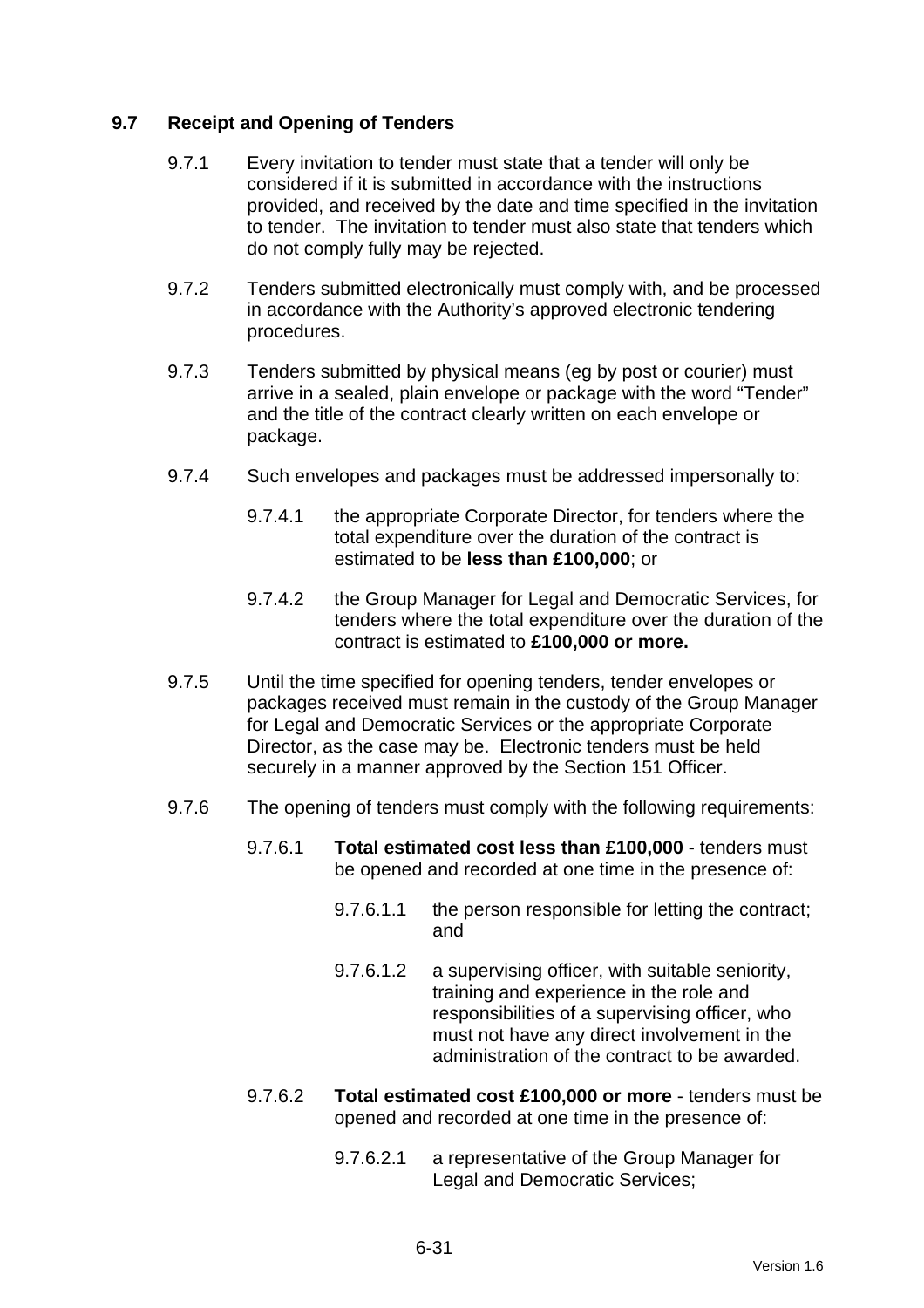## 9.7 Receipt and Opening of Tenders

9.7.1 Every invitation to tender must state that a tender will only be considered if it is submitted in accordance with the instructions provided, and received by the date and time specified in the invitation to tender. The invitation to tender must also state that tenders which do not comply fully may be rejected.

9.7.2 Tenders submitted electronically must comply with, and be processed in accordance with the Authority's approved electronic tendering procedures.

9.7.3 Tenders submitted by physical means (eg by post or courier) must arrive in a sealed, plain envelope or package with the word "Tender" and the title of the contract clearly written on each envelope or package.

9.7.4 Such envelopes and packages must be addressed impersonally to:

9.7.4.1 the appropriate Corporate Director, for tenders where the total expenditure over the duration of the contract is estimated to be **less than £100,000**; or

9.7.4.2 the Group Manager for Legal and Democratic Services, for tenders where the total expenditure over the duration of the contract is estimated to **£100,000 or more.**

9.7.5 Until the time specified for opening tenders, tender envelopes or packages received must remain in the custody of the Group Manager for Legal and Democratic Services or the appropriate Corporate Director, as the case may be. Electronic tenders must be held securely in a manner approved by the Section 151 Officer.

9.7.6 The opening of tenders must comply with the following requirements:

9.7.6.1 **Total estimated cost less than £100,000** - tenders must be opened and recorded at one time in the presence of:

9.7.6.1.1 the person responsible for letting the contract; and

9.7.6.1.2 a supervising officer, with suitable seniority, training and experience in the role and responsibilities of a supervising officer, who must not have any direct involvement in the administration of the contract to be awarded.

9.7.6.2 **Total estimated cost £100,000 or more** - tenders must be opened and recorded at one time in the presence of:

9.7.6.2.1 a representative of the Group Manager for Legal and Democratic Services;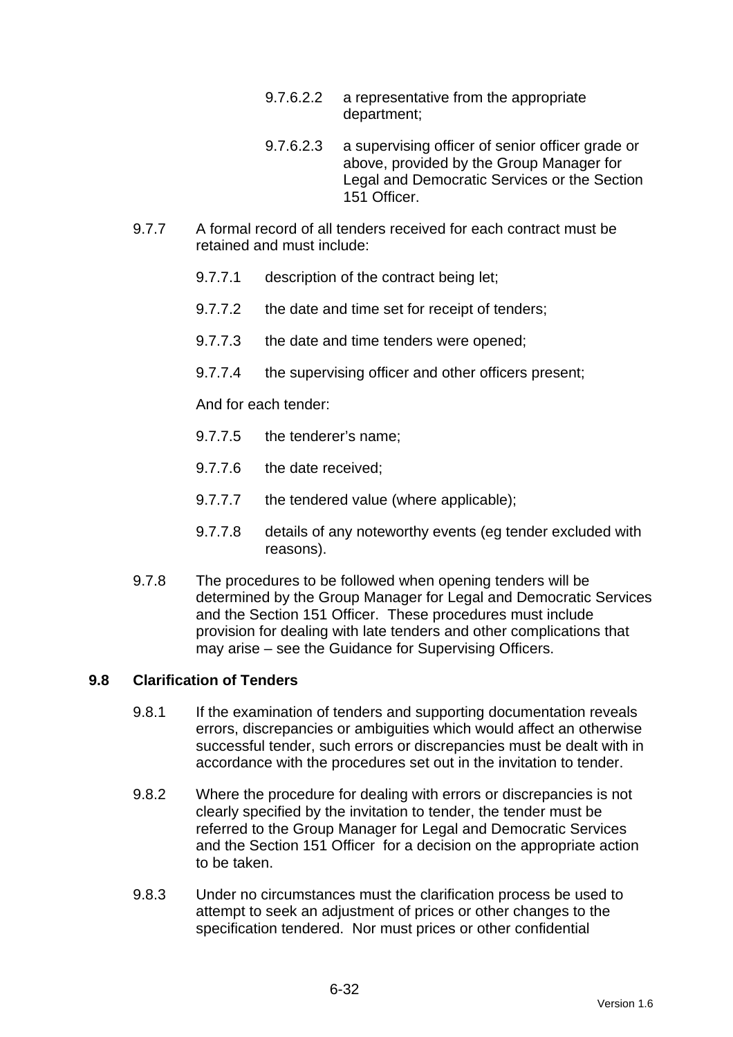9.7.6.2.2 a representative from the appropriate department;

9.7.6.2.3 a supervising officer of senior officer grade or above, provided by the Group Manager for Legal and Democratic Services or the Section 151 Officer.

9.7.7 A formal record of all tenders received for each contract must be retained and must include:

9.7.7.1 description of the contract being let;

9.7.7.2 the date and time set for receipt of tenders;

9.7.7.3 the date and time tenders were opened;

9.7.7.4 the supervising officer and other officers present;

And for each tender:

9.7.7.5 the tenderer's name;

9.7.7.6 the date received;

9.7.7.7 the tendered value (where applicable);

9.7.7.8 details of any noteworthy events (eg tender excluded with reasons).

9.7.8 The procedures to be followed when opening tenders will be determined by the Group Manager for Legal and Democratic Services and the Section 151 Officer. These procedures must include provision for dealing with late tenders and other complications that may arise – see the Guidance for Supervising Officers.

## 9.8 Clarification of Tenders

9.8.1 If the examination of tenders and supporting documentation reveals errors, discrepancies or ambiguities which would affect an otherwise successful tender, such errors or discrepancies must be dealt with in accordance with the procedures set out in the invitation to tender.

9.8.2 Where the procedure for dealing with errors or discrepancies is not clearly specified by the invitation to tender, the tender must be referred to the Group Manager for Legal and Democratic Services and the Section 151 Officer for a decision on the appropriate action to be taken.

9.8.3 Under no circumstances must the clarification process be used to attempt to seek an adjustment of prices or other changes to the specification tendered. Nor must prices or other confidential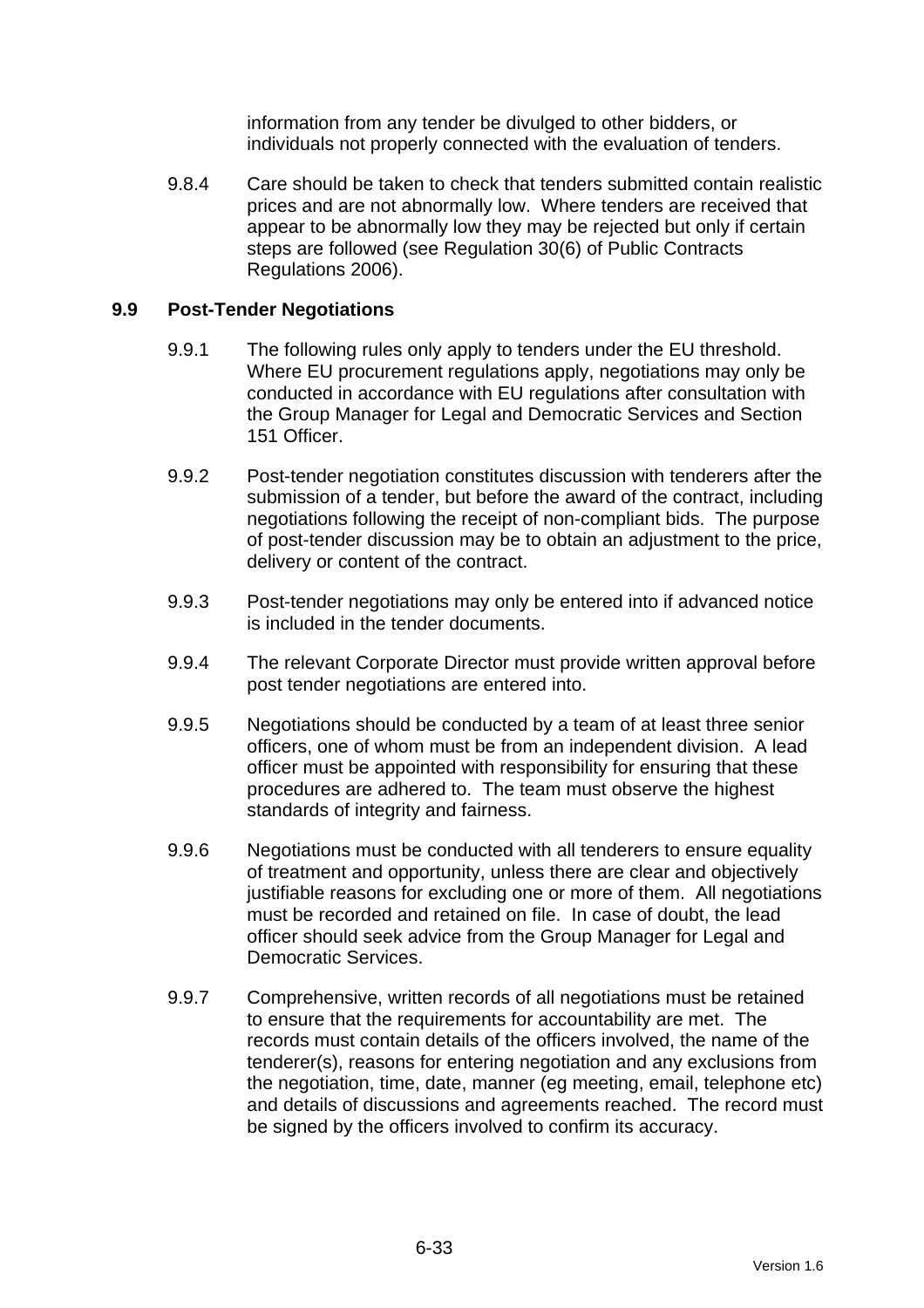information from any tender be divulged to other bidders, or individuals not properly connected with the evaluation of tenders.

9.8.4 Care should be taken to check that tenders submitted contain realistic prices and are not abnormally low. Where tenders are received that appear to be abnormally low they may be rejected but only if certain steps are followed (see Regulation 30(6) of Public Contracts Regulations 2006).

### 9.9 Post-Tender Negotiations

9.9.1 The following rules only apply to tenders under the EU threshold. Where EU procurement regulations apply, negotiations may only be conducted in accordance with EU regulations after consultation with the Group Manager for Legal and Democratic Services and Section 151 Officer.

9.9.2 Post-tender negotiation constitutes discussion with tenderers after the submission of a tender, but before the award of the contract, including negotiations following the receipt of non-compliant bids. The purpose of post-tender discussion may be to obtain an adjustment to the price, delivery or content of the contract.

9.9.3 Post-tender negotiations may only be entered into if advanced notice is included in the tender documents.

9.9.4 The relevant Corporate Director must provide written approval before post tender negotiations are entered into.

9.9.5 Negotiations should be conducted by a team of at least three senior officers, one of whom must be from an independent division. A lead officer must be appointed with responsibility for ensuring that these procedures are adhered to. The team must observe the highest standards of integrity and fairness.

9.9.6 Negotiations must be conducted with all tenderers to ensure equality of treatment and opportunity, unless there are clear and objectively justifiable reasons for excluding one or more of them. All negotiations must be recorded and retained on file. In case of doubt, the lead officer should seek advice from the Group Manager for Legal and Democratic Services.

9.9.7 Comprehensive, written records of all negotiations must be retained to ensure that the requirements for accountability are met. The records must contain details of the officers involved, the name of the tenderer(s), reasons for entering negotiation and any exclusions from the negotiation, time, date, manner (eg meeting, email, telephone etc) and details of discussions and agreements reached. The record must be signed by the officers involved to confirm its accuracy.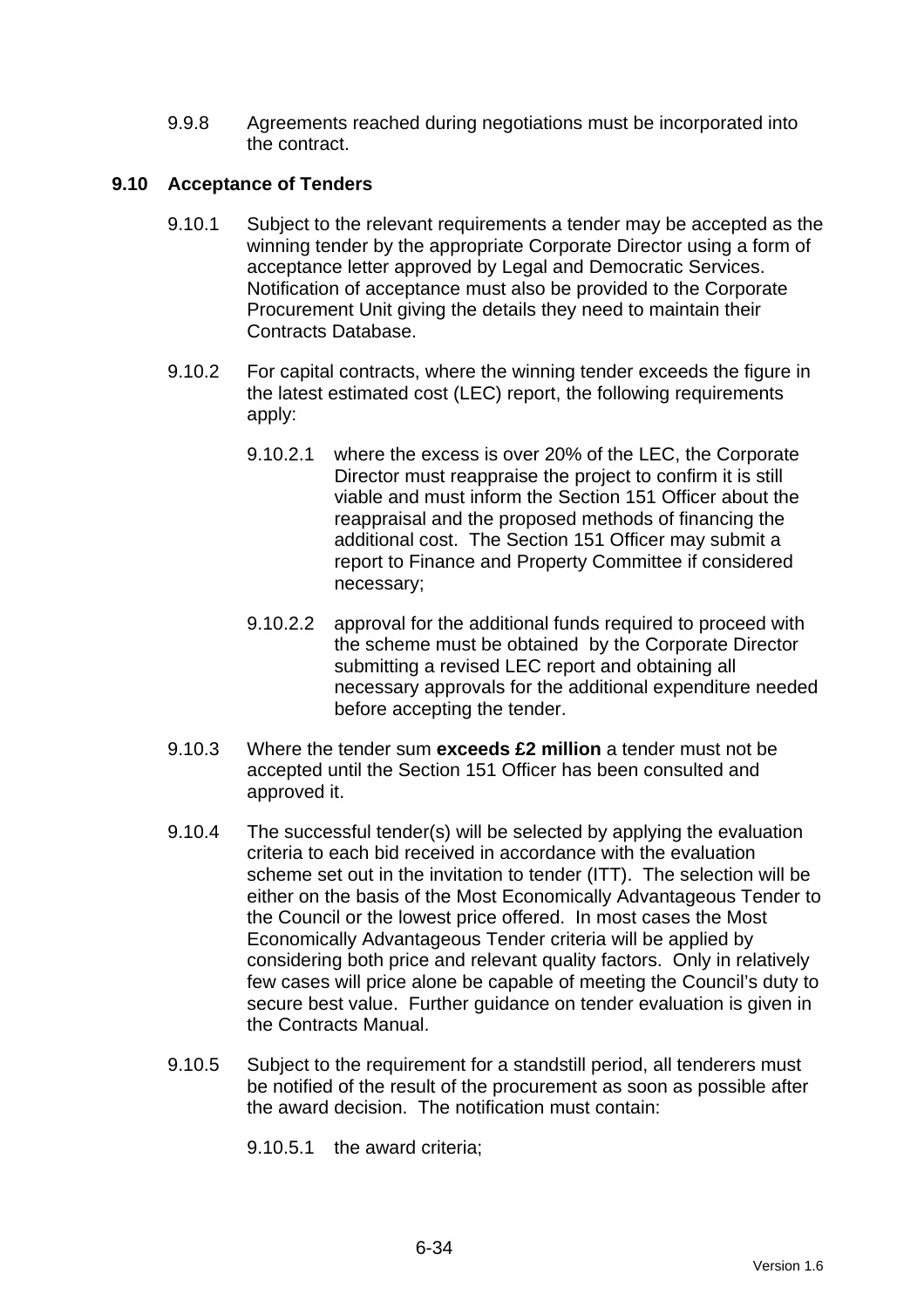9.9.8 Agreements reached during negotiations must be incorporated into the contract.

## 9.10 Acceptance of Tenders

9.10.1 Subject to the relevant requirements a tender may be accepted as the winning tender by the appropriate Corporate Director using a form of acceptance letter approved by Legal and Democratic Services. Notification of acceptance must also be provided to the Corporate Procurement Unit giving the details they need to maintain their Contracts Database.

9.10.2 For capital contracts, where the winning tender exceeds the figure in the latest estimated cost (LEC) report, the following requirements apply:

9.10.2.1 where the excess is over 20% of the LEC, the Corporate Director must reappraise the project to confirm it is still viable and must inform the Section 151 Officer about the reappraisal and the proposed methods of financing the additional cost. The Section 151 Officer may submit a report to Finance and Property Committee if considered necessary;

9.10.2.2 approval for the additional funds required to proceed with the scheme must be obtained by the Corporate Director submitting a revised LEC report and obtaining all necessary approvals for the additional expenditure needed before accepting the tender.

9.10.3 Where the tender sum **exceeds £2 million** a tender must not be accepted until the Section 151 Officer has been consulted and approved it.

9.10.4 The successful tender(s) will be selected by applying the evaluation criteria to each bid received in accordance with the evaluation scheme set out in the invitation to tender (ITT). The selection will be either on the basis of the Most Economically Advantageous Tender to the Council or the lowest price offered. In most cases the Most Economically Advantageous Tender criteria will be applied by considering both price and relevant quality factors. Only in relatively few cases will price alone be capable of meeting the Council's duty to secure best value. Further guidance on tender evaluation is given in the Contracts Manual.

9.10.5 Subject to the requirement for a standstill period, all tenderers must be notified of the result of the procurement as soon as possible after the award decision. The notification must contain:

9.10.5.1 the award criteria;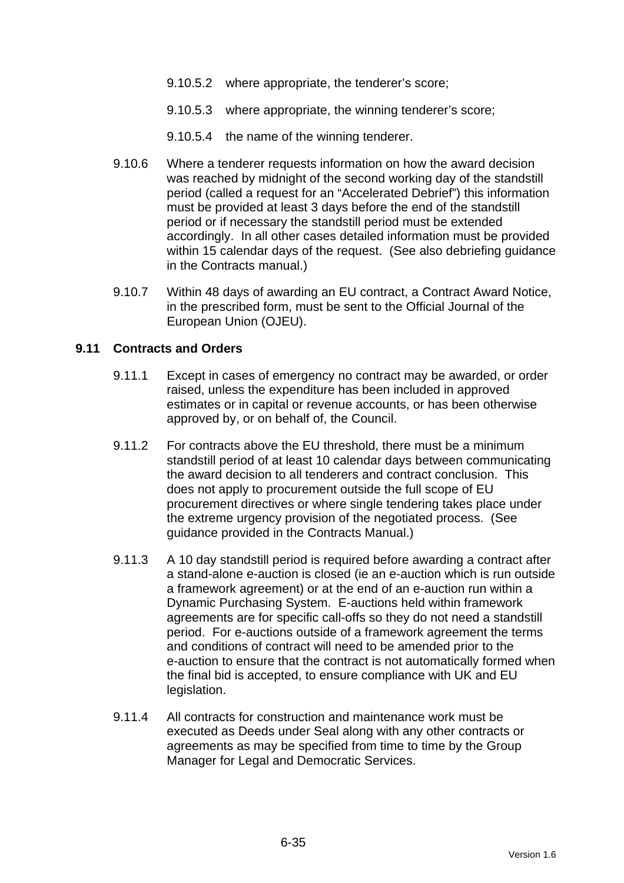9.10.5.2 where appropriate, the tenderer's score;

9.10.5.3 where appropriate, the winning tenderer's score;

9.10.5.4 the name of the winning tenderer.

9.10.6 Where a tenderer requests information on how the award decision was reached by midnight of the second working day of the standstill period (called a request for an "Accelerated Debrief") this information must be provided at least 3 days before the end of the standstill period or if necessary the standstill period must be extended accordingly. In all other cases detailed information must be provided within 15 calendar days of the request. (See also debriefing guidance in the Contracts manual.)

9.10.7 Within 48 days of awarding an EU contract, a Contract Award Notice, in the prescribed form, must be sent to the Official Journal of the European Union (OJEU).

## 9.11 Contracts and Orders

9.11.1 Except in cases of emergency no contract may be awarded, or order raised, unless the expenditure has been included in approved estimates or in capital or revenue accounts, or has been otherwise approved by, or on behalf of, the Council.

9.11.2 For contracts above the EU threshold, there must be a minimum standstill period of at least 10 calendar days between communicating the award decision to all tenderers and contract conclusion. This does not apply to procurement outside the full scope of EU procurement directives or where single tendering takes place under the extreme urgency provision of the negotiated process. (See guidance provided in the Contracts Manual.)

9.11.3 A 10 day standstill period is required before awarding a contract after a stand-alone e-auction is closed (ie an e-auction which is run outside a framework agreement) or at the end of an e-auction run within a Dynamic Purchasing System. E-auctions held within framework agreements are for specific call-offs so they do not need a standstill period. For e-auctions outside of a framework agreement the terms and conditions of contract will need to be amended prior to the e-auction to ensure that the contract is not automatically formed when the final bid is accepted, to ensure compliance with UK and EU legislation.

9.11.4 All contracts for construction and maintenance work must be executed as Deeds under Seal along with any other contracts or agreements as may be specified from time to time by the Group Manager for Legal and Democratic Services.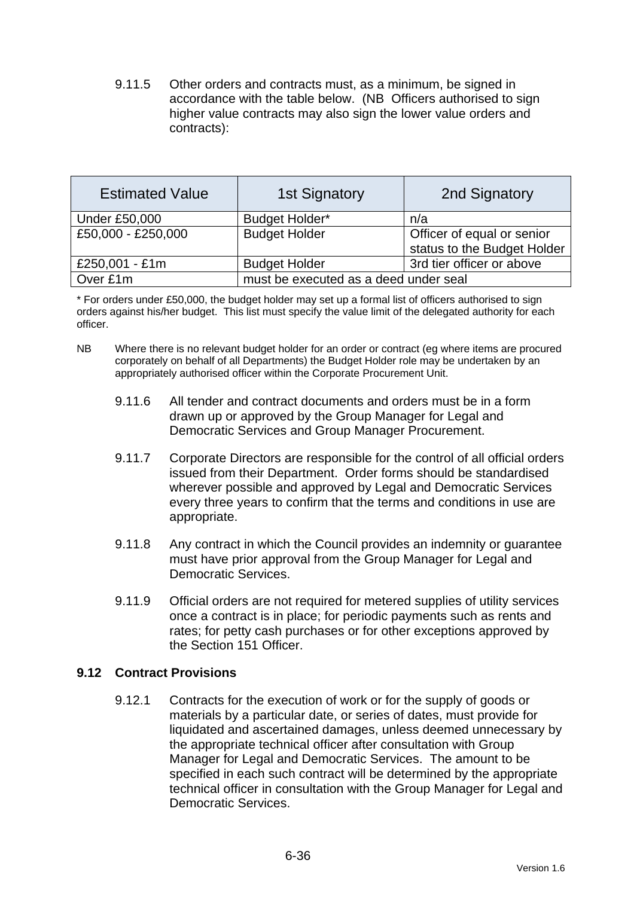9.11.5 Other orders and contracts must, as a minimum, be signed in accordance with the table below. (NB Officers authorised to sign higher value contracts may also sign the lower value orders and contracts):

| Estimated Value | 1st Signatory | 2nd Signatory |
|---|---|---|
| Under £50,000 | Budget Holder* | n/a |
| £50,000 - £250,000 | Budget Holder | Officer of equal or senior status to the Budget Holder |
| £250,001 - £1m | Budget Holder | 3rd tier officer or above |
| Over £1m | must be executed as a deed under seal | |

* For orders under £50,000, the budget holder may set up a formal list of officers authorised to sign orders against his/her budget. This list must specify the value limit of the delegated authority for each officer.

NB Where there is no relevant budget holder for an order or contract (eg where items are procured corporately on behalf of all Departments) the Budget Holder role may be undertaken by an appropriately authorised officer within the Corporate Procurement Unit.

9.11.6 All tender and contract documents and orders must be in a form drawn up or approved by the Group Manager for Legal and Democratic Services and Group Manager Procurement.

9.11.7 Corporate Directors are responsible for the control of all official orders issued from their Department. Order forms should be standardised wherever possible and approved by Legal and Democratic Services every three years to confirm that the terms and conditions in use are appropriate.

9.11.8 Any contract in which the Council provides an indemnity or guarantee must have prior approval from the Group Manager for Legal and Democratic Services.

9.11.9 Official orders are not required for metered supplies of utility services once a contract is in place; for periodic payments such as rents and rates; for petty cash purchases or for other exceptions approved by the Section 151 Officer.

### 9.12 Contract Provisions

9.12.1 Contracts for the execution of work or for the supply of goods or materials by a particular date, or series of dates, must provide for liquidated and ascertained damages, unless deemed unnecessary by the appropriate technical officer after consultation with Group Manager for Legal and Democratic Services. The amount to be specified in each such contract will be determined by the appropriate technical officer in consultation with the Group Manager for Legal and Democratic Services.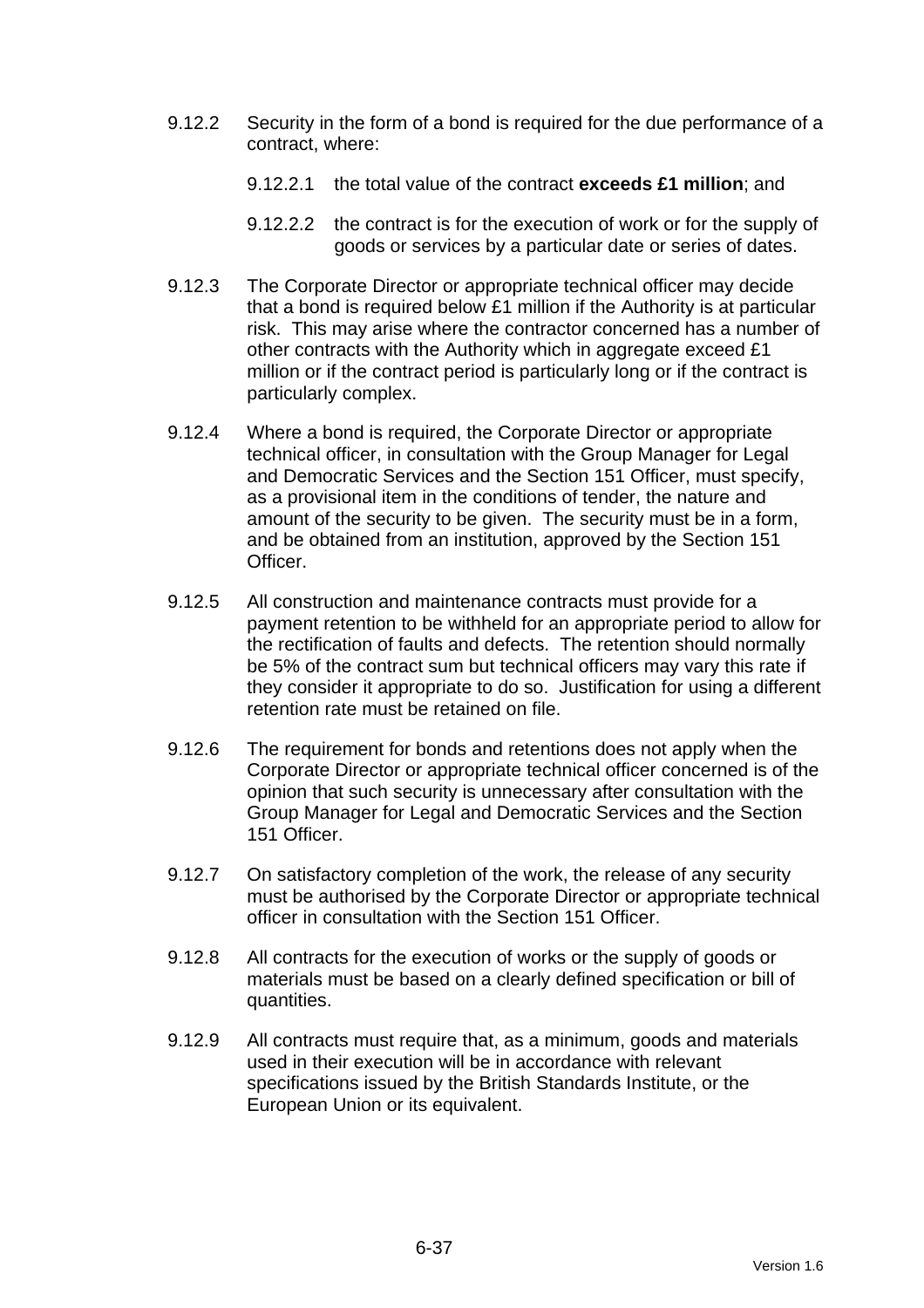9.12.2 Security in the form of a bond is required for the due performance of a contract, where:

9.12.2.1 the total value of the contract **exceeds £1 million**; and

9.12.2.2 the contract is for the execution of work or for the supply of goods or services by a particular date or series of dates.

9.12.3 The Corporate Director or appropriate technical officer may decide that a bond is required below £1 million if the Authority is at particular risk. This may arise where the contractor concerned has a number of other contracts with the Authority which in aggregate exceed £1 million or if the contract period is particularly long or if the contract is particularly complex.

9.12.4 Where a bond is required, the Corporate Director or appropriate technical officer, in consultation with the Group Manager for Legal and Democratic Services and the Section 151 Officer, must specify, as a provisional item in the conditions of tender, the nature and amount of the security to be given. The security must be in a form, and be obtained from an institution, approved by the Section 151 Officer.

9.12.5 All construction and maintenance contracts must provide for a payment retention to be withheld for an appropriate period to allow for the rectification of faults and defects. The retention should normally be 5% of the contract sum but technical officers may vary this rate if they consider it appropriate to do so. Justification for using a different retention rate must be retained on file.

9.12.6 The requirement for bonds and retentions does not apply when the Corporate Director or appropriate technical officer concerned is of the opinion that such security is unnecessary after consultation with the Group Manager for Legal and Democratic Services and the Section 151 Officer.

9.12.7 On satisfactory completion of the work, the release of any security must be authorised by the Corporate Director or appropriate technical officer in consultation with the Section 151 Officer.

9.12.8 All contracts for the execution of works or the supply of goods or materials must be based on a clearly defined specification or bill of quantities.

9.12.9 All contracts must require that, as a minimum, goods and materials used in their execution will be in accordance with relevant specifications issued by the British Standards Institute, or the European Union or its equivalent.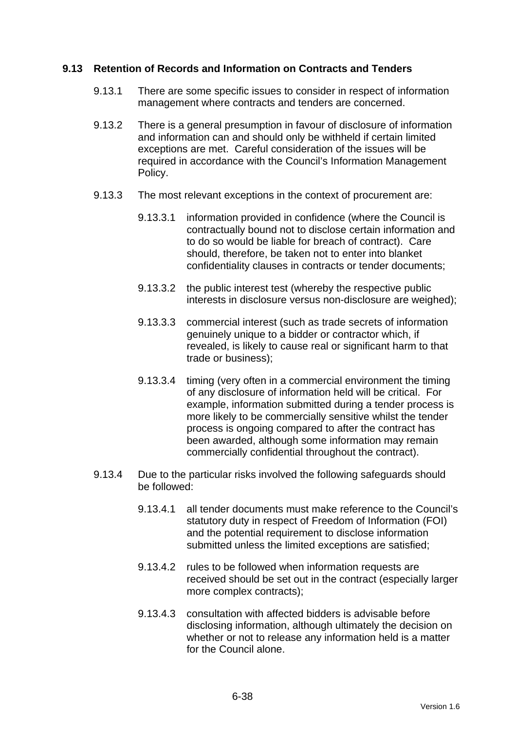## 9.13 Retention of Records and Information on Contracts and Tenders

9.13.1 There are some specific issues to consider in respect of information management where contracts and tenders are concerned.

9.13.2 There is a general presumption in favour of disclosure of information and information can and should only be withheld if certain limited exceptions are met. Careful consideration of the issues will be required in accordance with the Council's Information Management Policy.

9.13.3 The most relevant exceptions in the context of procurement are:

9.13.3.1 information provided in confidence (where the Council is contractually bound not to disclose certain information and to do so would be liable for breach of contract). Care should, therefore, be taken not to enter into blanket confidentiality clauses in contracts or tender documents;

9.13.3.2 the public interest test (whereby the respective public interests in disclosure versus non-disclosure are weighed);

9.13.3.3 commercial interest (such as trade secrets of information genuinely unique to a bidder or contractor which, if revealed, is likely to cause real or significant harm to that trade or business);

9.13.3.4 timing (very often in a commercial environment the timing of any disclosure of information held will be critical. For example, information submitted during a tender process is more likely to be commercially sensitive whilst the tender process is ongoing compared to after the contract has been awarded, although some information may remain commercially confidential throughout the contract).

9.13.4 Due to the particular risks involved the following safeguards should be followed:

9.13.4.1 all tender documents must make reference to the Council's statutory duty in respect of Freedom of Information (FOI) and the potential requirement to disclose information submitted unless the limited exceptions are satisfied;

9.13.4.2 rules to be followed when information requests are received should be set out in the contract (especially larger more complex contracts);

9.13.4.3 consultation with affected bidders is advisable before disclosing information, although ultimately the decision on whether or not to release any information held is a matter for the Council alone.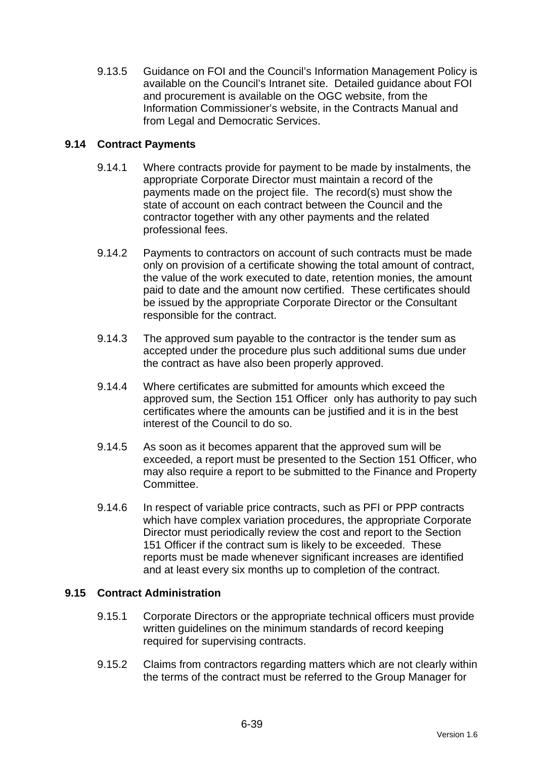9.13.5 Guidance on FOI and the Council's Information Management Policy is available on the Council's Intranet site. Detailed guidance about FOI and procurement is available on the OGC website, from the Information Commissioner's website, in the Contracts Manual and from Legal and Democratic Services.

### 9.14 Contract Payments

9.14.1 Where contracts provide for payment to be made by instalments, the appropriate Corporate Director must maintain a record of the payments made on the project file. The record(s) must show the state of account on each contract between the Council and the contractor together with any other payments and the related professional fees.

9.14.2 Payments to contractors on account of such contracts must be made only on provision of a certificate showing the total amount of contract, the value of the work executed to date, retention monies, the amount paid to date and the amount now certified. These certificates should be issued by the appropriate Corporate Director or the Consultant responsible for the contract.

9.14.3 The approved sum payable to the contractor is the tender sum as accepted under the procedure plus such additional sums due under the contract as have also been properly approved.

9.14.4 Where certificates are submitted for amounts which exceed the approved sum, the Section 151 Officer only has authority to pay such certificates where the amounts can be justified and it is in the best interest of the Council to do so.

9.14.5 As soon as it becomes apparent that the approved sum will be exceeded, a report must be presented to the Section 151 Officer, who may also require a report to be submitted to the Finance and Property Committee.

9.14.6 In respect of variable price contracts, such as PFI or PPP contracts which have complex variation procedures, the appropriate Corporate Director must periodically review the cost and report to the Section 151 Officer if the contract sum is likely to be exceeded. These reports must be made whenever significant increases are identified and at least every six months up to completion of the contract.

### 9.15 Contract Administration

9.15.1 Corporate Directors or the appropriate technical officers must provide written guidelines on the minimum standards of record keeping required for supervising contracts.

9.15.2 Claims from contractors regarding matters which are not clearly within the terms of the contract must be referred to the Group Manager for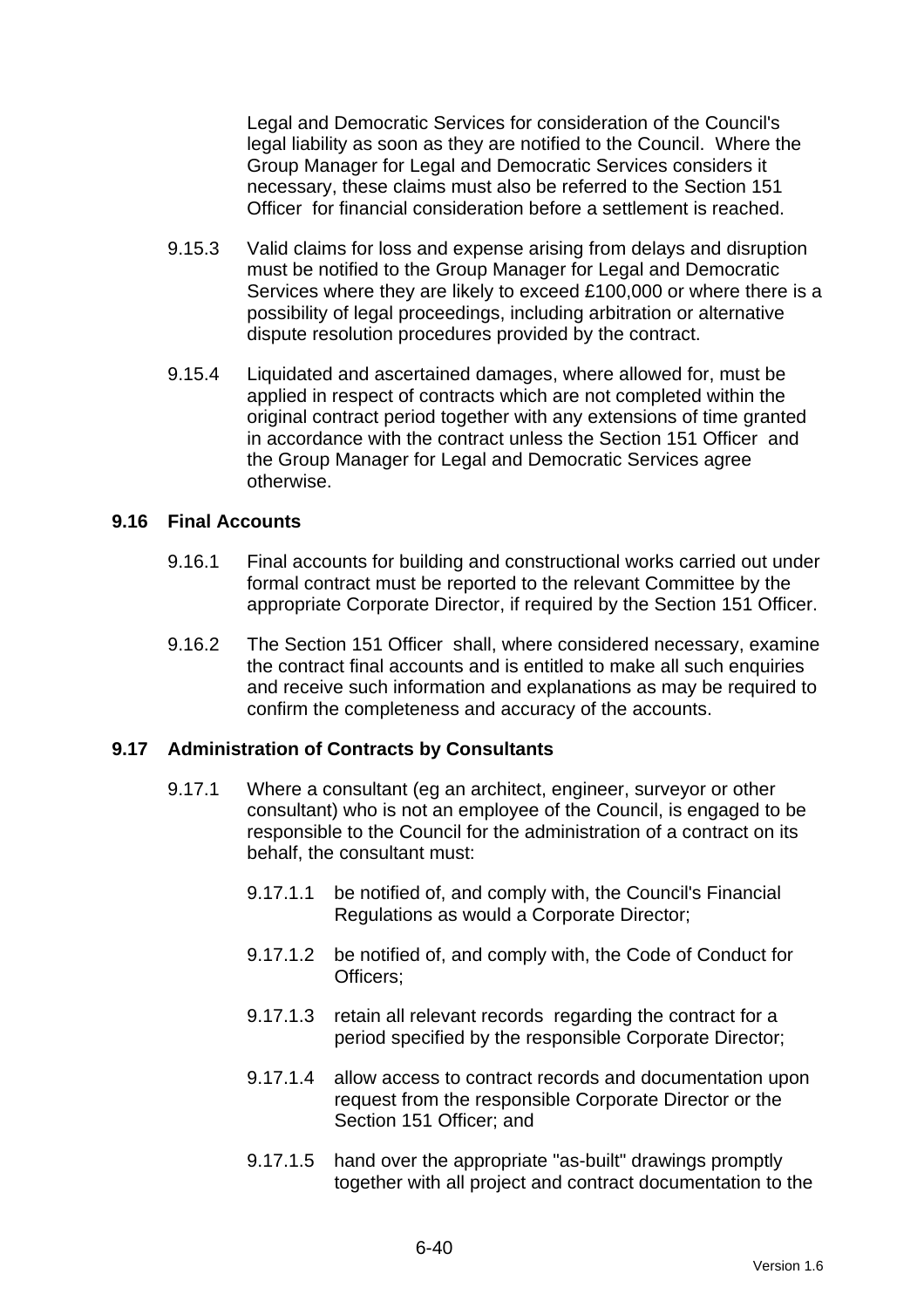Legal and Democratic Services for consideration of the Council's legal liability as soon as they are notified to the Council. Where the Group Manager for Legal and Democratic Services considers it necessary, these claims must also be referred to the Section 151 Officer for financial consideration before a settlement is reached.

9.15.3 Valid claims for loss and expense arising from delays and disruption must be notified to the Group Manager for Legal and Democratic Services where they are likely to exceed £100,000 or where there is a possibility of legal proceedings, including arbitration or alternative dispute resolution procedures provided by the contract.

9.15.4 Liquidated and ascertained damages, where allowed for, must be applied in respect of contracts which are not completed within the original contract period together with any extensions of time granted in accordance with the contract unless the Section 151 Officer and the Group Manager for Legal and Democratic Services agree otherwise.

### 9.16 Final Accounts

9.16.1 Final accounts for building and constructional works carried out under formal contract must be reported to the relevant Committee by the appropriate Corporate Director, if required by the Section 151 Officer.

9.16.2 The Section 151 Officer shall, where considered necessary, examine the contract final accounts and is entitled to make all such enquiries and receive such information and explanations as may be required to confirm the completeness and accuracy of the accounts.

### 9.17 Administration of Contracts by Consultants

9.17.1 Where a consultant (eg an architect, engineer, surveyor or other consultant) who is not an employee of the Council, is engaged to be responsible to the Council for the administration of a contract on its behalf, the consultant must:

9.17.1.1 be notified of, and comply with, the Council's Financial Regulations as would a Corporate Director;

9.17.1.2 be notified of, and comply with, the Code of Conduct for Officers;

9.17.1.3 retain all relevant records regarding the contract for a period specified by the responsible Corporate Director;

9.17.1.4 allow access to contract records and documentation upon request from the responsible Corporate Director or the Section 151 Officer; and

9.17.1.5 hand over the appropriate "as-built" drawings promptly together with all project and contract documentation to the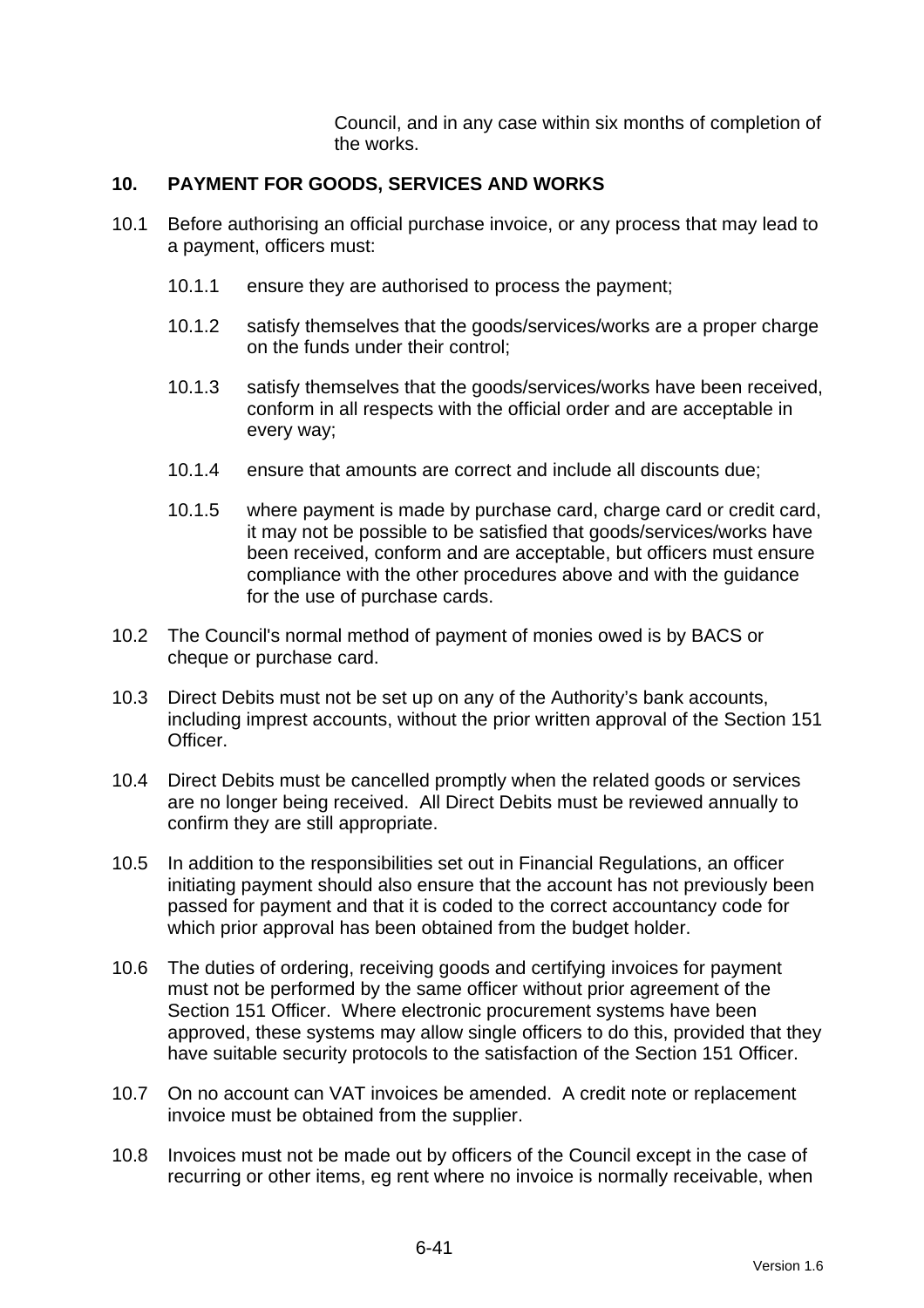Council, and in any case within six months of completion of the works.

## 10. PAYMENT FOR GOODS, SERVICES AND WORKS

10.1 Before authorising an official purchase invoice, or any process that may lead to a payment, officers must:

10.1.1 ensure they are authorised to process the payment;

10.1.2 satisfy themselves that the goods/services/works are a proper charge on the funds under their control;

10.1.3 satisfy themselves that the goods/services/works have been received, conform in all respects with the official order and are acceptable in every way;

10.1.4 ensure that amounts are correct and include all discounts due;

10.1.5 where payment is made by purchase card, charge card or credit card, it may not be possible to be satisfied that goods/services/works have been received, conform and are acceptable, but officers must ensure compliance with the other procedures above and with the guidance for the use of purchase cards.

10.2 The Council's normal method of payment of monies owed is by BACS or cheque or purchase card.

10.3 Direct Debits must not be set up on any of the Authority's bank accounts, including imprest accounts, without the prior written approval of the Section 151 Officer.

10.4 Direct Debits must be cancelled promptly when the related goods or services are no longer being received. All Direct Debits must be reviewed annually to confirm they are still appropriate.

10.5 In addition to the responsibilities set out in Financial Regulations, an officer initiating payment should also ensure that the account has not previously been passed for payment and that it is coded to the correct accountancy code for which prior approval has been obtained from the budget holder.

10.6 The duties of ordering, receiving goods and certifying invoices for payment must not be performed by the same officer without prior agreement of the Section 151 Officer. Where electronic procurement systems have been approved, these systems may allow single officers to do this, provided that they have suitable security protocols to the satisfaction of the Section 151 Officer.

10.7 On no account can VAT invoices be amended. A credit note or replacement invoice must be obtained from the supplier.

10.8 Invoices must not be made out by officers of the Council except in the case of recurring or other items, eg rent where no invoice is normally receivable, when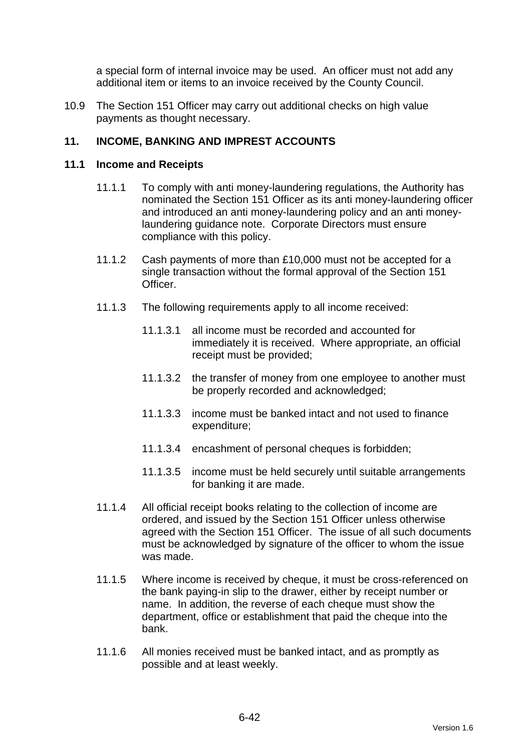a special form of internal invoice may be used. An officer must not add any additional item or items to an invoice received by the County Council.

10.9 The Section 151 Officer may carry out additional checks on high value payments as thought necessary.

## 11. INCOME, BANKING AND IMPREST ACCOUNTS

### 11.1 Income and Receipts

11.1.1 To comply with anti money-laundering regulations, the Authority has nominated the Section 151 Officer as its anti money-laundering officer and introduced an anti money-laundering policy and an anti money-laundering guidance note. Corporate Directors must ensure compliance with this policy.

11.1.2 Cash payments of more than £10,000 must not be accepted for a single transaction without the formal approval of the Section 151 Officer.

11.1.3 The following requirements apply to all income received:

11.1.3.1 all income must be recorded and accounted for immediately it is received. Where appropriate, an official receipt must be provided;

11.1.3.2 the transfer of money from one employee to another must be properly recorded and acknowledged;

11.1.3.3 income must be banked intact and not used to finance expenditure;

11.1.3.4 encashment of personal cheques is forbidden;

11.1.3.5 income must be held securely until suitable arrangements for banking it are made.

11.1.4 All official receipt books relating to the collection of income are ordered, and issued by the Section 151 Officer unless otherwise agreed with the Section 151 Officer. The issue of all such documents must be acknowledged by signature of the officer to whom the issue was made.

11.1.5 Where income is received by cheque, it must be cross-referenced on the bank paying-in slip to the drawer, either by receipt number or name. In addition, the reverse of each cheque must show the department, office or establishment that paid the cheque into the bank.

11.1.6 All monies received must be banked intact, and as promptly as possible and at least weekly.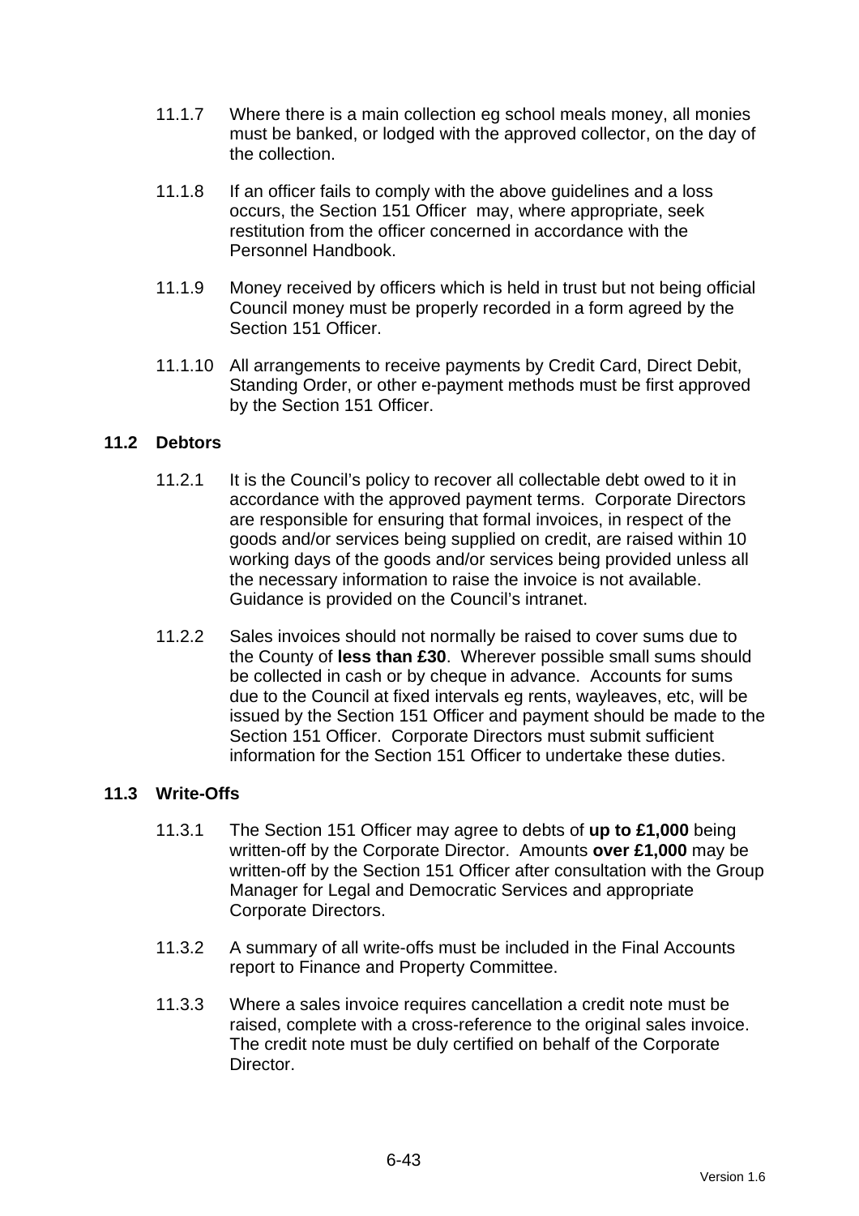11.1.7 Where there is a main collection eg school meals money, all monies must be banked, or lodged with the approved collector, on the day of the collection.

11.1.8 If an officer fails to comply with the above guidelines and a loss occurs, the Section 151 Officer may, where appropriate, seek restitution from the officer concerned in accordance with the Personnel Handbook.

11.1.9 Money received by officers which is held in trust but not being official Council money must be properly recorded in a form agreed by the Section 151 Officer.

11.1.10 All arrangements to receive payments by Credit Card, Direct Debit, Standing Order, or other e-payment methods must be first approved by the Section 151 Officer.

### 11.2 Debtors

11.2.1 It is the Council's policy to recover all collectable debt owed to it in accordance with the approved payment terms. Corporate Directors are responsible for ensuring that formal invoices, in respect of the goods and/or services being supplied on credit, are raised within 10 working days of the goods and/or services being provided unless all the necessary information to raise the invoice is not available. Guidance is provided on the Council's intranet.

11.2.2 Sales invoices should not normally be raised to cover sums due to the County of **less than £30**. Wherever possible small sums should be collected in cash or by cheque in advance. Accounts for sums due to the Council at fixed intervals eg rents, wayleaves, etc, will be issued by the Section 151 Officer and payment should be made to the Section 151 Officer. Corporate Directors must submit sufficient information for the Section 151 Officer to undertake these duties.

### 11.3 Write-Offs

11.3.1 The Section 151 Officer may agree to debts of **up to £1,000** being written-off by the Corporate Director. Amounts **over £1,000** may be written-off by the Section 151 Officer after consultation with the Group Manager for Legal and Democratic Services and appropriate Corporate Directors.

11.3.2 A summary of all write-offs must be included in the Final Accounts report to Finance and Property Committee.

11.3.3 Where a sales invoice requires cancellation a credit note must be raised, complete with a cross-reference to the original sales invoice. The credit note must be duly certified on behalf of the Corporate Director.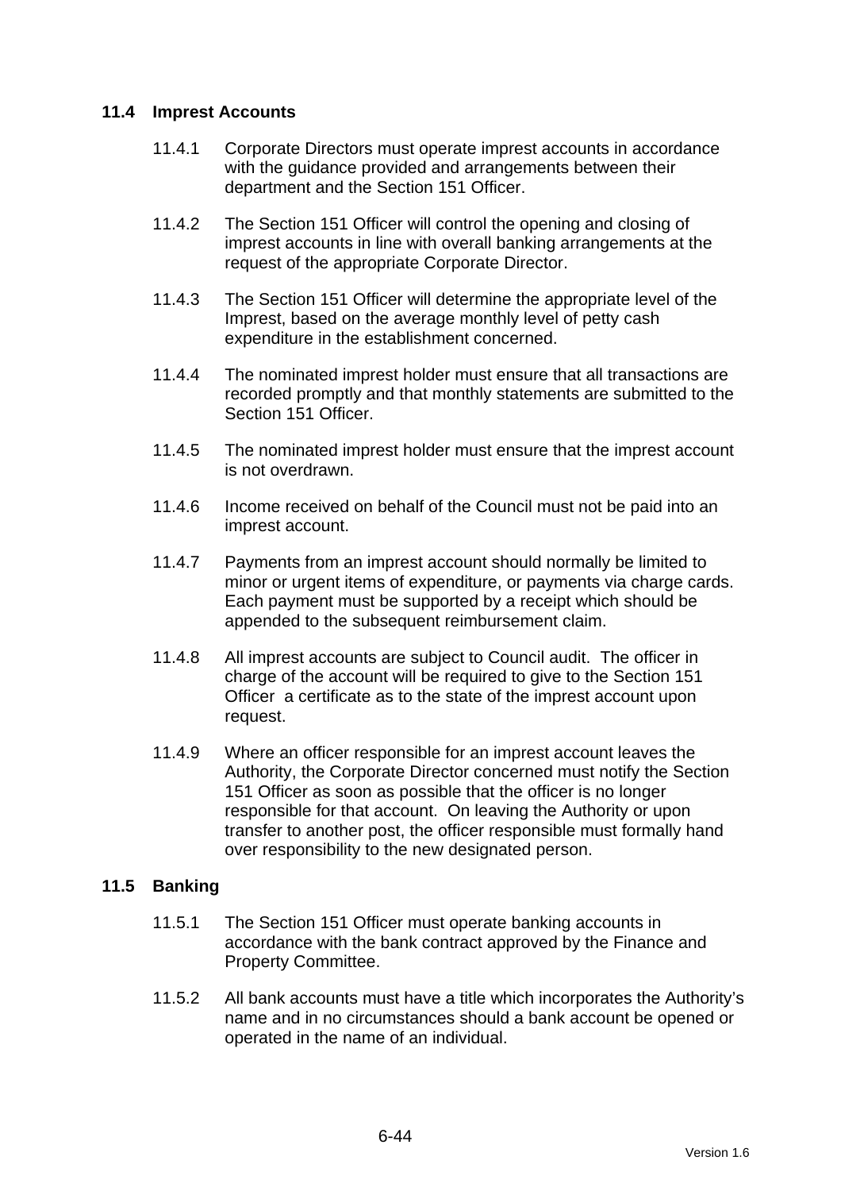### 11.4 Imprest Accounts

11.4.1 Corporate Directors must operate imprest accounts in accordance with the guidance provided and arrangements between their department and the Section 151 Officer.

11.4.2 The Section 151 Officer will control the opening and closing of imprest accounts in line with overall banking arrangements at the request of the appropriate Corporate Director.

11.4.3 The Section 151 Officer will determine the appropriate level of the Imprest, based on the average monthly level of petty cash expenditure in the establishment concerned.

11.4.4 The nominated imprest holder must ensure that all transactions are recorded promptly and that monthly statements are submitted to the Section 151 Officer.

11.4.5 The nominated imprest holder must ensure that the imprest account is not overdrawn.

11.4.6 Income received on behalf of the Council must not be paid into an imprest account.

11.4.7 Payments from an imprest account should normally be limited to minor or urgent items of expenditure, or payments via charge cards. Each payment must be supported by a receipt which should be appended to the subsequent reimbursement claim.

11.4.8 All imprest accounts are subject to Council audit. The officer in charge of the account will be required to give to the Section 151 Officer a certificate as to the state of the imprest account upon request.

11.4.9 Where an officer responsible for an imprest account leaves the Authority, the Corporate Director concerned must notify the Section 151 Officer as soon as possible that the officer is no longer responsible for that account. On leaving the Authority or upon transfer to another post, the officer responsible must formally hand over responsibility to the new designated person.

### 11.5 Banking

11.5.1 The Section 151 Officer must operate banking accounts in accordance with the bank contract approved by the Finance and Property Committee.

11.5.2 All bank accounts must have a title which incorporates the Authority's name and in no circumstances should a bank account be opened or operated in the name of an individual.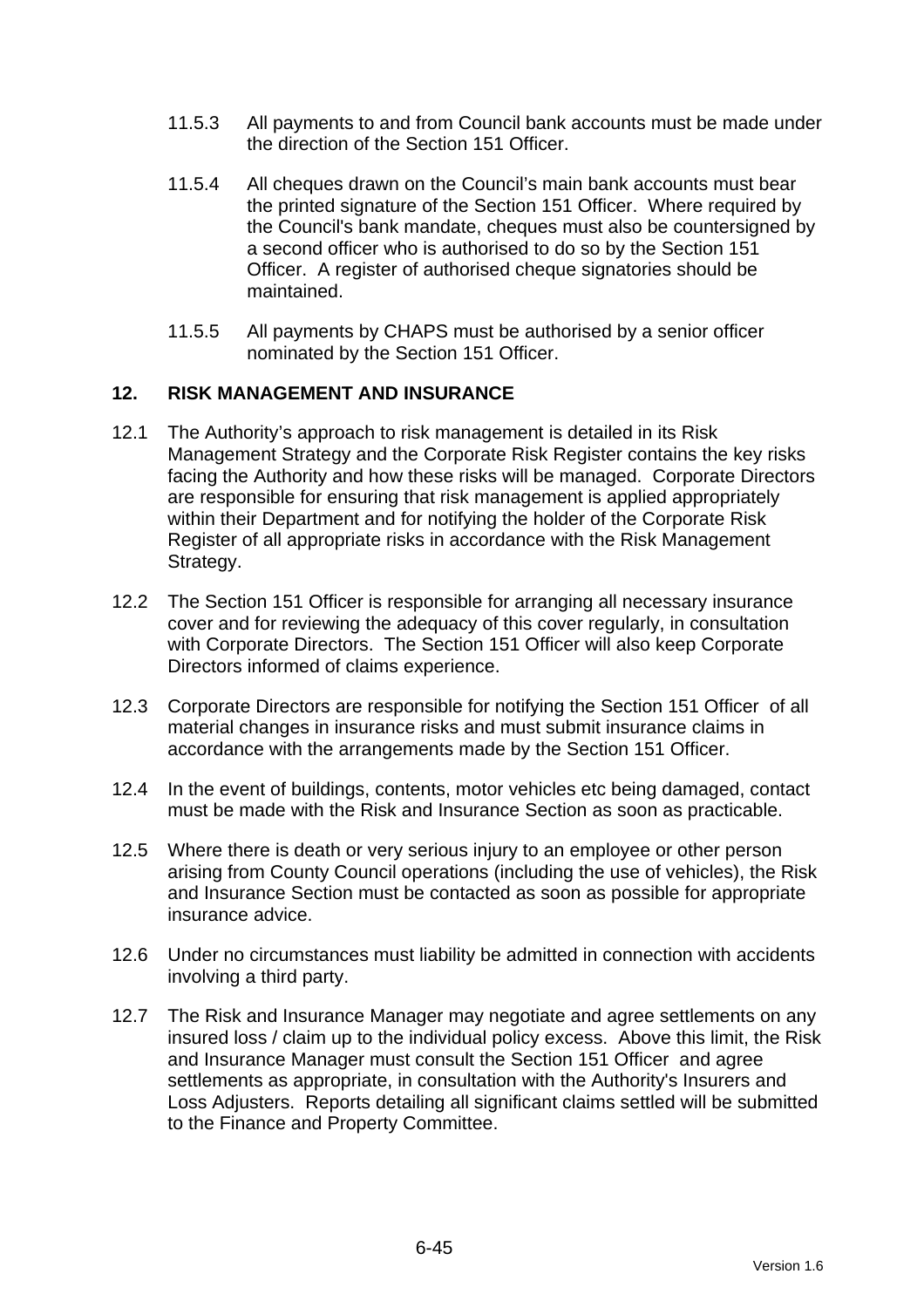11.5.3 All payments to and from Council bank accounts must be made under the direction of the Section 151 Officer.

11.5.4 All cheques drawn on the Council's main bank accounts must bear the printed signature of the Section 151 Officer. Where required by the Council's bank mandate, cheques must also be countersigned by a second officer who is authorised to do so by the Section 151 Officer. A register of authorised cheque signatories should be maintained.

11.5.5 All payments by CHAPS must be authorised by a senior officer nominated by the Section 151 Officer.

## 12. RISK MANAGEMENT AND INSURANCE

12.1 The Authority's approach to risk management is detailed in its Risk Management Strategy and the Corporate Risk Register contains the key risks facing the Authority and how these risks will be managed. Corporate Directors are responsible for ensuring that risk management is applied appropriately within their Department and for notifying the holder of the Corporate Risk Register of all appropriate risks in accordance with the Risk Management Strategy.

12.2 The Section 151 Officer is responsible for arranging all necessary insurance cover and for reviewing the adequacy of this cover regularly, in consultation with Corporate Directors. The Section 151 Officer will also keep Corporate Directors informed of claims experience.

12.3 Corporate Directors are responsible for notifying the Section 151 Officer of all material changes in insurance risks and must submit insurance claims in accordance with the arrangements made by the Section 151 Officer.

12.4 In the event of buildings, contents, motor vehicles etc being damaged, contact must be made with the Risk and Insurance Section as soon as practicable.

12.5 Where there is death or very serious injury to an employee or other person arising from County Council operations (including the use of vehicles), the Risk and Insurance Section must be contacted as soon as possible for appropriate insurance advice.

12.6 Under no circumstances must liability be admitted in connection with accidents involving a third party.

12.7 The Risk and Insurance Manager may negotiate and agree settlements on any insured loss / claim up to the individual policy excess. Above this limit, the Risk and Insurance Manager must consult the Section 151 Officer and agree settlements as appropriate, in consultation with the Authority's Insurers and Loss Adjusters. Reports detailing all significant claims settled will be submitted to the Finance and Property Committee.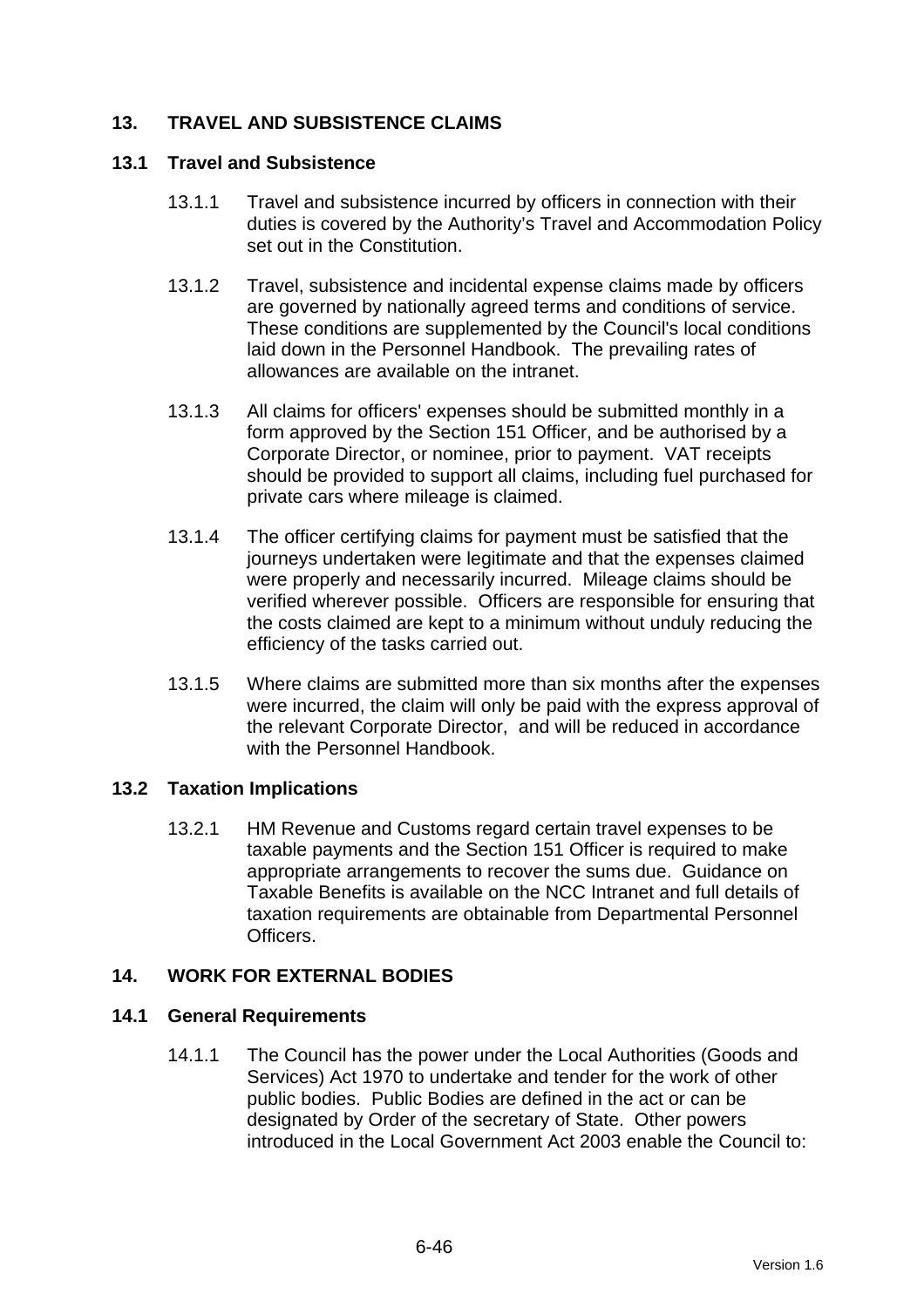## 13. TRAVEL AND SUBSISTENCE CLAIMS

### 13.1 Travel and Subsistence

13.1.1 Travel and subsistence incurred by officers in connection with their duties is covered by the Authority's Travel and Accommodation Policy set out in the Constitution.

13.1.2 Travel, subsistence and incidental expense claims made by officers are governed by nationally agreed terms and conditions of service. These conditions are supplemented by the Council's local conditions laid down in the Personnel Handbook. The prevailing rates of allowances are available on the intranet.

13.1.3 All claims for officers' expenses should be submitted monthly in a form approved by the Section 151 Officer, and be authorised by a Corporate Director, or nominee, prior to payment. VAT receipts should be provided to support all claims, including fuel purchased for private cars where mileage is claimed.

13.1.4 The officer certifying claims for payment must be satisfied that the journeys undertaken were legitimate and that the expenses claimed were properly and necessarily incurred. Mileage claims should be verified wherever possible. Officers are responsible for ensuring that the costs claimed are kept to a minimum without unduly reducing the efficiency of the tasks carried out.

13.1.5 Where claims are submitted more than six months after the expenses were incurred, the claim will only be paid with the express approval of the relevant Corporate Director, and will be reduced in accordance with the Personnel Handbook.

### 13.2 Taxation Implications

13.2.1 HM Revenue and Customs regard certain travel expenses to be taxable payments and the Section 151 Officer is required to make appropriate arrangements to recover the sums due. Guidance on Taxable Benefits is available on the NCC Intranet and full details of taxation requirements are obtainable from Departmental Personnel Officers.

## 14. WORK FOR EXTERNAL BODIES

### 14.1 General Requirements

14.1.1 The Council has the power under the Local Authorities (Goods and Services) Act 1970 to undertake and tender for the work of other public bodies. Public Bodies are defined in the act or can be designated by Order of the secretary of State. Other powers introduced in the Local Government Act 2003 enable the Council to: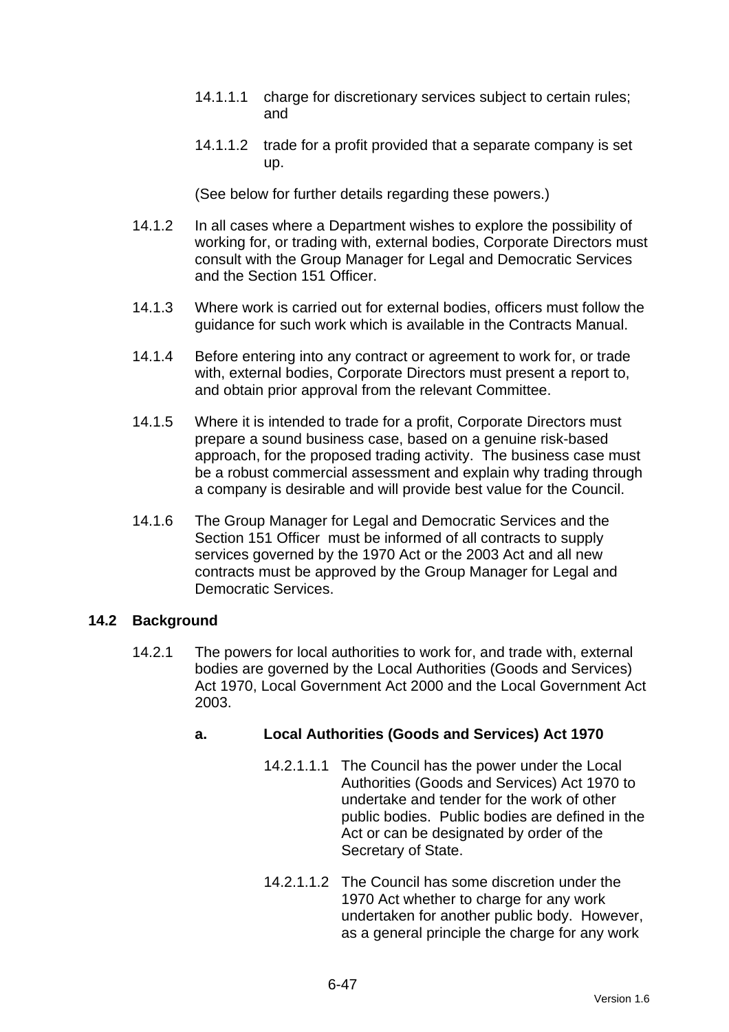14.1.1.1 charge for discretionary services subject to certain rules; and

14.1.1.2 trade for a profit provided that a separate company is set up.

(See below for further details regarding these powers.)

14.1.2 In all cases where a Department wishes to explore the possibility of working for, or trading with, external bodies, Corporate Directors must consult with the Group Manager for Legal and Democratic Services and the Section 151 Officer.

14.1.3 Where work is carried out for external bodies, officers must follow the guidance for such work which is available in the Contracts Manual.

14.1.4 Before entering into any contract or agreement to work for, or trade with, external bodies, Corporate Directors must present a report to, and obtain prior approval from the relevant Committee.

14.1.5 Where it is intended to trade for a profit, Corporate Directors must prepare a sound business case, based on a genuine risk-based approach, for the proposed trading activity. The business case must be a robust commercial assessment and explain why trading through a company is desirable and will provide best value for the Council.

14.1.6 The Group Manager for Legal and Democratic Services and the Section 151 Officer must be informed of all contracts to supply services governed by the 1970 Act or the 2003 Act and all new contracts must be approved by the Group Manager for Legal and Democratic Services.

## 14.2 Background

14.2.1 The powers for local authorities to work for, and trade with, external bodies are governed by the Local Authorities (Goods and Services) Act 1970, Local Government Act 2000 and the Local Government Act 2003.

### a. Local Authorities (Goods and Services) Act 1970

14.2.1.1.1 The Council has the power under the Local Authorities (Goods and Services) Act 1970 to undertake and tender for the work of other public bodies. Public bodies are defined in the Act or can be designated by order of the Secretary of State.

14.2.1.1.2 The Council has some discretion under the 1970 Act whether to charge for any work undertaken for another public body. However, as a general principle the charge for any work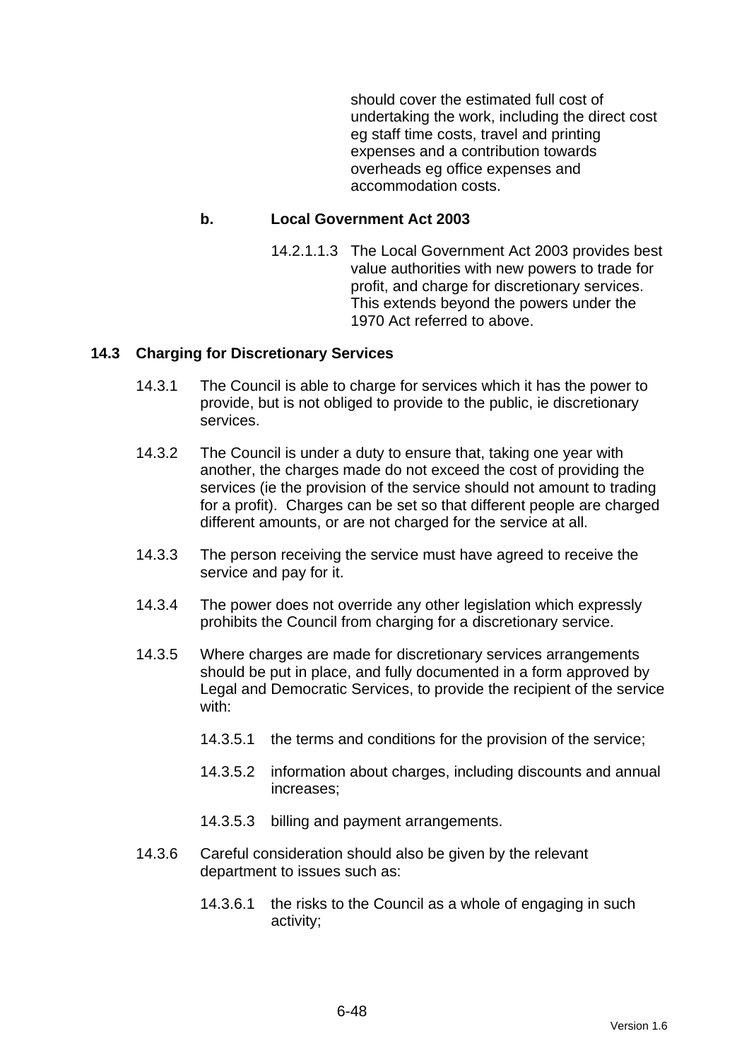should cover the estimated full cost of undertaking the work, including the direct cost eg staff time costs, travel and printing expenses and a contribution towards overheads eg office expenses and accommodation costs.

**b. Local Government Act 2003**

14.2.1.1.3 The Local Government Act 2003 provides best value authorities with new powers to trade for profit, and charge for discretionary services. This extends beyond the powers under the 1970 Act referred to above.

## 14.3 Charging for Discretionary Services

14.3.1 The Council is able to charge for services which it has the power to provide, but is not obliged to provide to the public, ie discretionary services.

14.3.2 The Council is under a duty to ensure that, taking one year with another, the charges made do not exceed the cost of providing the services (ie the provision of the service should not amount to trading for a profit). Charges can be set so that different people are charged different amounts, or are not charged for the service at all.

14.3.3 The person receiving the service must have agreed to receive the service and pay for it.

14.3.4 The power does not override any other legislation which expressly prohibits the Council from charging for a discretionary service.

14.3.5 Where charges are made for discretionary services arrangements should be put in place, and fully documented in a form approved by Legal and Democratic Services, to provide the recipient of the service with:

14.3.5.1 the terms and conditions for the provision of the service;

14.3.5.2 information about charges, including discounts and annual increases;

14.3.5.3 billing and payment arrangements.

14.3.6 Careful consideration should also be given by the relevant department to issues such as:

14.3.6.1 the risks to the Council as a whole of engaging in such activity;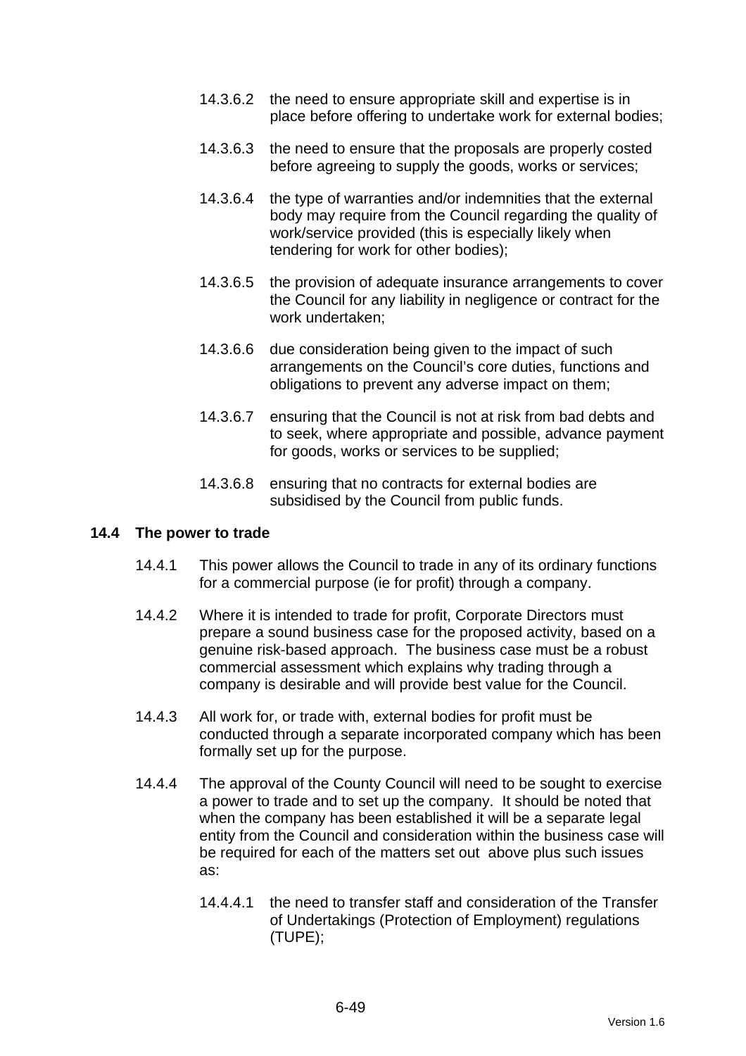14.3.6.2 the need to ensure appropriate skill and expertise is in place before offering to undertake work for external bodies;

14.3.6.3 the need to ensure that the proposals are properly costed before agreeing to supply the goods, works or services;

14.3.6.4 the type of warranties and/or indemnities that the external body may require from the Council regarding the quality of work/service provided (this is especially likely when tendering for work for other bodies);

14.3.6.5 the provision of adequate insurance arrangements to cover the Council for any liability in negligence or contract for the work undertaken;

14.3.6.6 due consideration being given to the impact of such arrangements on the Council's core duties, functions and obligations to prevent any adverse impact on them;

14.3.6.7 ensuring that the Council is not at risk from bad debts and to seek, where appropriate and possible, advance payment for goods, works or services to be supplied;

14.3.6.8 ensuring that no contracts for external bodies are subsidised by the Council from public funds.

### 14.4 The power to trade

14.4.1 This power allows the Council to trade in any of its ordinary functions for a commercial purpose (ie for profit) through a company.

14.4.2 Where it is intended to trade for profit, Corporate Directors must prepare a sound business case for the proposed activity, based on a genuine risk-based approach. The business case must be a robust commercial assessment which explains why trading through a company is desirable and will provide best value for the Council.

14.4.3 All work for, or trade with, external bodies for profit must be conducted through a separate incorporated company which has been formally set up for the purpose.

14.4.4 The approval of the County Council will need to be sought to exercise a power to trade and to set up the company. It should be noted that when the company has been established it will be a separate legal entity from the Council and consideration within the business case will be required for each of the matters set out above plus such issues as:

14.4.4.1 the need to transfer staff and consideration of the Transfer of Undertakings (Protection of Employment) regulations (TUPE);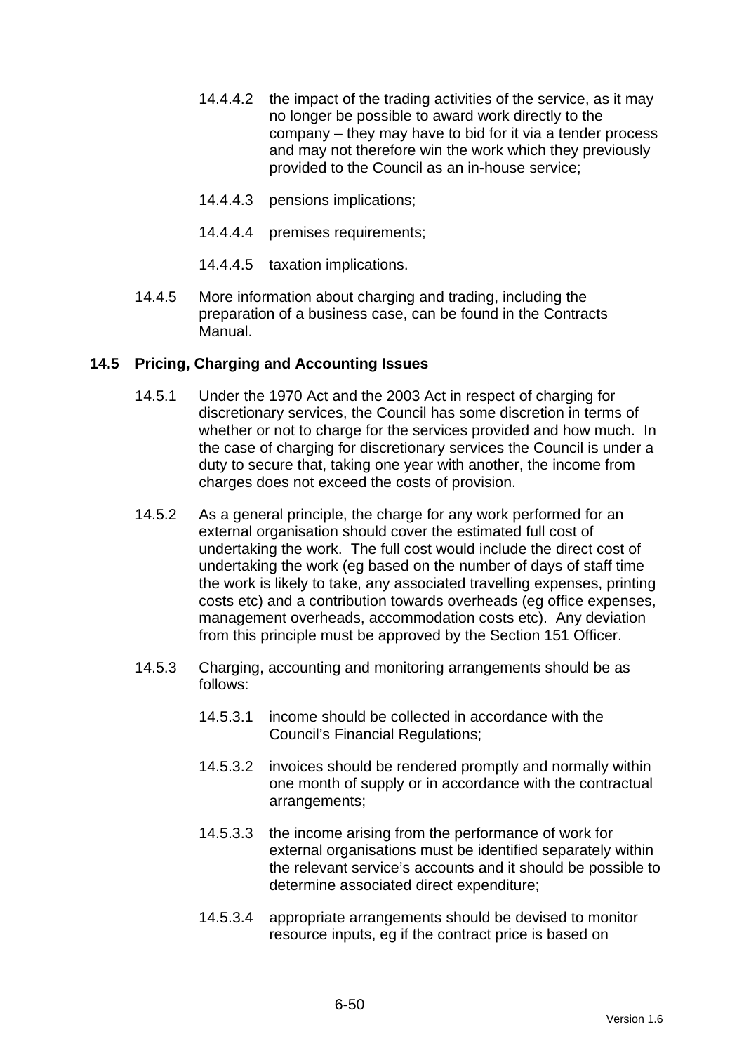14.4.4.2 the impact of the trading activities of the service, as it may no longer be possible to award work directly to the company – they may have to bid for it via a tender process and may not therefore win the work which they previously provided to the Council as an in-house service;

14.4.4.3 pensions implications;

14.4.4.4 premises requirements;

14.4.4.5 taxation implications.

14.4.5 More information about charging and trading, including the preparation of a business case, can be found in the Contracts Manual.

### 14.5 Pricing, Charging and Accounting Issues

14.5.1 Under the 1970 Act and the 2003 Act in respect of charging for discretionary services, the Council has some discretion in terms of whether or not to charge for the services provided and how much. In the case of charging for discretionary services the Council is under a duty to secure that, taking one year with another, the income from charges does not exceed the costs of provision.

14.5.2 As a general principle, the charge for any work performed for an external organisation should cover the estimated full cost of undertaking the work. The full cost would include the direct cost of undertaking the work (eg based on the number of days of staff time the work is likely to take, any associated travelling expenses, printing costs etc) and a contribution towards overheads (eg office expenses, management overheads, accommodation costs etc). Any deviation from this principle must be approved by the Section 151 Officer.

14.5.3 Charging, accounting and monitoring arrangements should be as follows:

14.5.3.1 income should be collected in accordance with the Council's Financial Regulations;

14.5.3.2 invoices should be rendered promptly and normally within one month of supply or in accordance with the contractual arrangements;

14.5.3.3 the income arising from the performance of work for external organisations must be identified separately within the relevant service's accounts and it should be possible to determine associated direct expenditure;

14.5.3.4 appropriate arrangements should be devised to monitor resource inputs, eg if the contract price is based on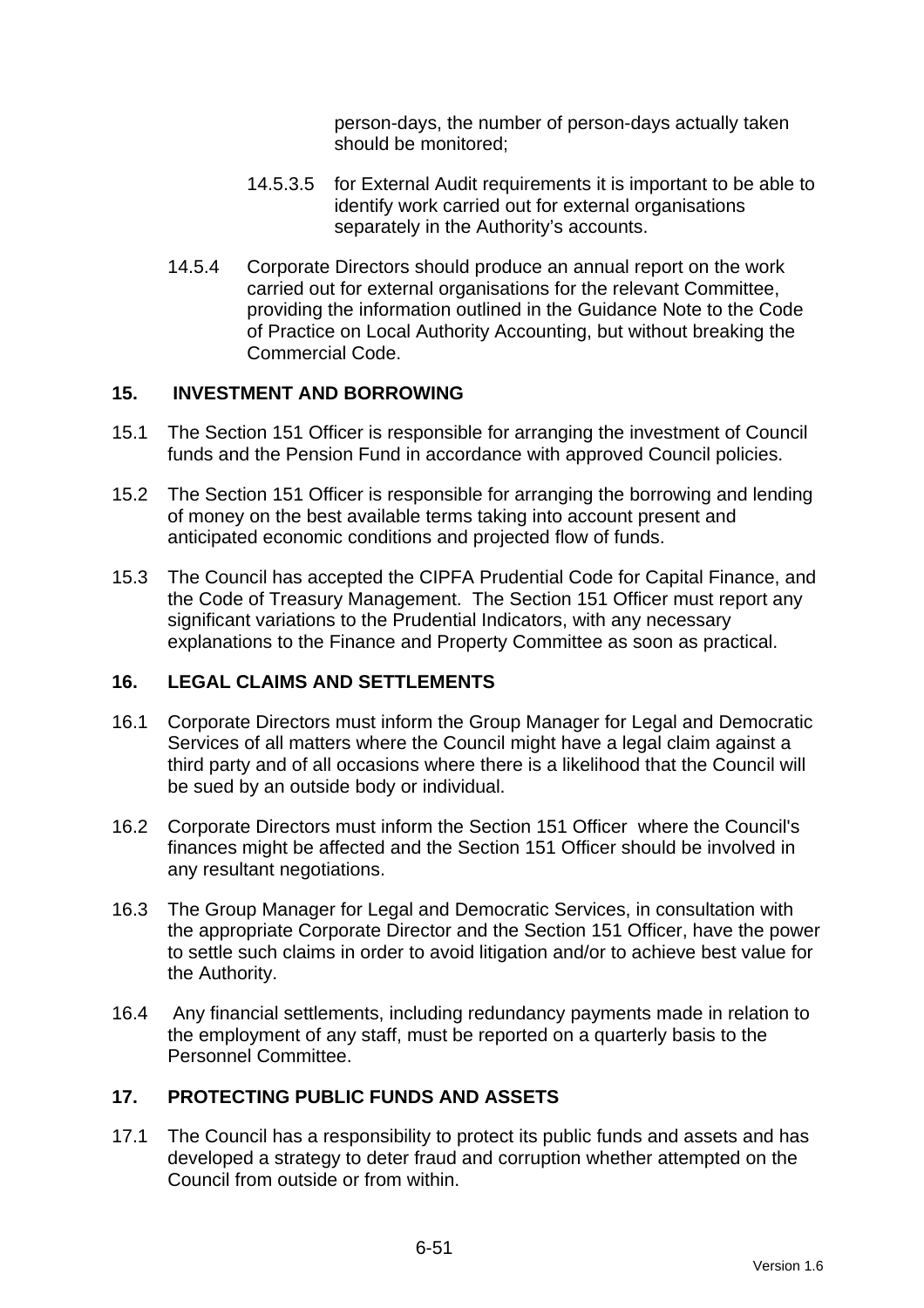person-days, the number of person-days actually taken should be monitored;

14.5.3.5 for External Audit requirements it is important to be able to identify work carried out for external organisations separately in the Authority's accounts.

14.5.4 Corporate Directors should produce an annual report on the work carried out for external organisations for the relevant Committee, providing the information outlined in the Guidance Note to the Code of Practice on Local Authority Accounting, but without breaking the Commercial Code.

## 15. INVESTMENT AND BORROWING

15.1 The Section 151 Officer is responsible for arranging the investment of Council funds and the Pension Fund in accordance with approved Council policies.

15.2 The Section 151 Officer is responsible for arranging the borrowing and lending of money on the best available terms taking into account present and anticipated economic conditions and projected flow of funds.

15.3 The Council has accepted the CIPFA Prudential Code for Capital Finance, and the Code of Treasury Management. The Section 151 Officer must report any significant variations to the Prudential Indicators, with any necessary explanations to the Finance and Property Committee as soon as practical.

## 16. LEGAL CLAIMS AND SETTLEMENTS

16.1 Corporate Directors must inform the Group Manager for Legal and Democratic Services of all matters where the Council might have a legal claim against a third party and of all occasions where there is a likelihood that the Council will be sued by an outside body or individual.

16.2 Corporate Directors must inform the Section 151 Officer where the Council's finances might be affected and the Section 151 Officer should be involved in any resultant negotiations.

16.3 The Group Manager for Legal and Democratic Services, in consultation with the appropriate Corporate Director and the Section 151 Officer, have the power to settle such claims in order to avoid litigation and/or to achieve best value for the Authority.

16.4 Any financial settlements, including redundancy payments made in relation to the employment of any staff, must be reported on a quarterly basis to the Personnel Committee.

## 17. PROTECTING PUBLIC FUNDS AND ASSETS

17.1 The Council has a responsibility to protect its public funds and assets and has developed a strategy to deter fraud and corruption whether attempted on the Council from outside or from within.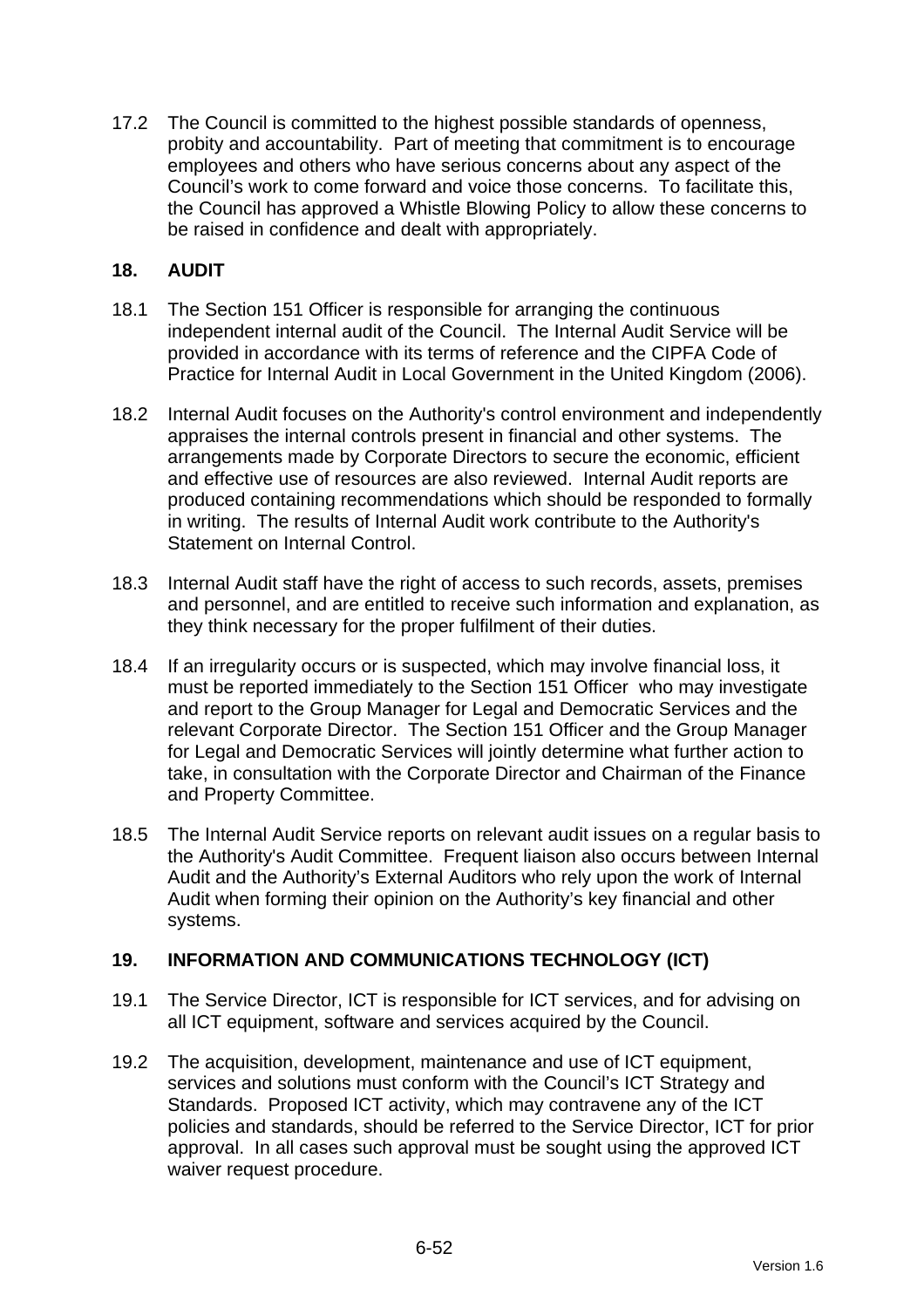17.2 The Council is committed to the highest possible standards of openness, probity and accountability. Part of meeting that commitment is to encourage employees and others who have serious concerns about any aspect of the Council's work to come forward and voice those concerns. To facilitate this, the Council has approved a Whistle Blowing Policy to allow these concerns to be raised in confidence and dealt with appropriately.

## 18. AUDIT

18.1 The Section 151 Officer is responsible for arranging the continuous independent internal audit of the Council. The Internal Audit Service will be provided in accordance with its terms of reference and the CIPFA Code of Practice for Internal Audit in Local Government in the United Kingdom (2006).

18.2 Internal Audit focuses on the Authority's control environment and independently appraises the internal controls present in financial and other systems. The arrangements made by Corporate Directors to secure the economic, efficient and effective use of resources are also reviewed. Internal Audit reports are produced containing recommendations which should be responded to formally in writing. The results of Internal Audit work contribute to the Authority's Statement on Internal Control.

18.3 Internal Audit staff have the right of access to such records, assets, premises and personnel, and are entitled to receive such information and explanation, as they think necessary for the proper fulfilment of their duties.

18.4 If an irregularity occurs or is suspected, which may involve financial loss, it must be reported immediately to the Section 151 Officer who may investigate and report to the Group Manager for Legal and Democratic Services and the relevant Corporate Director. The Section 151 Officer and the Group Manager for Legal and Democratic Services will jointly determine what further action to take, in consultation with the Corporate Director and Chairman of the Finance and Property Committee.

18.5 The Internal Audit Service reports on relevant audit issues on a regular basis to the Authority's Audit Committee. Frequent liaison also occurs between Internal Audit and the Authority's External Auditors who rely upon the work of Internal Audit when forming their opinion on the Authority's key financial and other systems.

## 19. INFORMATION AND COMMUNICATIONS TECHNOLOGY (ICT)

19.1 The Service Director, ICT is responsible for ICT services, and for advising on all ICT equipment, software and services acquired by the Council.

19.2 The acquisition, development, maintenance and use of ICT equipment, services and solutions must conform with the Council's ICT Strategy and Standards. Proposed ICT activity, which may contravene any of the ICT policies and standards, should be referred to the Service Director, ICT for prior approval. In all cases such approval must be sought using the approved ICT waiver request procedure.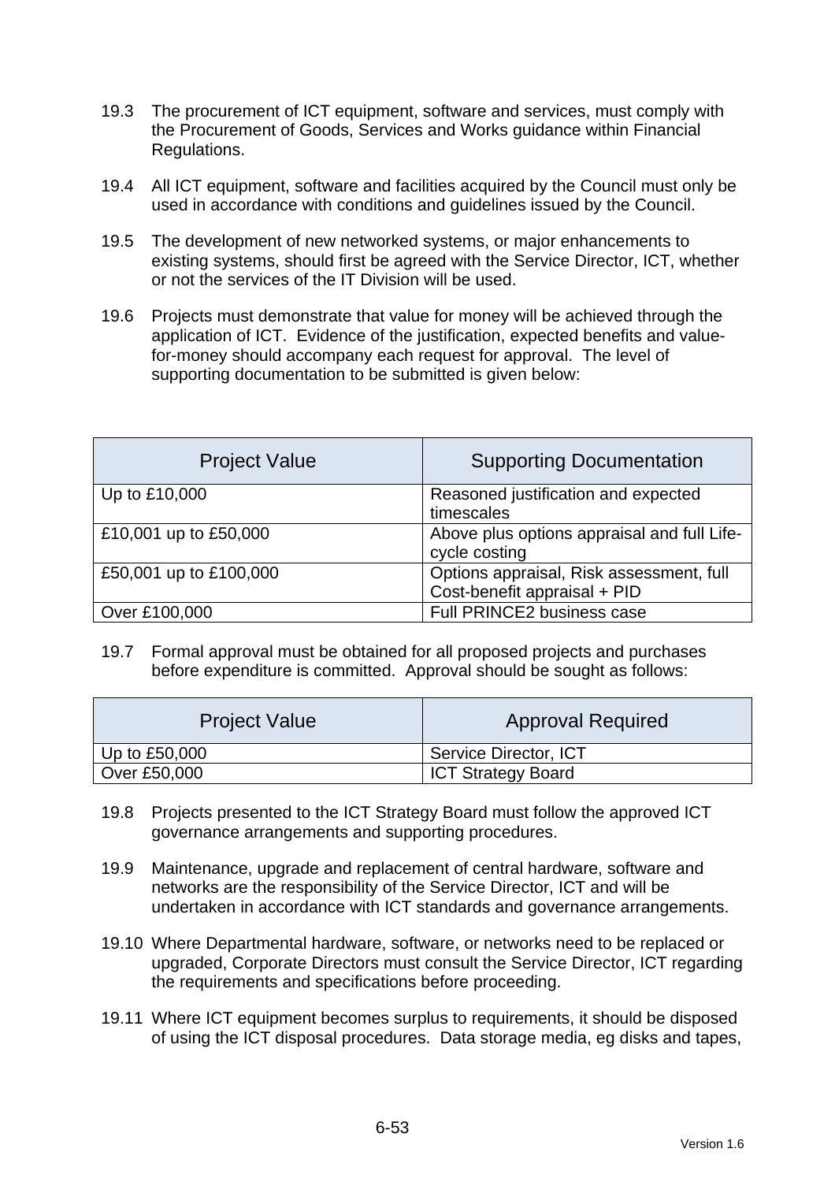19.3 The procurement of ICT equipment, software and services, must comply with the Procurement of Goods, Services and Works guidance within Financial Regulations.

19.4 All ICT equipment, software and facilities acquired by the Council must only be used in accordance with conditions and guidelines issued by the Council.

19.5 The development of new networked systems, or major enhancements to existing systems, should first be agreed with the Service Director, ICT, whether or not the services of the IT Division will be used.

19.6 Projects must demonstrate that value for money will be achieved through the application of ICT. Evidence of the justification, expected benefits and value-for-money should accompany each request for approval. The level of supporting documentation to be submitted is given below:

| Project Value | Supporting Documentation |
|---|---|
| Up to £10,000 | Reasoned justification and expected timescales |
| £10,001 up to £50,000 | Above plus options appraisal and full Life-cycle costing |
| £50,001 up to £100,000 | Options appraisal, Risk assessment, full Cost-benefit appraisal + PID |
| Over £100,000 | Full PRINCE2 business case |

19.7 Formal approval must be obtained for all proposed projects and purchases before expenditure is committed. Approval should be sought as follows:

| Project Value | Approval Required |
|---|---|
| Up to £50,000 | Service Director, ICT |
| Over £50,000 | ICT Strategy Board |

19.8 Projects presented to the ICT Strategy Board must follow the approved ICT governance arrangements and supporting procedures.

19.9 Maintenance, upgrade and replacement of central hardware, software and networks are the responsibility of the Service Director, ICT and will be undertaken in accordance with ICT standards and governance arrangements.

19.10 Where Departmental hardware, software, or networks need to be replaced or upgraded, Corporate Directors must consult the Service Director, ICT regarding the requirements and specifications before proceeding.

19.11 Where ICT equipment becomes surplus to requirements, it should be disposed of using the ICT disposal procedures. Data storage media, eg disks and tapes,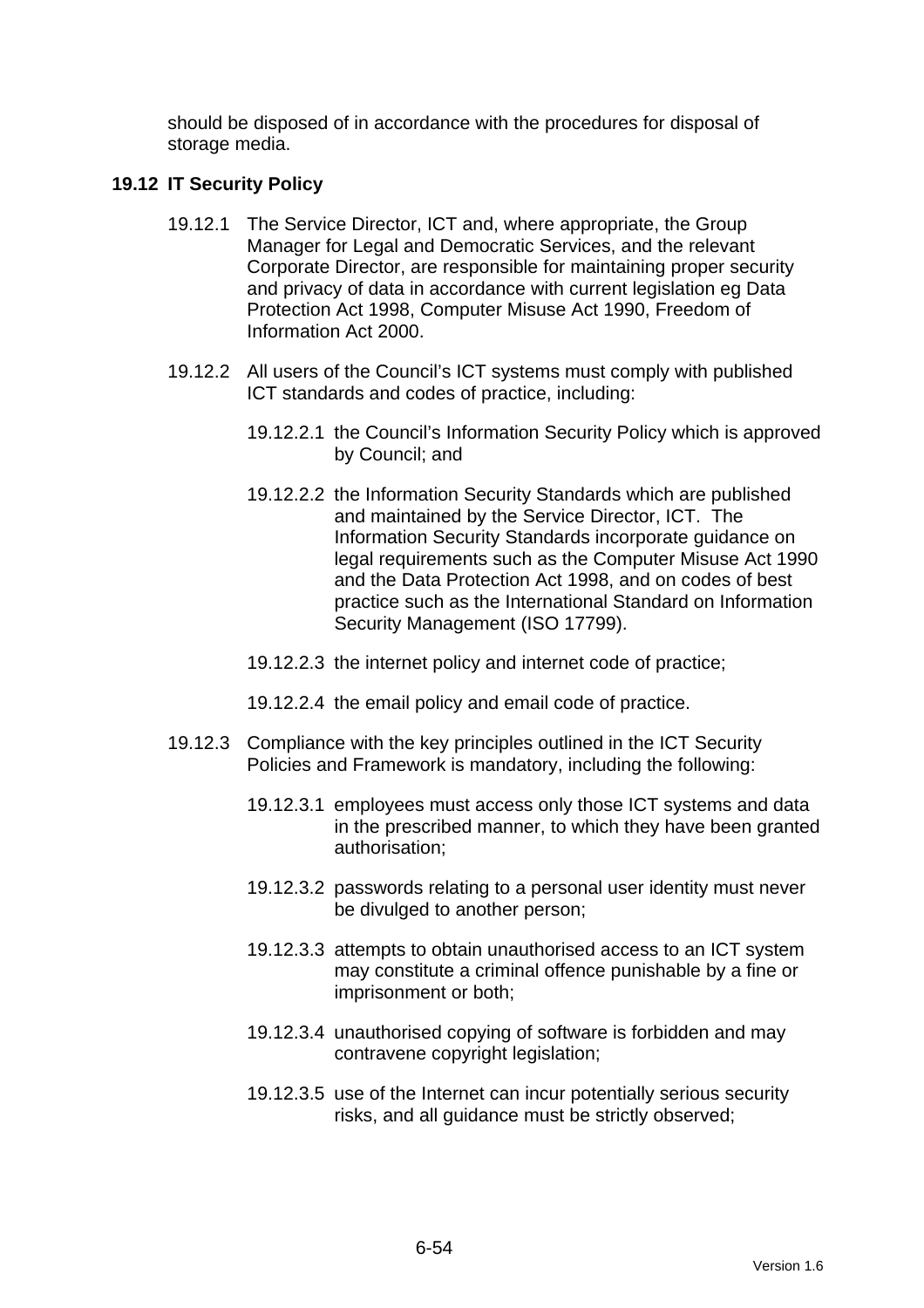should be disposed of in accordance with the procedures for disposal of storage media.

## 19.12 IT Security Policy

19.12.1 The Service Director, ICT and, where appropriate, the Group Manager for Legal and Democratic Services, and the relevant Corporate Director, are responsible for maintaining proper security and privacy of data in accordance with current legislation eg Data Protection Act 1998, Computer Misuse Act 1990, Freedom of Information Act 2000.

19.12.2 All users of the Council's ICT systems must comply with published ICT standards and codes of practice, including:

19.12.2.1 the Council's Information Security Policy which is approved by Council; and

19.12.2.2 the Information Security Standards which are published and maintained by the Service Director, ICT. The Information Security Standards incorporate guidance on legal requirements such as the Computer Misuse Act 1990 and the Data Protection Act 1998, and on codes of best practice such as the International Standard on Information Security Management (ISO 17799).

19.12.2.3 the internet policy and internet code of practice;

19.12.2.4 the email policy and email code of practice.

19.12.3 Compliance with the key principles outlined in the ICT Security Policies and Framework is mandatory, including the following:

19.12.3.1 employees must access only those ICT systems and data in the prescribed manner, to which they have been granted authorisation;

19.12.3.2 passwords relating to a personal user identity must never be divulged to another person;

19.12.3.3 attempts to obtain unauthorised access to an ICT system may constitute a criminal offence punishable by a fine or imprisonment or both;

19.12.3.4 unauthorised copying of software is forbidden and may contravene copyright legislation;

19.12.3.5 use of the Internet can incur potentially serious security risks, and all guidance must be strictly observed;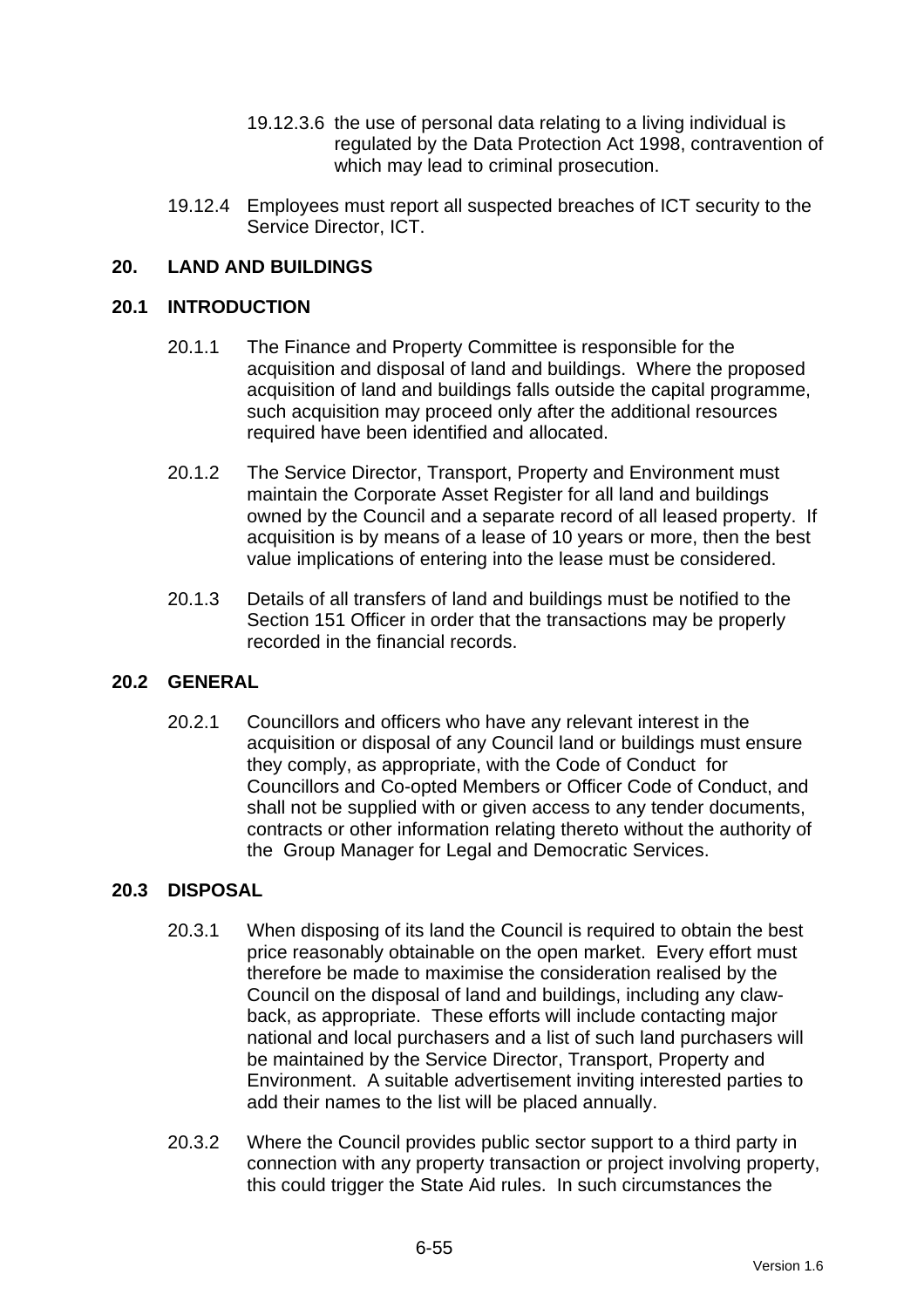19.12.3.6 the use of personal data relating to a living individual is regulated by the Data Protection Act 1998, contravention of which may lead to criminal prosecution.

19.12.4 Employees must report all suspected breaches of ICT security to the Service Director, ICT.

## 20. LAND AND BUILDINGS

### 20.1 INTRODUCTION

20.1.1 The Finance and Property Committee is responsible for the acquisition and disposal of land and buildings. Where the proposed acquisition of land and buildings falls outside the capital programme, such acquisition may proceed only after the additional resources required have been identified and allocated.

20.1.2 The Service Director, Transport, Property and Environment must maintain the Corporate Asset Register for all land and buildings owned by the Council and a separate record of all leased property. If acquisition is by means of a lease of 10 years or more, then the best value implications of entering into the lease must be considered.

20.1.3 Details of all transfers of land and buildings must be notified to the Section 151 Officer in order that the transactions may be properly recorded in the financial records.

### 20.2 GENERAL

20.2.1 Councillors and officers who have any relevant interest in the acquisition or disposal of any Council land or buildings must ensure they comply, as appropriate, with the Code of Conduct for Councillors and Co-opted Members or Officer Code of Conduct, and shall not be supplied with or given access to any tender documents, contracts or other information relating thereto without the authority of the Group Manager for Legal and Democratic Services.

### 20.3 DISPOSAL

20.3.1 When disposing of its land the Council is required to obtain the best price reasonably obtainable on the open market. Every effort must therefore be made to maximise the consideration realised by the Council on the disposal of land and buildings, including any claw-back, as appropriate. These efforts will include contacting major national and local purchasers and a list of such land purchasers will be maintained by the Service Director, Transport, Property and Environment. A suitable advertisement inviting interested parties to add their names to the list will be placed annually.

20.3.2 Where the Council provides public sector support to a third party in connection with any property transaction or project involving property, this could trigger the State Aid rules. In such circumstances the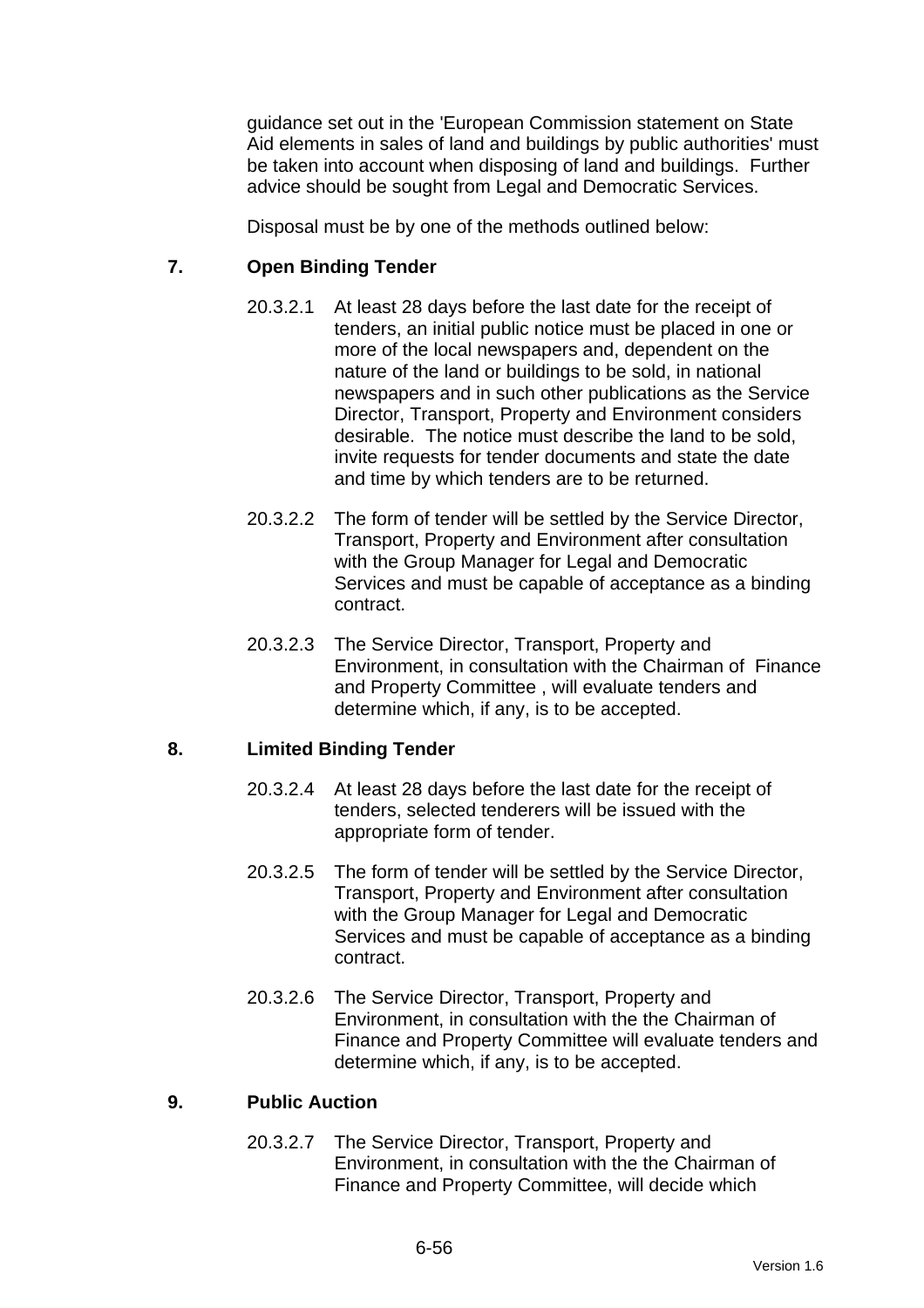guidance set out in the 'European Commission statement on State Aid elements in sales of land and buildings by public authorities' must be taken into account when disposing of land and buildings. Further advice should be sought from Legal and Democratic Services.

Disposal must be by one of the methods outlined below:

### 7. Open Binding Tender

20.3.2.1 At least 28 days before the last date for the receipt of tenders, an initial public notice must be placed in one or more of the local newspapers and, dependent on the nature of the land or buildings to be sold, in national newspapers and in such other publications as the Service Director, Transport, Property and Environment considers desirable. The notice must describe the land to be sold, invite requests for tender documents and state the date and time by which tenders are to be returned.

20.3.2.2 The form of tender will be settled by the Service Director, Transport, Property and Environment after consultation with the Group Manager for Legal and Democratic Services and must be capable of acceptance as a binding contract.

20.3.2.3 The Service Director, Transport, Property and Environment, in consultation with the Chairman of Finance and Property Committee , will evaluate tenders and determine which, if any, is to be accepted.

### 8. Limited Binding Tender

20.3.2.4 At least 28 days before the last date for the receipt of tenders, selected tenderers will be issued with the appropriate form of tender.

20.3.2.5 The form of tender will be settled by the Service Director, Transport, Property and Environment after consultation with the Group Manager for Legal and Democratic Services and must be capable of acceptance as a binding contract.

20.3.2.6 The Service Director, Transport, Property and Environment, in consultation with the the Chairman of Finance and Property Committee will evaluate tenders and determine which, if any, is to be accepted.

### 9. Public Auction

20.3.2.7 The Service Director, Transport, Property and Environment, in consultation with the the Chairman of Finance and Property Committee, will decide which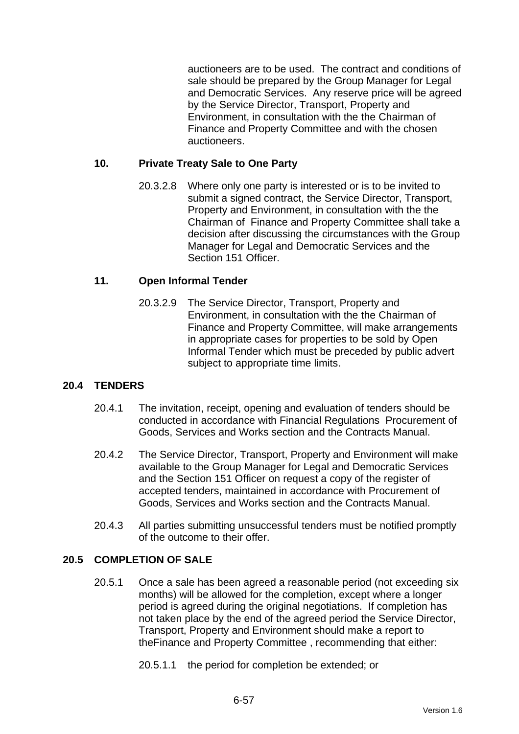auctioneers are to be used. The contract and conditions of sale should be prepared by the Group Manager for Legal and Democratic Services. Any reserve price will be agreed by the Service Director, Transport, Property and Environment, in consultation with the the Chairman of Finance and Property Committee and with the chosen auctioneers.

### 10. Private Treaty Sale to One Party

20.3.2.8 Where only one party is interested or is to be invited to submit a signed contract, the Service Director, Transport, Property and Environment, in consultation with the the Chairman of Finance and Property Committee shall take a decision after discussing the circumstances with the Group Manager for Legal and Democratic Services and the Section 151 Officer.

### 11. Open Informal Tender

20.3.2.9 The Service Director, Transport, Property and Environment, in consultation with the the Chairman of Finance and Property Committee, will make arrangements in appropriate cases for properties to be sold by Open Informal Tender which must be preceded by public advert subject to appropriate time limits.

## 20.4 TENDERS

20.4.1 The invitation, receipt, opening and evaluation of tenders should be conducted in accordance with Financial Regulations Procurement of Goods, Services and Works section and the Contracts Manual.

20.4.2 The Service Director, Transport, Property and Environment will make available to the Group Manager for Legal and Democratic Services and the Section 151 Officer on request a copy of the register of accepted tenders, maintained in accordance with Procurement of Goods, Services and Works section and the Contracts Manual.

20.4.3 All parties submitting unsuccessful tenders must be notified promptly of the outcome to their offer.

## 20.5 COMPLETION OF SALE

20.5.1 Once a sale has been agreed a reasonable period (not exceeding six months) will be allowed for the completion, except where a longer period is agreed during the original negotiations. If completion has not taken place by the end of the agreed period the Service Director, Transport, Property and Environment should make a report to theFinance and Property Committee , recommending that either:

20.5.1.1 the period for completion be extended; or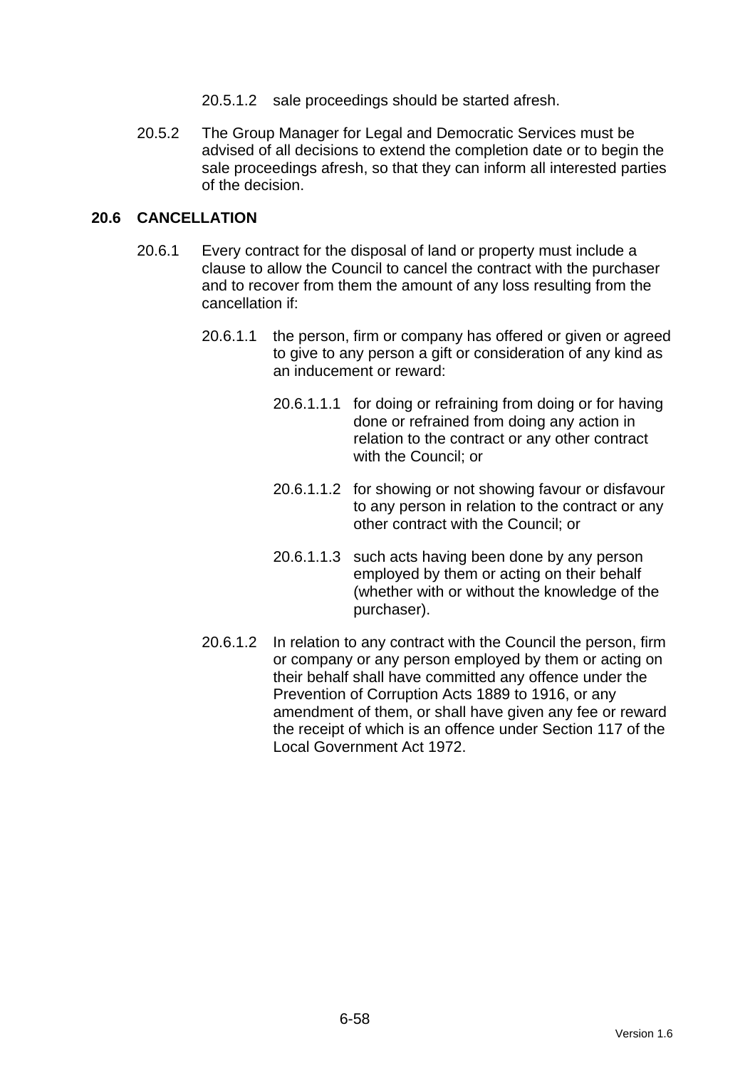20.5.1.2 sale proceedings should be started afresh.

20.5.2 The Group Manager for Legal and Democratic Services must be advised of all decisions to extend the completion date or to begin the sale proceedings afresh, so that they can inform all interested parties of the decision.

## 20.6 CANCELLATION

20.6.1 Every contract for the disposal of land or property must include a clause to allow the Council to cancel the contract with the purchaser and to recover from them the amount of any loss resulting from the cancellation if:

20.6.1.1 the person, firm or company has offered or given or agreed to give to any person a gift or consideration of any kind as an inducement or reward:

20.6.1.1.1 for doing or refraining from doing or for having done or refrained from doing any action in relation to the contract or any other contract with the Council; or

20.6.1.1.2 for showing or not showing favour or disfavour to any person in relation to the contract or any other contract with the Council; or

20.6.1.1.3 such acts having been done by any person employed by them or acting on their behalf (whether with or without the knowledge of the purchaser).

20.6.1.2 In relation to any contract with the Council the person, firm or company or any person employed by them or acting on their behalf shall have committed any offence under the Prevention of Corruption Acts 1889 to 1916, or any amendment of them, or shall have given any fee or reward the receipt of which is an offence under Section 117 of the Local Government Act 1972.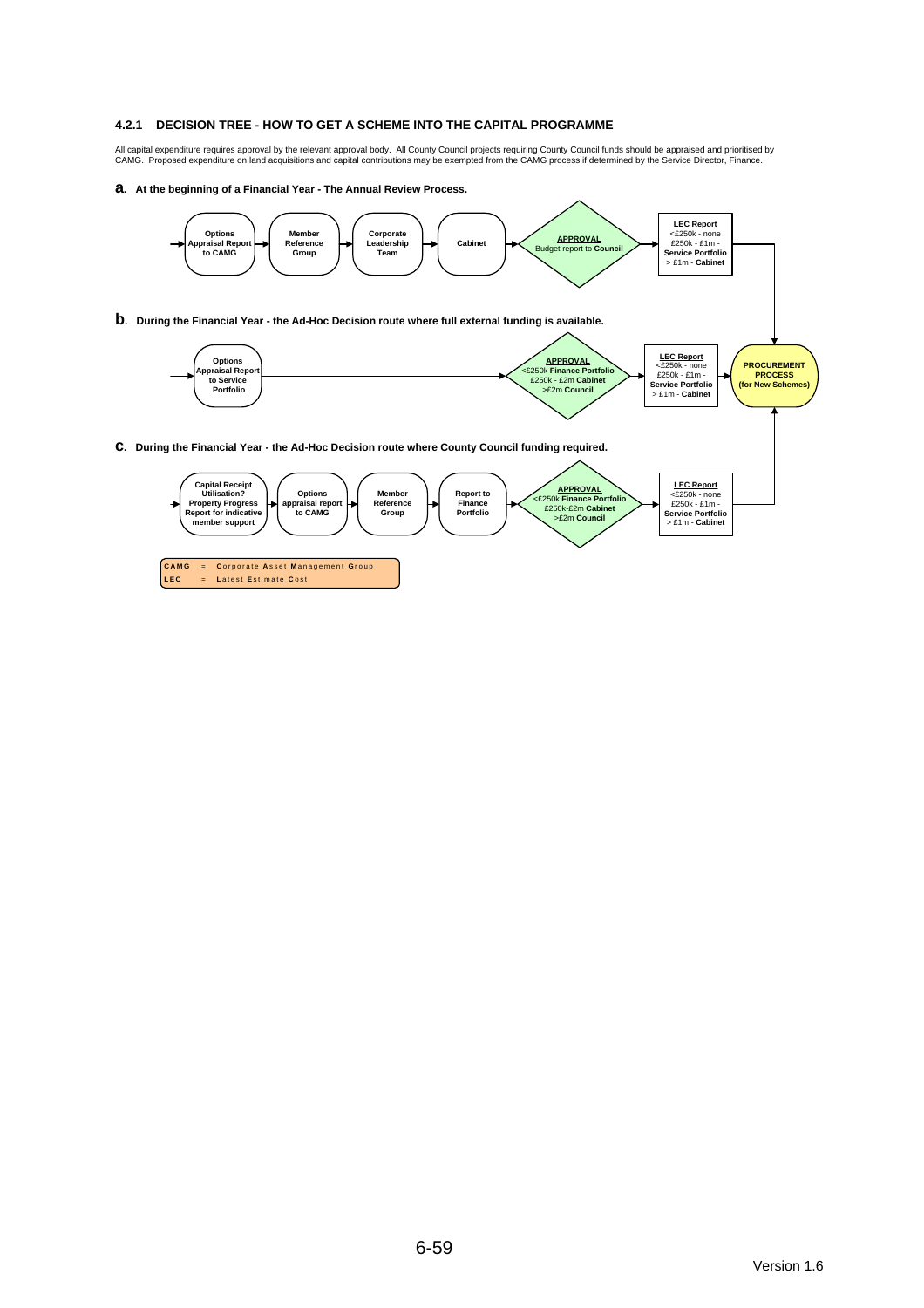### 4.2.1 DECISION TREE - HOW TO GET A SCHEME INTO THE CAPITAL PROGRAMME

All capital expenditure requires approval by the relevant approval body. All County Council projects requiring County Council funds should be appraised and prioritised by CAMG. Proposed expenditure on land acquisitions and capital contributions may be exempted from the CAMG process if determined by the Service Director, Finance.

**a. At the beginning of a Financial Year - The Annual Review Process.**

**Options Appraisal Report to CAMG** → **Member Reference Group** → **Corporate Leadership Team** → **Cabinet** → **APPROVAL** Budget report to **Council** → **LEC Report** <£250k - none; £250k - £1m - **Service Portfolio**; > £1m - **Cabinet** → **PROCUREMENT PROCESS (for New Schemes)**

**b. During the Financial Year - the Ad-Hoc Decision route where full external funding is available.**

**Options Appraisal Report to Service Portfolio** → **APPROVAL** <£250k **Finance Portfolio**; £250k - £2m **Cabinet**; >£2m **Council** → **LEC Report** <£250k - none; £250k - £1m - **Service Portfolio**; > £1m - **Cabinet** → **PROCUREMENT PROCESS (for New Schemes)**

**c. During the Financial Year - the Ad-Hoc Decision route where County Council funding required.**

**Capital Receipt Utilisation? Property Progress Report for indicative member support** → **Options appraisal report to CAMG** → **Member Reference Group** → **Report to Finance Portfolio** → **APPROVAL** <£250k **Finance Portfolio**; £250k-£2m **Cabinet**; >£2m **Council** → **LEC Report** <£250k - none; £250k - £1m - **Service Portfolio**; > £1m - **Cabinet** → **PROCUREMENT PROCESS (for New Schemes)**

| | | |
|---|---|---|
| **CAMG** | = | **C**orporate **A**sset **M**anagement **G**roup |
| **LEC** | = | **L**atest **E**stimate **C**ost |

Version 1.6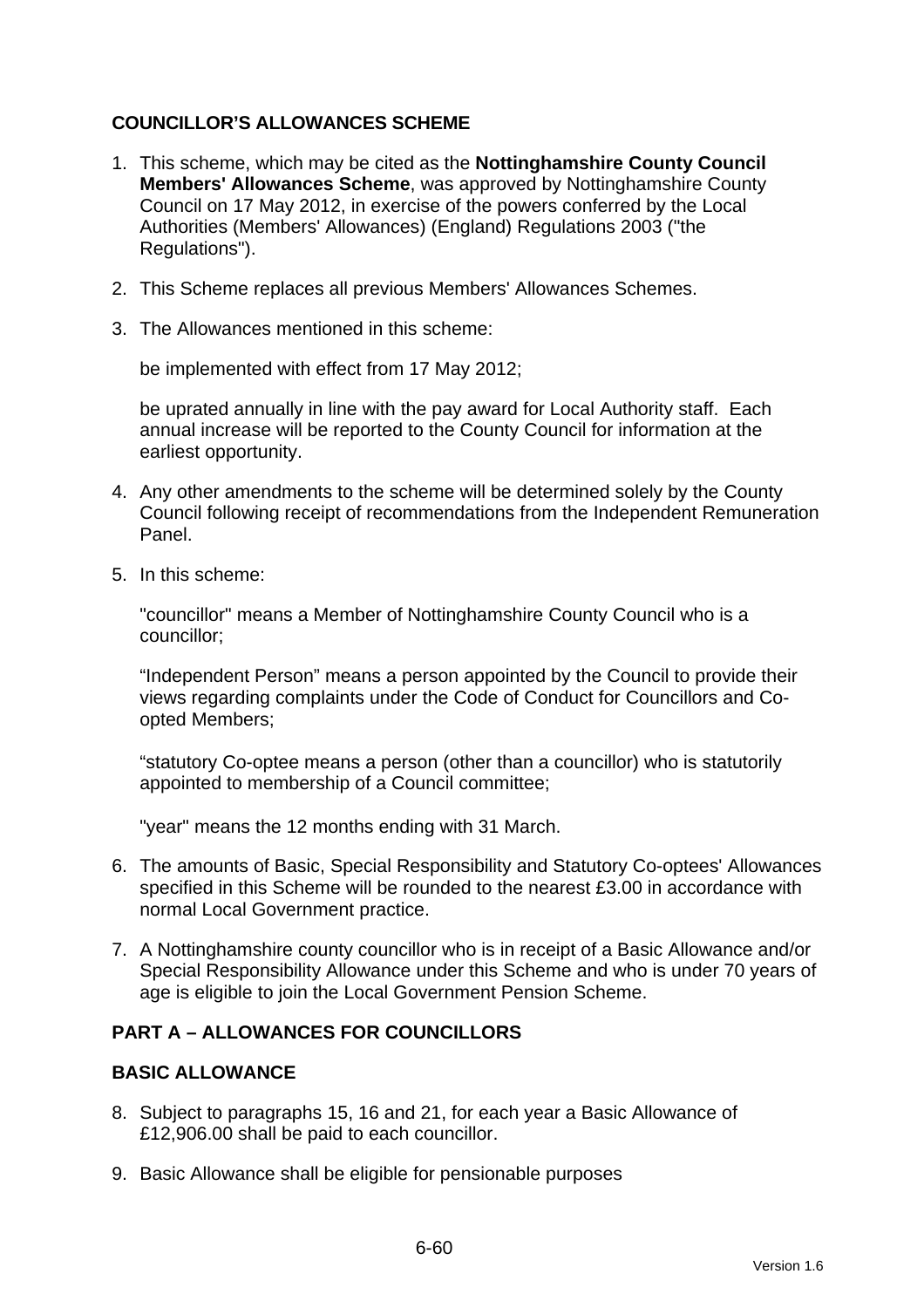## COUNCILLOR'S ALLOWANCES SCHEME

1. This scheme, which may be cited as the **Nottinghamshire County Council Members' Allowances Scheme**, was approved by Nottinghamshire County Council on 17 May 2012, in exercise of the powers conferred by the Local Authorities (Members' Allowances) (England) Regulations 2003 ("the Regulations").

2. This Scheme replaces all previous Members' Allowances Schemes.

3. The Allowances mentioned in this scheme:

   be implemented with effect from 17 May 2012;

   be uprated annually in line with the pay award for Local Authority staff. Each annual increase will be reported to the County Council for information at the earliest opportunity.

4. Any other amendments to the scheme will be determined solely by the County Council following receipt of recommendations from the Independent Remuneration Panel.

5. In this scheme:

   "councillor" means a Member of Nottinghamshire County Council who is a councillor;

   "Independent Person" means a person appointed by the Council to provide their views regarding complaints under the Code of Conduct for Councillors and Co-opted Members;

   "statutory Co-optee means a person (other than a councillor) who is statutorily appointed to membership of a Council committee;

   "year" means the 12 months ending with 31 March.

6. The amounts of Basic, Special Responsibility and Statutory Co-optees' Allowances specified in this Scheme will be rounded to the nearest £3.00 in accordance with normal Local Government practice.

7. A Nottinghamshire county councillor who is in receipt of a Basic Allowance and/or Special Responsibility Allowance under this Scheme and who is under 70 years of age is eligible to join the Local Government Pension Scheme.

## PART A – ALLOWANCES FOR COUNCILLORS

### BASIC ALLOWANCE

8. Subject to paragraphs 15, 16 and 21, for each year a Basic Allowance of £12,906.00 shall be paid to each councillor.

9. Basic Allowance shall be eligible for pensionable purposes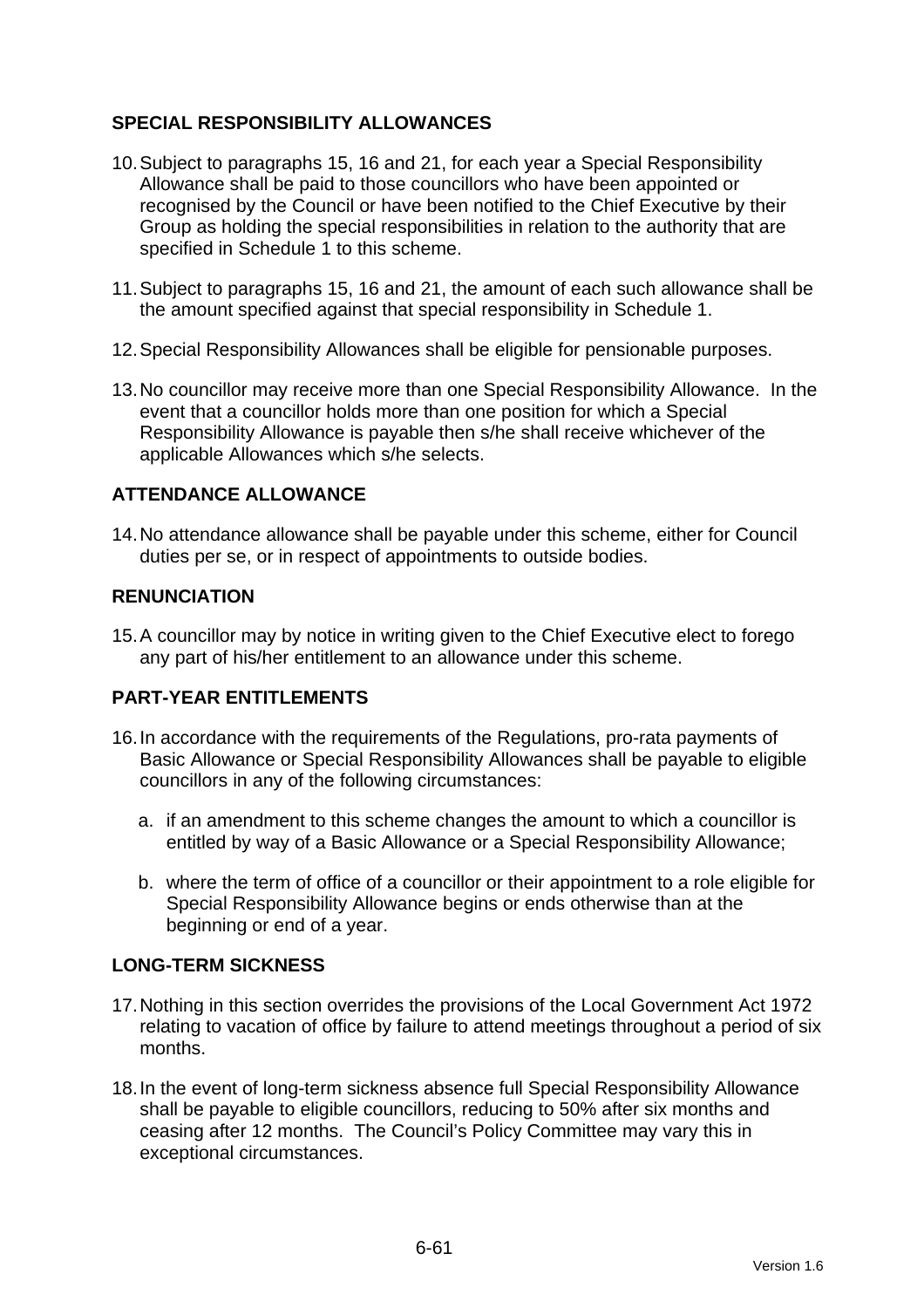## SPECIAL RESPONSIBILITY ALLOWANCES

10. Subject to paragraphs 15, 16 and 21, for each year a Special Responsibility Allowance shall be paid to those councillors who have been appointed or recognised by the Council or have been notified to the Chief Executive by their Group as holding the special responsibilities in relation to the authority that are specified in Schedule 1 to this scheme.

11. Subject to paragraphs 15, 16 and 21, the amount of each such allowance shall be the amount specified against that special responsibility in Schedule 1.

12. Special Responsibility Allowances shall be eligible for pensionable purposes.

13. No councillor may receive more than one Special Responsibility Allowance. In the event that a councillor holds more than one position for which a Special Responsibility Allowance is payable then s/he shall receive whichever of the applicable Allowances which s/he selects.

## ATTENDANCE ALLOWANCE

14. No attendance allowance shall be payable under this scheme, either for Council duties per se, or in respect of appointments to outside bodies.

## RENUNCIATION

15. A councillor may by notice in writing given to the Chief Executive elect to forego any part of his/her entitlement to an allowance under this scheme.

## PART-YEAR ENTITLEMENTS

16. In accordance with the requirements of the Regulations, pro-rata payments of Basic Allowance or Special Responsibility Allowances shall be payable to eligible councillors in any of the following circumstances:

    a. if an amendment to this scheme changes the amount to which a councillor is entitled by way of a Basic Allowance or a Special Responsibility Allowance;

    b. where the term of office of a councillor or their appointment to a role eligible for Special Responsibility Allowance begins or ends otherwise than at the beginning or end of a year.

## LONG-TERM SICKNESS

17. Nothing in this section overrides the provisions of the Local Government Act 1972 relating to vacation of office by failure to attend meetings throughout a period of six months.

18. In the event of long-term sickness absence full Special Responsibility Allowance shall be payable to eligible councillors, reducing to 50% after six months and ceasing after 12 months. The Council's Policy Committee may vary this in exceptional circumstances.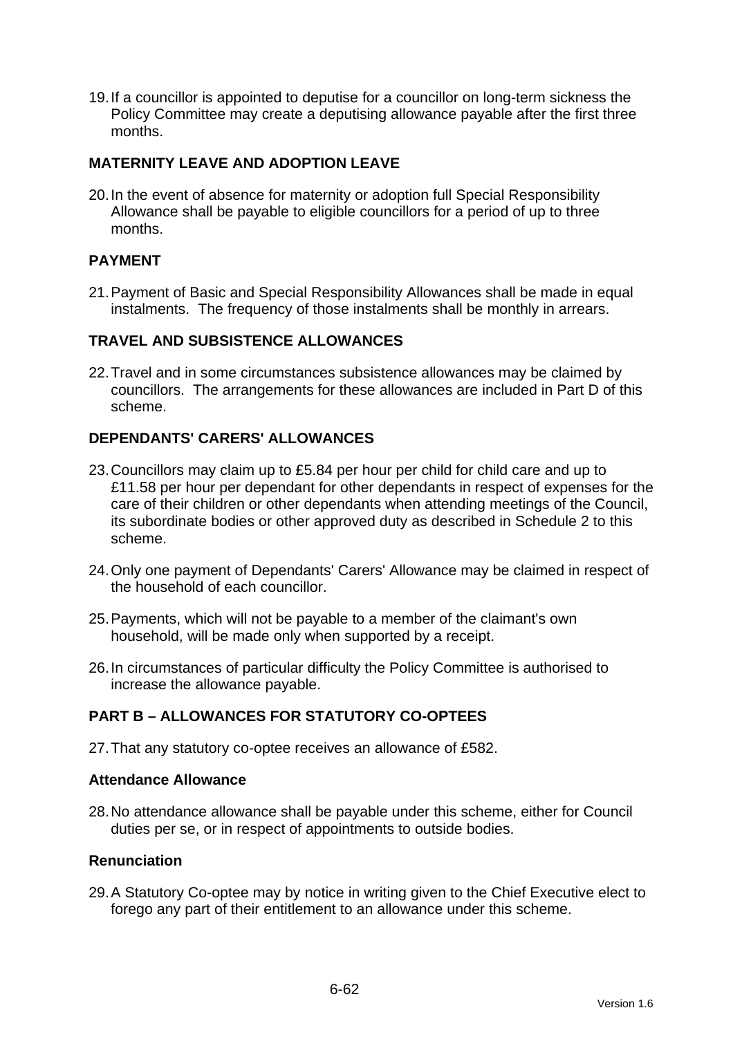19. If a councillor is appointed to deputise for a councillor on long-term sickness the Policy Committee may create a deputising allowance payable after the first three months.

## MATERNITY LEAVE AND ADOPTION LEAVE

20. In the event of absence for maternity or adoption full Special Responsibility Allowance shall be payable to eligible councillors for a period of up to three months.

## PAYMENT

21. Payment of Basic and Special Responsibility Allowances shall be made in equal instalments. The frequency of those instalments shall be monthly in arrears.

## TRAVEL AND SUBSISTENCE ALLOWANCES

22. Travel and in some circumstances subsistence allowances may be claimed by councillors. The arrangements for these allowances are included in Part D of this scheme.

## DEPENDANTS' CARERS' ALLOWANCES

23. Councillors may claim up to £5.84 per hour per child for child care and up to £11.58 per hour per dependant for other dependants in respect of expenses for the care of their children or other dependants when attending meetings of the Council, its subordinate bodies or other approved duty as described in Schedule 2 to this scheme.

24. Only one payment of Dependants' Carers' Allowance may be claimed in respect of the household of each councillor.

25. Payments, which will not be payable to a member of the claimant's own household, will be made only when supported by a receipt.

26. In circumstances of particular difficulty the Policy Committee is authorised to increase the allowance payable.

## PART B – ALLOWANCES FOR STATUTORY CO-OPTEES

27. That any statutory co-optee receives an allowance of £582.

### Attendance Allowance

28. No attendance allowance shall be payable under this scheme, either for Council duties per se, or in respect of appointments to outside bodies.

### Renunciation

29. A Statutory Co-optee may by notice in writing given to the Chief Executive elect to forego any part of their entitlement to an allowance under this scheme.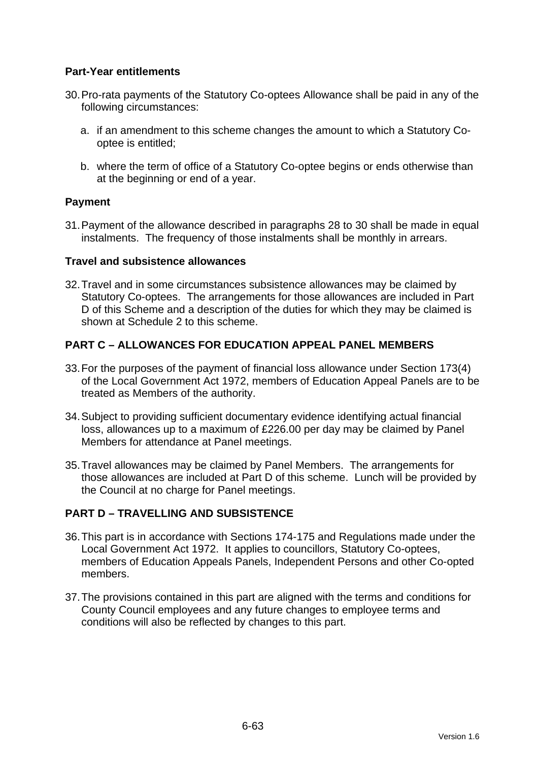**Part-Year entitlements**

30. Pro-rata payments of the Statutory Co-optees Allowance shall be paid in any of the following circumstances:

    a. if an amendment to this scheme changes the amount to which a Statutory Co-optee is entitled;

    b. where the term of office of a Statutory Co-optee begins or ends otherwise than at the beginning or end of a year.

**Payment**

31. Payment of the allowance described in paragraphs 28 to 30 shall be made in equal instalments. The frequency of those instalments shall be monthly in arrears.

**Travel and subsistence allowances**

32. Travel and in some circumstances subsistence allowances may be claimed by Statutory Co-optees. The arrangements for those allowances are included in Part D of this Scheme and a description of the duties for which they may be claimed is shown at Schedule 2 to this scheme.

## PART C – ALLOWANCES FOR EDUCATION APPEAL PANEL MEMBERS

33. For the purposes of the payment of financial loss allowance under Section 173(4) of the Local Government Act 1972, members of Education Appeal Panels are to be treated as Members of the authority.

34. Subject to providing sufficient documentary evidence identifying actual financial loss, allowances up to a maximum of £226.00 per day may be claimed by Panel Members for attendance at Panel meetings.

35. Travel allowances may be claimed by Panel Members. The arrangements for those allowances are included at Part D of this scheme. Lunch will be provided by the Council at no charge for Panel meetings.

## PART D – TRAVELLING AND SUBSISTENCE

36. This part is in accordance with Sections 174-175 and Regulations made under the Local Government Act 1972. It applies to councillors, Statutory Co-optees, members of Education Appeals Panels, Independent Persons and other Co-opted members.

37. The provisions contained in this part are aligned with the terms and conditions for County Council employees and any future changes to employee terms and conditions will also be reflected by changes to this part.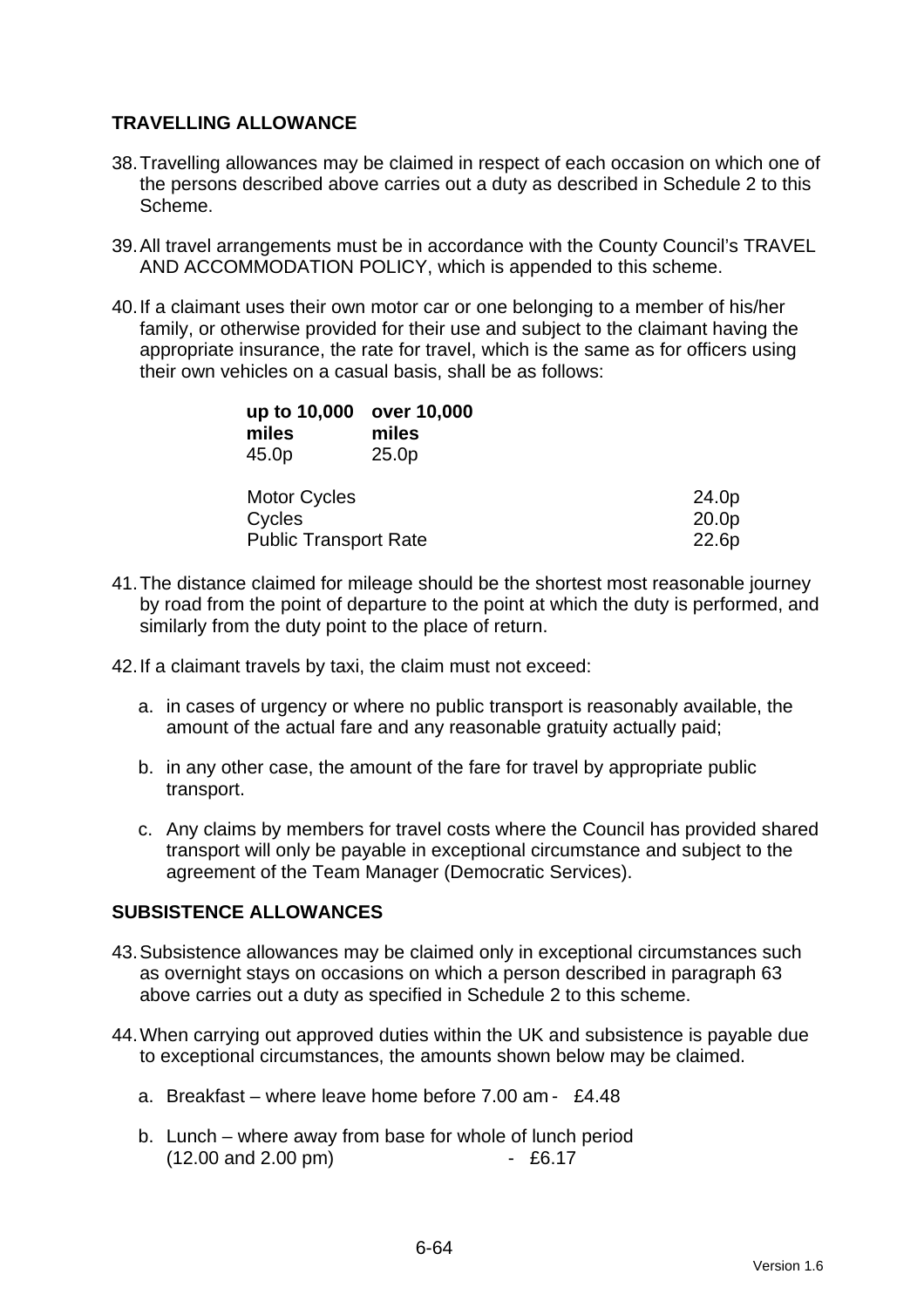## TRAVELLING ALLOWANCE

38. Travelling allowances may be claimed in respect of each occasion on which one of the persons described above carries out a duty as described in Schedule 2 to this Scheme.

39. All travel arrangements must be in accordance with the County Council's TRAVEL AND ACCOMMODATION POLICY, which is appended to this scheme.

40. If a claimant uses their own motor car or one belonging to a member of his/her family, or otherwise provided for their use and subject to the claimant having the appropriate insurance, the rate for travel, which is the same as for officers using their own vehicles on a casual basis, shall be as follows:

| **up to 10,000 miles** | **over 10,000 miles** |
|---|---|
| 45.0p | 25.0p |

| | |
|---|---|
| Motor Cycles | 24.0p |
| Cycles | 20.0p |
| Public Transport Rate | 22.6p |

41. The distance claimed for mileage should be the shortest most reasonable journey by road from the point of departure to the point at which the duty is performed, and similarly from the duty point to the place of return.

42. If a claimant travels by taxi, the claim must not exceed:

    a. in cases of urgency or where no public transport is reasonably available, the amount of the actual fare and any reasonable gratuity actually paid;

    b. in any other case, the amount of the fare for travel by appropriate public transport.

    c. Any claims by members for travel costs where the Council has provided shared transport will only be payable in exceptional circumstance and subject to the agreement of the Team Manager (Democratic Services).

## SUBSISTENCE ALLOWANCES

43. Subsistence allowances may be claimed only in exceptional circumstances such as overnight stays on occasions on which a person described in paragraph 63 above carries out a duty as specified in Schedule 2 to this scheme.

44. When carrying out approved duties within the UK and subsistence is payable due to exceptional circumstances, the amounts shown below may be claimed.

    a. Breakfast – where leave home before 7.00 am - £4.48

    b. Lunch – where away from base for whole of lunch period (12.00 and 2.00 pm) - £6.17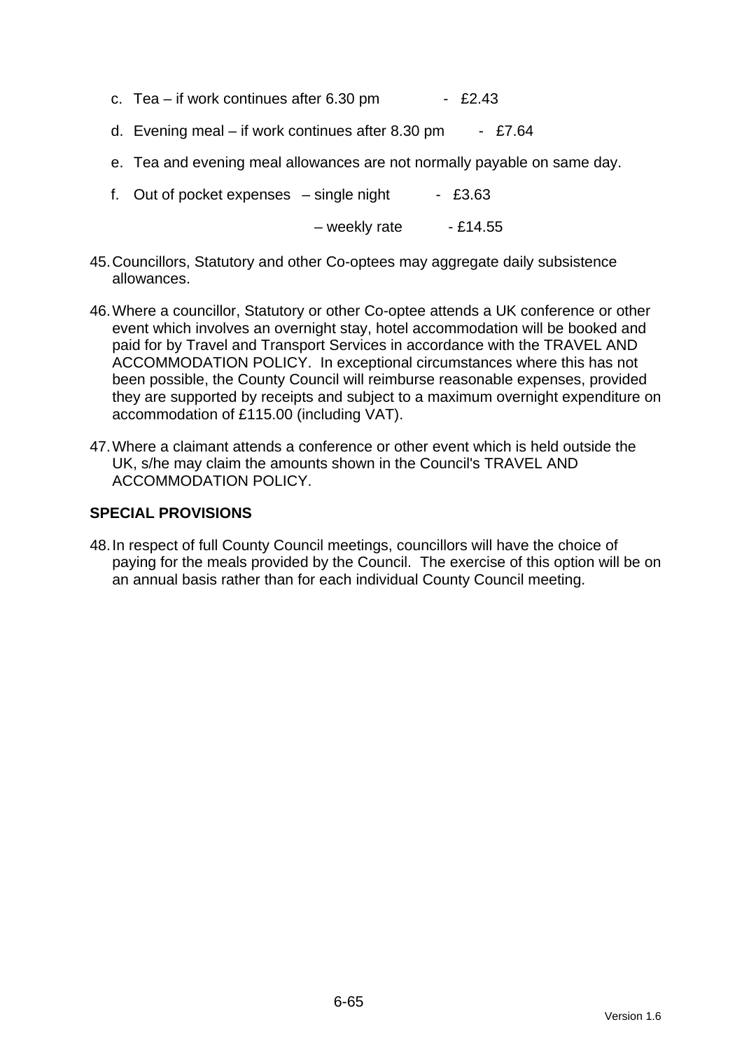c. Tea – if work continues after 6.30 pm - £2.43

d. Evening meal – if work continues after 8.30 pm - £7.64

e. Tea and evening meal allowances are not normally payable on same day.

f. Out of pocket expenses – single night - £3.63

   – weekly rate - £14.55

45. Councillors, Statutory and other Co-optees may aggregate daily subsistence allowances.

46. Where a councillor, Statutory or other Co-optee attends a UK conference or other event which involves an overnight stay, hotel accommodation will be booked and paid for by Travel and Transport Services in accordance with the TRAVEL AND ACCOMMODATION POLICY. In exceptional circumstances where this has not been possible, the County Council will reimburse reasonable expenses, provided they are supported by receipts and subject to a maximum overnight expenditure on accommodation of £115.00 (including VAT).

47. Where a claimant attends a conference or other event which is held outside the UK, s/he may claim the amounts shown in the Council's TRAVEL AND ACCOMMODATION POLICY.

## SPECIAL PROVISIONS

48. In respect of full County Council meetings, councillors will have the choice of paying for the meals provided by the Council. The exercise of this option will be on an annual basis rather than for each individual County Council meeting.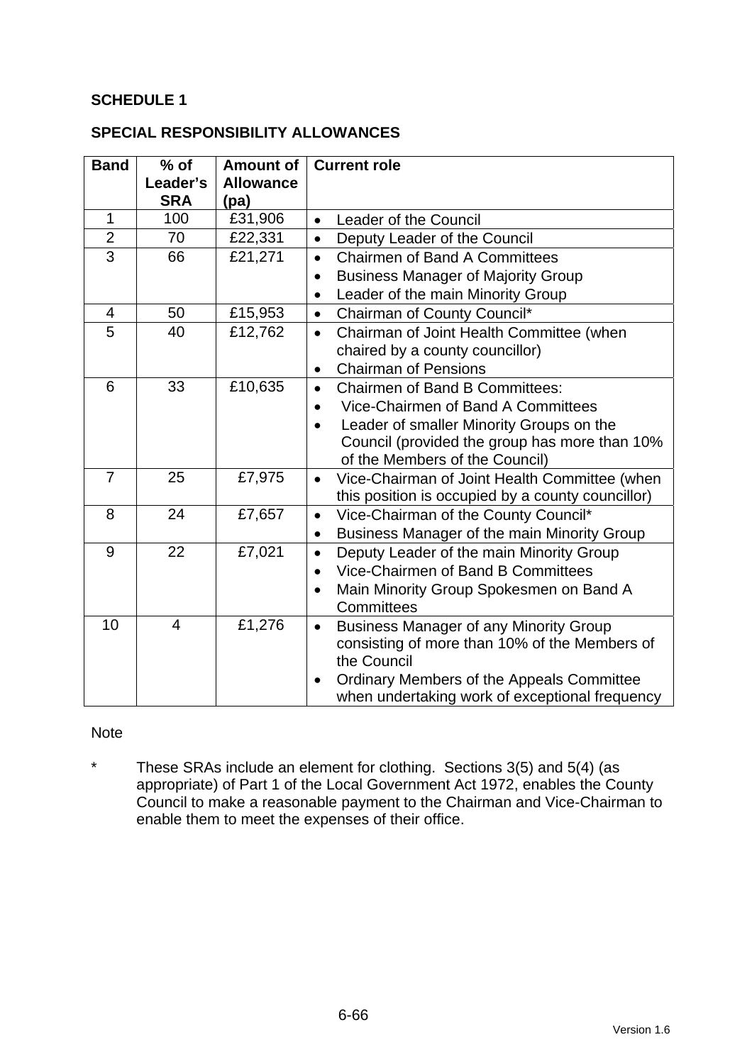**SCHEDULE 1**

**SPECIAL RESPONSIBILITY ALLOWANCES**

| Band | % of Leader's SRA | Amount of Allowance (pa) | Current role |
|---|---|---|---|
| 1 | 100 | £31,906 | • Leader of the Council |
| 2 | 70 | £22,331 | • Deputy Leader of the Council |
| 3 | 66 | £21,271 | • Chairmen of Band A Committees<br>• Business Manager of Majority Group<br>• Leader of the main Minority Group |
| 4 | 50 | £15,953 | • Chairman of County Council* |
| 5 | 40 | £12,762 | • Chairman of Joint Health Committee (when chaired by a county councillor)<br>• Chairman of Pensions |
| 6 | 33 | £10,635 | • Chairmen of Band B Committees:<br>• Vice-Chairmen of Band A Committees<br>• Leader of smaller Minority Groups on the Council (provided the group has more than 10% of the Members of the Council) |
| 7 | 25 | £7,975 | • Vice-Chairman of Joint Health Committee (when this position is occupied by a county councillor) |
| 8 | 24 | £7,657 | • Vice-Chairman of the County Council*<br>• Business Manager of the main Minority Group |
| 9 | 22 | £7,021 | • Deputy Leader of the main Minority Group<br>• Vice-Chairmen of Band B Committees<br>• Main Minority Group Spokesmen on Band A Committees |
| 10 | 4 | £1,276 | • Business Manager of any Minority Group consisting of more than 10% of the Members of the Council<br>• Ordinary Members of the Appeals Committee when undertaking work of exceptional frequency |

Note

\* These SRAs include an element for clothing. Sections 3(5) and 5(4) (as appropriate) of Part 1 of the Local Government Act 1972, enables the County Council to make a reasonable payment to the Chairman and Vice-Chairman to enable them to meet the expenses of their office.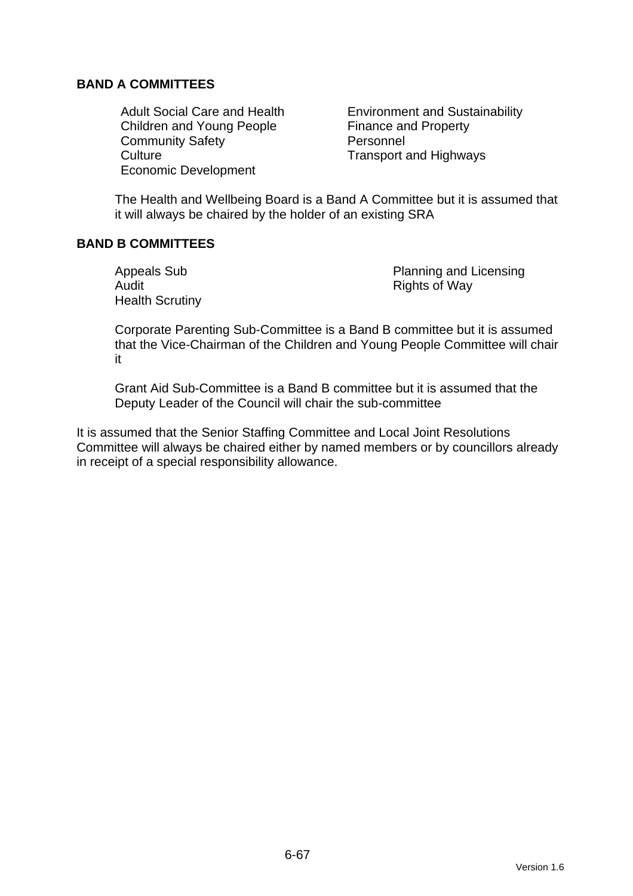**BAND A COMMITTEES**

- Adult Social Care and Health
- Children and Young People
- Community Safety
- Culture
- Economic Development
- Environment and Sustainability
- Finance and Property
- Personnel
- Transport and Highways

The Health and Wellbeing Board is a Band A Committee but it is assumed that it will always be chaired by the holder of an existing SRA

**BAND B COMMITTEES**

- Appeals Sub
- Audit
- Health Scrutiny
- Planning and Licensing
- Rights of Way

Corporate Parenting Sub-Committee is a Band B committee but it is assumed that the Vice-Chairman of the Children and Young People Committee will chair it

Grant Aid Sub-Committee is a Band B committee but it is assumed that the Deputy Leader of the Council will chair the sub-committee

It is assumed that the Senior Staffing Committee and Local Joint Resolutions Committee will always be chaired either by named members or by councillors already in receipt of a special responsibility allowance.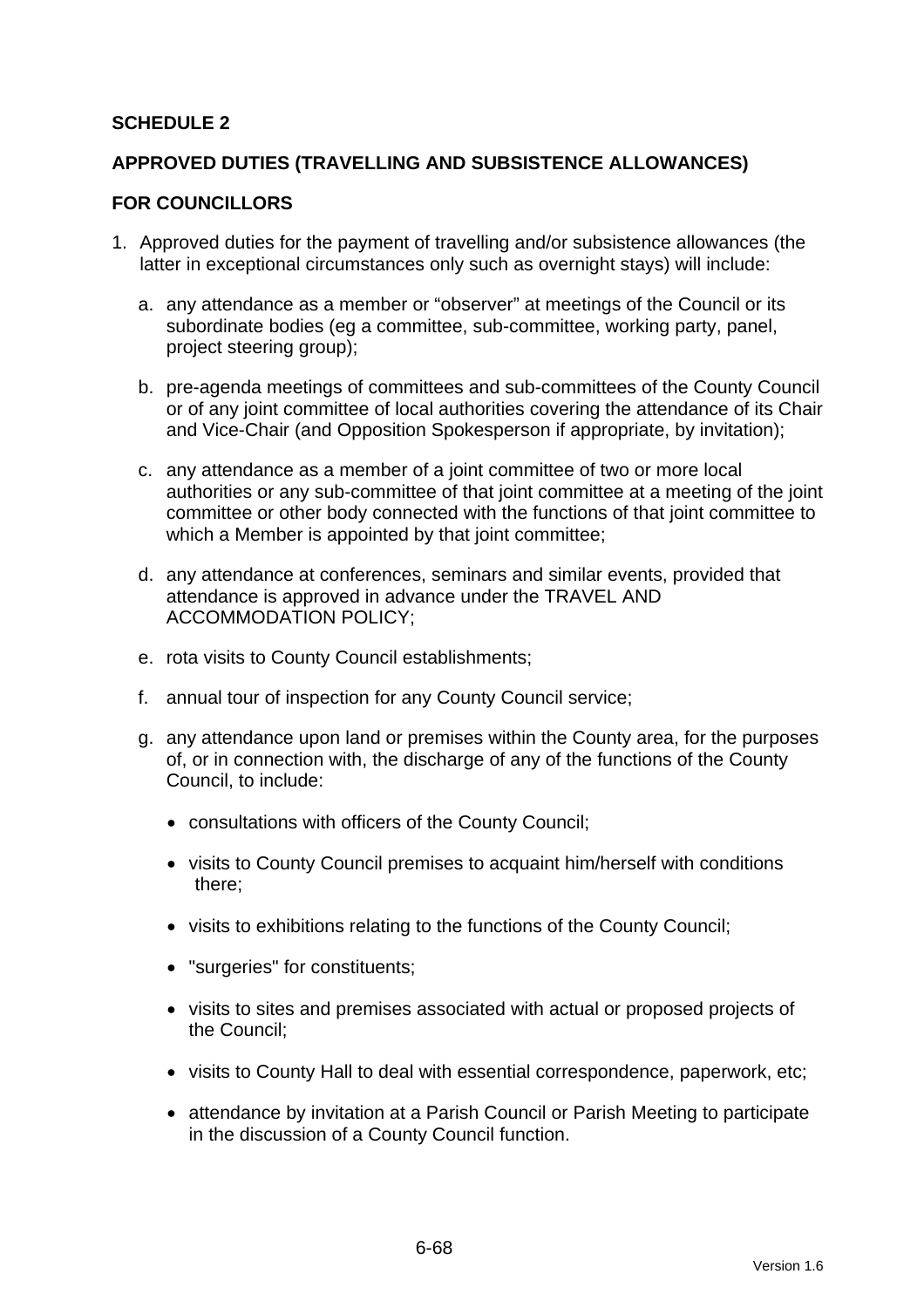**SCHEDULE 2**

**APPROVED DUTIES (TRAVELLING AND SUBSISTENCE ALLOWANCES)**

**FOR COUNCILLORS**

1. Approved duties for the payment of travelling and/or subsistence allowances (the latter in exceptional circumstances only such as overnight stays) will include:

   a. any attendance as a member or "observer" at meetings of the Council or its subordinate bodies (eg a committee, sub-committee, working party, panel, project steering group);

   b. pre-agenda meetings of committees and sub-committees of the County Council or of any joint committee of local authorities covering the attendance of its Chair and Vice-Chair (and Opposition Spokesperson if appropriate, by invitation);

   c. any attendance as a member of a joint committee of two or more local authorities or any sub-committee of that joint committee at a meeting of the joint committee or other body connected with the functions of that joint committee to which a Member is appointed by that joint committee;

   d. any attendance at conferences, seminars and similar events, provided that attendance is approved in advance under the TRAVEL AND ACCOMMODATION POLICY;

   e. rota visits to County Council establishments;

   f. annual tour of inspection for any County Council service;

   g. any attendance upon land or premises within the County area, for the purposes of, or in connection with, the discharge of any of the functions of the County Council, to include:

      - consultations with officers of the County Council;
      - visits to County Council premises to acquaint him/herself with conditions there;
      - visits to exhibitions relating to the functions of the County Council;
      - "surgeries" for constituents;
      - visits to sites and premises associated with actual or proposed projects of the Council;
      - visits to County Hall to deal with essential correspondence, paperwork, etc;
      - attendance by invitation at a Parish Council or Parish Meeting to participate in the discussion of a County Council function.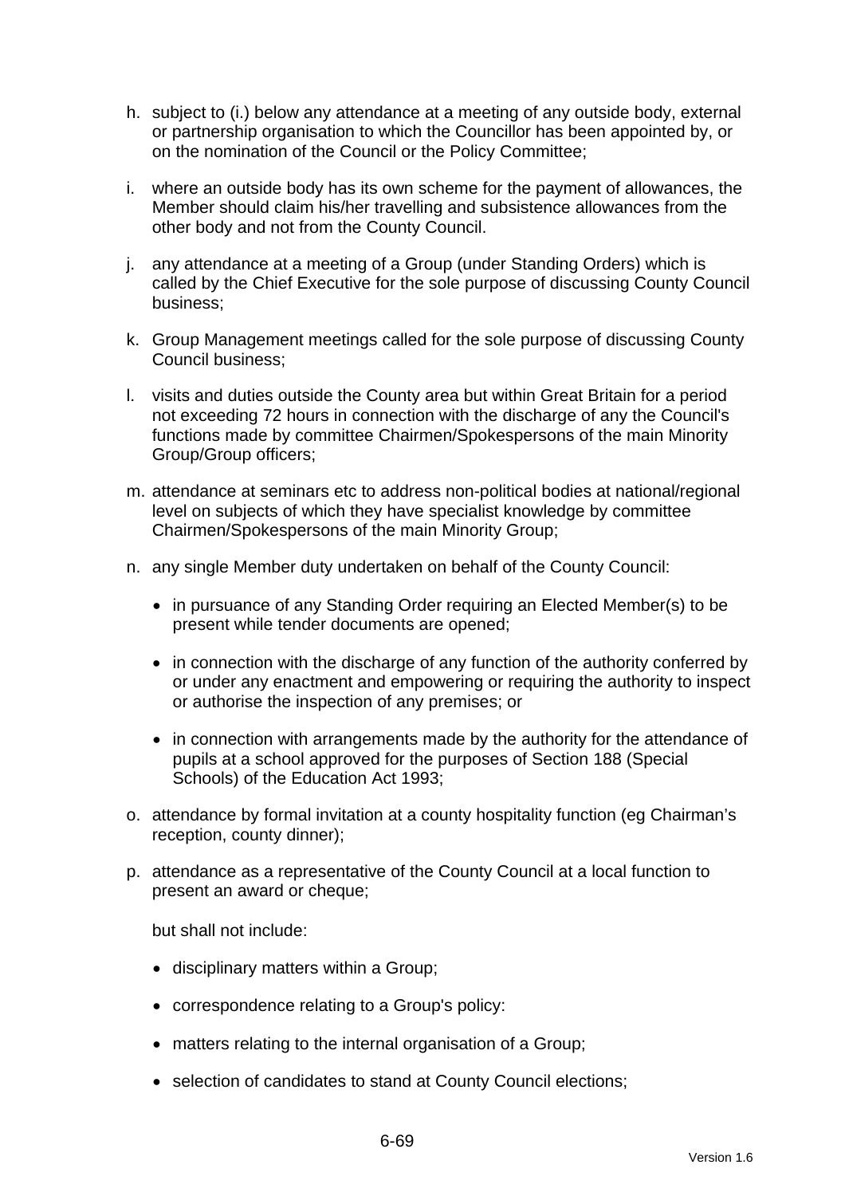h. subject to (i.) below any attendance at a meeting of any outside body, external or partnership organisation to which the Councillor has been appointed by, or on the nomination of the Council or the Policy Committee;

i. where an outside body has its own scheme for the payment of allowances, the Member should claim his/her travelling and subsistence allowances from the other body and not from the County Council.

j. any attendance at a meeting of a Group (under Standing Orders) which is called by the Chief Executive for the sole purpose of discussing County Council business;

k. Group Management meetings called for the sole purpose of discussing County Council business;

l. visits and duties outside the County area but within Great Britain for a period not exceeding 72 hours in connection with the discharge of any the Council's functions made by committee Chairmen/Spokespersons of the main Minority Group/Group officers;

m. attendance at seminars etc to address non-political bodies at national/regional level on subjects of which they have specialist knowledge by committee Chairmen/Spokespersons of the main Minority Group;

n. any single Member duty undertaken on behalf of the County Council:

   - in pursuance of any Standing Order requiring an Elected Member(s) to be present while tender documents are opened;
   - in connection with the discharge of any function of the authority conferred by or under any enactment and empowering or requiring the authority to inspect or authorise the inspection of any premises; or
   - in connection with arrangements made by the authority for the attendance of pupils at a school approved for the purposes of Section 188 (Special Schools) of the Education Act 1993;

o. attendance by formal invitation at a county hospitality function (eg Chairman's reception, county dinner);

p. attendance as a representative of the County Council at a local function to present an award or cheque;

   but shall not include:

   - disciplinary matters within a Group;
   - correspondence relating to a Group's policy:
   - matters relating to the internal organisation of a Group;
   - selection of candidates to stand at County Council elections;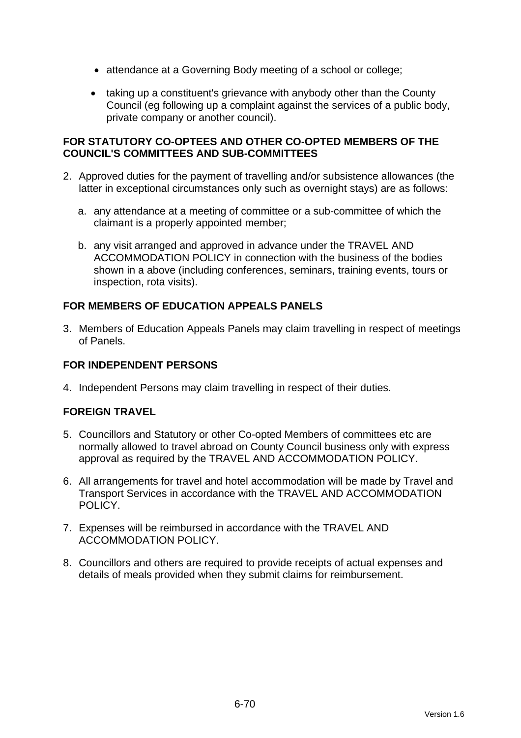- attendance at a Governing Body meeting of a school or college;
- taking up a constituent's grievance with anybody other than the County Council (eg following up a complaint against the services of a public body, private company or another council).

**FOR STATUTORY CO-OPTEES AND OTHER CO-OPTED MEMBERS OF THE COUNCIL'S COMMITTEES AND SUB-COMMITTEES**

2. Approved duties for the payment of travelling and/or subsistence allowances (the latter in exceptional circumstances only such as overnight stays) are as follows:

   a. any attendance at a meeting of committee or a sub-committee of which the claimant is a properly appointed member;

   b. any visit arranged and approved in advance under the TRAVEL AND ACCOMMODATION POLICY in connection with the business of the bodies shown in a above (including conferences, seminars, training events, tours or inspection, rota visits).

**FOR MEMBERS OF EDUCATION APPEALS PANELS**

3. Members of Education Appeals Panels may claim travelling in respect of meetings of Panels.

**FOR INDEPENDENT PERSONS**

4. Independent Persons may claim travelling in respect of their duties.

**FOREIGN TRAVEL**

5. Councillors and Statutory or other Co-opted Members of committees etc are normally allowed to travel abroad on County Council business only with express approval as required by the TRAVEL AND ACCOMMODATION POLICY.

6. All arrangements for travel and hotel accommodation will be made by Travel and Transport Services in accordance with the TRAVEL AND ACCOMMODATION POLICY.

7. Expenses will be reimbursed in accordance with the TRAVEL AND ACCOMMODATION POLICY.

8. Councillors and others are required to provide receipts of actual expenses and details of meals provided when they submit claims for reimbursement.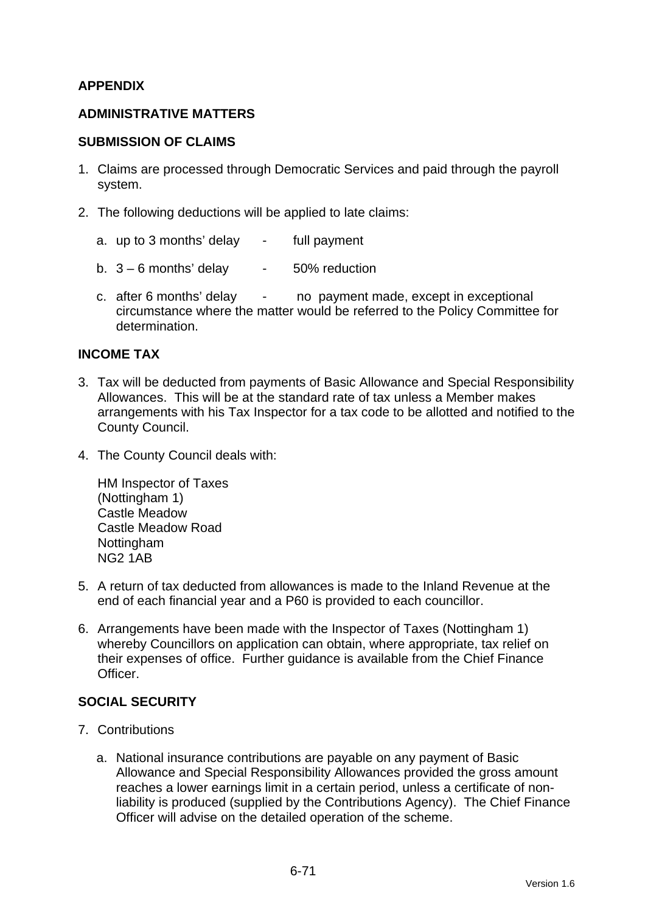**APPENDIX**

**ADMINISTRATIVE MATTERS**

**SUBMISSION OF CLAIMS**

1. Claims are processed through Democratic Services and paid through the payroll system.

2. The following deductions will be applied to late claims:

   a. up to 3 months' delay - full payment

   b. 3 – 6 months' delay - 50% reduction

   c. after 6 months' delay - no payment made, except in exceptional circumstance where the matter would be referred to the Policy Committee for determination.

**INCOME TAX**

3. Tax will be deducted from payments of Basic Allowance and Special Responsibility Allowances. This will be at the standard rate of tax unless a Member makes arrangements with his Tax Inspector for a tax code to be allotted and notified to the County Council.

4. The County Council deals with:

   HM Inspector of Taxes
   (Nottingham 1)
   Castle Meadow
   Castle Meadow Road
   Nottingham
   NG2 1AB

5. A return of tax deducted from allowances is made to the Inland Revenue at the end of each financial year and a P60 is provided to each councillor.

6. Arrangements have been made with the Inspector of Taxes (Nottingham 1) whereby Councillors on application can obtain, where appropriate, tax relief on their expenses of office. Further guidance is available from the Chief Finance Officer.

**SOCIAL SECURITY**

7. Contributions

   a. National insurance contributions are payable on any payment of Basic Allowance and Special Responsibility Allowances provided the gross amount reaches a lower earnings limit in a certain period, unless a certificate of non-liability is produced (supplied by the Contributions Agency). The Chief Finance Officer will advise on the detailed operation of the scheme.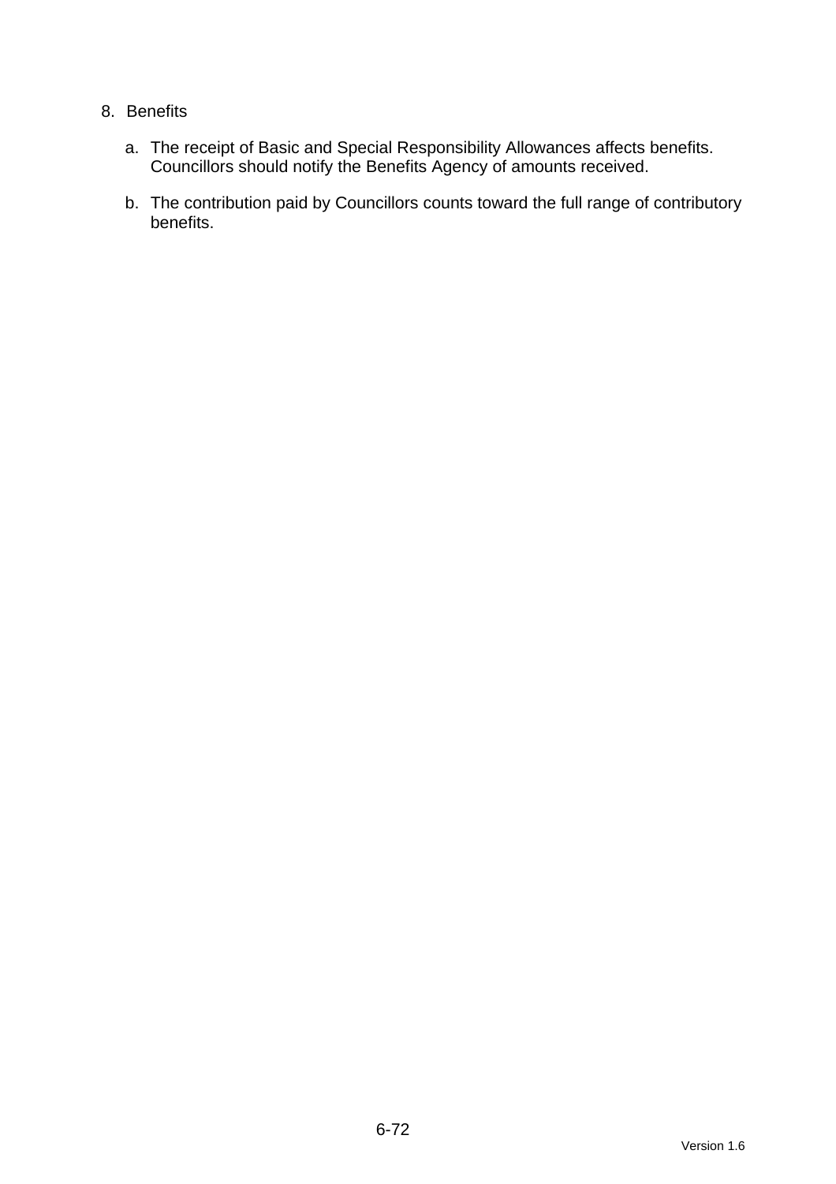8. Benefits

   a. The receipt of Basic and Special Responsibility Allowances affects benefits. Councillors should notify the Benefits Agency of amounts received.

   b. The contribution paid by Councillors counts toward the full range of contributory benefits.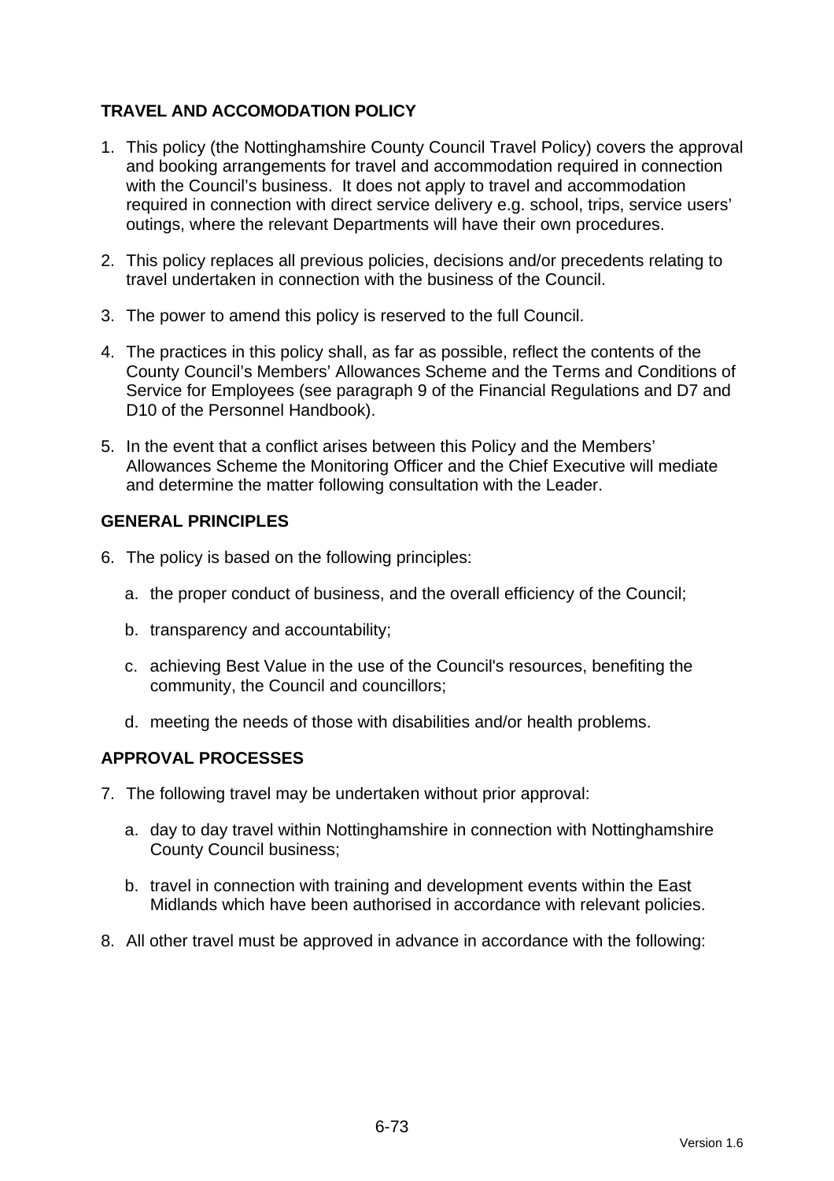## TRAVEL AND ACCOMODATION POLICY

1. This policy (the Nottinghamshire County Council Travel Policy) covers the approval and booking arrangements for travel and accommodation required in connection with the Council's business. It does not apply to travel and accommodation required in connection with direct service delivery e.g. school, trips, service users' outings, where the relevant Departments will have their own procedures.

2. This policy replaces all previous policies, decisions and/or precedents relating to travel undertaken in connection with the business of the Council.

3. The power to amend this policy is reserved to the full Council.

4. The practices in this policy shall, as far as possible, reflect the contents of the County Council's Members' Allowances Scheme and the Terms and Conditions of Service for Employees (see paragraph 9 of the Financial Regulations and D7 and D10 of the Personnel Handbook).

5. In the event that a conflict arises between this Policy and the Members' Allowances Scheme the Monitoring Officer and the Chief Executive will mediate and determine the matter following consultation with the Leader.

## GENERAL PRINCIPLES

6. The policy is based on the following principles:

   a. the proper conduct of business, and the overall efficiency of the Council;

   b. transparency and accountability;

   c. achieving Best Value in the use of the Council's resources, benefiting the community, the Council and councillors;

   d. meeting the needs of those with disabilities and/or health problems.

## APPROVAL PROCESSES

7. The following travel may be undertaken without prior approval:

   a. day to day travel within Nottinghamshire in connection with Nottinghamshire County Council business;

   b. travel in connection with training and development events within the East Midlands which have been authorised in accordance with relevant policies.

8. All other travel must be approved in advance in accordance with the following: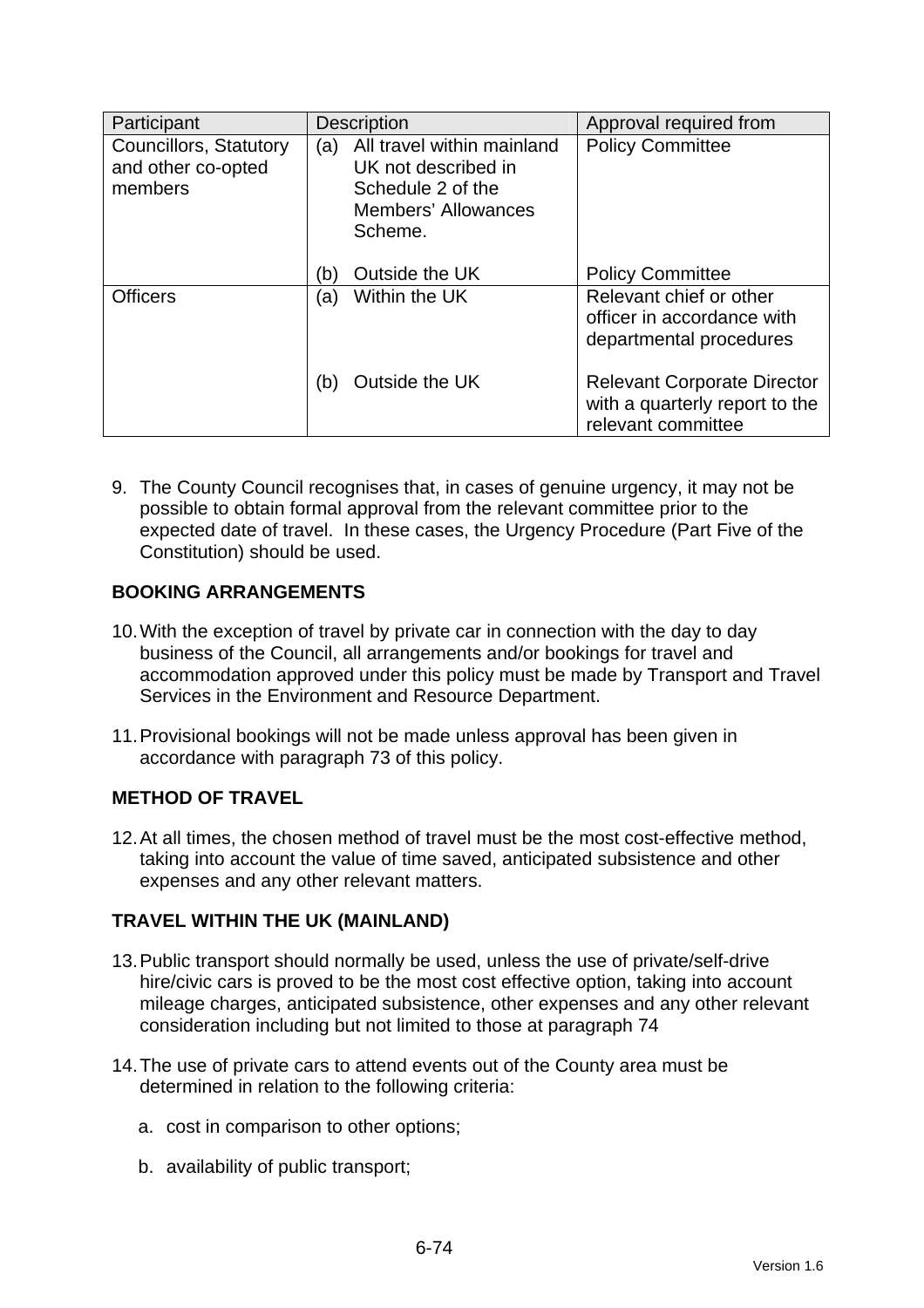| Participant | Description | Approval required from |
|---|---|---|
| Councillors, Statutory and other co-opted members | (a) All travel within mainland UK not described in Schedule 2 of the Members' Allowances Scheme.<br><br>(b) Outside the UK | Policy Committee<br><br><br><br>Policy Committee |
| Officers | (a) Within the UK<br><br><br>(b) Outside the UK | Relevant chief or other officer in accordance with departmental procedures<br><br>Relevant Corporate Director with a quarterly report to the relevant committee |

9. The County Council recognises that, in cases of genuine urgency, it may not be possible to obtain formal approval from the relevant committee prior to the expected date of travel. In these cases, the Urgency Procedure (Part Five of the Constitution) should be used.

**BOOKING ARRANGEMENTS**

10. With the exception of travel by private car in connection with the day to day business of the Council, all arrangements and/or bookings for travel and accommodation approved under this policy must be made by Transport and Travel Services in the Environment and Resource Department.

11. Provisional bookings will not be made unless approval has been given in accordance with paragraph 73 of this policy.

**METHOD OF TRAVEL**

12. At all times, the chosen method of travel must be the most cost-effective method, taking into account the value of time saved, anticipated subsistence and other expenses and any other relevant matters.

**TRAVEL WITHIN THE UK (MAINLAND)**

13. Public transport should normally be used, unless the use of private/self-drive hire/civic cars is proved to be the most cost effective option, taking into account mileage charges, anticipated subsistence, other expenses and any other relevant consideration including but not limited to those at paragraph 74

14. The use of private cars to attend events out of the County area must be determined in relation to the following criteria:

    a. cost in comparison to other options;

    b. availability of public transport;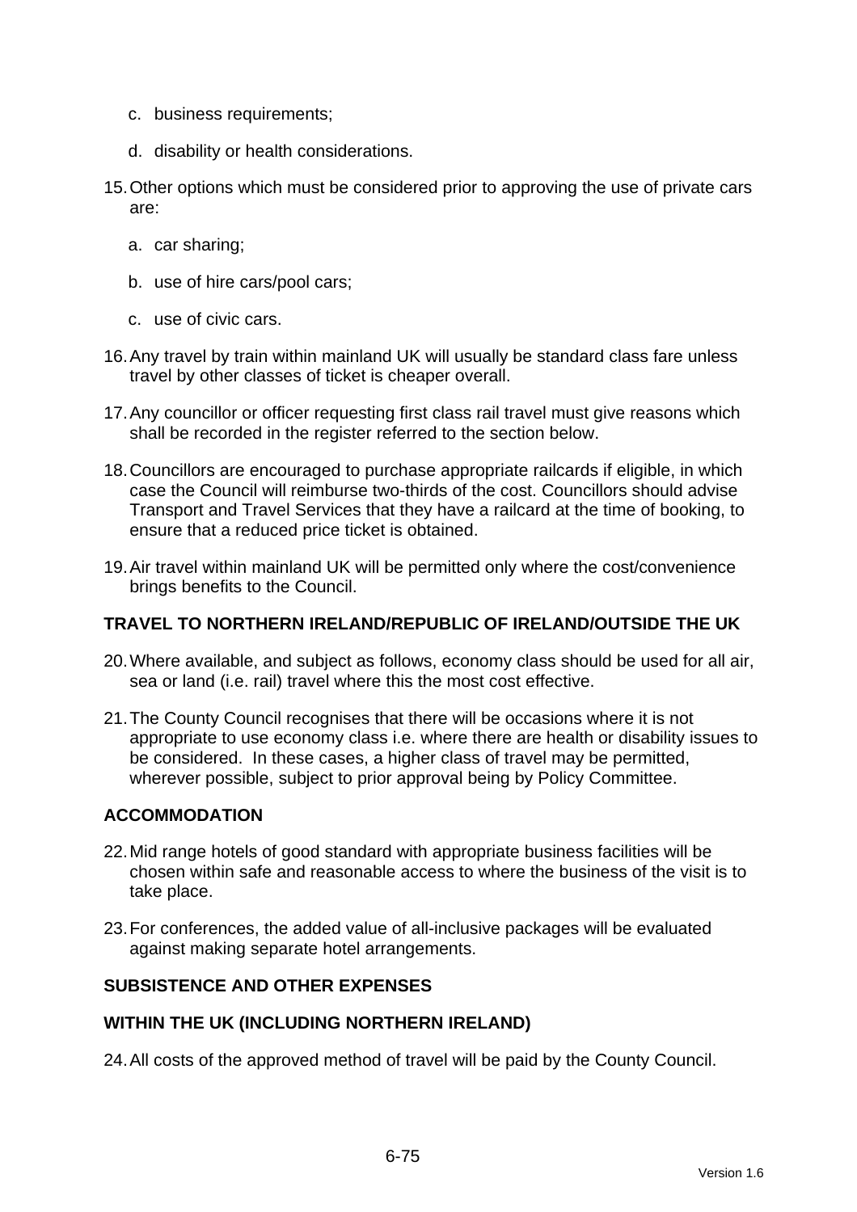c. business requirements;

   d. disability or health considerations.

15. Other options which must be considered prior to approving the use of private cars are:

   a. car sharing;

   b. use of hire cars/pool cars;

   c. use of civic cars.

16. Any travel by train within mainland UK will usually be standard class fare unless travel by other classes of ticket is cheaper overall.

17. Any councillor or officer requesting first class rail travel must give reasons which shall be recorded in the register referred to the section below.

18. Councillors are encouraged to purchase appropriate railcards if eligible, in which case the Council will reimburse two-thirds of the cost. Councillors should advise Transport and Travel Services that they have a railcard at the time of booking, to ensure that a reduced price ticket is obtained.

19. Air travel within mainland UK will be permitted only where the cost/convenience brings benefits to the Council.

**TRAVEL TO NORTHERN IRELAND/REPUBLIC OF IRELAND/OUTSIDE THE UK**

20. Where available, and subject as follows, economy class should be used for all air, sea or land (i.e. rail) travel where this the most cost effective.

21. The County Council recognises that there will be occasions where it is not appropriate to use economy class i.e. where there are health or disability issues to be considered. In these cases, a higher class of travel may be permitted, wherever possible, subject to prior approval being by Policy Committee.

**ACCOMMODATION**

22. Mid range hotels of good standard with appropriate business facilities will be chosen within safe and reasonable access to where the business of the visit is to take place.

23. For conferences, the added value of all-inclusive packages will be evaluated against making separate hotel arrangements.

**SUBSISTENCE AND OTHER EXPENSES**

**WITHIN THE UK (INCLUDING NORTHERN IRELAND)**

24. All costs of the approved method of travel will be paid by the County Council.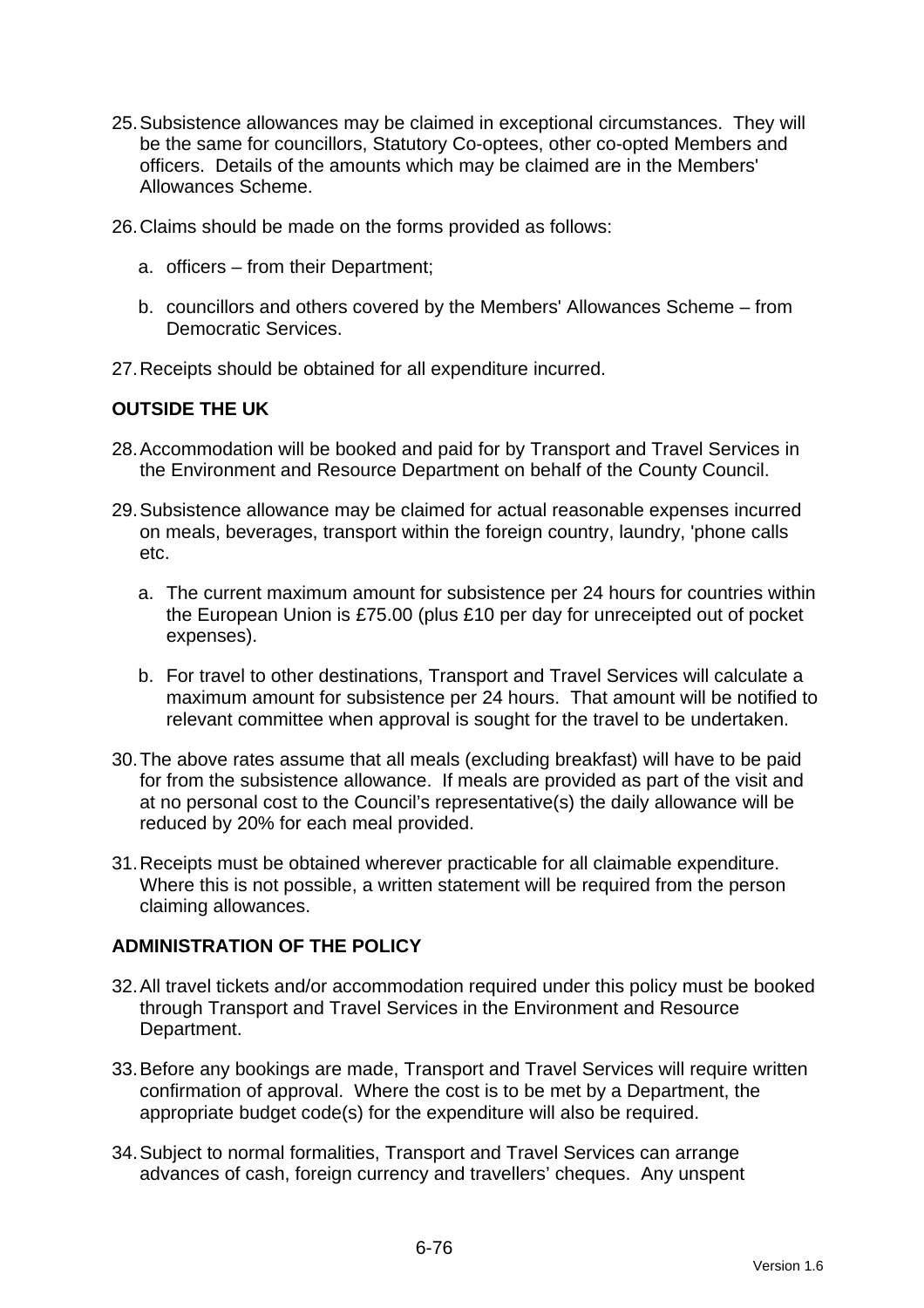25. Subsistence allowances may be claimed in exceptional circumstances. They will be the same for councillors, Statutory Co-optees, other co-opted Members and officers. Details of the amounts which may be claimed are in the Members' Allowances Scheme.

26. Claims should be made on the forms provided as follows:

    a. officers – from their Department;

    b. councillors and others covered by the Members' Allowances Scheme – from Democratic Services.

27. Receipts should be obtained for all expenditure incurred.

**OUTSIDE THE UK**

28. Accommodation will be booked and paid for by Transport and Travel Services in the Environment and Resource Department on behalf of the County Council.

29. Subsistence allowance may be claimed for actual reasonable expenses incurred on meals, beverages, transport within the foreign country, laundry, 'phone calls etc.

    a. The current maximum amount for subsistence per 24 hours for countries within the European Union is £75.00 (plus £10 per day for unreceipted out of pocket expenses).

    b. For travel to other destinations, Transport and Travel Services will calculate a maximum amount for subsistence per 24 hours. That amount will be notified to relevant committee when approval is sought for the travel to be undertaken.

30. The above rates assume that all meals (excluding breakfast) will have to be paid for from the subsistence allowance. If meals are provided as part of the visit and at no personal cost to the Council's representative(s) the daily allowance will be reduced by 20% for each meal provided.

31. Receipts must be obtained wherever practicable for all claimable expenditure. Where this is not possible, a written statement will be required from the person claiming allowances.

**ADMINISTRATION OF THE POLICY**

32. All travel tickets and/or accommodation required under this policy must be booked through Transport and Travel Services in the Environment and Resource Department.

33. Before any bookings are made, Transport and Travel Services will require written confirmation of approval. Where the cost is to be met by a Department, the appropriate budget code(s) for the expenditure will also be required.

34. Subject to normal formalities, Transport and Travel Services can arrange advances of cash, foreign currency and travellers' cheques. Any unspent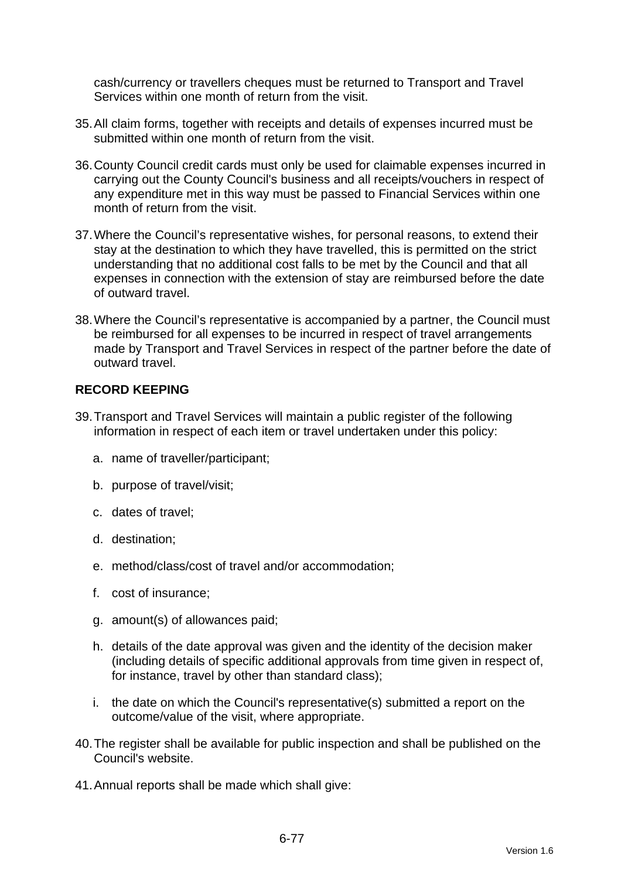cash/currency or travellers cheques must be returned to Transport and Travel Services within one month of return from the visit.

35. All claim forms, together with receipts and details of expenses incurred must be submitted within one month of return from the visit.

36. County Council credit cards must only be used for claimable expenses incurred in carrying out the County Council's business and all receipts/vouchers in respect of any expenditure met in this way must be passed to Financial Services within one month of return from the visit.

37. Where the Council's representative wishes, for personal reasons, to extend their stay at the destination to which they have travelled, this is permitted on the strict understanding that no additional cost falls to be met by the Council and that all expenses in connection with the extension of stay are reimbursed before the date of outward travel.

38. Where the Council's representative is accompanied by a partner, the Council must be reimbursed for all expenses to be incurred in respect of travel arrangements made by Transport and Travel Services in respect of the partner before the date of outward travel.

**RECORD KEEPING**

39. Transport and Travel Services will maintain a public register of the following information in respect of each item or travel undertaken under this policy:

    a. name of traveller/participant;

    b. purpose of travel/visit;

    c. dates of travel;

    d. destination;

    e. method/class/cost of travel and/or accommodation;

    f. cost of insurance;

    g. amount(s) of allowances paid;

    h. details of the date approval was given and the identity of the decision maker (including details of specific additional approvals from time given in respect of, for instance, travel by other than standard class);

    i. the date on which the Council's representative(s) submitted a report on the outcome/value of the visit, where appropriate.

40. The register shall be available for public inspection and shall be published on the Council's website.

41. Annual reports shall be made which shall give: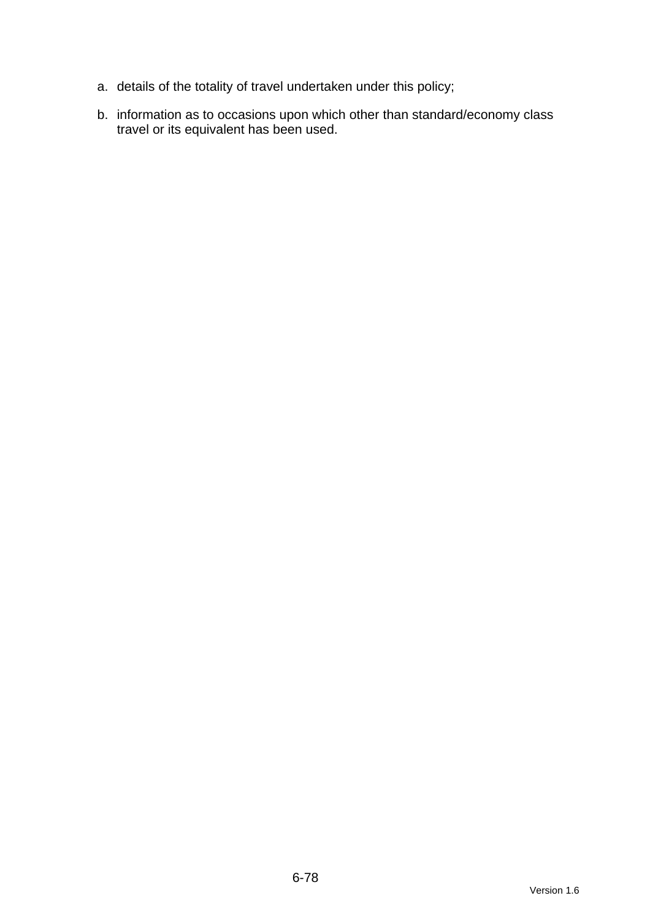a. details of the totality of travel undertaken under this policy;

b. information as to occasions upon which other than standard/economy class travel or its equivalent has been used.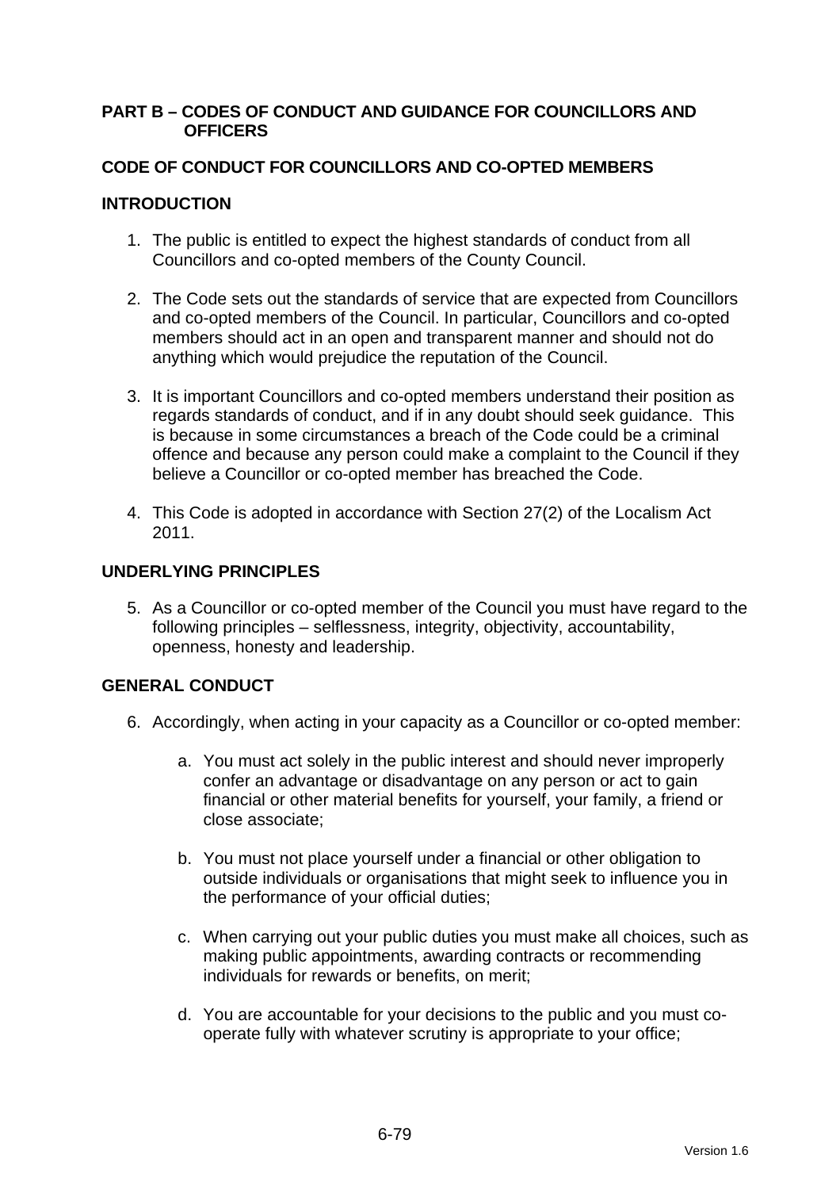## PART B – CODES OF CONDUCT AND GUIDANCE FOR COUNCILLORS AND OFFICERS

## CODE OF CONDUCT FOR COUNCILLORS AND CO-OPTED MEMBERS

### INTRODUCTION

1. The public is entitled to expect the highest standards of conduct from all Councillors and co-opted members of the County Council.

2. The Code sets out the standards of service that are expected from Councillors and co-opted members of the Council. In particular, Councillors and co-opted members should act in an open and transparent manner and should not do anything which would prejudice the reputation of the Council.

3. It is important Councillors and co-opted members understand their position as regards standards of conduct, and if in any doubt should seek guidance. This is because in some circumstances a breach of the Code could be a criminal offence and because any person could make a complaint to the Council if they believe a Councillor or co-opted member has breached the Code.

4. This Code is adopted in accordance with Section 27(2) of the Localism Act 2011.

### UNDERLYING PRINCIPLES

5. As a Councillor or co-opted member of the Council you must have regard to the following principles – selflessness, integrity, objectivity, accountability, openness, honesty and leadership.

### GENERAL CONDUCT

6. Accordingly, when acting in your capacity as a Councillor or co-opted member:

    a. You must act solely in the public interest and should never improperly confer an advantage or disadvantage on any person or act to gain financial or other material benefits for yourself, your family, a friend or close associate;

    b. You must not place yourself under a financial or other obligation to outside individuals or organisations that might seek to influence you in the performance of your official duties;

    c. When carrying out your public duties you must make all choices, such as making public appointments, awarding contracts or recommending individuals for rewards or benefits, on merit;

    d. You are accountable for your decisions to the public and you must co-operate fully with whatever scrutiny is appropriate to your office;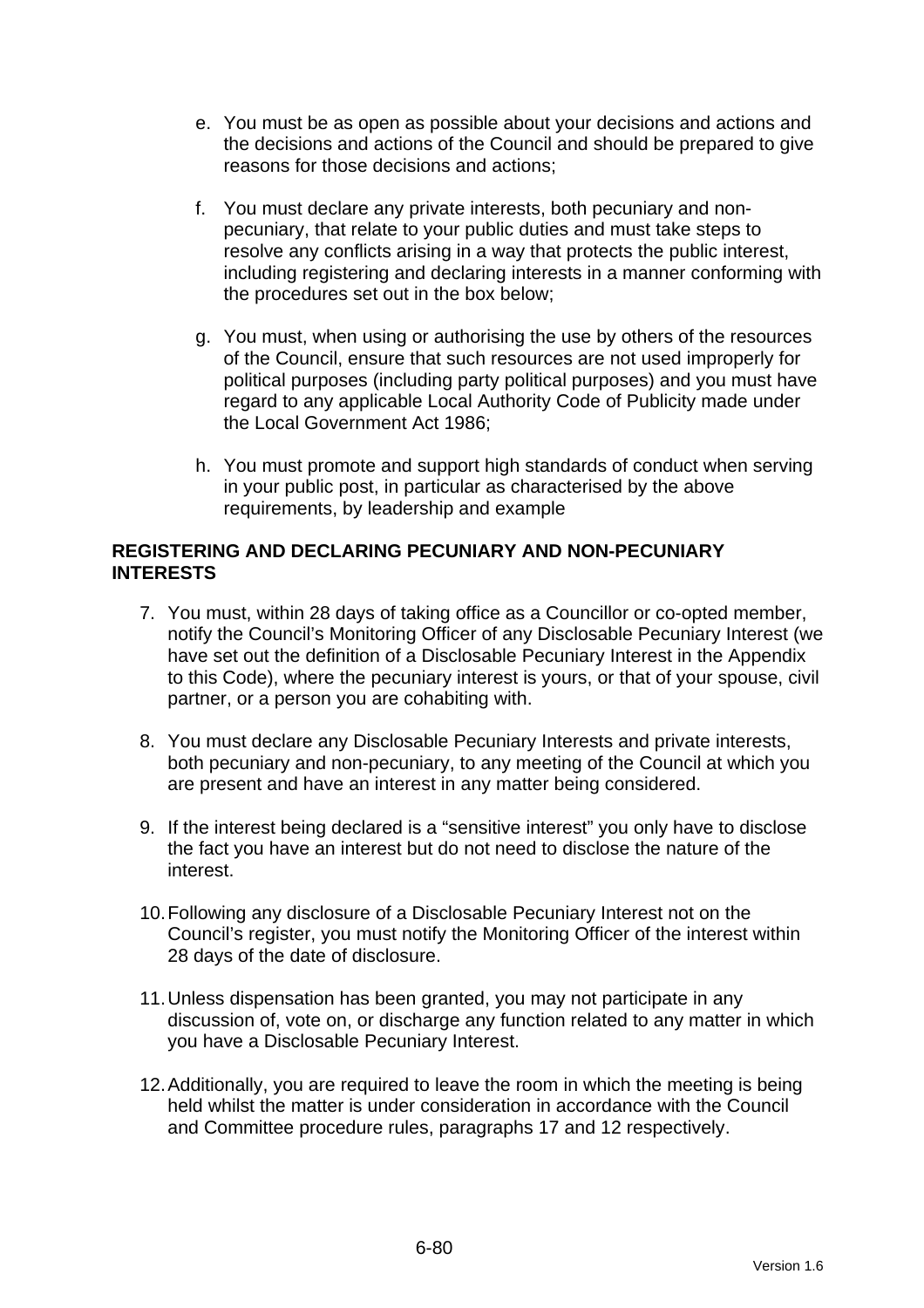e. You must be as open as possible about your decisions and actions and the decisions and actions of the Council and should be prepared to give reasons for those decisions and actions;

f. You must declare any private interests, both pecuniary and non-pecuniary, that relate to your public duties and must take steps to resolve any conflicts arising in a way that protects the public interest, including registering and declaring interests in a manner conforming with the procedures set out in the box below;

g. You must, when using or authorising the use by others of the resources of the Council, ensure that such resources are not used improperly for political purposes (including party political purposes) and you must have regard to any applicable Local Authority Code of Publicity made under the Local Government Act 1986;

h. You must promote and support high standards of conduct when serving in your public post, in particular as characterised by the above requirements, by leadership and example

**REGISTERING AND DECLARING PECUNIARY AND NON-PECUNIARY INTERESTS**

7. You must, within 28 days of taking office as a Councillor or co-opted member, notify the Council's Monitoring Officer of any Disclosable Pecuniary Interest (we have set out the definition of a Disclosable Pecuniary Interest in the Appendix to this Code), where the pecuniary interest is yours, or that of your spouse, civil partner, or a person you are cohabiting with.

8. You must declare any Disclosable Pecuniary Interests and private interests, both pecuniary and non-pecuniary, to any meeting of the Council at which you are present and have an interest in any matter being considered.

9. If the interest being declared is a "sensitive interest" you only have to disclose the fact you have an interest but do not need to disclose the nature of the interest.

10. Following any disclosure of a Disclosable Pecuniary Interest not on the Council's register, you must notify the Monitoring Officer of the interest within 28 days of the date of disclosure.

11. Unless dispensation has been granted, you may not participate in any discussion of, vote on, or discharge any function related to any matter in which you have a Disclosable Pecuniary Interest.

12. Additionally, you are required to leave the room in which the meeting is being held whilst the matter is under consideration in accordance with the Council and Committee procedure rules, paragraphs 17 and 12 respectively.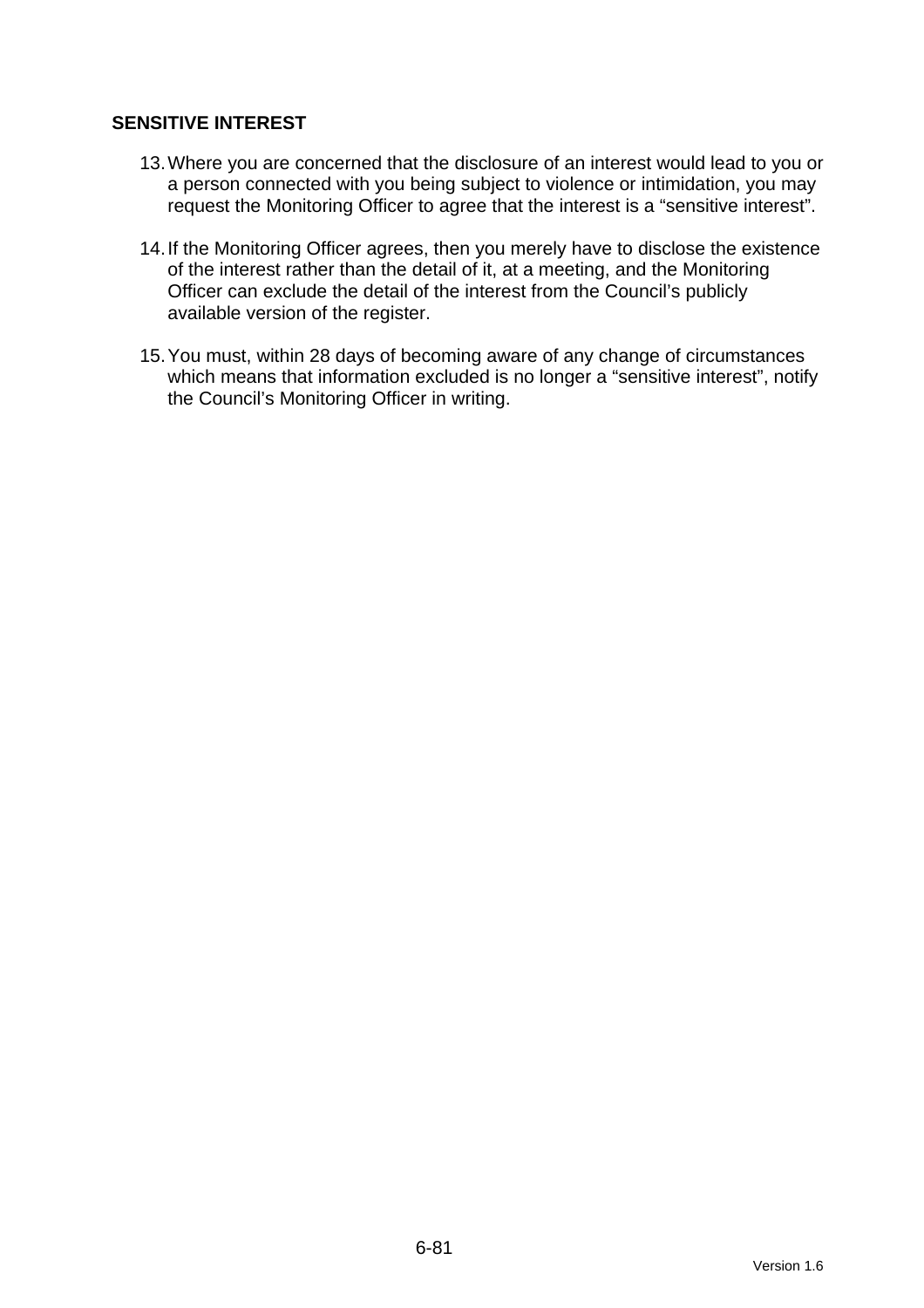**SENSITIVE INTEREST**

13. Where you are concerned that the disclosure of an interest would lead to you or a person connected with you being subject to violence or intimidation, you may request the Monitoring Officer to agree that the interest is a “sensitive interest”.

14. If the Monitoring Officer agrees, then you merely have to disclose the existence of the interest rather than the detail of it, at a meeting, and the Monitoring Officer can exclude the detail of the interest from the Council’s publicly available version of the register.

15. You must, within 28 days of becoming aware of any change of circumstances which means that information excluded is no longer a “sensitive interest”, notify the Council’s Monitoring Officer in writing.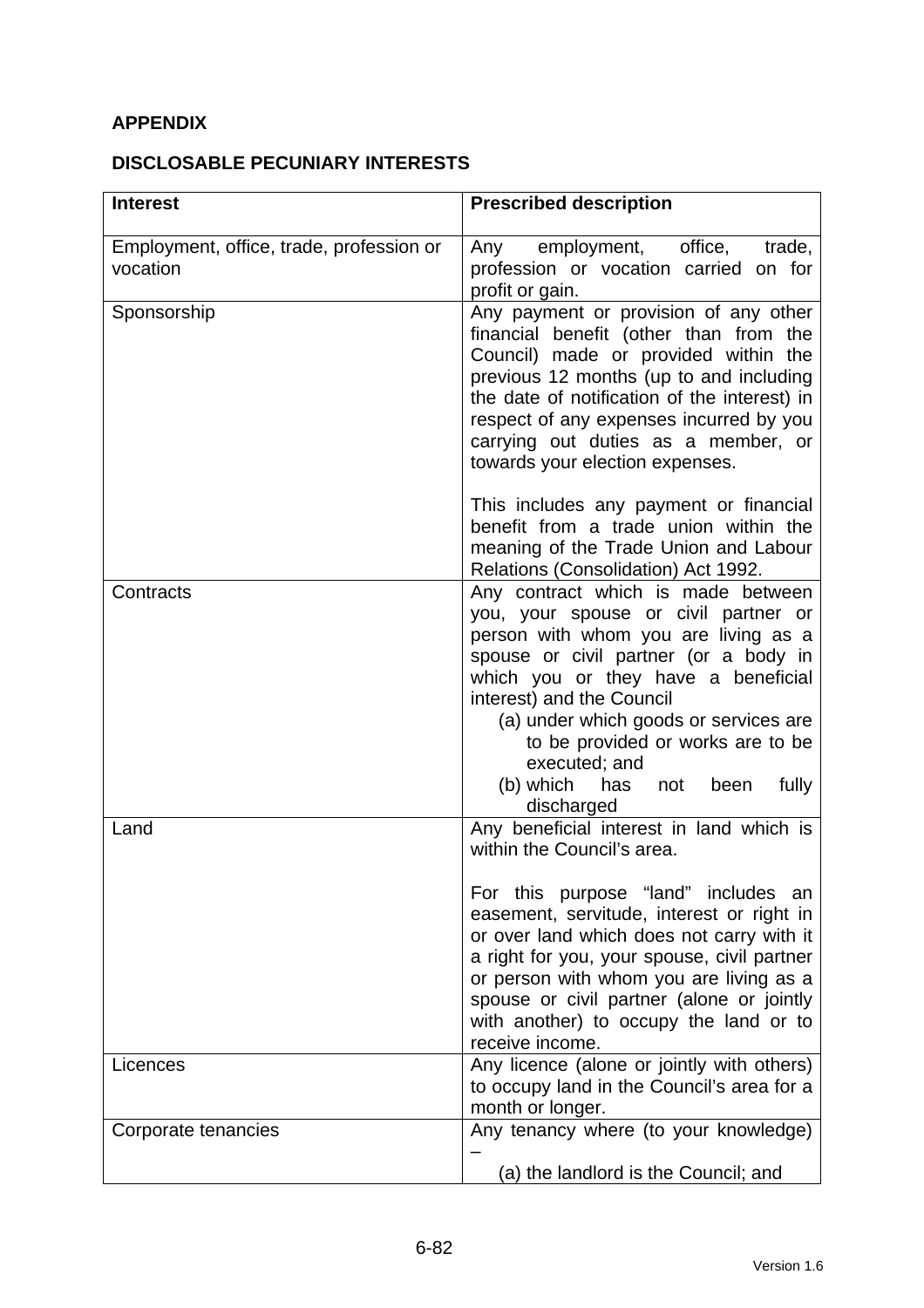**APPENDIX**

**DISCLOSABLE PECUNIARY INTERESTS**

| **Interest** | **Prescribed description** |
|---|---|
| Employment, office, trade, profession or vocation | Any employment, office, trade, profession or vocation carried on for profit or gain. |
| Sponsorship | Any payment or provision of any other financial benefit (other than from the Council) made or provided within the previous 12 months (up to and including the date of notification of the interest) in respect of any expenses incurred by you carrying out duties as a member, or towards your election expenses.<br><br>This includes any payment or financial benefit from a trade union within the meaning of the Trade Union and Labour Relations (Consolidation) Act 1992. |
| Contracts | Any contract which is made between you, your spouse or civil partner or person with whom you are living as a spouse or civil partner (or a body in which you or they have a beneficial interest) and the Council<br>(a) under which goods or services are to be provided or works are to be executed; and<br>(b) which has not been fully discharged |
| Land | Any beneficial interest in land which is within the Council's area.<br><br>For this purpose "land" includes an easement, servitude, interest or right in or over land which does not carry with it a right for you, your spouse, civil partner or person with whom you are living as a spouse or civil partner (alone or jointly with another) to occupy the land or to receive income. |
| Licences | Any licence (alone or jointly with others) to occupy land in the Council's area for a month or longer. |
| Corporate tenancies | Any tenancy where (to your knowledge) –<br>(a) the landlord is the Council; and |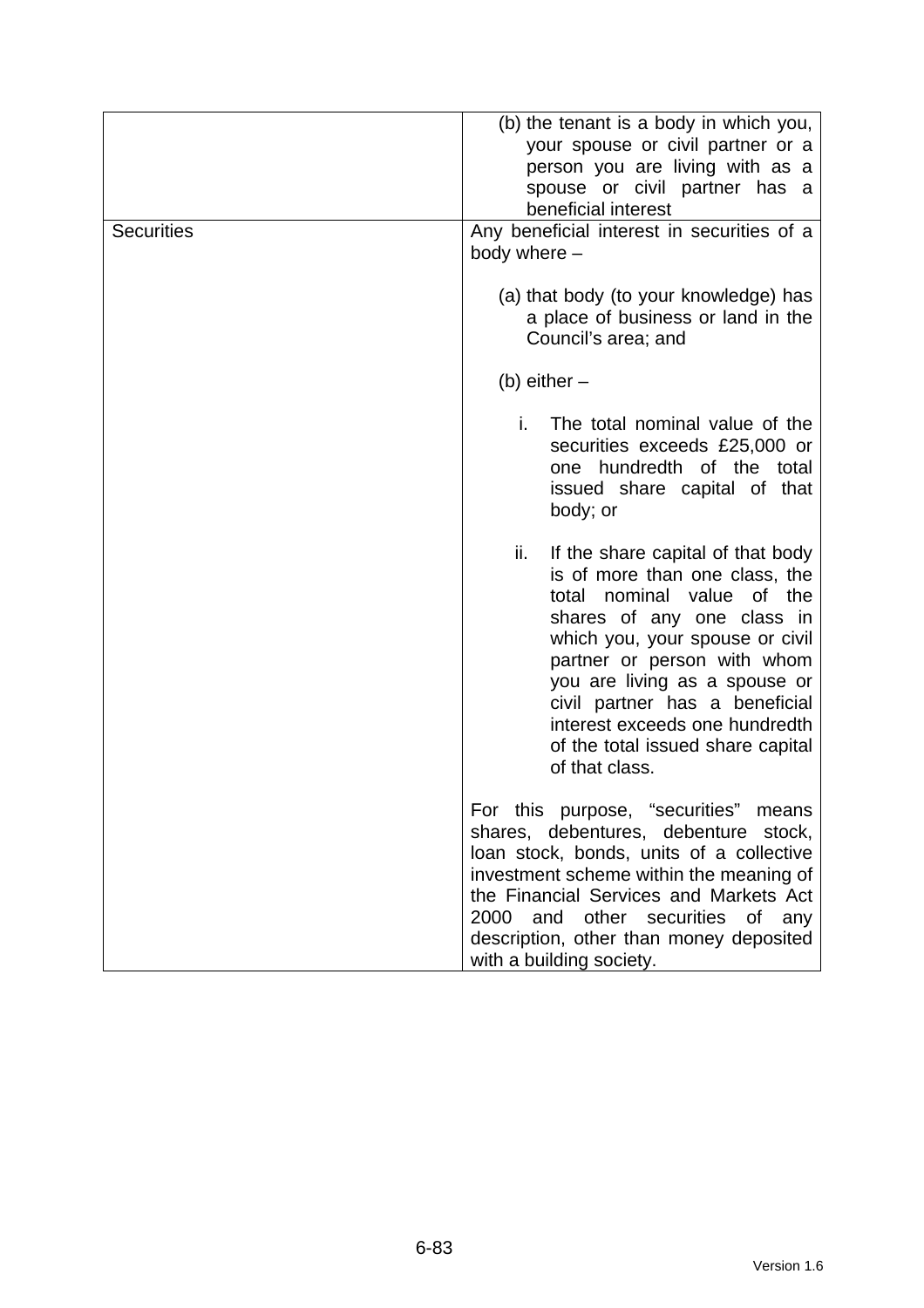| | |
|---|---|
| | (b) the tenant is a body in which you, your spouse or civil partner or a person you are living with as a spouse or civil partner has a beneficial interest |
| Securities | Any beneficial interest in securities of a body where –<br><br>(a) that body (to your knowledge) has a place of business or land in the Council's area; and<br><br>(b) either –<br><br>i. The total nominal value of the securities exceeds £25,000 or one hundredth of the total issued share capital of that body; or<br><br>ii. If the share capital of that body is of more than one class, the total nominal value of the shares of any one class in which you, your spouse or civil partner or person with whom you are living as a spouse or civil partner has a beneficial interest exceeds one hundredth of the total issued share capital of that class.<br><br>For this purpose, "securities" means shares, debentures, debenture stock, loan stock, bonds, units of a collective investment scheme within the meaning of the Financial Services and Markets Act 2000 and other securities of any description, other than money deposited with a building society. |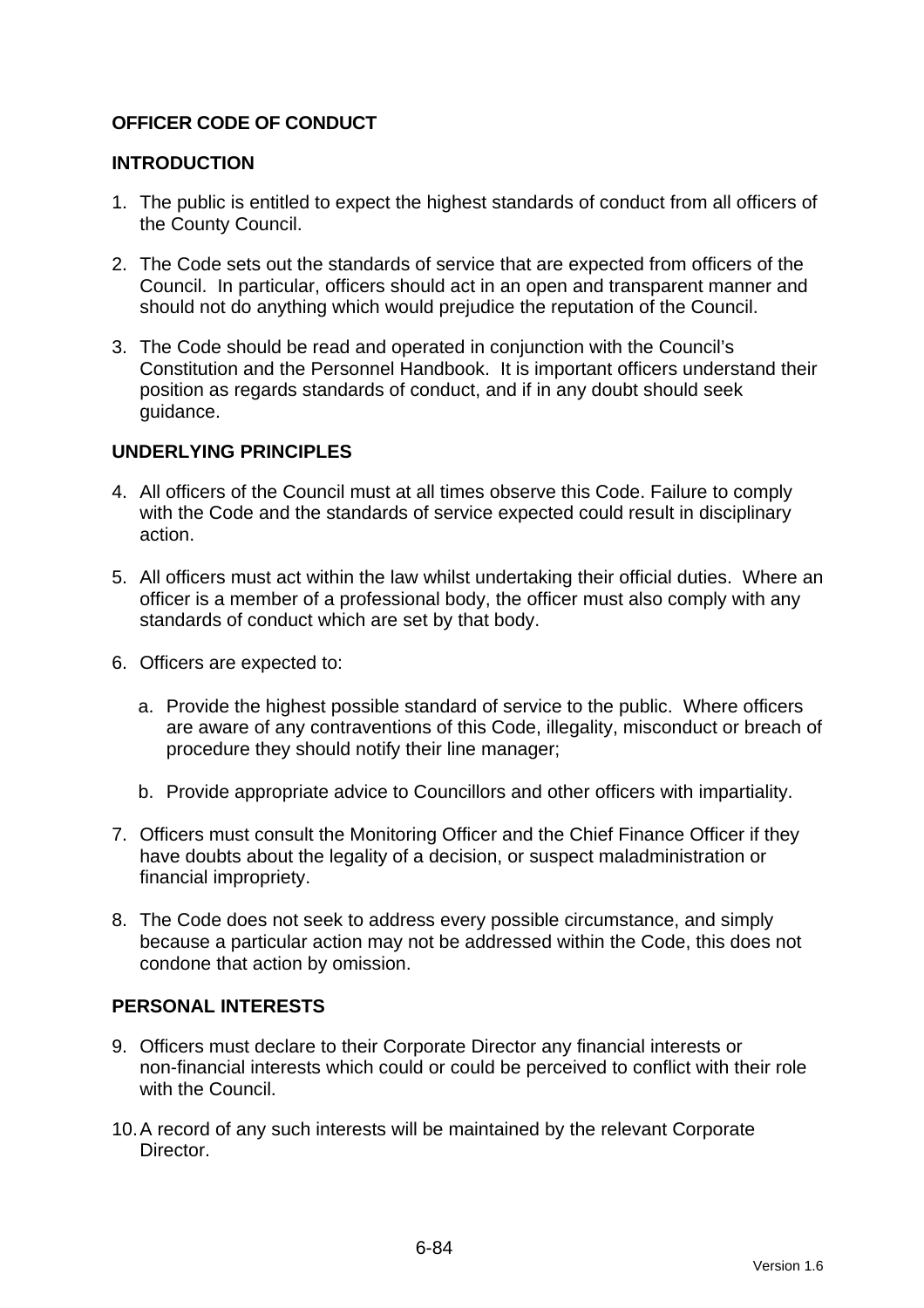**OFFICER CODE OF CONDUCT**

**INTRODUCTION**

1. The public is entitled to expect the highest standards of conduct from all officers of the County Council.

2. The Code sets out the standards of service that are expected from officers of the Council. In particular, officers should act in an open and transparent manner and should not do anything which would prejudice the reputation of the Council.

3. The Code should be read and operated in conjunction with the Council's Constitution and the Personnel Handbook. It is important officers understand their position as regards standards of conduct, and if in any doubt should seek guidance.

**UNDERLYING PRINCIPLES**

4. All officers of the Council must at all times observe this Code. Failure to comply with the Code and the standards of service expected could result in disciplinary action.

5. All officers must act within the law whilst undertaking their official duties. Where an officer is a member of a professional body, the officer must also comply with any standards of conduct which are set by that body.

6. Officers are expected to:

   a. Provide the highest possible standard of service to the public. Where officers are aware of any contraventions of this Code, illegality, misconduct or breach of procedure they should notify their line manager;

   b. Provide appropriate advice to Councillors and other officers with impartiality.

7. Officers must consult the Monitoring Officer and the Chief Finance Officer if they have doubts about the legality of a decision, or suspect maladministration or financial impropriety.

8. The Code does not seek to address every possible circumstance, and simply because a particular action may not be addressed within the Code, this does not condone that action by omission.

**PERSONAL INTERESTS**

9. Officers must declare to their Corporate Director any financial interests or non-financial interests which could or could be perceived to conflict with their role with the Council.

10. A record of any such interests will be maintained by the relevant Corporate Director.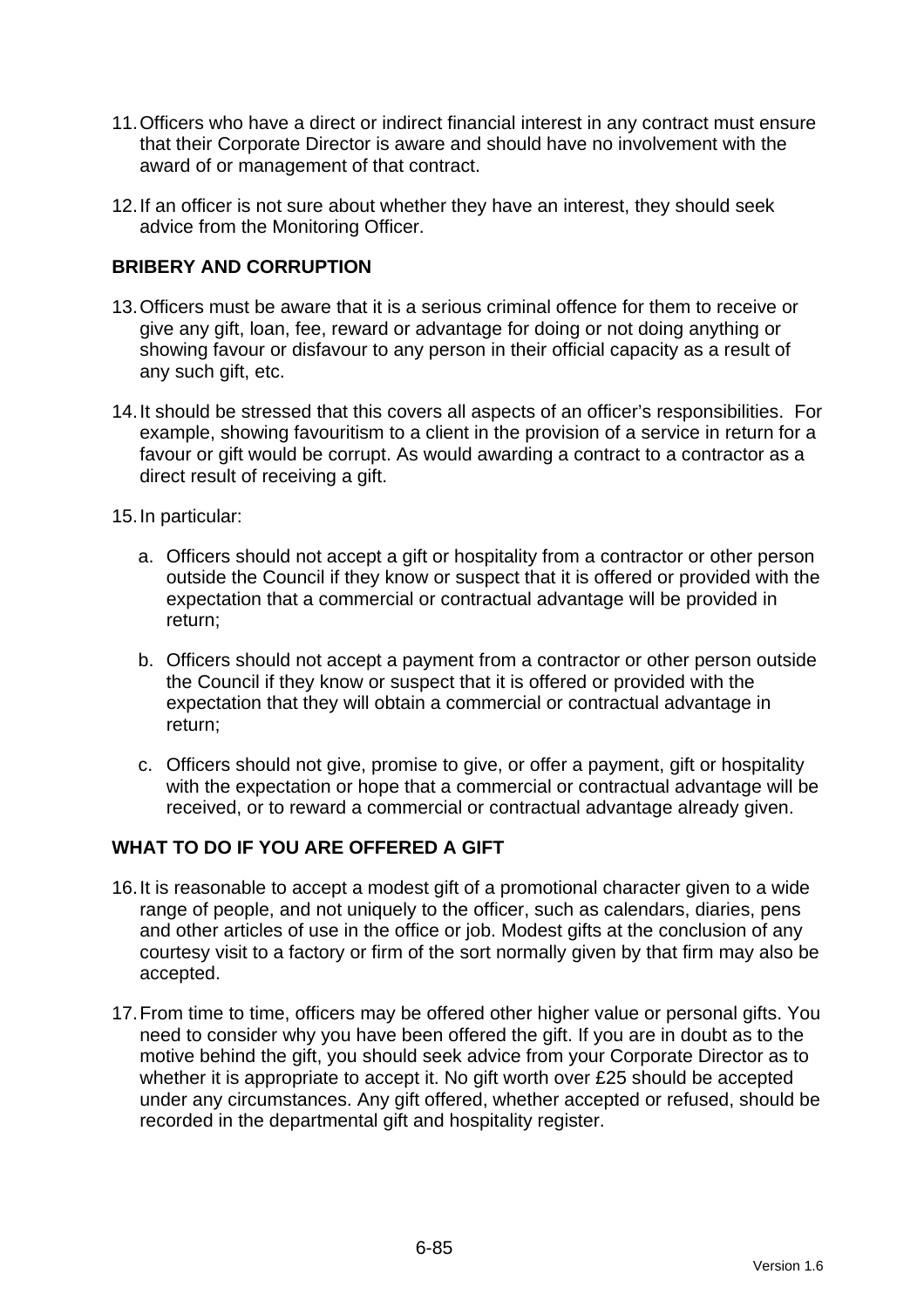11. Officers who have a direct or indirect financial interest in any contract must ensure that their Corporate Director is aware and should have no involvement with the award of or management of that contract.

12. If an officer is not sure about whether they have an interest, they should seek advice from the Monitoring Officer.

**BRIBERY AND CORRUPTION**

13. Officers must be aware that it is a serious criminal offence for them to receive or give any gift, loan, fee, reward or advantage for doing or not doing anything or showing favour or disfavour to any person in their official capacity as a result of any such gift, etc.

14. It should be stressed that this covers all aspects of an officer's responsibilities. For example, showing favouritism to a client in the provision of a service in return for a favour or gift would be corrupt. As would awarding a contract to a contractor as a direct result of receiving a gift.

15. In particular:

    a. Officers should not accept a gift or hospitality from a contractor or other person outside the Council if they know or suspect that it is offered or provided with the expectation that a commercial or contractual advantage will be provided in return;

    b. Officers should not accept a payment from a contractor or other person outside the Council if they know or suspect that it is offered or provided with the expectation that they will obtain a commercial or contractual advantage in return;

    c. Officers should not give, promise to give, or offer a payment, gift or hospitality with the expectation or hope that a commercial or contractual advantage will be received, or to reward a commercial or contractual advantage already given.

**WHAT TO DO IF YOU ARE OFFERED A GIFT**

16. It is reasonable to accept a modest gift of a promotional character given to a wide range of people, and not uniquely to the officer, such as calendars, diaries, pens and other articles of use in the office or job. Modest gifts at the conclusion of any courtesy visit to a factory or firm of the sort normally given by that firm may also be accepted.

17. From time to time, officers may be offered other higher value or personal gifts. You need to consider why you have been offered the gift. If you are in doubt as to the motive behind the gift, you should seek advice from your Corporate Director as to whether it is appropriate to accept it. No gift worth over £25 should be accepted under any circumstances. Any gift offered, whether accepted or refused, should be recorded in the departmental gift and hospitality register.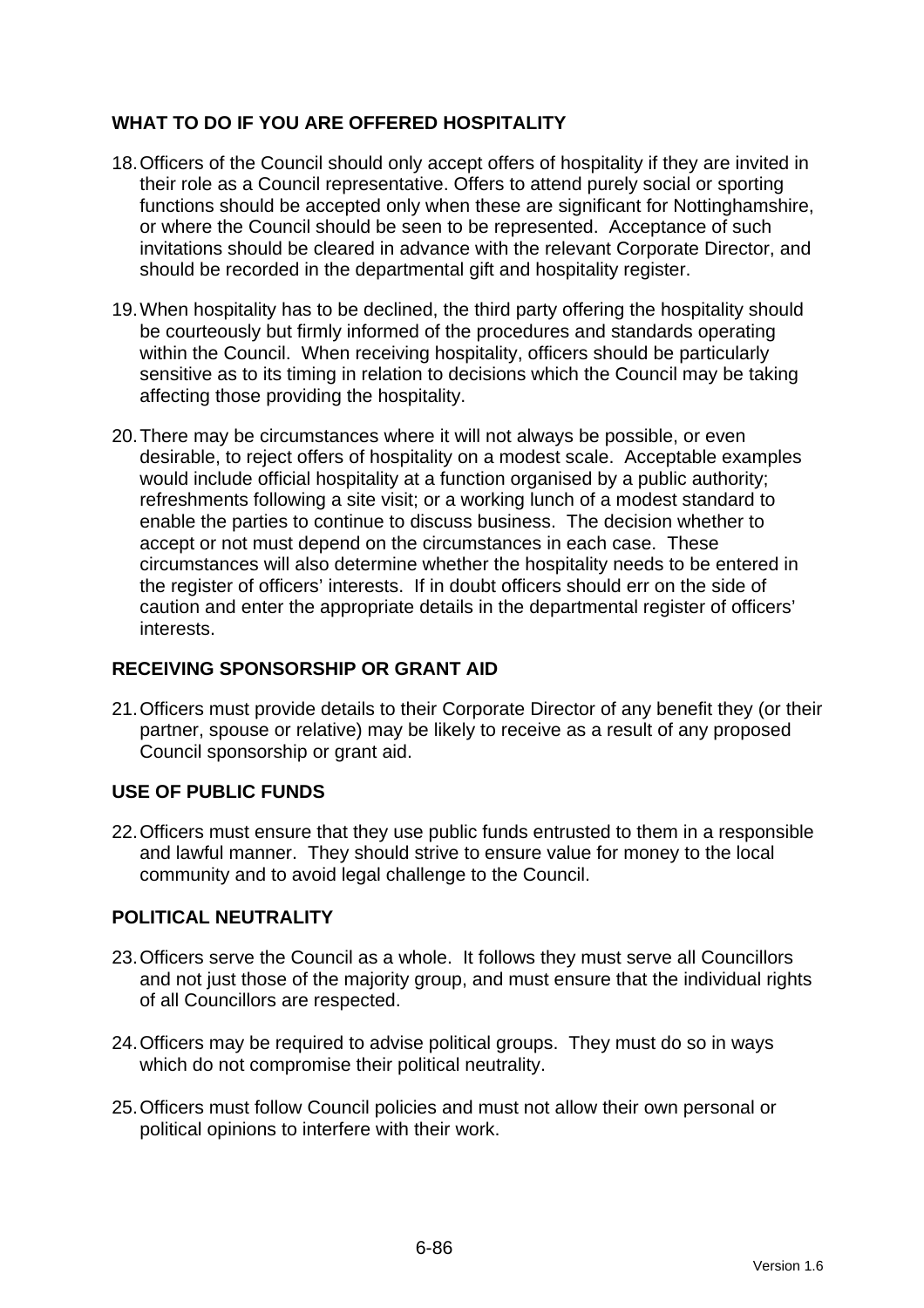## WHAT TO DO IF YOU ARE OFFERED HOSPITALITY

18. Officers of the Council should only accept offers of hospitality if they are invited in their role as a Council representative. Offers to attend purely social or sporting functions should be accepted only when these are significant for Nottinghamshire, or where the Council should be seen to be represented. Acceptance of such invitations should be cleared in advance with the relevant Corporate Director, and should be recorded in the departmental gift and hospitality register.

19. When hospitality has to be declined, the third party offering the hospitality should be courteously but firmly informed of the procedures and standards operating within the Council. When receiving hospitality, officers should be particularly sensitive as to its timing in relation to decisions which the Council may be taking affecting those providing the hospitality.

20. There may be circumstances where it will not always be possible, or even desirable, to reject offers of hospitality on a modest scale. Acceptable examples would include official hospitality at a function organised by a public authority; refreshments following a site visit; or a working lunch of a modest standard to enable the parties to continue to discuss business. The decision whether to accept or not must depend on the circumstances in each case. These circumstances will also determine whether the hospitality needs to be entered in the register of officers' interests. If in doubt officers should err on the side of caution and enter the appropriate details in the departmental register of officers' interests.

## RECEIVING SPONSORSHIP OR GRANT AID

21. Officers must provide details to their Corporate Director of any benefit they (or their partner, spouse or relative) may be likely to receive as a result of any proposed Council sponsorship or grant aid.

## USE OF PUBLIC FUNDS

22. Officers must ensure that they use public funds entrusted to them in a responsible and lawful manner. They should strive to ensure value for money to the local community and to avoid legal challenge to the Council.

## POLITICAL NEUTRALITY

23. Officers serve the Council as a whole. It follows they must serve all Councillors and not just those of the majority group, and must ensure that the individual rights of all Councillors are respected.

24. Officers may be required to advise political groups. They must do so in ways which do not compromise their political neutrality.

25. Officers must follow Council policies and must not allow their own personal or political opinions to interfere with their work.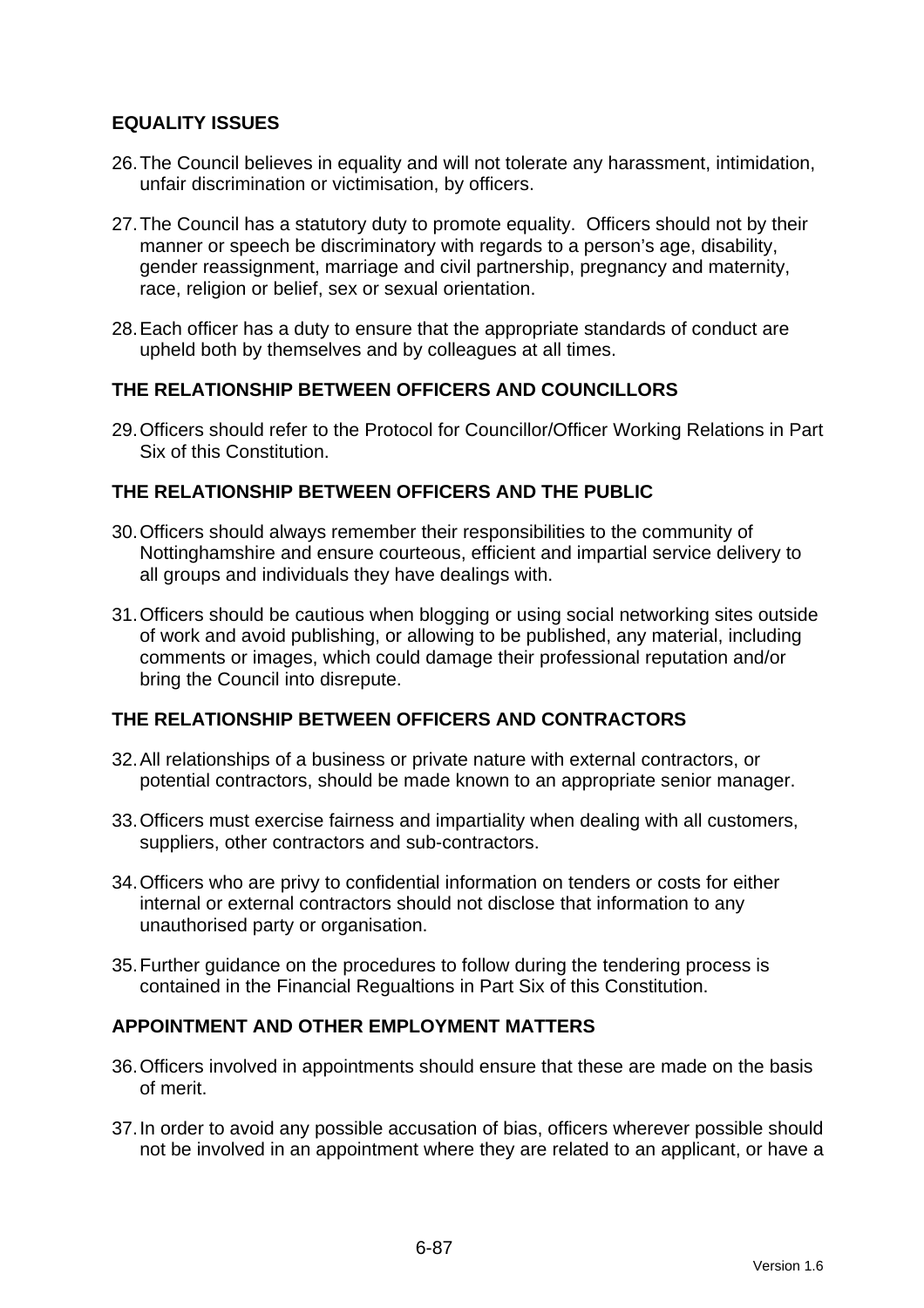## EQUALITY ISSUES

26. The Council believes in equality and will not tolerate any harassment, intimidation, unfair discrimination or victimisation, by officers.

27. The Council has a statutory duty to promote equality. Officers should not by their manner or speech be discriminatory with regards to a person's age, disability, gender reassignment, marriage and civil partnership, pregnancy and maternity, race, religion or belief, sex or sexual orientation.

28. Each officer has a duty to ensure that the appropriate standards of conduct are upheld both by themselves and by colleagues at all times.

## THE RELATIONSHIP BETWEEN OFFICERS AND COUNCILLORS

29. Officers should refer to the Protocol for Councillor/Officer Working Relations in Part Six of this Constitution.

## THE RELATIONSHIP BETWEEN OFFICERS AND THE PUBLIC

30. Officers should always remember their responsibilities to the community of Nottinghamshire and ensure courteous, efficient and impartial service delivery to all groups and individuals they have dealings with.

31. Officers should be cautious when blogging or using social networking sites outside of work and avoid publishing, or allowing to be published, any material, including comments or images, which could damage their professional reputation and/or bring the Council into disrepute.

## THE RELATIONSHIP BETWEEN OFFICERS AND CONTRACTORS

32. All relationships of a business or private nature with external contractors, or potential contractors, should be made known to an appropriate senior manager.

33. Officers must exercise fairness and impartiality when dealing with all customers, suppliers, other contractors and sub-contractors.

34. Officers who are privy to confidential information on tenders or costs for either internal or external contractors should not disclose that information to any unauthorised party or organisation.

35. Further guidance on the procedures to follow during the tendering process is contained in the Financial Regualtions in Part Six of this Constitution.

## APPOINTMENT AND OTHER EMPLOYMENT MATTERS

36. Officers involved in appointments should ensure that these are made on the basis of merit.

37. In order to avoid any possible accusation of bias, officers wherever possible should not be involved in an appointment where they are related to an applicant, or have a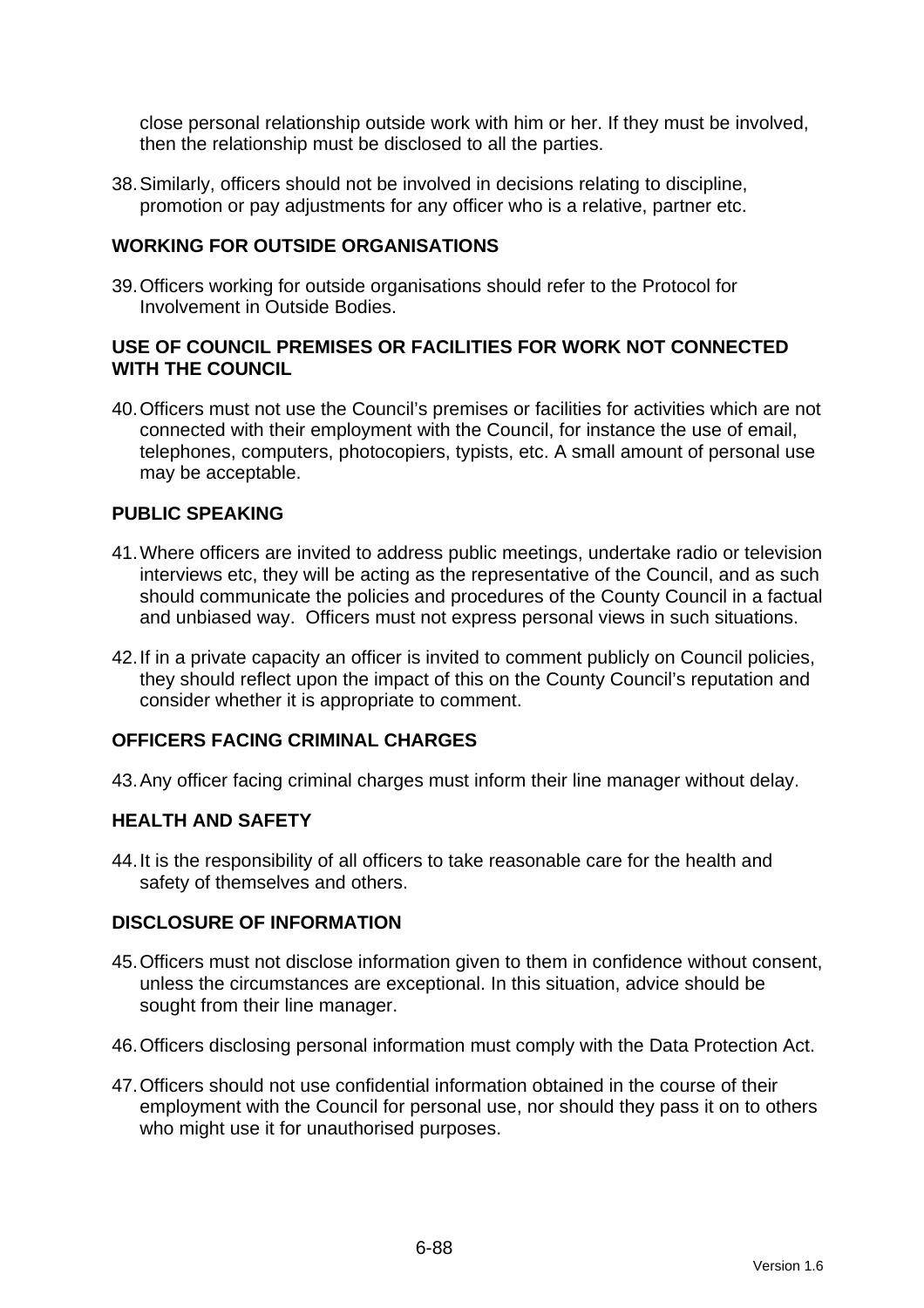close personal relationship outside work with him or her. If they must be involved, then the relationship must be disclosed to all the parties.

38. Similarly, officers should not be involved in decisions relating to discipline, promotion or pay adjustments for any officer who is a relative, partner etc.

## WORKING FOR OUTSIDE ORGANISATIONS

39. Officers working for outside organisations should refer to the Protocol for Involvement in Outside Bodies.

## USE OF COUNCIL PREMISES OR FACILITIES FOR WORK NOT CONNECTED WITH THE COUNCIL

40. Officers must not use the Council's premises or facilities for activities which are not connected with their employment with the Council, for instance the use of email, telephones, computers, photocopiers, typists, etc. A small amount of personal use may be acceptable.

## PUBLIC SPEAKING

41. Where officers are invited to address public meetings, undertake radio or television interviews etc, they will be acting as the representative of the Council, and as such should communicate the policies and procedures of the County Council in a factual and unbiased way. Officers must not express personal views in such situations.

42. If in a private capacity an officer is invited to comment publicly on Council policies, they should reflect upon the impact of this on the County Council's reputation and consider whether it is appropriate to comment.

## OFFICERS FACING CRIMINAL CHARGES

43. Any officer facing criminal charges must inform their line manager without delay.

## HEALTH AND SAFETY

44. It is the responsibility of all officers to take reasonable care for the health and safety of themselves and others.

## DISCLOSURE OF INFORMATION

45. Officers must not disclose information given to them in confidence without consent, unless the circumstances are exceptional. In this situation, advice should be sought from their line manager.

46. Officers disclosing personal information must comply with the Data Protection Act.

47. Officers should not use confidential information obtained in the course of their employment with the Council for personal use, nor should they pass it on to others who might use it for unauthorised purposes.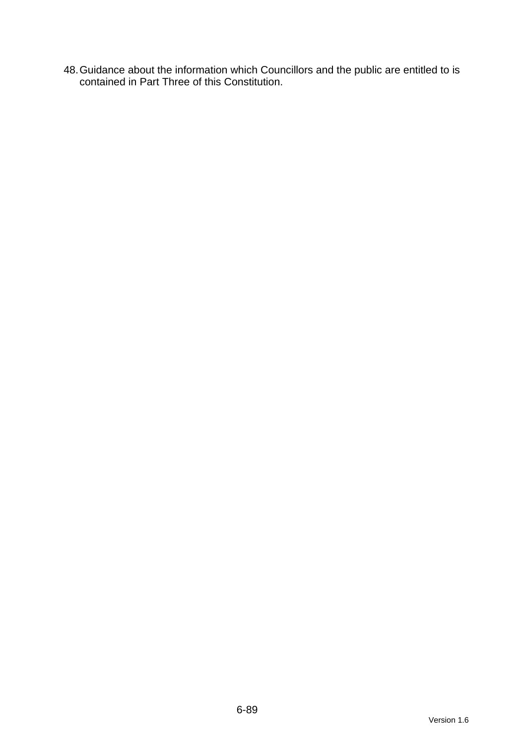48. Guidance about the information which Councillors and the public are entitled to is contained in Part Three of this Constitution.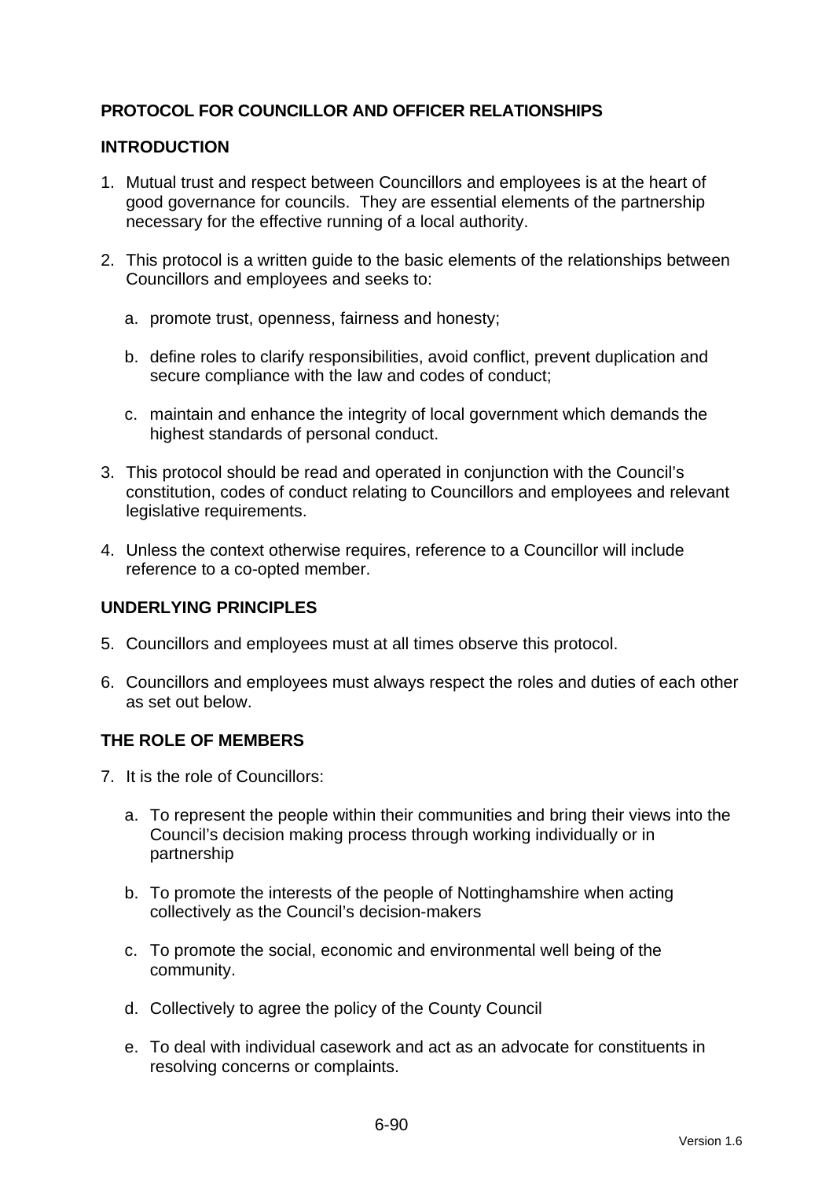## PROTOCOL FOR COUNCILLOR AND OFFICER RELATIONSHIPS

### INTRODUCTION

1. Mutual trust and respect between Councillors and employees is at the heart of good governance for councils. They are essential elements of the partnership necessary for the effective running of a local authority.

2. This protocol is a written guide to the basic elements of the relationships between Councillors and employees and seeks to:

   a. promote trust, openness, fairness and honesty;

   b. define roles to clarify responsibilities, avoid conflict, prevent duplication and secure compliance with the law and codes of conduct;

   c. maintain and enhance the integrity of local government which demands the highest standards of personal conduct.

3. This protocol should be read and operated in conjunction with the Council's constitution, codes of conduct relating to Councillors and employees and relevant legislative requirements.

4. Unless the context otherwise requires, reference to a Councillor will include reference to a co-opted member.

### UNDERLYING PRINCIPLES

5. Councillors and employees must at all times observe this protocol.

6. Councillors and employees must always respect the roles and duties of each other as set out below.

### THE ROLE OF MEMBERS

7. It is the role of Councillors:

   a. To represent the people within their communities and bring their views into the Council's decision making process through working individually or in partnership

   b. To promote the interests of the people of Nottinghamshire when acting collectively as the Council's decision-makers

   c. To promote the social, economic and environmental well being of the community.

   d. Collectively to agree the policy of the County Council

   e. To deal with individual casework and act as an advocate for constituents in resolving concerns or complaints.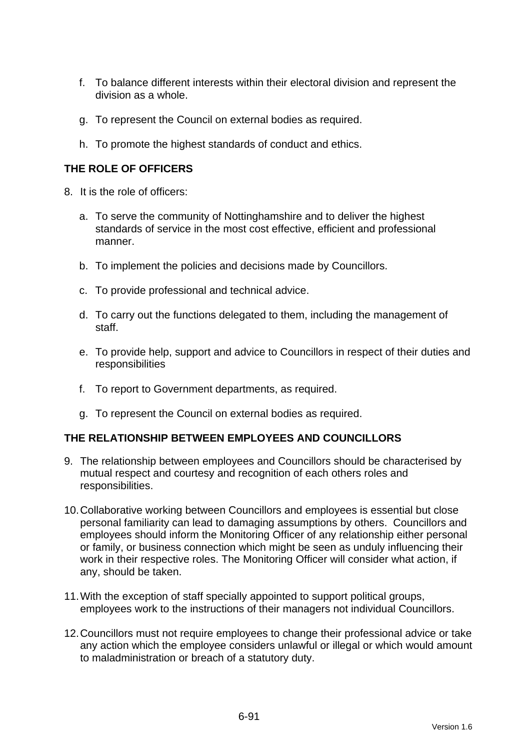f. To balance different interests within their electoral division and represent the division as a whole.

g. To represent the Council on external bodies as required.

h. To promote the highest standards of conduct and ethics.

**THE ROLE OF OFFICERS**

8. It is the role of officers:

   a. To serve the community of Nottinghamshire and to deliver the highest standards of service in the most cost effective, efficient and professional manner.

   b. To implement the policies and decisions made by Councillors.

   c. To provide professional and technical advice.

   d. To carry out the functions delegated to them, including the management of staff.

   e. To provide help, support and advice to Councillors in respect of their duties and responsibilities

   f. To report to Government departments, as required.

   g. To represent the Council on external bodies as required.

**THE RELATIONSHIP BETWEEN EMPLOYEES AND COUNCILLORS**

9. The relationship between employees and Councillors should be characterised by mutual respect and courtesy and recognition of each others roles and responsibilities.

10. Collaborative working between Councillors and employees is essential but close personal familiarity can lead to damaging assumptions by others. Councillors and employees should inform the Monitoring Officer of any relationship either personal or family, or business connection which might be seen as unduly influencing their work in their respective roles. The Monitoring Officer will consider what action, if any, should be taken.

11. With the exception of staff specially appointed to support political groups, employees work to the instructions of their managers not individual Councillors.

12. Councillors must not require employees to change their professional advice or take any action which the employee considers unlawful or illegal or which would amount to maladministration or breach of a statutory duty.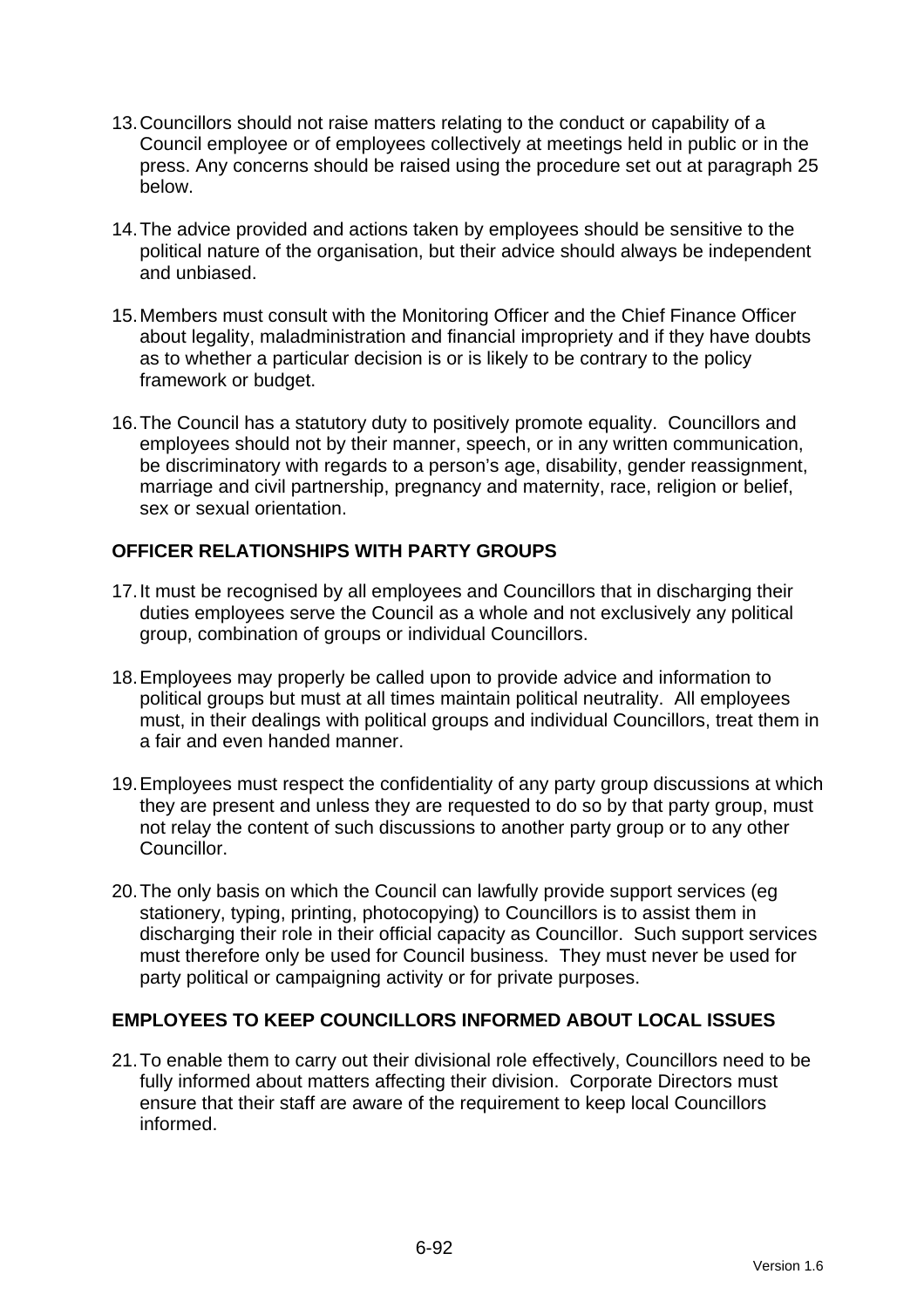13. Councillors should not raise matters relating to the conduct or capability of a Council employee or of employees collectively at meetings held in public or in the press. Any concerns should be raised using the procedure set out at paragraph 25 below.

14. The advice provided and actions taken by employees should be sensitive to the political nature of the organisation, but their advice should always be independent and unbiased.

15. Members must consult with the Monitoring Officer and the Chief Finance Officer about legality, maladministration and financial impropriety and if they have doubts as to whether a particular decision is or is likely to be contrary to the policy framework or budget.

16. The Council has a statutory duty to positively promote equality. Councillors and employees should not by their manner, speech, or in any written communication, be discriminatory with regards to a person's age, disability, gender reassignment, marriage and civil partnership, pregnancy and maternity, race, religion or belief, sex or sexual orientation.

## OFFICER RELATIONSHIPS WITH PARTY GROUPS

17. It must be recognised by all employees and Councillors that in discharging their duties employees serve the Council as a whole and not exclusively any political group, combination of groups or individual Councillors.

18. Employees may properly be called upon to provide advice and information to political groups but must at all times maintain political neutrality. All employees must, in their dealings with political groups and individual Councillors, treat them in a fair and even handed manner.

19. Employees must respect the confidentiality of any party group discussions at which they are present and unless they are requested to do so by that party group, must not relay the content of such discussions to another party group or to any other Councillor.

20. The only basis on which the Council can lawfully provide support services (eg stationery, typing, printing, photocopying) to Councillors is to assist them in discharging their role in their official capacity as Councillor. Such support services must therefore only be used for Council business. They must never be used for party political or campaigning activity or for private purposes.

## EMPLOYEES TO KEEP COUNCILLORS INFORMED ABOUT LOCAL ISSUES

21. To enable them to carry out their divisional role effectively, Councillors need to be fully informed about matters affecting their division. Corporate Directors must ensure that their staff are aware of the requirement to keep local Councillors informed.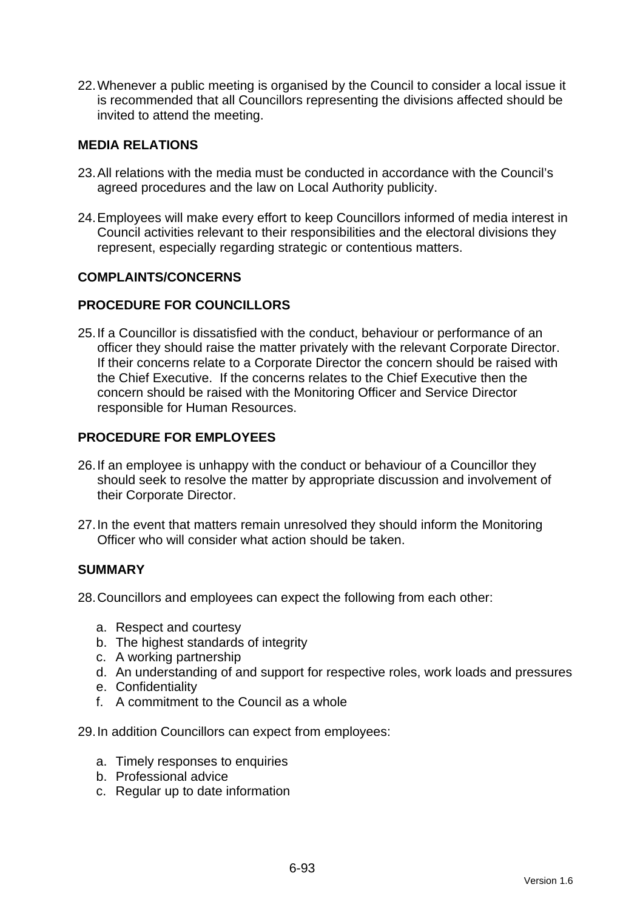22. Whenever a public meeting is organised by the Council to consider a local issue it is recommended that all Councillors representing the divisions affected should be invited to attend the meeting.

## MEDIA RELATIONS

23. All relations with the media must be conducted in accordance with the Council's agreed procedures and the law on Local Authority publicity.

24. Employees will make every effort to keep Councillors informed of media interest in Council activities relevant to their responsibilities and the electoral divisions they represent, especially regarding strategic or contentious matters.

## COMPLAINTS/CONCERNS

## PROCEDURE FOR COUNCILLORS

25. If a Councillor is dissatisfied with the conduct, behaviour or performance of an officer they should raise the matter privately with the relevant Corporate Director. If their concerns relate to a Corporate Director the concern should be raised with the Chief Executive. If the concerns relates to the Chief Executive then the concern should be raised with the Monitoring Officer and Service Director responsible for Human Resources.

## PROCEDURE FOR EMPLOYEES

26. If an employee is unhappy with the conduct or behaviour of a Councillor they should seek to resolve the matter by appropriate discussion and involvement of their Corporate Director.

27. In the event that matters remain unresolved they should inform the Monitoring Officer who will consider what action should be taken.

## SUMMARY

28. Councillors and employees can expect the following from each other:

    a. Respect and courtesy
    b. The highest standards of integrity
    c. A working partnership
    d. An understanding of and support for respective roles, work loads and pressures
    e. Confidentiality
    f. A commitment to the Council as a whole

29. In addition Councillors can expect from employees:

    a. Timely responses to enquiries
    b. Professional advice
    c. Regular up to date information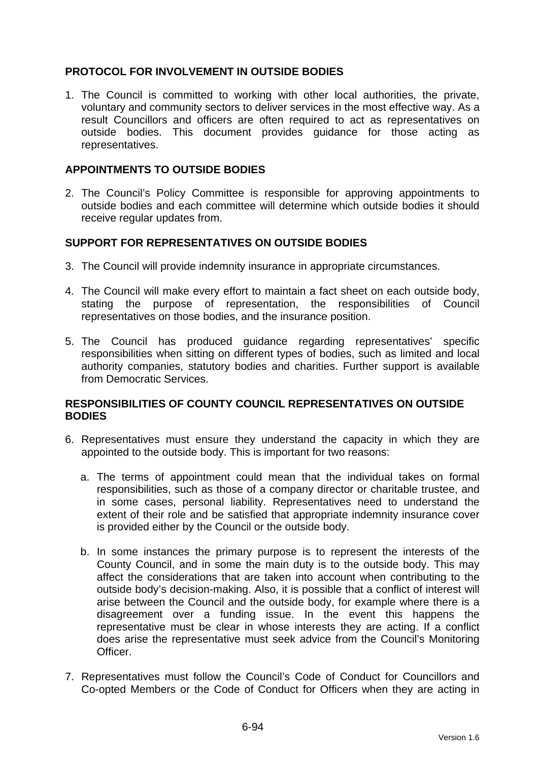## PROTOCOL FOR INVOLVEMENT IN OUTSIDE BODIES

1. The Council is committed to working with other local authorities, the private, voluntary and community sectors to deliver services in the most effective way. As a result Councillors and officers are often required to act as representatives on outside bodies. This document provides guidance for those acting as representatives.

## APPOINTMENTS TO OUTSIDE BODIES

2. The Council's Policy Committee is responsible for approving appointments to outside bodies and each committee will determine which outside bodies it should receive regular updates from.

## SUPPORT FOR REPRESENTATIVES ON OUTSIDE BODIES

3. The Council will provide indemnity insurance in appropriate circumstances.

4. The Council will make every effort to maintain a fact sheet on each outside body, stating the purpose of representation, the responsibilities of Council representatives on those bodies, and the insurance position.

5. The Council has produced guidance regarding representatives' specific responsibilities when sitting on different types of bodies, such as limited and local authority companies, statutory bodies and charities. Further support is available from Democratic Services.

## RESPONSIBILITIES OF COUNTY COUNCIL REPRESENTATIVES ON OUTSIDE BODIES

6. Representatives must ensure they understand the capacity in which they are appointed to the outside body. This is important for two reasons:

   a. The terms of appointment could mean that the individual takes on formal responsibilities, such as those of a company director or charitable trustee, and in some cases, personal liability. Representatives need to understand the extent of their role and be satisfied that appropriate indemnity insurance cover is provided either by the Council or the outside body.

   b. In some instances the primary purpose is to represent the interests of the County Council, and in some the main duty is to the outside body. This may affect the considerations that are taken into account when contributing to the outside body's decision-making. Also, it is possible that a conflict of interest will arise between the Council and the outside body, for example where there is a disagreement over a funding issue. In the event this happens the representative must be clear in whose interests they are acting. If a conflict does arise the representative must seek advice from the Council's Monitoring Officer.

7. Representatives must follow the Council's Code of Conduct for Councillors and Co-opted Members or the Code of Conduct for Officers when they are acting in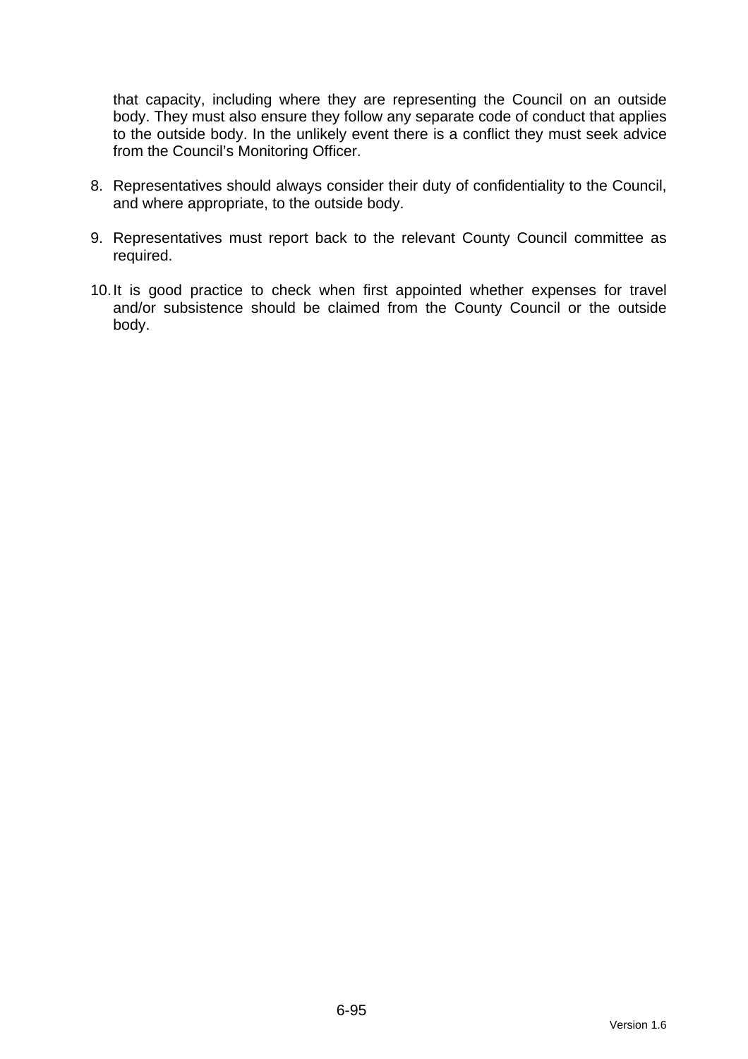that capacity, including where they are representing the Council on an outside body. They must also ensure they follow any separate code of conduct that applies to the outside body. In the unlikely event there is a conflict they must seek advice from the Council's Monitoring Officer.

8. Representatives should always consider their duty of confidentiality to the Council, and where appropriate, to the outside body.

9. Representatives must report back to the relevant County Council committee as required.

10. It is good practice to check when first appointed whether expenses for travel and/or subsistence should be claimed from the County Council or the outside body.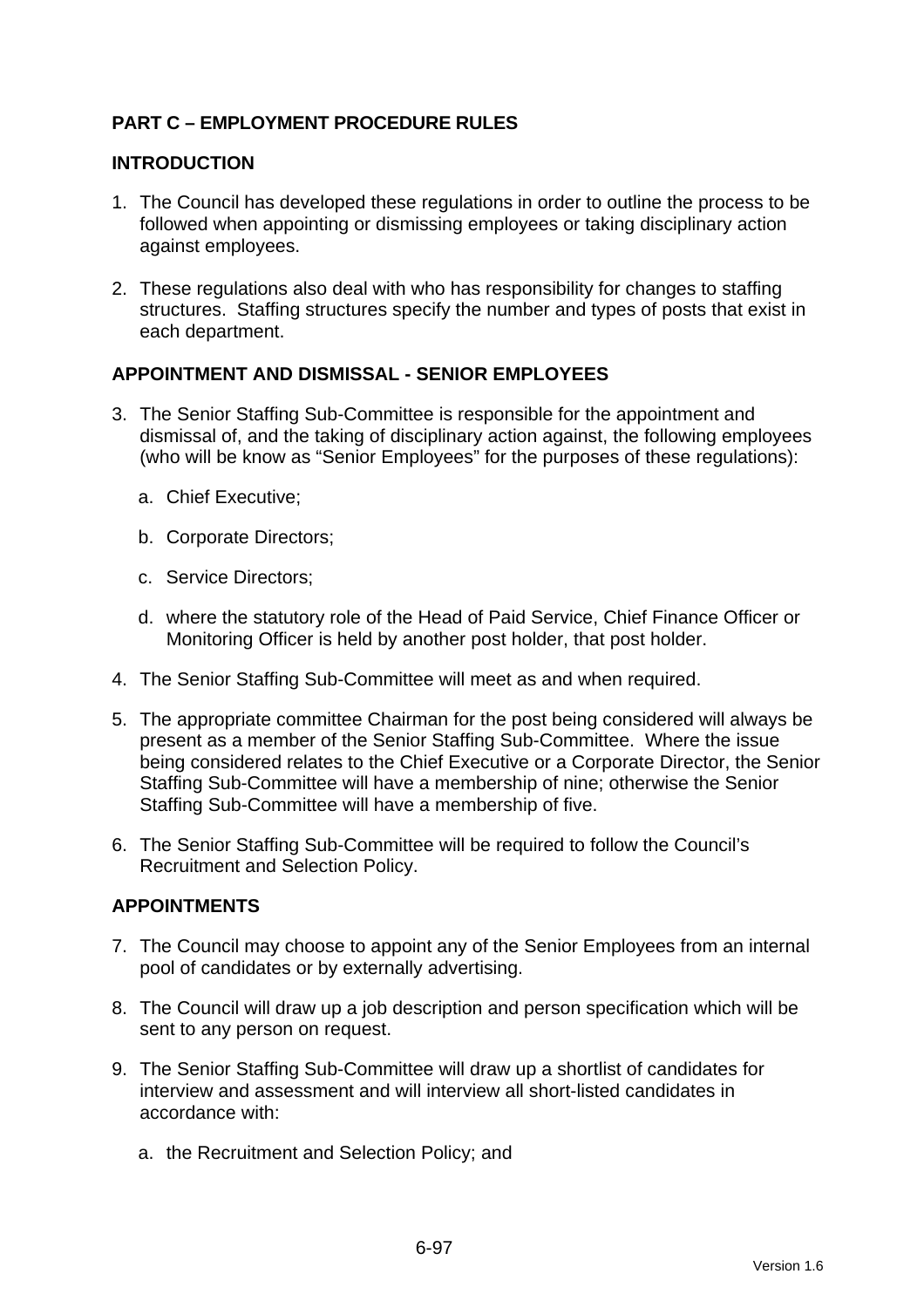## PART C – EMPLOYMENT PROCEDURE RULES

### INTRODUCTION

1. The Council has developed these regulations in order to outline the process to be followed when appointing or dismissing employees or taking disciplinary action against employees.

2. These regulations also deal with who has responsibility for changes to staffing structures. Staffing structures specify the number and types of posts that exist in each department.

### APPOINTMENT AND DISMISSAL - SENIOR EMPLOYEES

3. The Senior Staffing Sub-Committee is responsible for the appointment and dismissal of, and the taking of disciplinary action against, the following employees (who will be know as "Senior Employees" for the purposes of these regulations):

   a. Chief Executive;

   b. Corporate Directors;

   c. Service Directors;

   d. where the statutory role of the Head of Paid Service, Chief Finance Officer or Monitoring Officer is held by another post holder, that post holder.

4. The Senior Staffing Sub-Committee will meet as and when required.

5. The appropriate committee Chairman for the post being considered will always be present as a member of the Senior Staffing Sub-Committee. Where the issue being considered relates to the Chief Executive or a Corporate Director, the Senior Staffing Sub-Committee will have a membership of nine; otherwise the Senior Staffing Sub-Committee will have a membership of five.

6. The Senior Staffing Sub-Committee will be required to follow the Council's Recruitment and Selection Policy.

### APPOINTMENTS

7. The Council may choose to appoint any of the Senior Employees from an internal pool of candidates or by externally advertising.

8. The Council will draw up a job description and person specification which will be sent to any person on request.

9. The Senior Staffing Sub-Committee will draw up a shortlist of candidates for interview and assessment and will interview all short-listed candidates in accordance with:

   a. the Recruitment and Selection Policy; and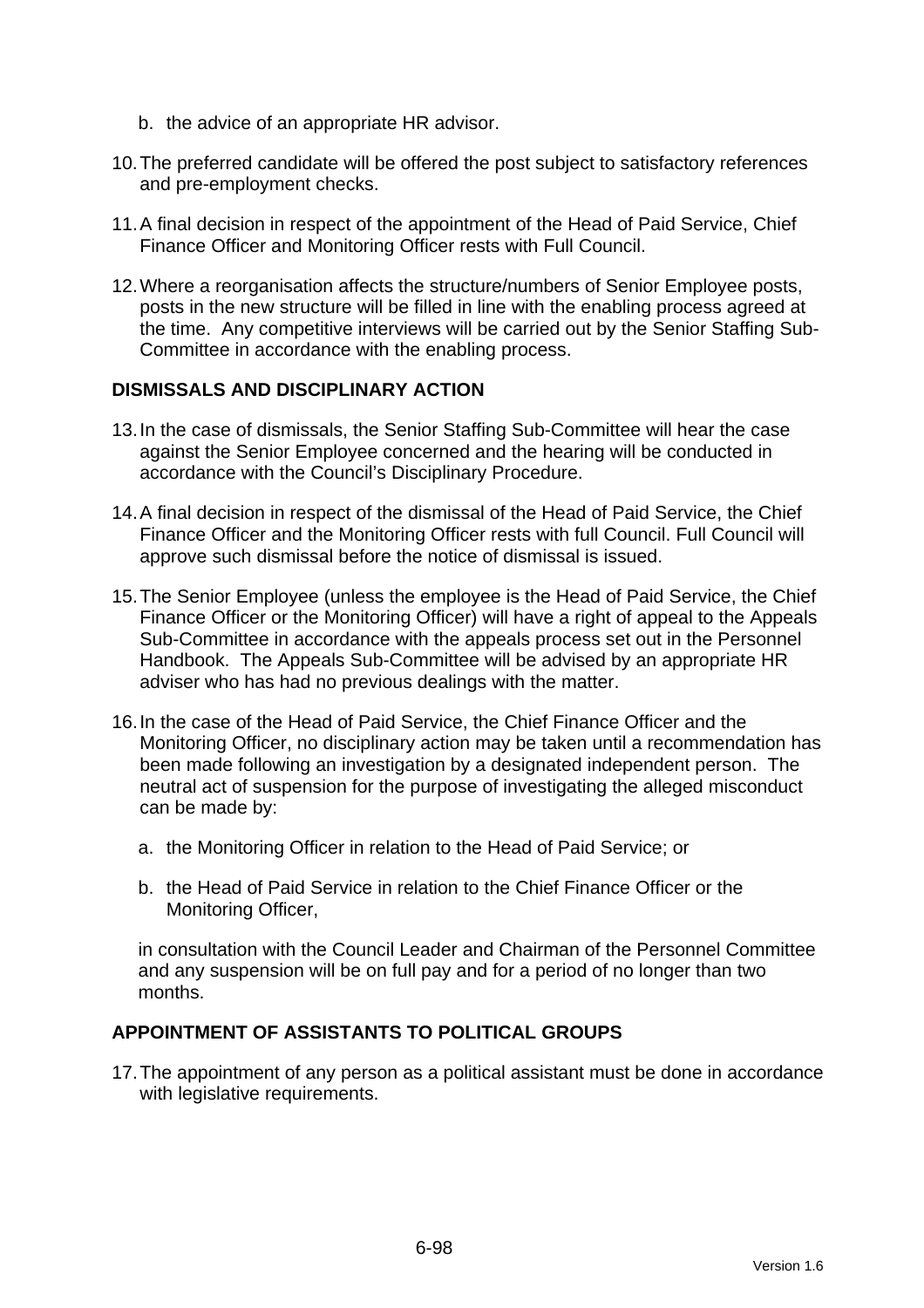b. the advice of an appropriate HR advisor.

10. The preferred candidate will be offered the post subject to satisfactory references and pre-employment checks.

11. A final decision in respect of the appointment of the Head of Paid Service, Chief Finance Officer and Monitoring Officer rests with Full Council.

12. Where a reorganisation affects the structure/numbers of Senior Employee posts, posts in the new structure will be filled in line with the enabling process agreed at the time. Any competitive interviews will be carried out by the Senior Staffing Sub-Committee in accordance with the enabling process.

**DISMISSALS AND DISCIPLINARY ACTION**

13. In the case of dismissals, the Senior Staffing Sub-Committee will hear the case against the Senior Employee concerned and the hearing will be conducted in accordance with the Council's Disciplinary Procedure.

14. A final decision in respect of the dismissal of the Head of Paid Service, the Chief Finance Officer and the Monitoring Officer rests with full Council. Full Council will approve such dismissal before the notice of dismissal is issued.

15. The Senior Employee (unless the employee is the Head of Paid Service, the Chief Finance Officer or the Monitoring Officer) will have a right of appeal to the Appeals Sub-Committee in accordance with the appeals process set out in the Personnel Handbook. The Appeals Sub-Committee will be advised by an appropriate HR adviser who has had no previous dealings with the matter.

16. In the case of the Head of Paid Service, the Chief Finance Officer and the Monitoring Officer, no disciplinary action may be taken until a recommendation has been made following an investigation by a designated independent person. The neutral act of suspension for the purpose of investigating the alleged misconduct can be made by:

    a. the Monitoring Officer in relation to the Head of Paid Service; or

    b. the Head of Paid Service in relation to the Chief Finance Officer or the Monitoring Officer,

    in consultation with the Council Leader and Chairman of the Personnel Committee and any suspension will be on full pay and for a period of no longer than two months.

**APPOINTMENT OF ASSISTANTS TO POLITICAL GROUPS**

17. The appointment of any person as a political assistant must be done in accordance with legislative requirements.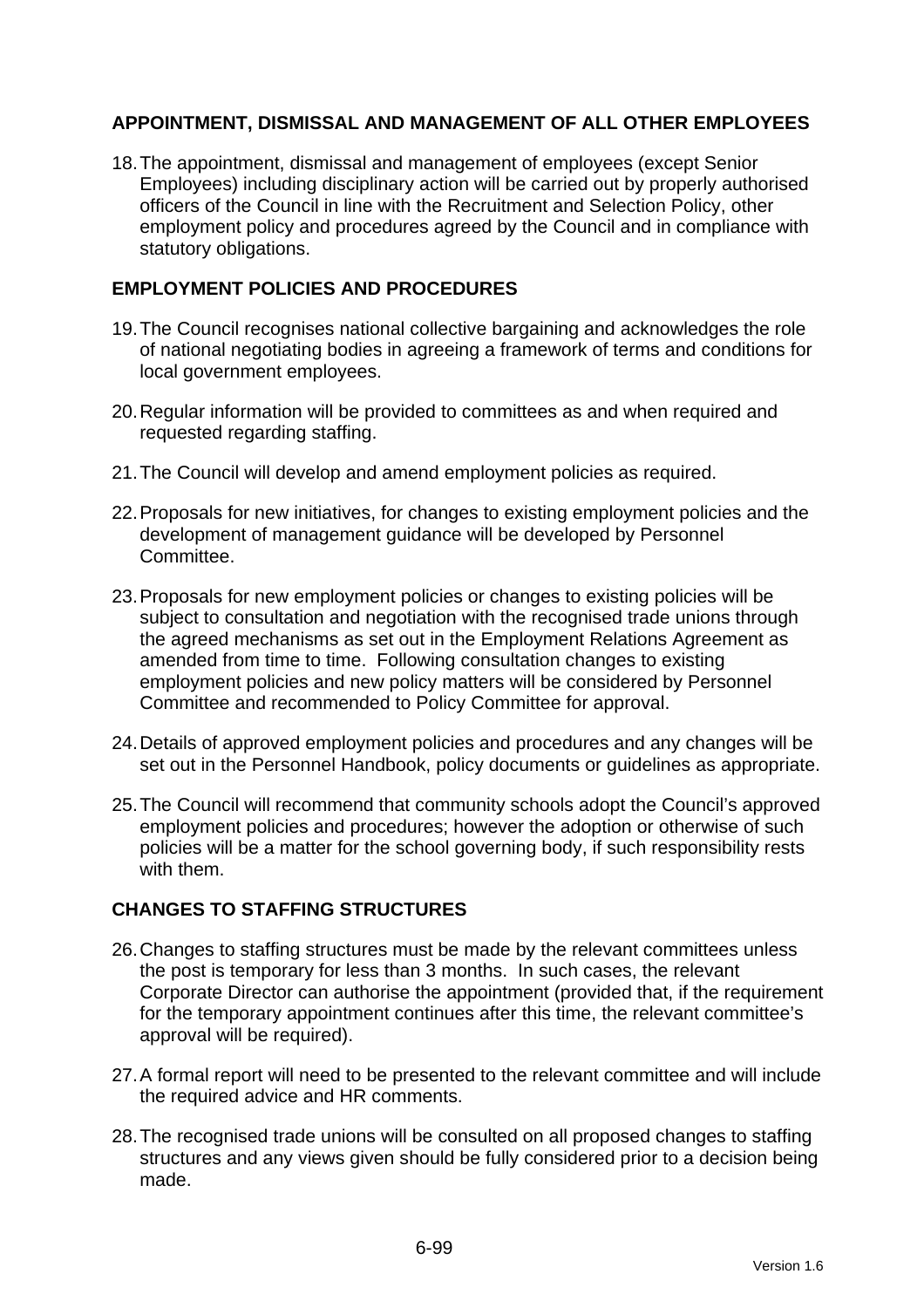## APPOINTMENT, DISMISSAL AND MANAGEMENT OF ALL OTHER EMPLOYEES

18. The appointment, dismissal and management of employees (except Senior Employees) including disciplinary action will be carried out by properly authorised officers of the Council in line with the Recruitment and Selection Policy, other employment policy and procedures agreed by the Council and in compliance with statutory obligations.

## EMPLOYMENT POLICIES AND PROCEDURES

19. The Council recognises national collective bargaining and acknowledges the role of national negotiating bodies in agreeing a framework of terms and conditions for local government employees.

20. Regular information will be provided to committees as and when required and requested regarding staffing.

21. The Council will develop and amend employment policies as required.

22. Proposals for new initiatives, for changes to existing employment policies and the development of management guidance will be developed by Personnel Committee.

23. Proposals for new employment policies or changes to existing policies will be subject to consultation and negotiation with the recognised trade unions through the agreed mechanisms as set out in the Employment Relations Agreement as amended from time to time. Following consultation changes to existing employment policies and new policy matters will be considered by Personnel Committee and recommended to Policy Committee for approval.

24. Details of approved employment policies and procedures and any changes will be set out in the Personnel Handbook, policy documents or guidelines as appropriate.

25. The Council will recommend that community schools adopt the Council's approved employment policies and procedures; however the adoption or otherwise of such policies will be a matter for the school governing body, if such responsibility rests with them.

## CHANGES TO STAFFING STRUCTURES

26. Changes to staffing structures must be made by the relevant committees unless the post is temporary for less than 3 months. In such cases, the relevant Corporate Director can authorise the appointment (provided that, if the requirement for the temporary appointment continues after this time, the relevant committee's approval will be required).

27. A formal report will need to be presented to the relevant committee and will include the required advice and HR comments.

28. The recognised trade unions will be consulted on all proposed changes to staffing structures and any views given should be fully considered prior to a decision being made.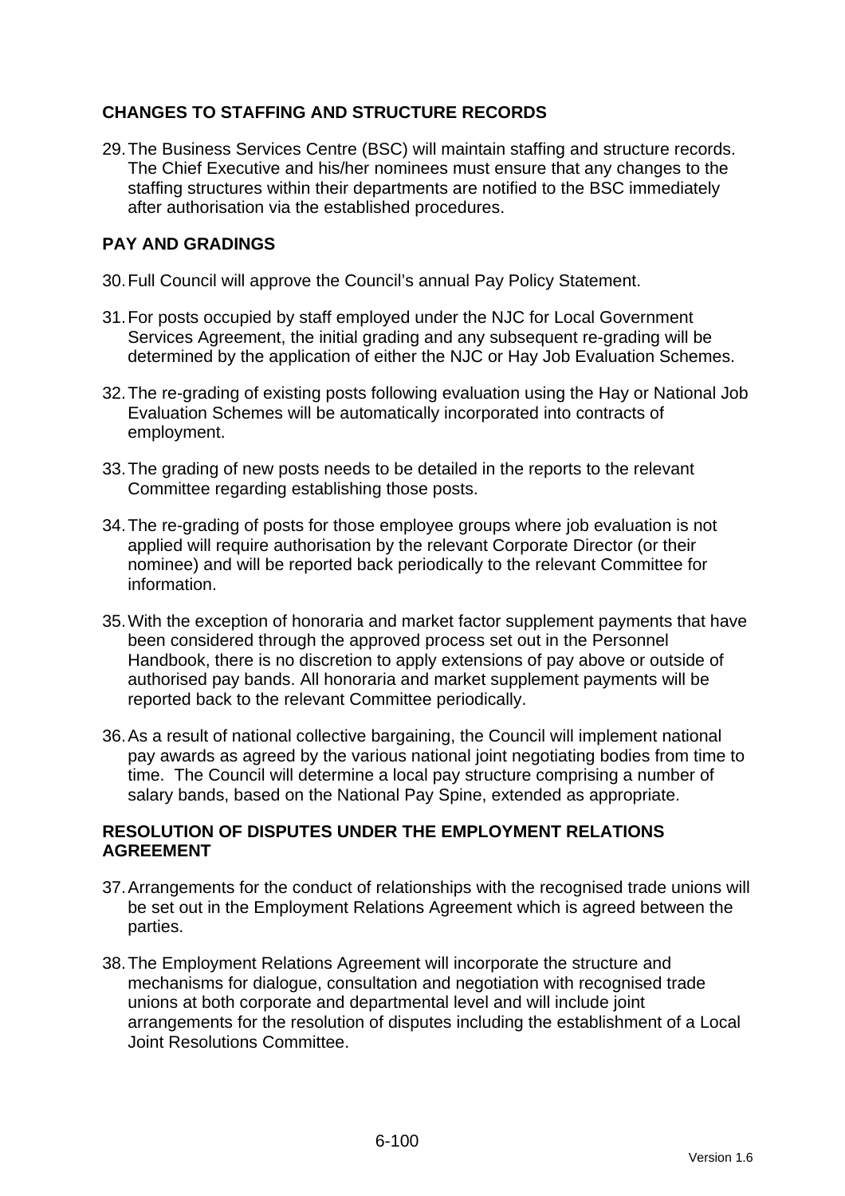## CHANGES TO STAFFING AND STRUCTURE RECORDS

29. The Business Services Centre (BSC) will maintain staffing and structure records. The Chief Executive and his/her nominees must ensure that any changes to the staffing structures within their departments are notified to the BSC immediately after authorisation via the established procedures.

## PAY AND GRADINGS

30. Full Council will approve the Council's annual Pay Policy Statement.

31. For posts occupied by staff employed under the NJC for Local Government Services Agreement, the initial grading and any subsequent re-grading will be determined by the application of either the NJC or Hay Job Evaluation Schemes.

32. The re-grading of existing posts following evaluation using the Hay or National Job Evaluation Schemes will be automatically incorporated into contracts of employment.

33. The grading of new posts needs to be detailed in the reports to the relevant Committee regarding establishing those posts.

34. The re-grading of posts for those employee groups where job evaluation is not applied will require authorisation by the relevant Corporate Director (or their nominee) and will be reported back periodically to the relevant Committee for information.

35. With the exception of honoraria and market factor supplement payments that have been considered through the approved process set out in the Personnel Handbook, there is no discretion to apply extensions of pay above or outside of authorised pay bands. All honoraria and market supplement payments will be reported back to the relevant Committee periodically.

36. As a result of national collective bargaining, the Council will implement national pay awards as agreed by the various national joint negotiating bodies from time to time. The Council will determine a local pay structure comprising a number of salary bands, based on the National Pay Spine, extended as appropriate.

## RESOLUTION OF DISPUTES UNDER THE EMPLOYMENT RELATIONS AGREEMENT

37. Arrangements for the conduct of relationships with the recognised trade unions will be set out in the Employment Relations Agreement which is agreed between the parties.

38. The Employment Relations Agreement will incorporate the structure and mechanisms for dialogue, consultation and negotiation with recognised trade unions at both corporate and departmental level and will include joint arrangements for the resolution of disputes including the establishment of a Local Joint Resolutions Committee.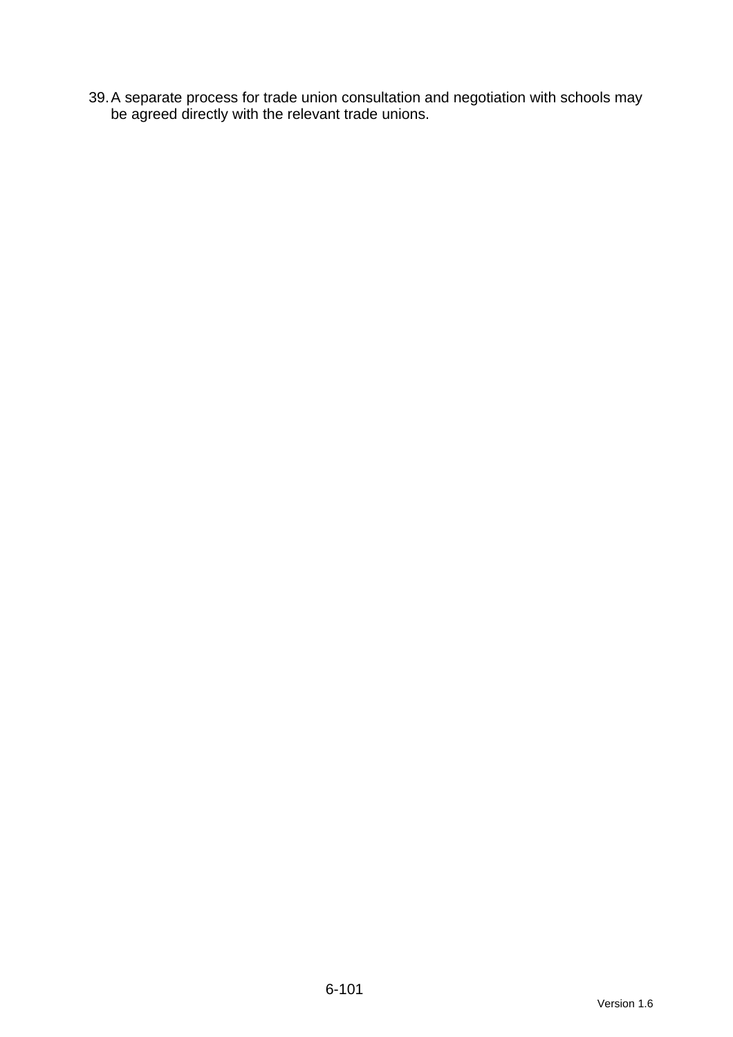39. A separate process for trade union consultation and negotiation with schools may be agreed directly with the relevant trade unions.